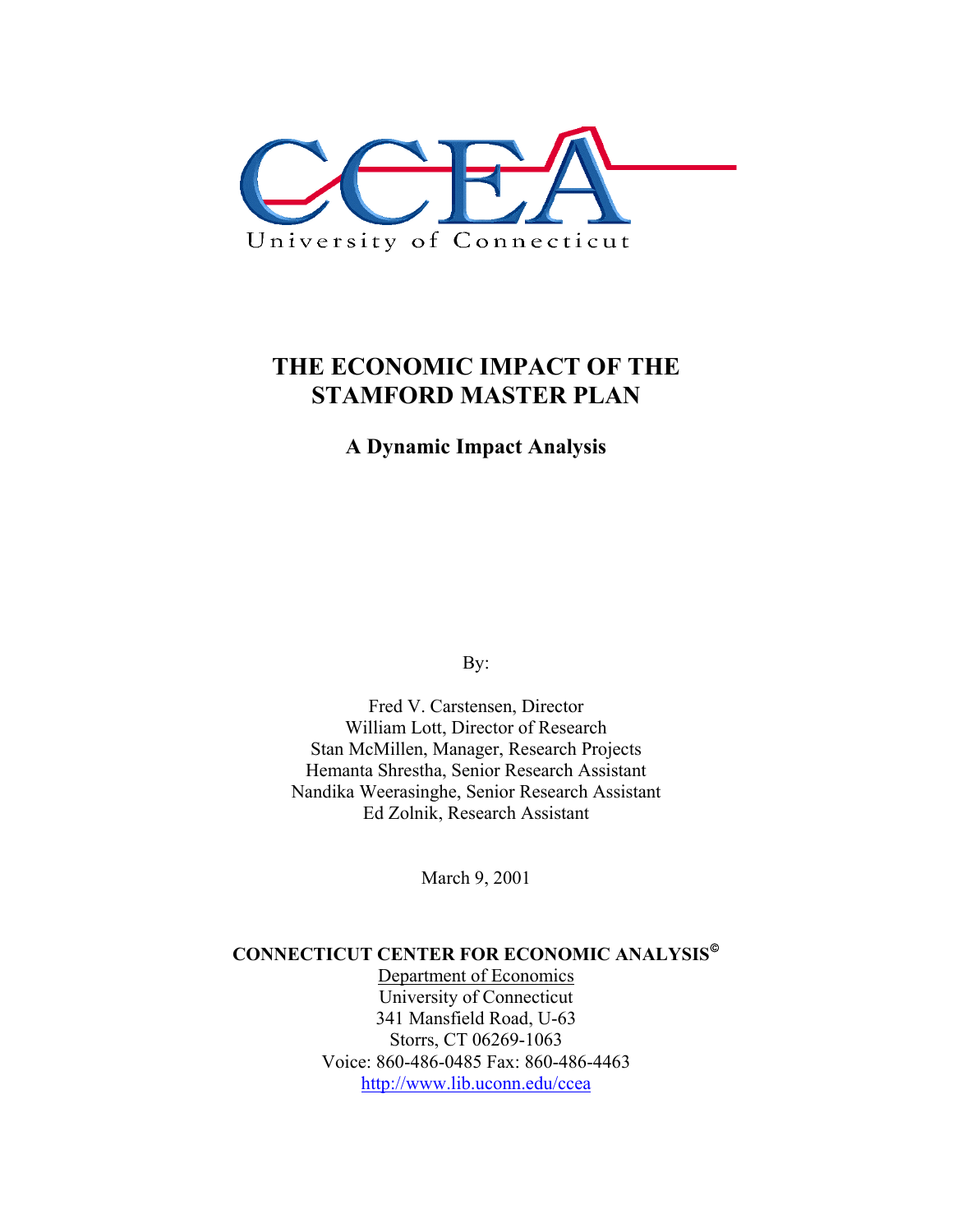CCEA

University of Connecticut

# THE ECONOMIC IMPACT OF THE STAMFORD MASTER PLAN

## A Dynamic Impact Analysis

By:

Fred V. Carstensen, Director
William Lott, Director of Research
Stan McMillen, Manager, Research Projects
Hemanta Shrestha, Senior Research Assistant
Nandika Weerasinghe, Senior Research Assistant
Ed Zolnik, Research Assistant

March 9, 2001

**CONNECTICUT CENTER FOR ECONOMIC ANALYSIS©**
Department of Economics
University of Connecticut
341 Mansfield Road, U-63
Storrs, CT 06269-1063
Voice: 860-486-0485 Fax: 860-486-4463
http://www.lib.uconn.edu/ccea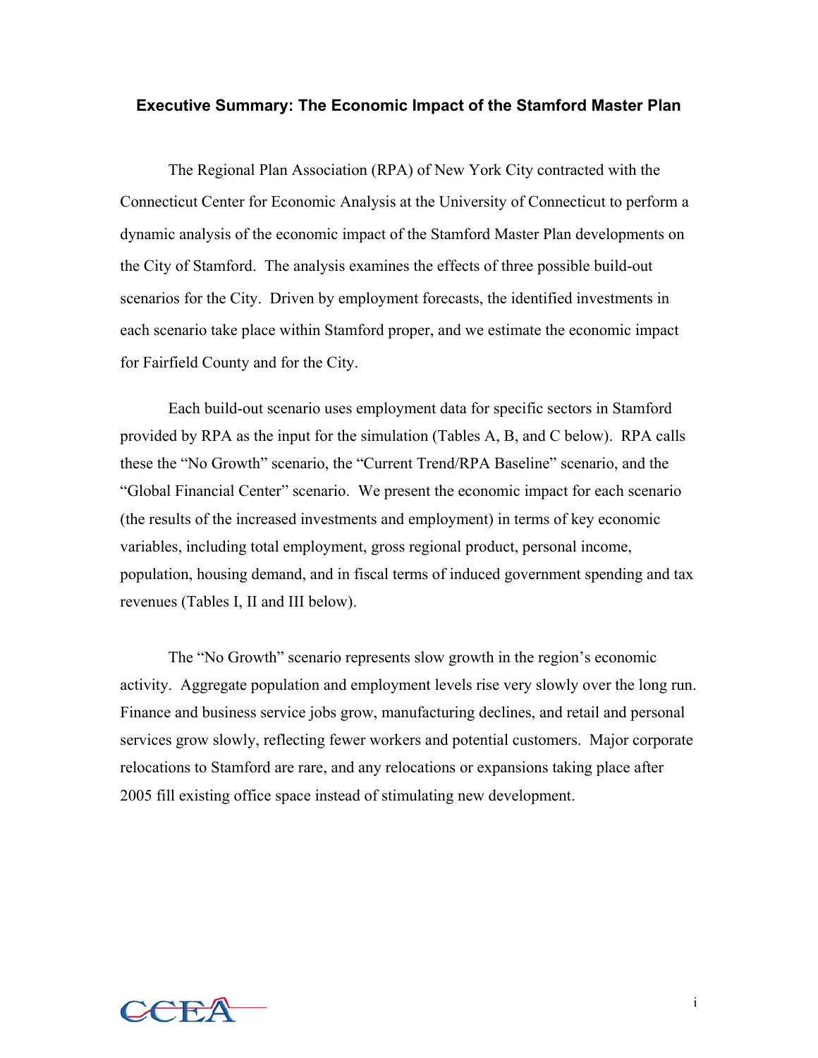**Executive Summary: The Economic Impact of the Stamford Master Plan**

The Regional Plan Association (RPA) of New York City contracted with the Connecticut Center for Economic Analysis at the University of Connecticut to perform a dynamic analysis of the economic impact of the Stamford Master Plan developments on the City of Stamford. The analysis examines the effects of three possible build-out scenarios for the City. Driven by employment forecasts, the identified investments in each scenario take place within Stamford proper, and we estimate the economic impact for Fairfield County and for the City.

Each build-out scenario uses employment data for specific sectors in Stamford provided by RPA as the input for the simulation (Tables A, B, and C below). RPA calls these the "No Growth" scenario, the "Current Trend/RPA Baseline" scenario, and the "Global Financial Center" scenario. We present the economic impact for each scenario (the results of the increased investments and employment) in terms of key economic variables, including total employment, gross regional product, personal income, population, housing demand, and in fiscal terms of induced government spending and tax revenues (Tables I, II and III below).

The "No Growth" scenario represents slow growth in the region's economic activity. Aggregate population and employment levels rise very slowly over the long run. Finance and business service jobs grow, manufacturing declines, and retail and personal services grow slowly, reflecting fewer workers and potential customers. Major corporate relocations to Stamford are rare, and any relocations or expansions taking place after 2005 fill existing office space instead of stimulating new development.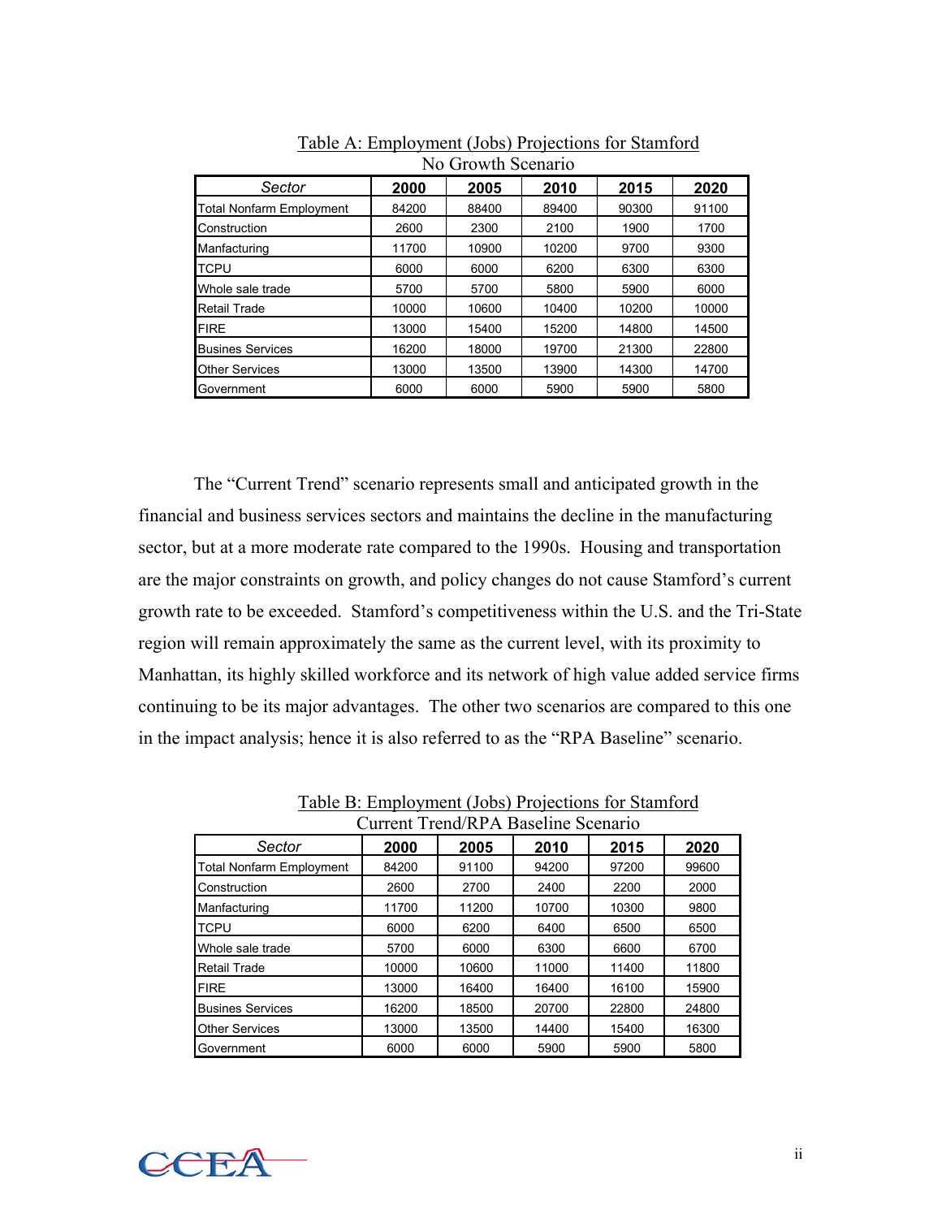Table A: Employment (Jobs) Projections for Stamford
No Growth Scenario

| Sector | 2000 | 2005 | 2010 | 2015 | 2020 |
|---|---|---|---|---|---|
| Total Nonfarm Employment | 84200 | 88400 | 89400 | 90300 | 91100 |
| Construction | 2600 | 2300 | 2100 | 1900 | 1700 |
| Manfacturing | 11700 | 10900 | 10200 | 9700 | 9300 |
| TCPU | 6000 | 6000 | 6200 | 6300 | 6300 |
| Whole sale trade | 5700 | 5700 | 5800 | 5900 | 6000 |
| Retail Trade | 10000 | 10600 | 10400 | 10200 | 10000 |
| FIRE | 13000 | 15400 | 15200 | 14800 | 14500 |
| Busines Services | 16200 | 18000 | 19700 | 21300 | 22800 |
| Other Services | 13000 | 13500 | 13900 | 14300 | 14700 |
| Government | 6000 | 6000 | 5900 | 5900 | 5800 |

The "Current Trend" scenario represents small and anticipated growth in the financial and business services sectors and maintains the decline in the manufacturing sector, but at a more moderate rate compared to the 1990s. Housing and transportation are the major constraints on growth, and policy changes do not cause Stamford's current growth rate to be exceeded. Stamford's competitiveness within the U.S. and the Tri-State region will remain approximately the same as the current level, with its proximity to Manhattan, its highly skilled workforce and its network of high value added service firms continuing to be its major advantages. The other two scenarios are compared to this one in the impact analysis; hence it is also referred to as the "RPA Baseline" scenario.

Table B: Employment (Jobs) Projections for Stamford
Current Trend/RPA Baseline Scenario

| Sector | 2000 | 2005 | 2010 | 2015 | 2020 |
|---|---|---|---|---|---|
| Total Nonfarm Employment | 84200 | 91100 | 94200 | 97200 | 99600 |
| Construction | 2600 | 2700 | 2400 | 2200 | 2000 |
| Manfacturing | 11700 | 11200 | 10700 | 10300 | 9800 |
| TCPU | 6000 | 6200 | 6400 | 6500 | 6500 |
| Whole sale trade | 5700 | 6000 | 6300 | 6600 | 6700 |
| Retail Trade | 10000 | 10600 | 11000 | 11400 | 11800 |
| FIRE | 13000 | 16400 | 16400 | 16100 | 15900 |
| Busines Services | 16200 | 18500 | 20700 | 22800 | 24800 |
| Other Services | 13000 | 13500 | 14400 | 15400 | 16300 |
| Government | 6000 | 6000 | 5900 | 5900 | 5800 |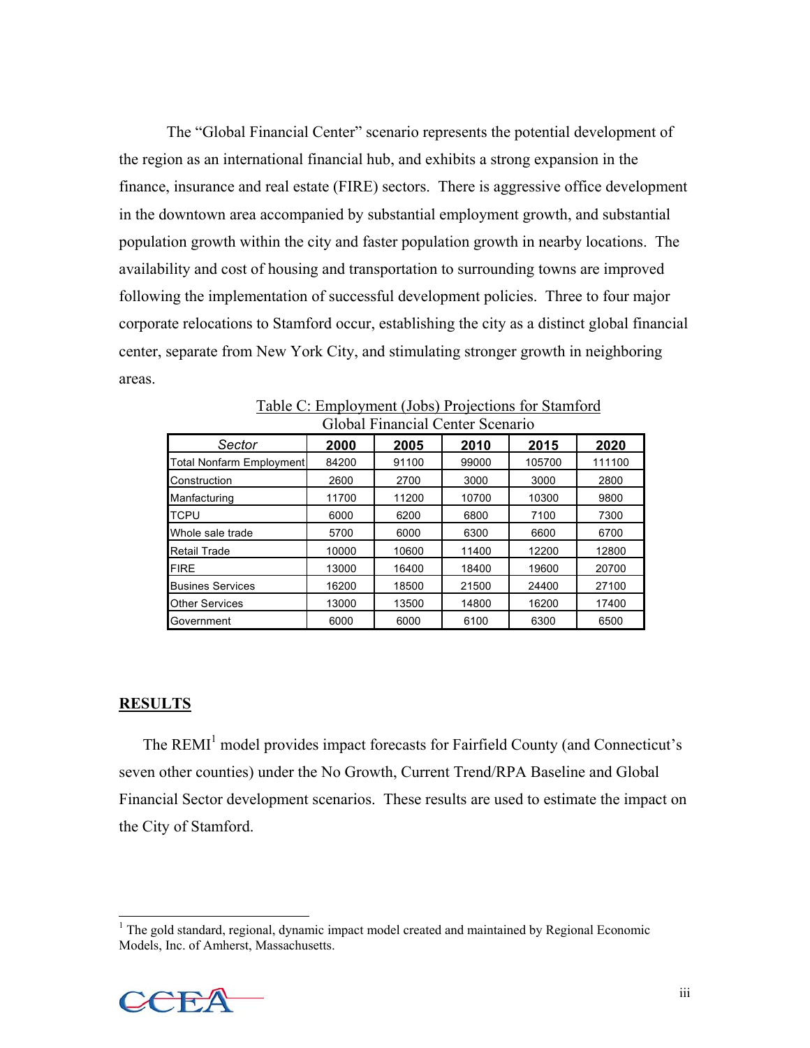The “Global Financial Center” scenario represents the potential development of the region as an international financial hub, and exhibits a strong expansion in the finance, insurance and real estate (FIRE) sectors. There is aggressive office development in the downtown area accompanied by substantial employment growth, and substantial population growth within the city and faster population growth in nearby locations. The availability and cost of housing and transportation to surrounding towns are improved following the implementation of successful development policies. Three to four major corporate relocations to Stamford occur, establishing the city as a distinct global financial center, separate from New York City, and stimulating stronger growth in neighboring areas.

Table C: Employment (Jobs) Projections for Stamford
Global Financial Center Scenario

| *Sector* | **2000** | **2005** | **2010** | **2015** | **2020** |
|---|---|---|---|---|---|
| Total Nonfarm Employment | 84200 | 91100 | 99000 | 105700 | 111100 |
| Construction | 2600 | 2700 | 3000 | 3000 | 2800 |
| Manfacturing | 11700 | 11200 | 10700 | 10300 | 9800 |
| TCPU | 6000 | 6200 | 6800 | 7100 | 7300 |
| Whole sale trade | 5700 | 6000 | 6300 | 6600 | 6700 |
| Retail Trade | 10000 | 10600 | 11400 | 12200 | 12800 |
| FIRE | 13000 | 16400 | 18400 | 19600 | 20700 |
| Busines Services | 16200 | 18500 | 21500 | 24400 | 27100 |
| Other Services | 13000 | 13500 | 14800 | 16200 | 17400 |
| Government | 6000 | 6000 | 6100 | 6300 | 6500 |

## RESULTS

The REMI[1] model provides impact forecasts for Fairfield County (and Connecticut’s seven other counties) under the No Growth, Current Trend/RPA Baseline and Global Financial Sector development scenarios. These results are used to estimate the impact on the City of Stamford.

[1] The gold standard, regional, dynamic impact model created and maintained by Regional Economic Models, Inc. of Amherst, Massachusetts.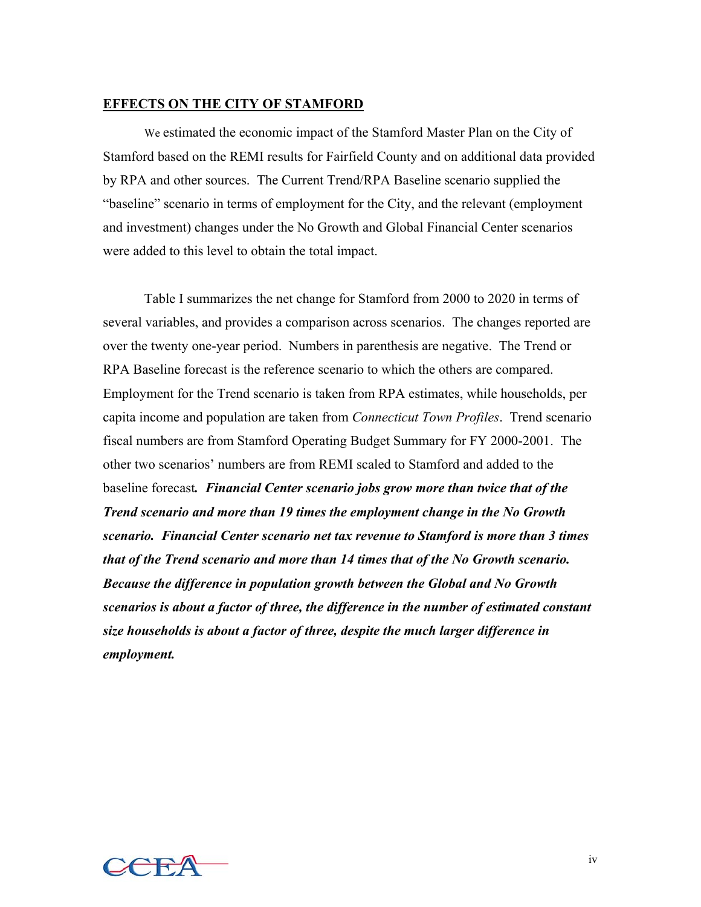## EFFECTS ON THE CITY OF STAMFORD

We estimated the economic impact of the Stamford Master Plan on the City of Stamford based on the REMI results for Fairfield County and on additional data provided by RPA and other sources. The Current Trend/RPA Baseline scenario supplied the "baseline" scenario in terms of employment for the City, and the relevant (employment and investment) changes under the No Growth and Global Financial Center scenarios were added to this level to obtain the total impact.

Table I summarizes the net change for Stamford from 2000 to 2020 in terms of several variables, and provides a comparison across scenarios. The changes reported are over the twenty one-year period. Numbers in parenthesis are negative. The Trend or RPA Baseline forecast is the reference scenario to which the others are compared. Employment for the Trend scenario is taken from RPA estimates, while households, per capita income and population are taken from *Connecticut Town Profiles*. Trend scenario fiscal numbers are from Stamford Operating Budget Summary for FY 2000-2001. The other two scenarios' numbers are from REMI scaled to Stamford and added to the baseline forecast*.* ***Financial Center scenario jobs grow more than twice that of the Trend scenario and more than 19 times the employment change in the No Growth scenario. Financial Center scenario net tax revenue to Stamford is more than 3 times that of the Trend scenario and more than 14 times that of the No Growth scenario. Because the difference in population growth between the Global and No Growth scenarios is about a factor of three, the difference in the number of estimated constant size households is about a factor of three, despite the much larger difference in employment.***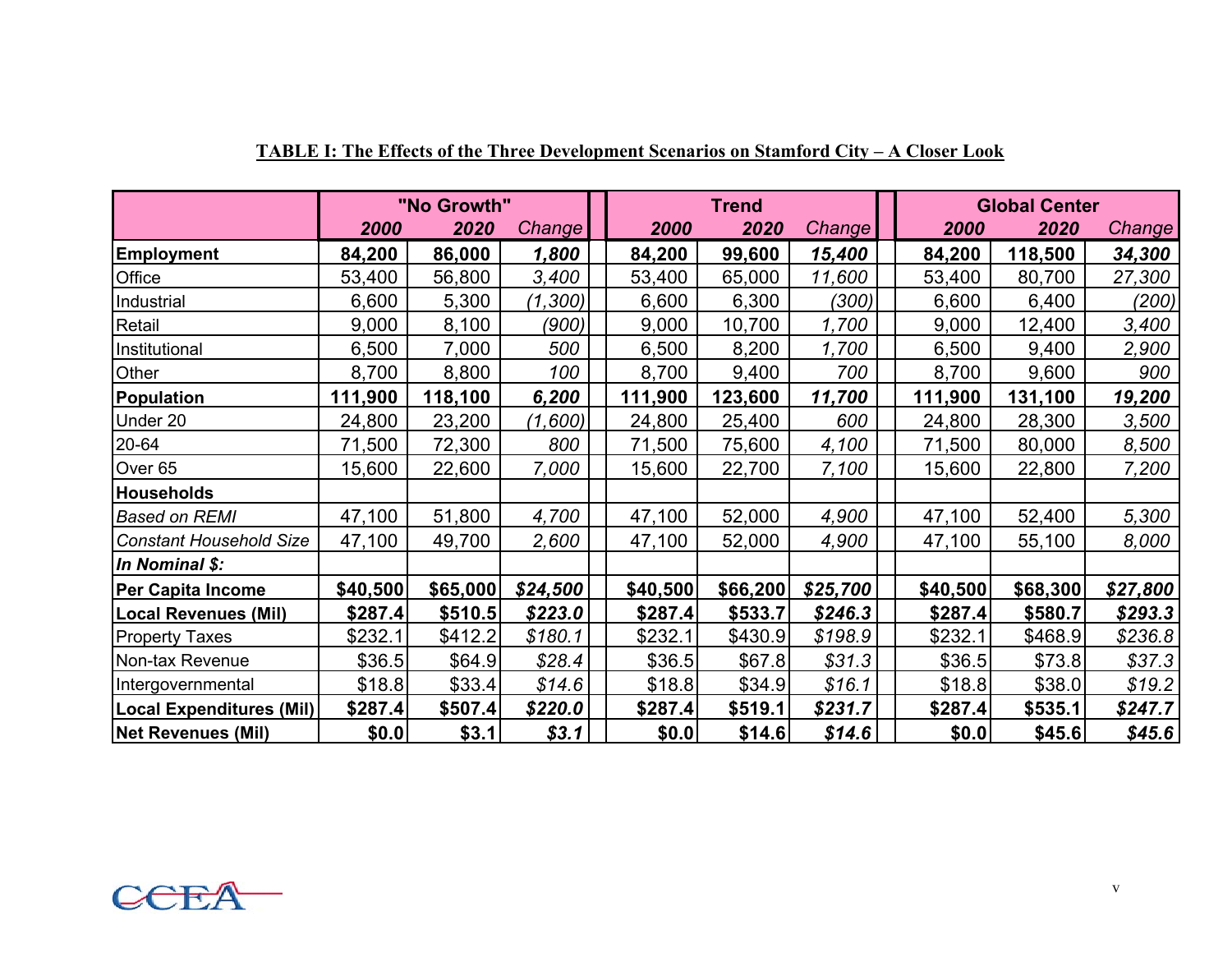**TABLE I: The Effects of the Three Development Scenarios on Stamford City – A Closer Look**

| | "No Growth" | | | Trend | | | Global Center | | |
|---|---|---|---|---|---|---|---|---|---|
| | ***2000*** | ***2020*** | *Change* | ***2000*** | ***2020*** | *Change* | ***2000*** | ***2020*** | *Change* |
| **Employment** | **84,200** | **86,000** | ***1,800*** | **84,200** | **99,600** | ***15,400*** | **84,200** | **118,500** | ***34,300*** |
| Office | 53,400 | 56,800 | *3,400* | 53,400 | 65,000 | *11,600* | 53,400 | 80,700 | *27,300* |
| Industrial | 6,600 | 5,300 | *(1,300)* | 6,600 | 6,300 | *(300)* | 6,600 | 6,400 | *(200)* |
| Retail | 9,000 | 8,100 | *(900)* | 9,000 | 10,700 | *1,700* | 9,000 | 12,400 | *3,400* |
| Institutional | 6,500 | 7,000 | *500* | 6,500 | 8,200 | *1,700* | 6,500 | 9,400 | *2,900* |
| Other | 8,700 | 8,800 | *100* | 8,700 | 9,400 | *700* | 8,700 | 9,600 | *900* |
| **Population** | **111,900** | **118,100** | ***6,200*** | **111,900** | **123,600** | ***11,700*** | **111,900** | **131,100** | ***19,200*** |
| Under 20 | 24,800 | 23,200 | *(1,600)* | 24,800 | 25,400 | *600* | 24,800 | 28,300 | *3,500* |
| 20-64 | 71,500 | 72,300 | *800* | 71,500 | 75,600 | *4,100* | 71,500 | 80,000 | *8,500* |
| Over 65 | 15,600 | 22,600 | *7,000* | 15,600 | 22,700 | *7,100* | 15,600 | 22,800 | *7,200* |
| **Households** | | | | | | | | | |
| *Based on REMI* | 47,100 | 51,800 | *4,700* | 47,100 | 52,000 | *4,900* | 47,100 | 52,400 | *5,300* |
| *Constant Household Size* | 47,100 | 49,700 | *2,600* | 47,100 | 52,000 | *4,900* | 47,100 | 55,100 | *8,000* |
| ***In Nominal $:*** | | | | | | | | | |
| **Per Capita Income** | **$40,500** | **$65,000** | ***$24,500*** | **$40,500** | **$66,200** | ***$25,700*** | **$40,500** | **$68,300** | ***$27,800*** |
| **Local Revenues (Mil)** | **$287.4** | **$510.5** | ***$223.0*** | **$287.4** | **$533.7** | ***$246.3*** | **$287.4** | **$580.7** | ***$293.3*** |
| Property Taxes | $232.1 | $412.2 | *$180.1* | $232.1 | $430.9 | *$198.9* | $232.1 | $468.9 | *$236.8* |
| Non-tax Revenue | $36.5 | $64.9 | *$28.4* | $36.5 | $67.8 | *$31.3* | $36.5 | $73.8 | *$37.3* |
| Intergovernmental | $18.8 | $33.4 | *$14.6* | $18.8 | $34.9 | *$16.1* | $18.8 | $38.0 | *$19.2* |
| **Local Expenditures (Mil)** | **$287.4** | **$507.4** | ***$220.0*** | **$287.4** | **$519.1** | ***$231.7*** | **$287.4** | **$535.1** | ***$247.7*** |
| **Net Revenues (Mil)** | **$0.0** | **$3.1** | ***$3.1*** | **$0.0** | **$14.6** | ***$14.6*** | **$0.0** | **$45.6** | ***$45.6*** |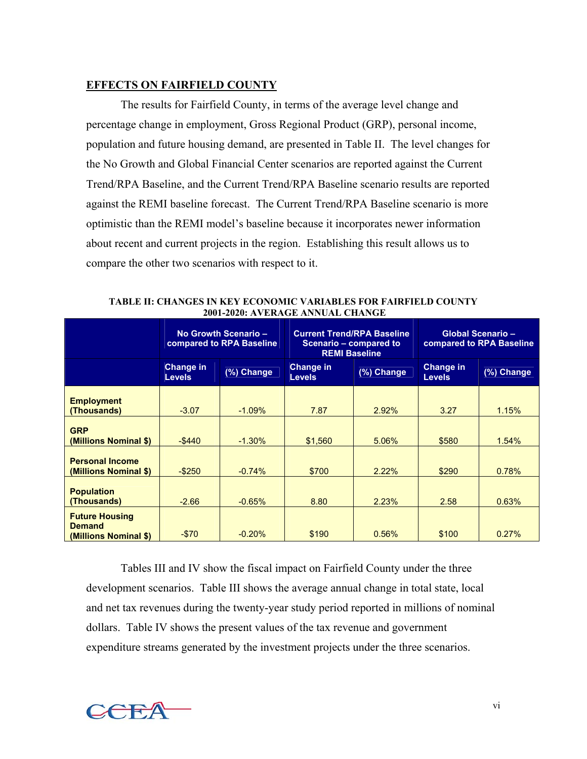## EFFECTS ON FAIRFIELD COUNTY

The results for Fairfield County, in terms of the average level change and percentage change in employment, Gross Regional Product (GRP), personal income, population and future housing demand, are presented in Table II. The level changes for the No Growth and Global Financial Center scenarios are reported against the Current Trend/RPA Baseline, and the Current Trend/RPA Baseline scenario results are reported against the REMI baseline forecast. The Current Trend/RPA Baseline scenario is more optimistic than the REMI model's baseline because it incorporates newer information about recent and current projects in the region. Establishing this result allows us to compare the other two scenarios with respect to it.

**TABLE II: CHANGES IN KEY ECONOMIC VARIABLES FOR FAIRFIELD COUNTY 2001-2020: AVERAGE ANNUAL CHANGE**

| | No Growth Scenario – compared to RPA Baseline | | Current Trend/RPA Baseline Scenario – compared to REMI Baseline | | Global Scenario – compared to RPA Baseline | |
|---|---|---|---|---|---|---|
| | Change in Levels | (%) Change | Change in Levels | (%) Change | Change in Levels | (%) Change |
| **Employment (Thousands)** | -3.07 | -1.09% | 7.87 | 2.92% | 3.27 | 1.15% |
| **GRP (Millions Nominal $)** | -$440 | -1.30% | $1,560 | 5.06% | $580 | 1.54% |
| **Personal Income (Millions Nominal $)** | -$250 | -0.74% | $700 | 2.22% | $290 | 0.78% |
| **Population (Thousands)** | -2.66 | -0.65% | 8.80 | 2.23% | 2.58 | 0.63% |
| **Future Housing Demand (Millions Nominal $)** | -$70 | -0.20% | $190 | 0.56% | $100 | 0.27% |

Tables III and IV show the fiscal impact on Fairfield County under the three development scenarios. Table III shows the average annual change in total state, local and net tax revenues during the twenty-year study period reported in millions of nominal dollars. Table IV shows the present values of the tax revenue and government expenditure streams generated by the investment projects under the three scenarios.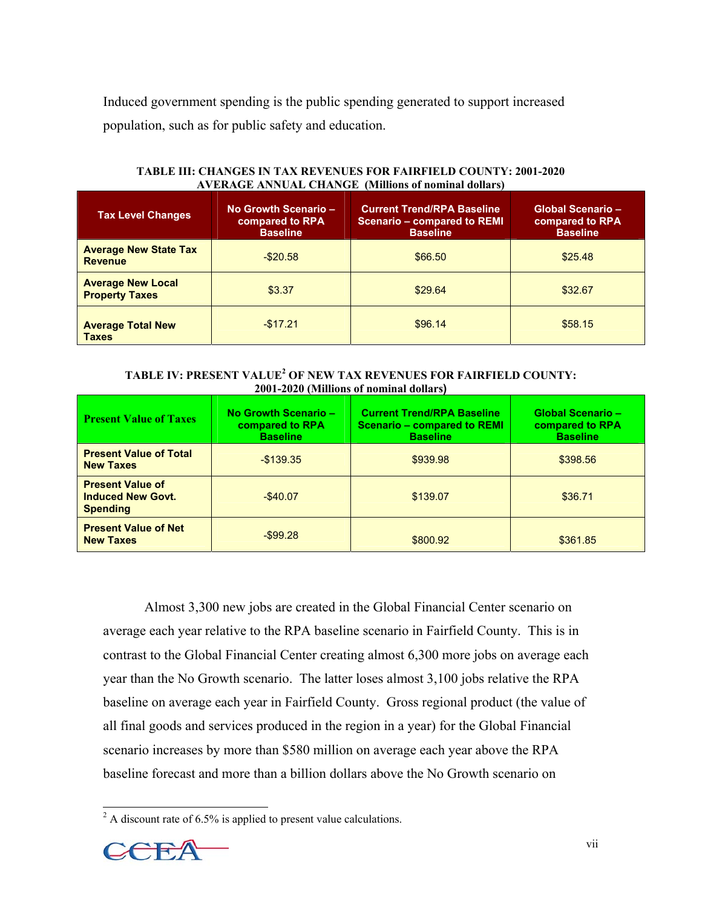Induced government spending is the public spending generated to support increased population, such as for public safety and education.

**TABLE III: CHANGES IN TAX REVENUES FOR FAIRFIELD COUNTY: 2001-2020 AVERAGE ANNUAL CHANGE (Millions of nominal dollars)**

| Tax Level Changes | No Growth Scenario – compared to RPA Baseline | Current Trend/RPA Baseline Scenario – compared to REMI Baseline | Global Scenario – compared to RPA Baseline |
|---|---|---|---|
| **Average New State Tax Revenue** | -$20.58 | $66.50 | $25.48 |
| **Average New Local Property Taxes** | $3.37 | $29.64 | $32.67 |
| **Average Total New Taxes** | -$17.21 | $96.14 | $58.15 |

**TABLE IV: PRESENT VALUE[2] OF NEW TAX REVENUES FOR FAIRFIELD COUNTY: 2001-2020 (Millions of nominal dollars)**

| Present Value of Taxes | No Growth Scenario – compared to RPA Baseline | Current Trend/RPA Baseline Scenario – compared to REMI Baseline | Global Scenario – compared to RPA Baseline |
|---|---|---|---|
| **Present Value of Total New Taxes** | -$139.35 | $939.98 | $398.56 |
| **Present Value of Induced New Govt. Spending** | -$40.07 | $139.07 | $36.71 |
| **Present Value of Net New Taxes** | -$99.28 | $800.92 | $361.85 |

Almost 3,300 new jobs are created in the Global Financial Center scenario on average each year relative to the RPA baseline scenario in Fairfield County. This is in contrast to the Global Financial Center creating almost 6,300 more jobs on average each year than the No Growth scenario. The latter loses almost 3,100 jobs relative the RPA baseline on average each year in Fairfield County. Gross regional product (the value of all final goods and services produced in the region in a year) for the Global Financial scenario increases by more than $580 million on average each year above the RPA baseline forecast and more than a billion dollars above the No Growth scenario on

[2] A discount rate of 6.5% is applied to present value calculations.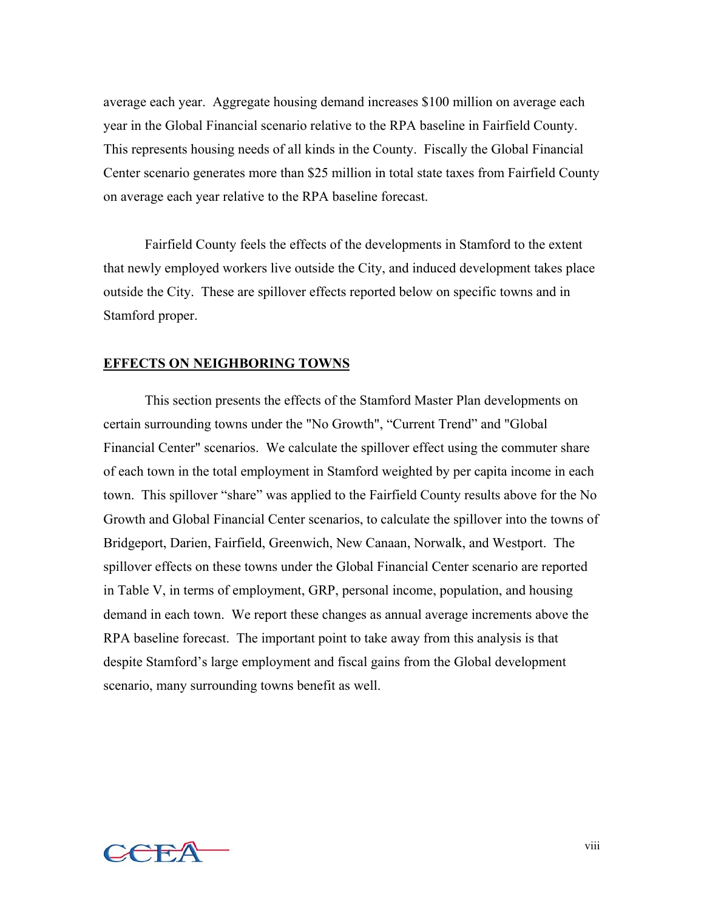average each year. Aggregate housing demand increases $100 million on average each year in the Global Financial scenario relative to the RPA baseline in Fairfield County. This represents housing needs of all kinds in the County. Fiscally the Global Financial Center scenario generates more than $25 million in total state taxes from Fairfield County on average each year relative to the RPA baseline forecast.

Fairfield County feels the effects of the developments in Stamford to the extent that newly employed workers live outside the City, and induced development takes place outside the City. These are spillover effects reported below on specific towns and in Stamford proper.

## EFFECTS ON NEIGHBORING TOWNS

This section presents the effects of the Stamford Master Plan developments on certain surrounding towns under the "No Growth", "Current Trend" and "Global Financial Center" scenarios. We calculate the spillover effect using the commuter share of each town in the total employment in Stamford weighted by per capita income in each town. This spillover "share" was applied to the Fairfield County results above for the No Growth and Global Financial Center scenarios, to calculate the spillover into the towns of Bridgeport, Darien, Fairfield, Greenwich, New Canaan, Norwalk, and Westport. The spillover effects on these towns under the Global Financial Center scenario are reported in Table V, in terms of employment, GRP, personal income, population, and housing demand in each town. We report these changes as annual average increments above the RPA baseline forecast. The important point to take away from this analysis is that despite Stamford's large employment and fiscal gains from the Global development scenario, many surrounding towns benefit as well.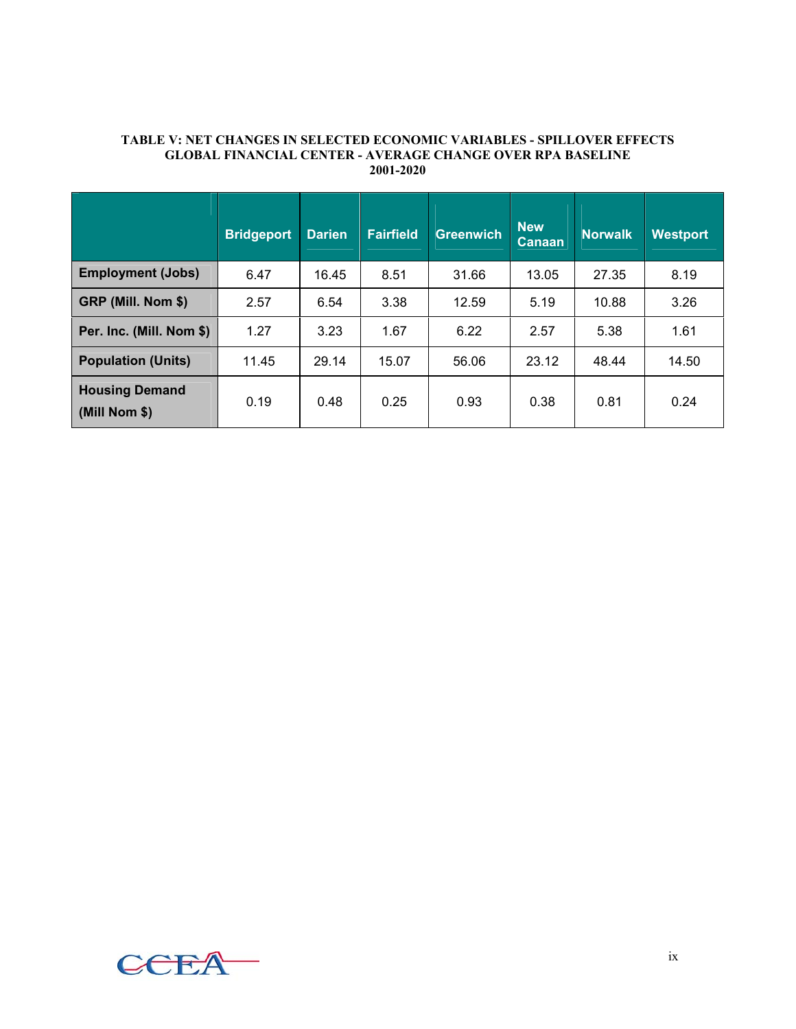**TABLE V: NET CHANGES IN SELECTED ECONOMIC VARIABLES - SPILLOVER EFFECTS GLOBAL FINANCIAL CENTER - AVERAGE CHANGE OVER RPA BASELINE 2001-2020**

| | Bridgeport | Darien | Fairfield | Greenwich | New Canaan | Norwalk | Westport |
|---|---|---|---|---|---|---|---|
| **Employment (Jobs)** | 6.47 | 16.45 | 8.51 | 31.66 | 13.05 | 27.35 | 8.19 |
| **GRP (Mill. Nom $)** | 2.57 | 6.54 | 3.38 | 12.59 | 5.19 | 10.88 | 3.26 |
| **Per. Inc. (Mill. Nom $)** | 1.27 | 3.23 | 1.67 | 6.22 | 2.57 | 5.38 | 1.61 |
| **Population (Units)** | 11.45 | 29.14 | 15.07 | 56.06 | 23.12 | 48.44 | 14.50 |
| **Housing Demand (Mill Nom $)** | 0.19 | 0.48 | 0.25 | 0.93 | 0.38 | 0.81 | 0.24 |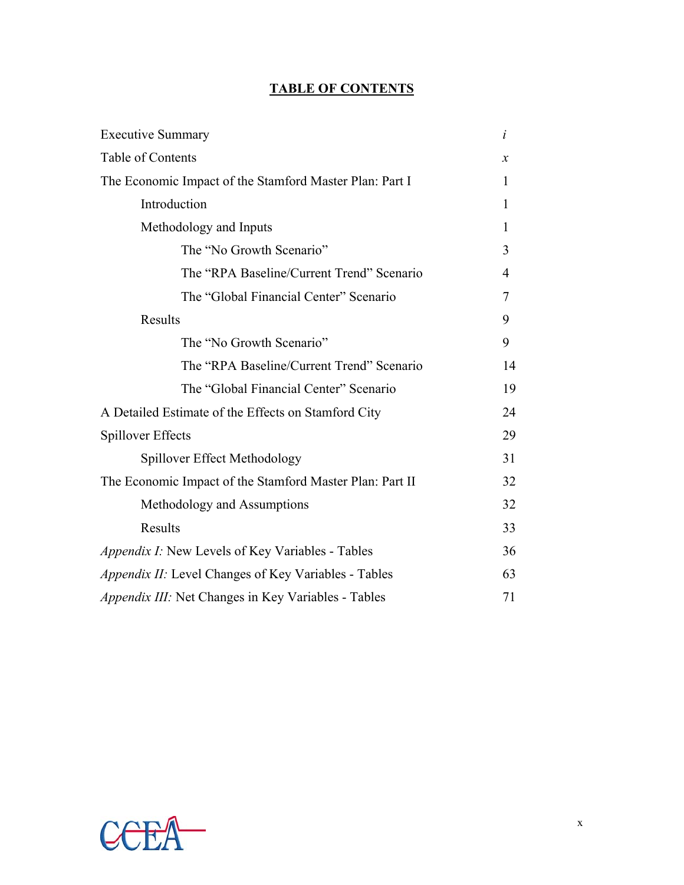# TABLE OF CONTENTS

| | |
|---|---|
| Executive Summary | *i* |
| Table of Contents | *x* |
| The Economic Impact of the Stamford Master Plan: Part I | 1 |
| &nbsp;&nbsp;&nbsp;&nbsp;Introduction | 1 |
| &nbsp;&nbsp;&nbsp;&nbsp;Methodology and Inputs | 1 |
| &nbsp;&nbsp;&nbsp;&nbsp;&nbsp;&nbsp;&nbsp;&nbsp;The "No Growth Scenario" | 3 |
| &nbsp;&nbsp;&nbsp;&nbsp;&nbsp;&nbsp;&nbsp;&nbsp;The "RPA Baseline/Current Trend" Scenario | 4 |
| &nbsp;&nbsp;&nbsp;&nbsp;&nbsp;&nbsp;&nbsp;&nbsp;The "Global Financial Center" Scenario | 7 |
| &nbsp;&nbsp;&nbsp;&nbsp;Results | 9 |
| &nbsp;&nbsp;&nbsp;&nbsp;&nbsp;&nbsp;&nbsp;&nbsp;The "No Growth Scenario" | 9 |
| &nbsp;&nbsp;&nbsp;&nbsp;&nbsp;&nbsp;&nbsp;&nbsp;The "RPA Baseline/Current Trend" Scenario | 14 |
| &nbsp;&nbsp;&nbsp;&nbsp;&nbsp;&nbsp;&nbsp;&nbsp;The "Global Financial Center" Scenario | 19 |
| A Detailed Estimate of the Effects on Stamford City | 24 |
| Spillover Effects | 29 |
| &nbsp;&nbsp;&nbsp;&nbsp;Spillover Effect Methodology | 31 |
| The Economic Impact of the Stamford Master Plan: Part II | 32 |
| &nbsp;&nbsp;&nbsp;&nbsp;Methodology and Assumptions | 32 |
| &nbsp;&nbsp;&nbsp;&nbsp;Results | 33 |
| *Appendix I:* New Levels of Key Variables - Tables | 36 |
| *Appendix II:* Level Changes of Key Variables - Tables | 63 |
| *Appendix III:* Net Changes in Key Variables - Tables | 71 |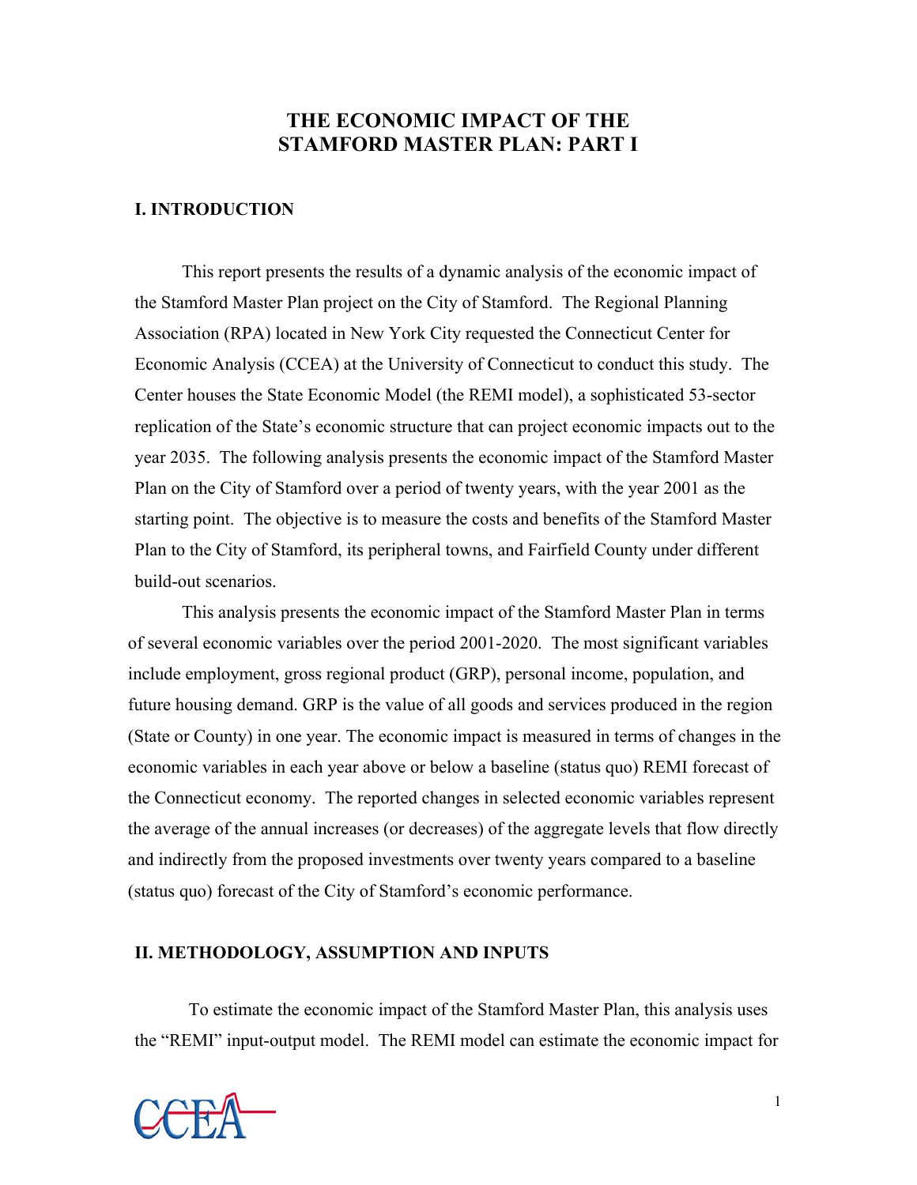# THE ECONOMIC IMPACT OF THE STAMFORD MASTER PLAN: PART I

## I. INTRODUCTION

This report presents the results of a dynamic analysis of the economic impact of the Stamford Master Plan project on the City of Stamford. The Regional Planning Association (RPA) located in New York City requested the Connecticut Center for Economic Analysis (CCEA) at the University of Connecticut to conduct this study. The Center houses the State Economic Model (the REMI model), a sophisticated 53-sector replication of the State's economic structure that can project economic impacts out to the year 2035. The following analysis presents the economic impact of the Stamford Master Plan on the City of Stamford over a period of twenty years, with the year 2001 as the starting point. The objective is to measure the costs and benefits of the Stamford Master Plan to the City of Stamford, its peripheral towns, and Fairfield County under different build-out scenarios.

This analysis presents the economic impact of the Stamford Master Plan in terms of several economic variables over the period 2001-2020. The most significant variables include employment, gross regional product (GRP), personal income, population, and future housing demand. GRP is the value of all goods and services produced in the region (State or County) in one year. The economic impact is measured in terms of changes in the economic variables in each year above or below a baseline (status quo) REMI forecast of the Connecticut economy. The reported changes in selected economic variables represent the average of the annual increases (or decreases) of the aggregate levels that flow directly and indirectly from the proposed investments over twenty years compared to a baseline (status quo) forecast of the City of Stamford's economic performance.

## II. METHODOLOGY, ASSUMPTION AND INPUTS

To estimate the economic impact of the Stamford Master Plan, this analysis uses the "REMI" input-output model. The REMI model can estimate the economic impact for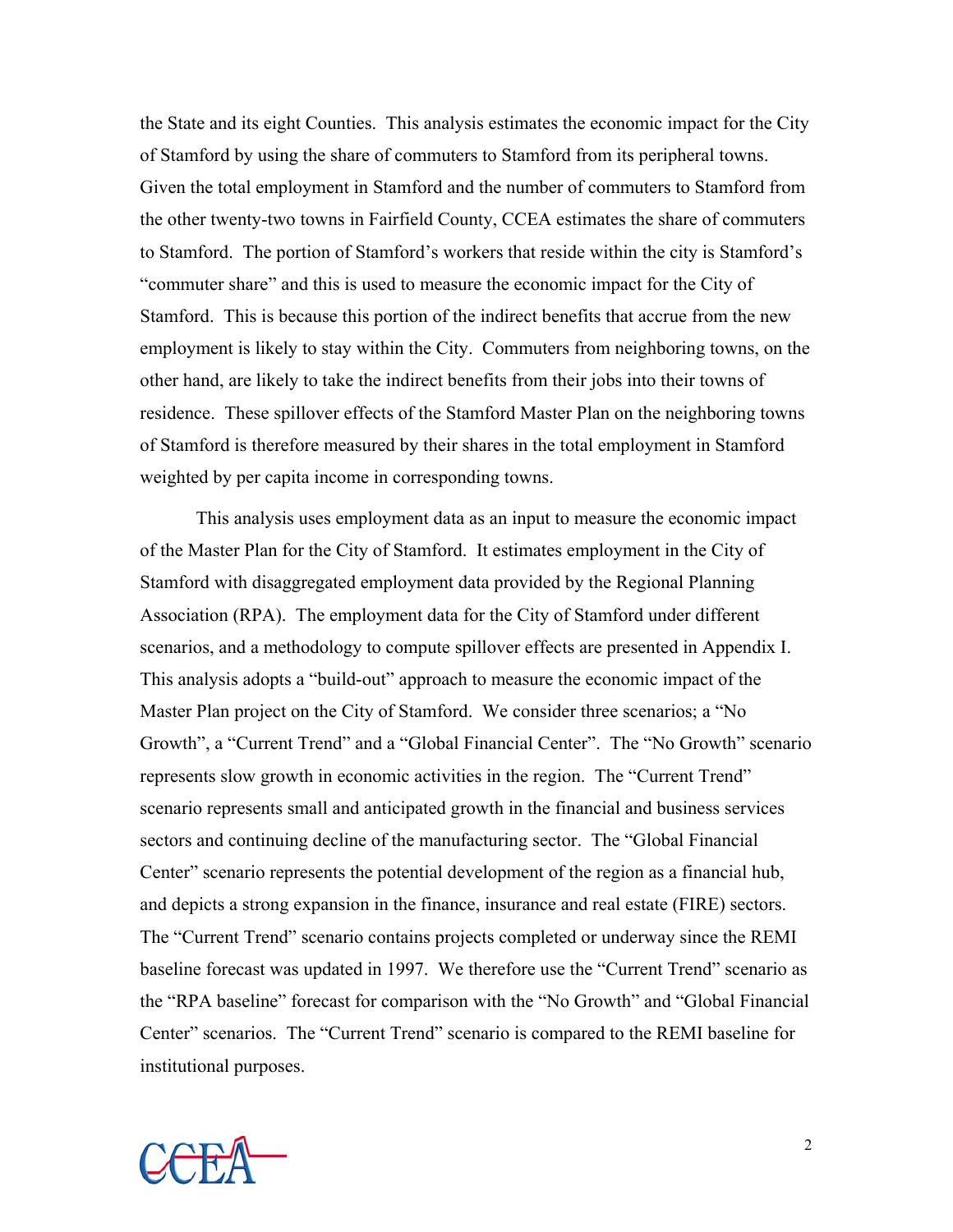the State and its eight Counties. This analysis estimates the economic impact for the City of Stamford by using the share of commuters to Stamford from its peripheral towns. Given the total employment in Stamford and the number of commuters to Stamford from the other twenty-two towns in Fairfield County, CCEA estimates the share of commuters to Stamford. The portion of Stamford's workers that reside within the city is Stamford's "commuter share" and this is used to measure the economic impact for the City of Stamford. This is because this portion of the indirect benefits that accrue from the new employment is likely to stay within the City. Commuters from neighboring towns, on the other hand, are likely to take the indirect benefits from their jobs into their towns of residence. These spillover effects of the Stamford Master Plan on the neighboring towns of Stamford is therefore measured by their shares in the total employment in Stamford weighted by per capita income in corresponding towns.

This analysis uses employment data as an input to measure the economic impact of the Master Plan for the City of Stamford. It estimates employment in the City of Stamford with disaggregated employment data provided by the Regional Planning Association (RPA). The employment data for the City of Stamford under different scenarios, and a methodology to compute spillover effects are presented in Appendix I. This analysis adopts a "build-out" approach to measure the economic impact of the Master Plan project on the City of Stamford. We consider three scenarios; a "No Growth", a "Current Trend" and a "Global Financial Center". The "No Growth" scenario represents slow growth in economic activities in the region. The "Current Trend" scenario represents small and anticipated growth in the financial and business services sectors and continuing decline of the manufacturing sector. The "Global Financial Center" scenario represents the potential development of the region as a financial hub, and depicts a strong expansion in the finance, insurance and real estate (FIRE) sectors. The "Current Trend" scenario contains projects completed or underway since the REMI baseline forecast was updated in 1997. We therefore use the "Current Trend" scenario as the "RPA baseline" forecast for comparison with the "No Growth" and "Global Financial Center" scenarios. The "Current Trend" scenario is compared to the REMI baseline for institutional purposes.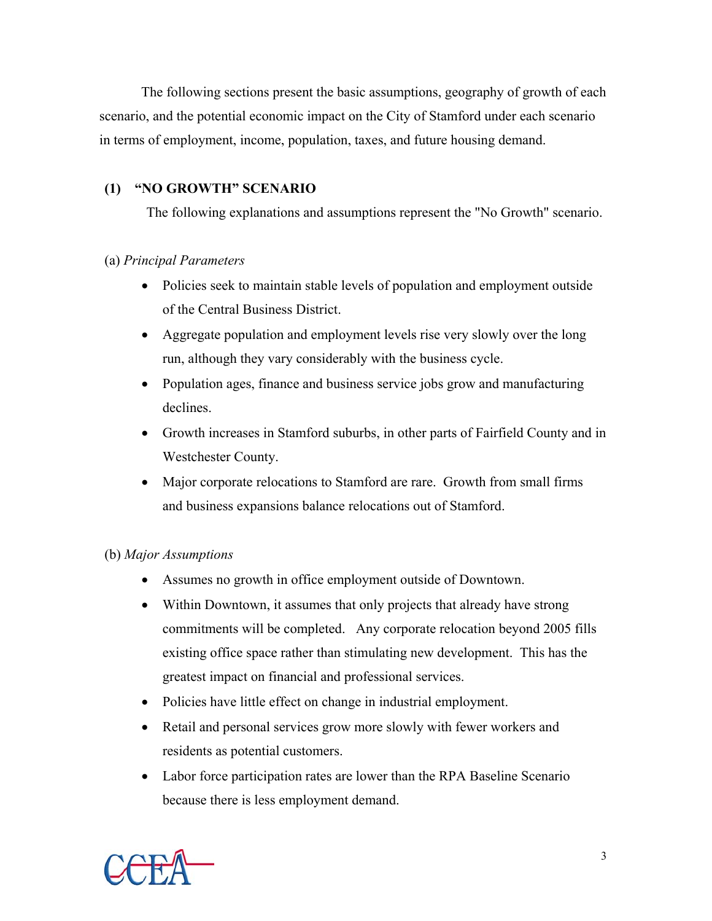The following sections present the basic assumptions, geography of growth of each scenario, and the potential economic impact on the City of Stamford under each scenario in terms of employment, income, population, taxes, and future housing demand.

### (1) "NO GROWTH" SCENARIO

The following explanations and assumptions represent the "No Growth" scenario.

(a) *Principal Parameters*

- Policies seek to maintain stable levels of population and employment outside of the Central Business District.
- Aggregate population and employment levels rise very slowly over the long run, although they vary considerably with the business cycle.
- Population ages, finance and business service jobs grow and manufacturing declines.
- Growth increases in Stamford suburbs, in other parts of Fairfield County and in Westchester County.
- Major corporate relocations to Stamford are rare. Growth from small firms and business expansions balance relocations out of Stamford.

(b) *Major Assumptions*

- Assumes no growth in office employment outside of Downtown.
- Within Downtown, it assumes that only projects that already have strong commitments will be completed. Any corporate relocation beyond 2005 fills existing office space rather than stimulating new development. This has the greatest impact on financial and professional services.
- Policies have little effect on change in industrial employment.
- Retail and personal services grow more slowly with fewer workers and residents as potential customers.
- Labor force participation rates are lower than the RPA Baseline Scenario because there is less employment demand.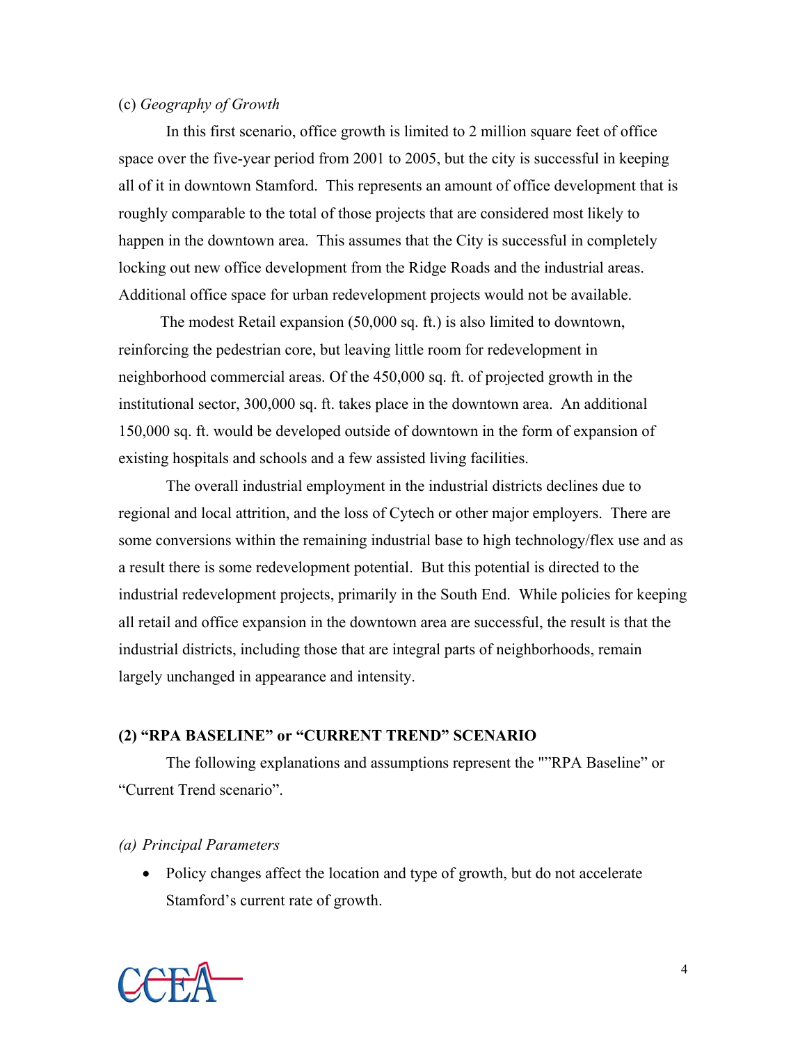(c) *Geography of Growth*

In this first scenario, office growth is limited to 2 million square feet of office space over the five-year period from 2001 to 2005, but the city is successful in keeping all of it in downtown Stamford. This represents an amount of office development that is roughly comparable to the total of those projects that are considered most likely to happen in the downtown area. This assumes that the City is successful in completely locking out new office development from the Ridge Roads and the industrial areas. Additional office space for urban redevelopment projects would not be available.

The modest Retail expansion (50,000 sq. ft.) is also limited to downtown, reinforcing the pedestrian core, but leaving little room for redevelopment in neighborhood commercial areas. Of the 450,000 sq. ft. of projected growth in the institutional sector, 300,000 sq. ft. takes place in the downtown area. An additional 150,000 sq. ft. would be developed outside of downtown in the form of expansion of existing hospitals and schools and a few assisted living facilities.

The overall industrial employment in the industrial districts declines due to regional and local attrition, and the loss of Cytech or other major employers. There are some conversions within the remaining industrial base to high technology/flex use and as a result there is some redevelopment potential. But this potential is directed to the industrial redevelopment projects, primarily in the South End. While policies for keeping all retail and office expansion in the downtown area are successful, the result is that the industrial districts, including those that are integral parts of neighborhoods, remain largely unchanged in appearance and intensity.

**(2) "RPA BASELINE" or "CURRENT TREND" SCENARIO**

The following explanations and assumptions represent the ""RPA Baseline" or "Current Trend scenario".

*(a) Principal Parameters*

- Policy changes affect the location and type of growth, but do not accelerate Stamford's current rate of growth.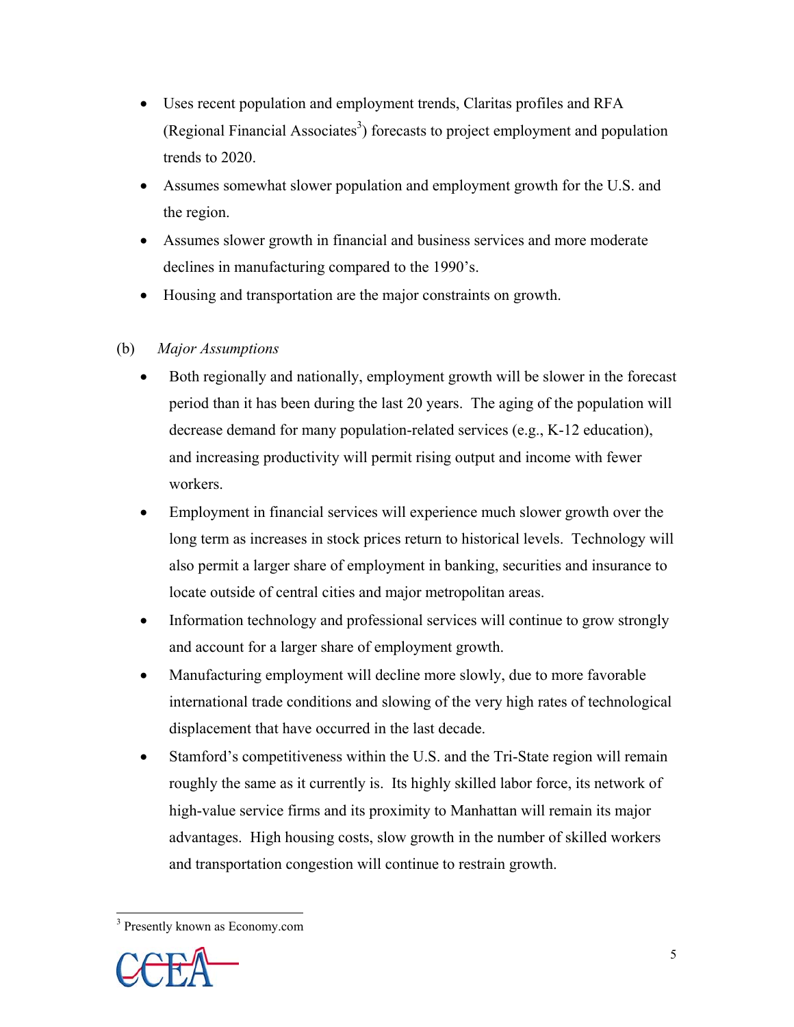- Uses recent population and employment trends, Claritas profiles and RFA (Regional Financial Associates[3]) forecasts to project employment and population trends to 2020.
- Assumes somewhat slower population and employment growth for the U.S. and the region.
- Assumes slower growth in financial and business services and more moderate declines in manufacturing compared to the 1990's.
- Housing and transportation are the major constraints on growth.

(b) *Major Assumptions*

- Both regionally and nationally, employment growth will be slower in the forecast period than it has been during the last 20 years. The aging of the population will decrease demand for many population-related services (e.g., K-12 education), and increasing productivity will permit rising output and income with fewer workers.
- Employment in financial services will experience much slower growth over the long term as increases in stock prices return to historical levels. Technology will also permit a larger share of employment in banking, securities and insurance to locate outside of central cities and major metropolitan areas.
- Information technology and professional services will continue to grow strongly and account for a larger share of employment growth.
- Manufacturing employment will decline more slowly, due to more favorable international trade conditions and slowing of the very high rates of technological displacement that have occurred in the last decade.
- Stamford's competitiveness within the U.S. and the Tri-State region will remain roughly the same as it currently is. Its highly skilled labor force, its network of high-value service firms and its proximity to Manhattan will remain its major advantages. High housing costs, slow growth in the number of skilled workers and transportation congestion will continue to restrain growth.

[3] Presently known as Economy.com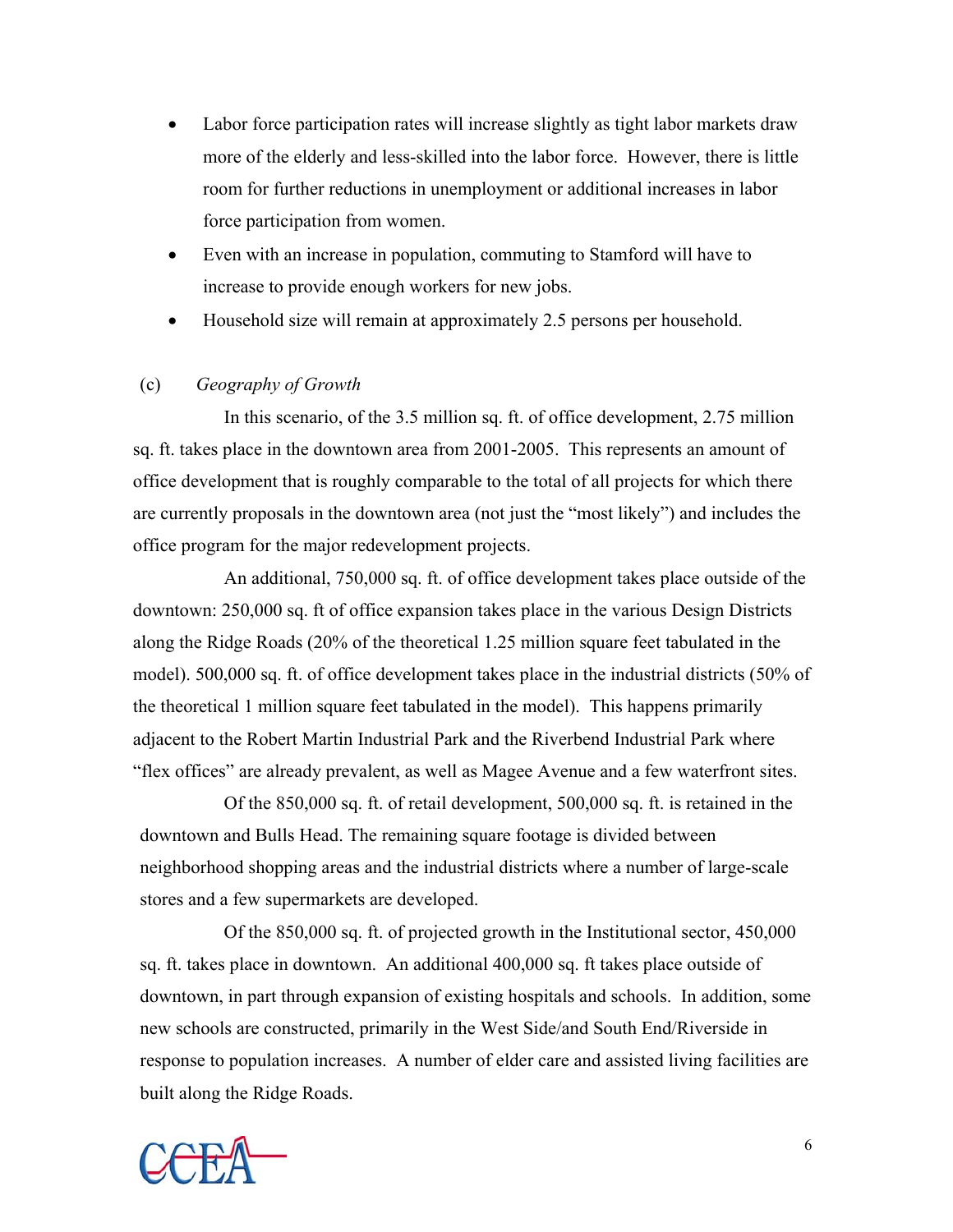- Labor force participation rates will increase slightly as tight labor markets draw more of the elderly and less-skilled into the labor force. However, there is little room for further reductions in unemployment or additional increases in labor force participation from women.
- Even with an increase in population, commuting to Stamford will have to increase to provide enough workers for new jobs.
- Household size will remain at approximately 2.5 persons per household.

(c) *Geography of Growth*

In this scenario, of the 3.5 million sq. ft. of office development, 2.75 million sq. ft. takes place in the downtown area from 2001-2005. This represents an amount of office development that is roughly comparable to the total of all projects for which there are currently proposals in the downtown area (not just the "most likely") and includes the office program for the major redevelopment projects.

An additional, 750,000 sq. ft. of office development takes place outside of the downtown: 250,000 sq. ft of office expansion takes place in the various Design Districts along the Ridge Roads (20% of the theoretical 1.25 million square feet tabulated in the model). 500,000 sq. ft. of office development takes place in the industrial districts (50% of the theoretical 1 million square feet tabulated in the model). This happens primarily adjacent to the Robert Martin Industrial Park and the Riverbend Industrial Park where "flex offices" are already prevalent, as well as Magee Avenue and a few waterfront sites.

Of the 850,000 sq. ft. of retail development, 500,000 sq. ft. is retained in the downtown and Bulls Head. The remaining square footage is divided between neighborhood shopping areas and the industrial districts where a number of large-scale stores and a few supermarkets are developed.

Of the 850,000 sq. ft. of projected growth in the Institutional sector, 450,000 sq. ft. takes place in downtown. An additional 400,000 sq. ft takes place outside of downtown, in part through expansion of existing hospitals and schools. In addition, some new schools are constructed, primarily in the West Side/and South End/Riverside in response to population increases. A number of elder care and assisted living facilities are built along the Ridge Roads.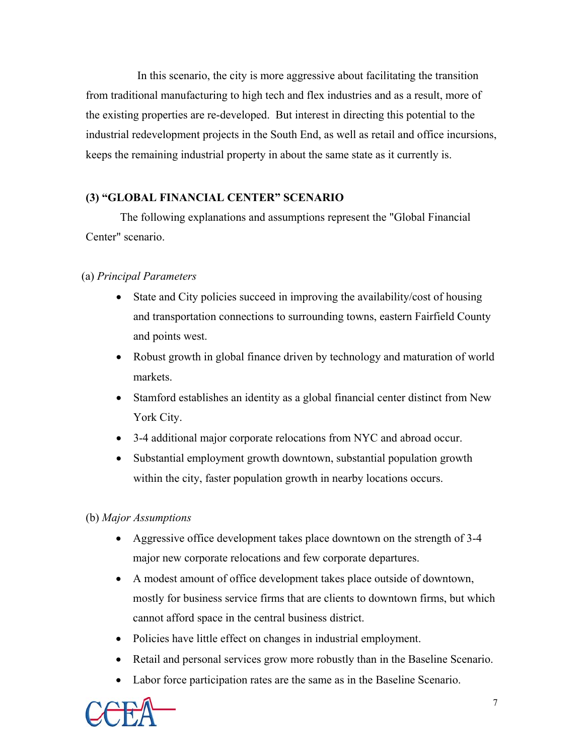In this scenario, the city is more aggressive about facilitating the transition from traditional manufacturing to high tech and flex industries and as a result, more of the existing properties are re-developed. But interest in directing this potential to the industrial redevelopment projects in the South End, as well as retail and office incursions, keeps the remaining industrial property in about the same state as it currently is.

### (3) "GLOBAL FINANCIAL CENTER" SCENARIO

The following explanations and assumptions represent the "Global Financial Center" scenario.

(a) *Principal Parameters*

- State and City policies succeed in improving the availability/cost of housing and transportation connections to surrounding towns, eastern Fairfield County and points west.
- Robust growth in global finance driven by technology and maturation of world markets.
- Stamford establishes an identity as a global financial center distinct from New York City.
- 3-4 additional major corporate relocations from NYC and abroad occur.
- Substantial employment growth downtown, substantial population growth within the city, faster population growth in nearby locations occurs.

(b) *Major Assumptions*

- Aggressive office development takes place downtown on the strength of 3-4 major new corporate relocations and few corporate departures.
- A modest amount of office development takes place outside of downtown, mostly for business service firms that are clients to downtown firms, but which cannot afford space in the central business district.
- Policies have little effect on changes in industrial employment.
- Retail and personal services grow more robustly than in the Baseline Scenario.
- Labor force participation rates are the same as in the Baseline Scenario.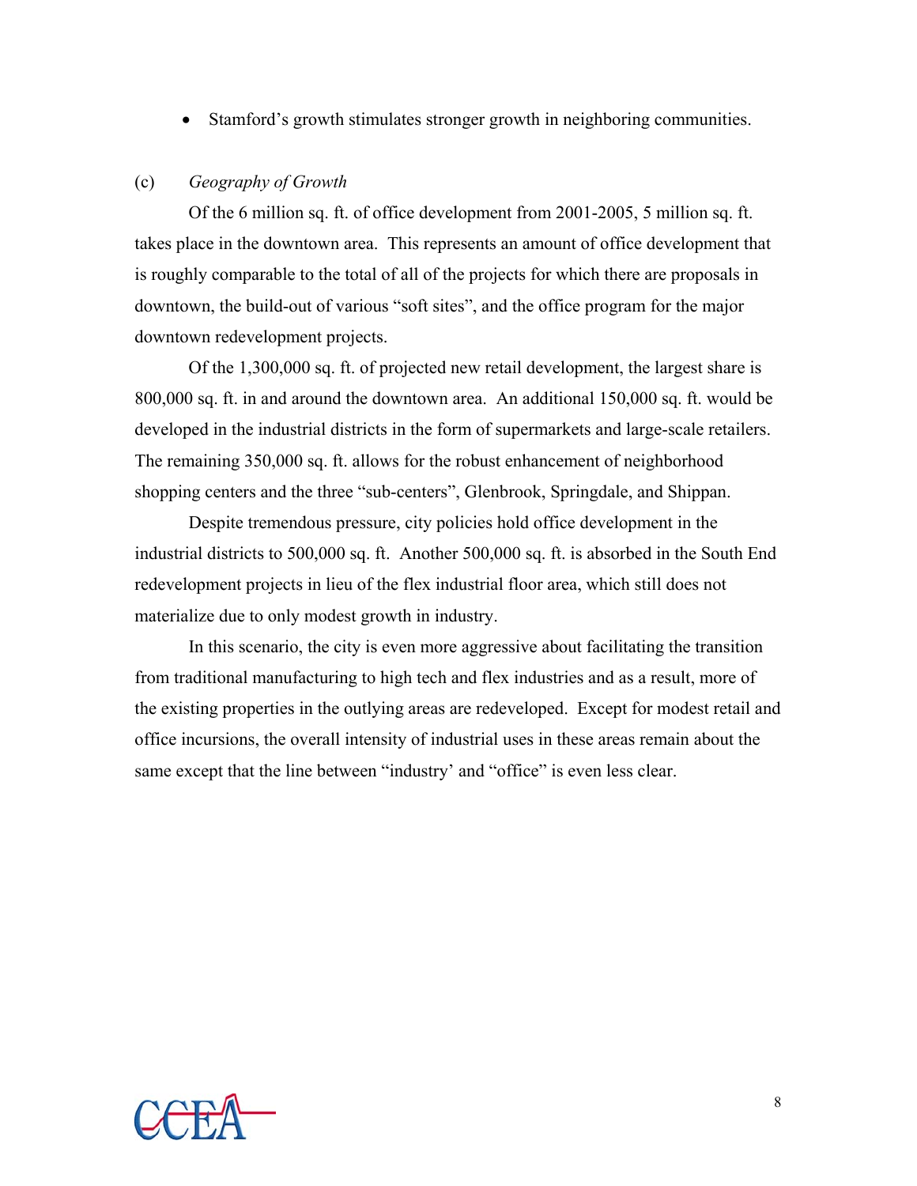- Stamford's growth stimulates stronger growth in neighboring communities.

(c) *Geography of Growth*

Of the 6 million sq. ft. of office development from 2001-2005, 5 million sq. ft. takes place in the downtown area. This represents an amount of office development that is roughly comparable to the total of all of the projects for which there are proposals in downtown, the build-out of various "soft sites", and the office program for the major downtown redevelopment projects.

Of the 1,300,000 sq. ft. of projected new retail development, the largest share is 800,000 sq. ft. in and around the downtown area. An additional 150,000 sq. ft. would be developed in the industrial districts in the form of supermarkets and large-scale retailers. The remaining 350,000 sq. ft. allows for the robust enhancement of neighborhood shopping centers and the three "sub-centers", Glenbrook, Springdale, and Shippan.

Despite tremendous pressure, city policies hold office development in the industrial districts to 500,000 sq. ft. Another 500,000 sq. ft. is absorbed in the South End redevelopment projects in lieu of the flex industrial floor area, which still does not materialize due to only modest growth in industry.

In this scenario, the city is even more aggressive about facilitating the transition from traditional manufacturing to high tech and flex industries and as a result, more of the existing properties in the outlying areas are redeveloped. Except for modest retail and office incursions, the overall intensity of industrial uses in these areas remain about the same except that the line between "industry' and "office" is even less clear.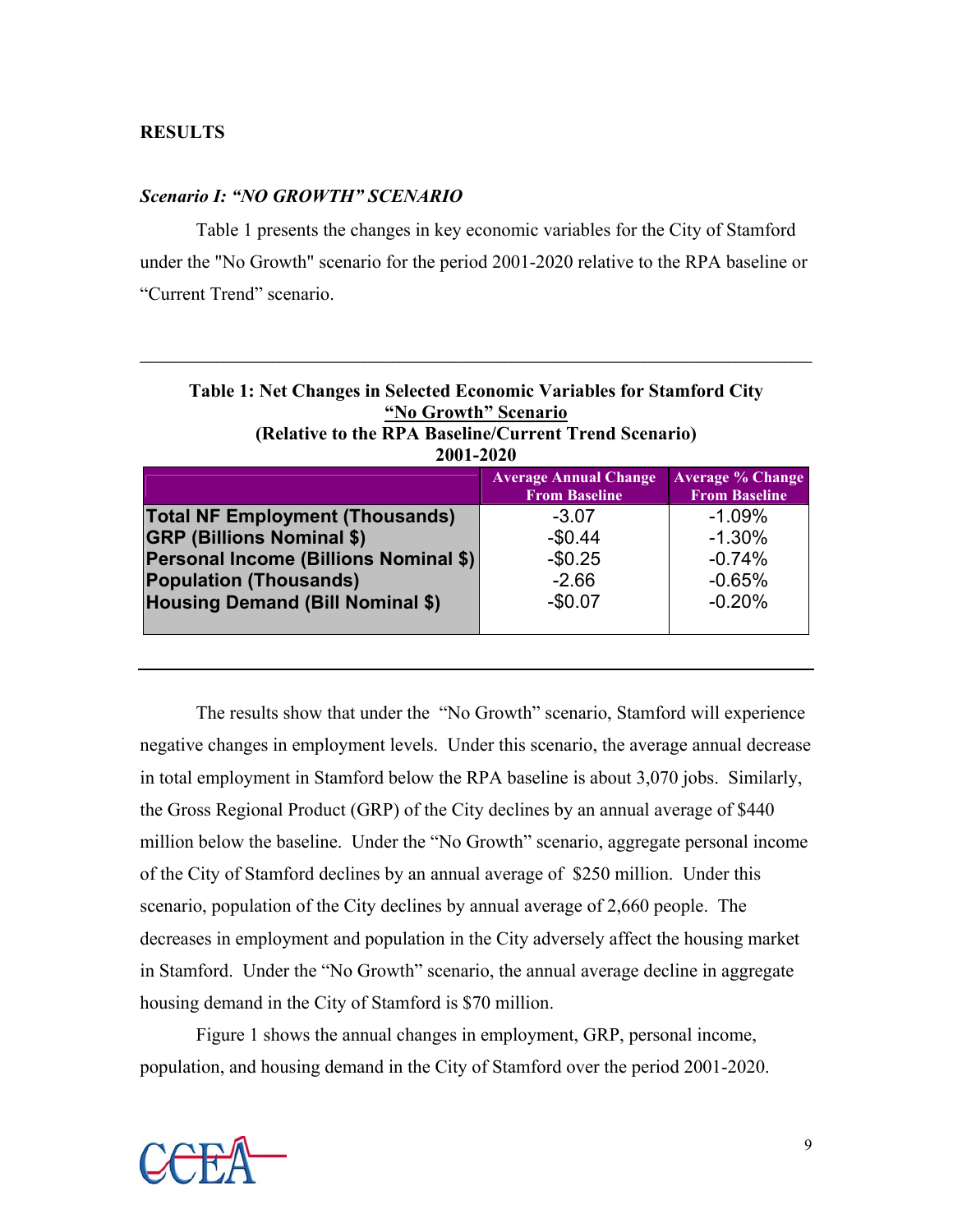## RESULTS

### *Scenario I: "NO GROWTH" SCENARIO*

Table 1 presents the changes in key economic variables for the City of Stamford under the "No Growth" scenario for the period 2001-2020 relative to the RPA baseline or "Current Trend" scenario.

**Table 1: Net Changes in Selected Economic Variables for Stamford City**
**"No Growth" Scenario**
**(Relative to the RPA Baseline/Current Trend Scenario)**
**2001-2020**

| | Average Annual Change From Baseline | Average % Change From Baseline |
|---|---|---|
| **Total NF Employment (Thousands)** | -3.07 | -1.09% |
| **GRP (Billions Nominal $)** | -$0.44 | -1.30% |
| **Personal Income (Billions Nominal $)** | -$0.25 | -0.74% |
| **Population (Thousands)** | -2.66 | -0.65% |
| **Housing Demand (Bill Nominal $)** | -$0.07 | -0.20% |

The results show that under the "No Growth" scenario, Stamford will experience negative changes in employment levels. Under this scenario, the average annual decrease in total employment in Stamford below the RPA baseline is about 3,070 jobs. Similarly, the Gross Regional Product (GRP) of the City declines by an annual average of $440 million below the baseline. Under the "No Growth" scenario, aggregate personal income of the City of Stamford declines by an annual average of $250 million. Under this scenario, population of the City declines by annual average of 2,660 people. The decreases in employment and population in the City adversely affect the housing market in Stamford. Under the "No Growth" scenario, the annual average decline in aggregate housing demand in the City of Stamford is $70 million.

Figure 1 shows the annual changes in employment, GRP, personal income, population, and housing demand in the City of Stamford over the period 2001-2020.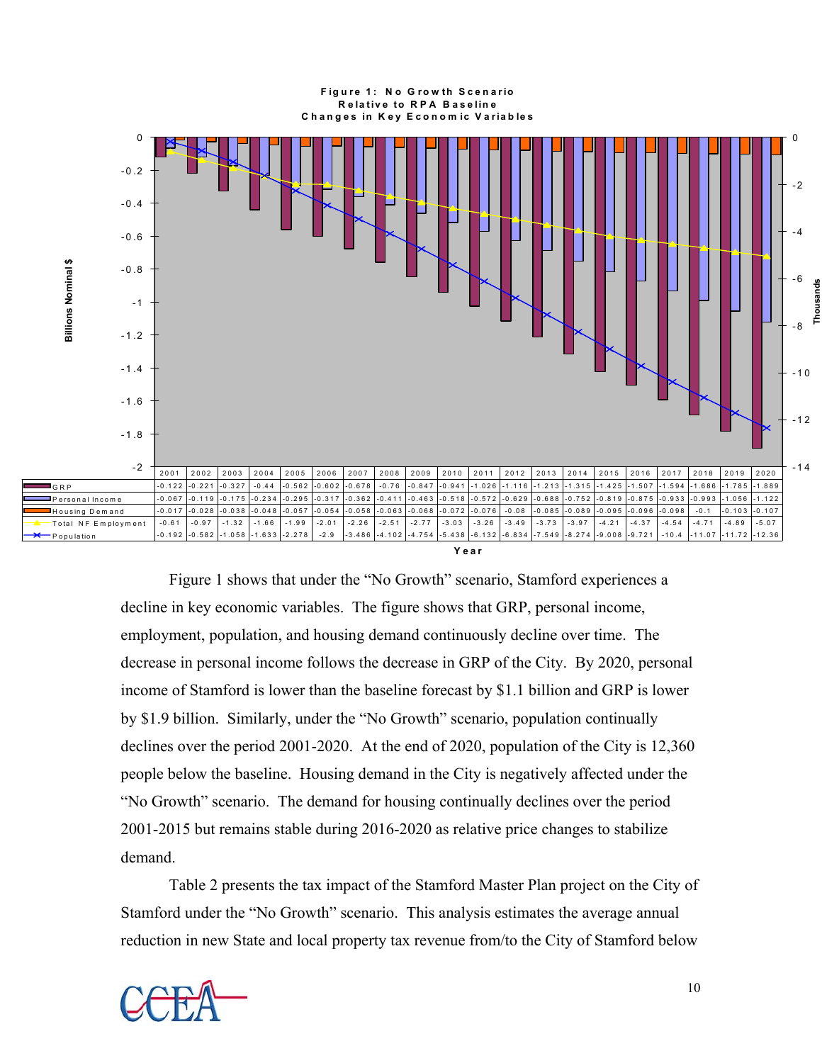**Figure 1: No Growth Scenario Relative to RPA Baseline Changes in Key Economic Variables**

| | 2001 | 2002 | 2003 | 2004 | 2005 | 2006 | 2007 | 2008 | 2009 | 2010 | 2011 | 2012 | 2013 | 2014 | 2015 | 2016 | 2017 | 2018 | 2019 | 2020 |
|---|---|---|---|---|---|---|---|---|---|---|---|---|---|---|---|---|---|---|---|---|
| GRP | -0.122 | -0.221 | -0.327 | -0.44 | -0.562 | -0.602 | -0.678 | -0.76 | -0.847 | -0.941 | -1.026 | -1.116 | -1.213 | -1.315 | -1.425 | -1.507 | -1.594 | -1.686 | -1.785 | -1.889 |
| Personal Income | -0.067 | -0.119 | -0.175 | -0.234 | -0.295 | -0.317 | -0.362 | -0.411 | -0.463 | -0.518 | -0.572 | -0.629 | -0.688 | -0.752 | -0.819 | -0.875 | -0.933 | -0.993 | -1.056 | -1.122 |
| Housing Demand | -0.017 | -0.028 | -0.038 | -0.048 | -0.057 | -0.054 | -0.058 | -0.063 | -0.068 | -0.072 | -0.076 | -0.08 | -0.085 | -0.089 | -0.095 | -0.096 | -0.098 | -0.1 | -0.103 | -0.107 |
| Total NF Employment | -0.61 | -0.97 | -1.32 | -1.66 | -1.99 | -2.01 | -2.26 | -2.51 | -2.77 | -3.03 | -3.26 | -3.49 | -3.73 | -3.97 | -4.21 | -4.37 | -4.54 | -4.71 | -4.89 | -5.07 |
| Population | -0.192 | -0.582 | -1.058 | -1.633 | -2.278 | -2.9 | -3.486 | -4.102 | -4.754 | -5.438 | -6.132 | -6.834 | -7.549 | -8.274 | -9.008 | -9.721 | -10.4 | -11.07 | -11.72 | -12.36 |

Figure 1 shows that under the "No Growth" scenario, Stamford experiences a decline in key economic variables. The figure shows that GRP, personal income, employment, population, and housing demand continuously decline over time. The decrease in personal income follows the decrease in GRP of the City. By 2020, personal income of Stamford is lower than the baseline forecast by $1.1 billion and GRP is lower by $1.9 billion. Similarly, under the "No Growth" scenario, population continually declines over the period 2001-2020. At the end of 2020, population of the City is 12,360 people below the baseline. Housing demand in the City is negatively affected under the "No Growth" scenario. The demand for housing continually declines over the period 2001-2015 but remains stable during 2016-2020 as relative price changes to stabilize demand.

Table 2 presents the tax impact of the Stamford Master Plan project on the City of Stamford under the "No Growth" scenario. This analysis estimates the average annual reduction in new State and local property tax revenue from/to the City of Stamford below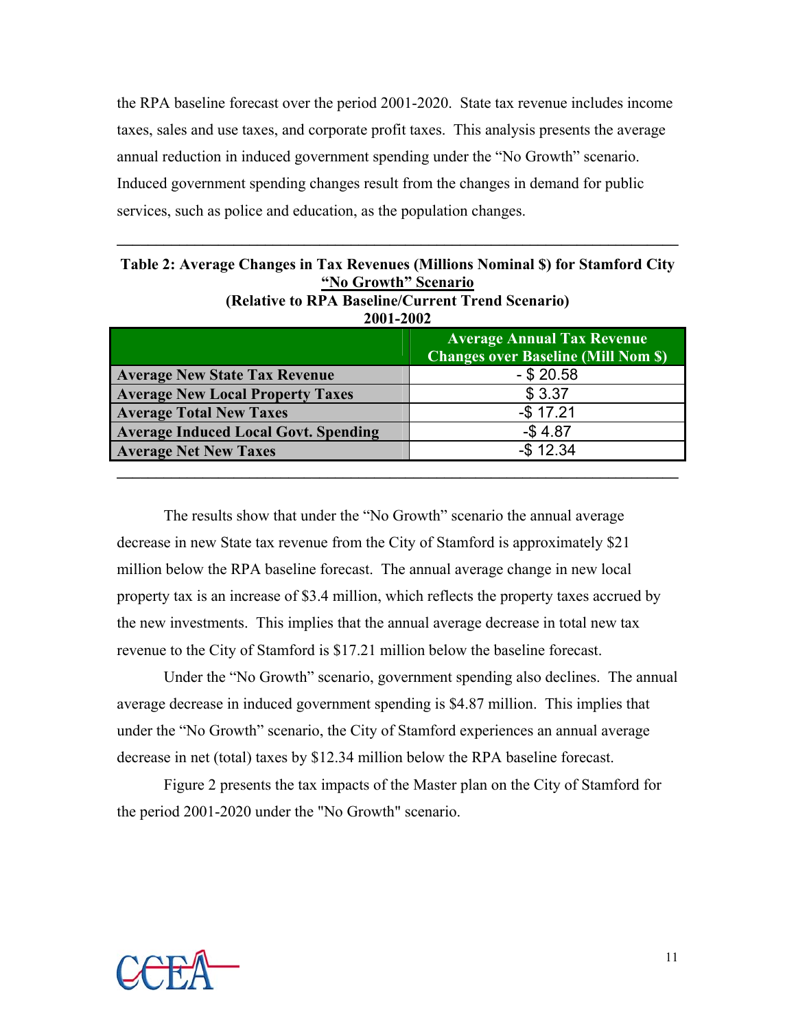the RPA baseline forecast over the period 2001-2020. State tax revenue includes income taxes, sales and use taxes, and corporate profit taxes. This analysis presents the average annual reduction in induced government spending under the "No Growth" scenario. Induced government spending changes result from the changes in demand for public services, such as police and education, as the population changes.

**Table 2: Average Changes in Tax Revenues (Millions Nominal $) for Stamford City**
**"No Growth" Scenario**
**(Relative to RPA Baseline/Current Trend Scenario)**
**2001-2002**

| | Average Annual Tax Revenue Changes over Baseline (Mill Nom $) |
|---|---|
| **Average New State Tax Revenue** | - $ 20.58 |
| **Average New Local Property Taxes** | $ 3.37 |
| **Average Total New Taxes** | -$ 17.21 |
| **Average Induced Local Govt. Spending** | -$ 4.87 |
| **Average Net New Taxes** | -$ 12.34 |

The results show that under the "No Growth" scenario the annual average decrease in new State tax revenue from the City of Stamford is approximately $21 million below the RPA baseline forecast. The annual average change in new local property tax is an increase of $3.4 million, which reflects the property taxes accrued by the new investments. This implies that the annual average decrease in total new tax revenue to the City of Stamford is $17.21 million below the baseline forecast.

Under the "No Growth" scenario, government spending also declines. The annual average decrease in induced government spending is $4.87 million. This implies that under the "No Growth" scenario, the City of Stamford experiences an annual average decrease in net (total) taxes by $12.34 million below the RPA baseline forecast.

Figure 2 presents the tax impacts of the Master plan on the City of Stamford for the period 2001-2020 under the "No Growth" scenario.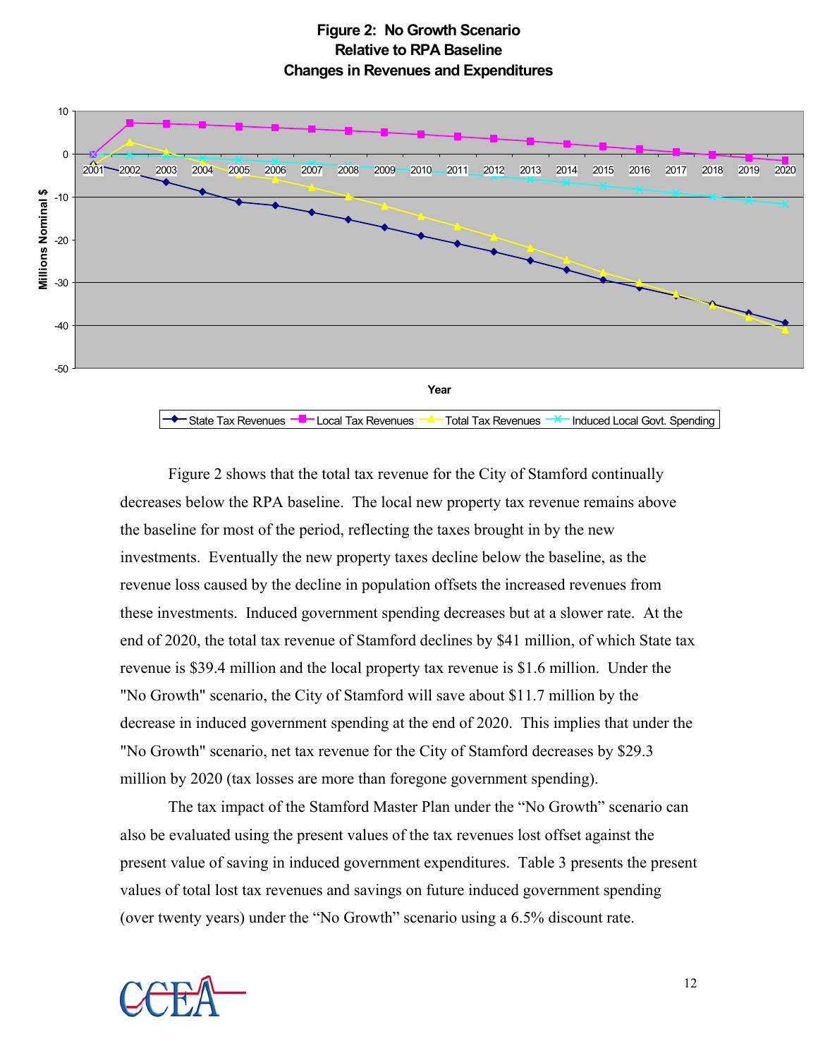**Figure 2: No Growth Scenario
Relative to RPA Baseline
Changes in Revenues and Expenditures**

Figure 2 shows that the total tax revenue for the City of Stamford continually decreases below the RPA baseline. The local new property tax revenue remains above the baseline for most of the period, reflecting the taxes brought in by the new investments. Eventually the new property taxes decline below the baseline, as the revenue loss caused by the decline in population offsets the increased revenues from these investments. Induced government spending decreases but at a slower rate. At the end of 2020, the total tax revenue of Stamford declines by $41 million, of which State tax revenue is $39.4 million and the local property tax revenue is $1.6 million. Under the "No Growth" scenario, the City of Stamford will save about $11.7 million by the decrease in induced government spending at the end of 2020. This implies that under the "No Growth" scenario, net tax revenue for the City of Stamford decreases by $29.3 million by 2020 (tax losses are more than foregone government spending).

The tax impact of the Stamford Master Plan under the "No Growth" scenario can also be evaluated using the present values of the tax revenues lost offset against the present value of saving in induced government expenditures. Table 3 presents the present values of total lost tax revenues and savings on future induced government spending (over twenty years) under the "No Growth" scenario using a 6.5% discount rate.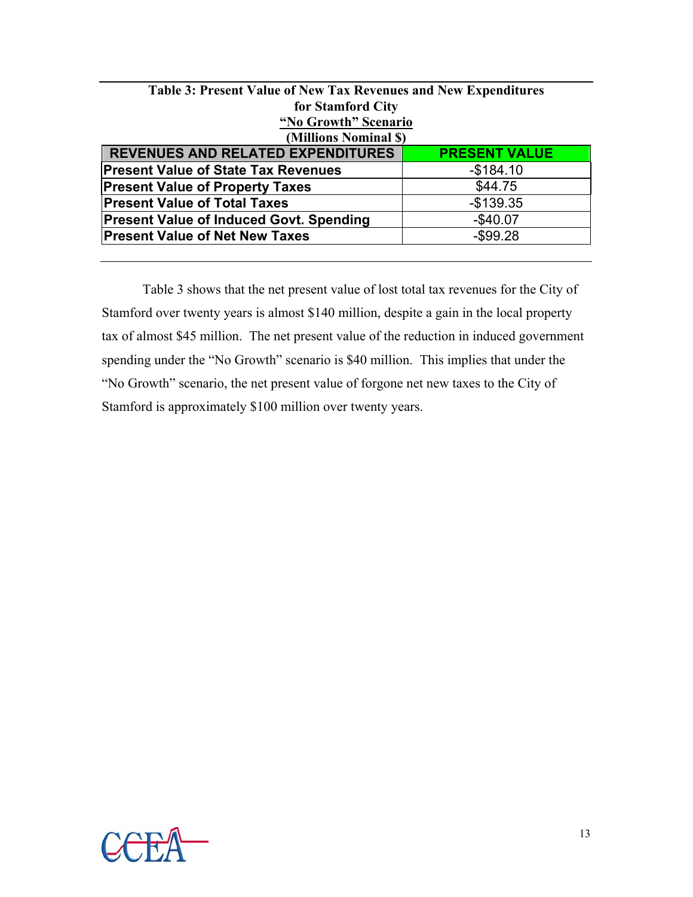**Table 3: Present Value of New Tax Revenues and New Expenditures for Stamford City**
**"No Growth" Scenario**
**(Millions Nominal $)**

| REVENUES AND RELATED EXPENDITURES | PRESENT VALUE |
|---|---|
| **Present Value of State Tax Revenues** | -$184.10 |
| **Present Value of Property Taxes** | $44.75 |
| **Present Value of Total Taxes** | -$139.35 |
| **Present Value of Induced Govt. Spending** | -$40.07 |
| **Present Value of Net New Taxes** | -$99.28 |

Table 3 shows that the net present value of lost total tax revenues for the City of Stamford over twenty years is almost $140 million, despite a gain in the local property tax of almost $45 million. The net present value of the reduction in induced government spending under the "No Growth" scenario is $40 million. This implies that under the "No Growth" scenario, the net present value of forgone net new taxes to the City of Stamford is approximately $100 million over twenty years.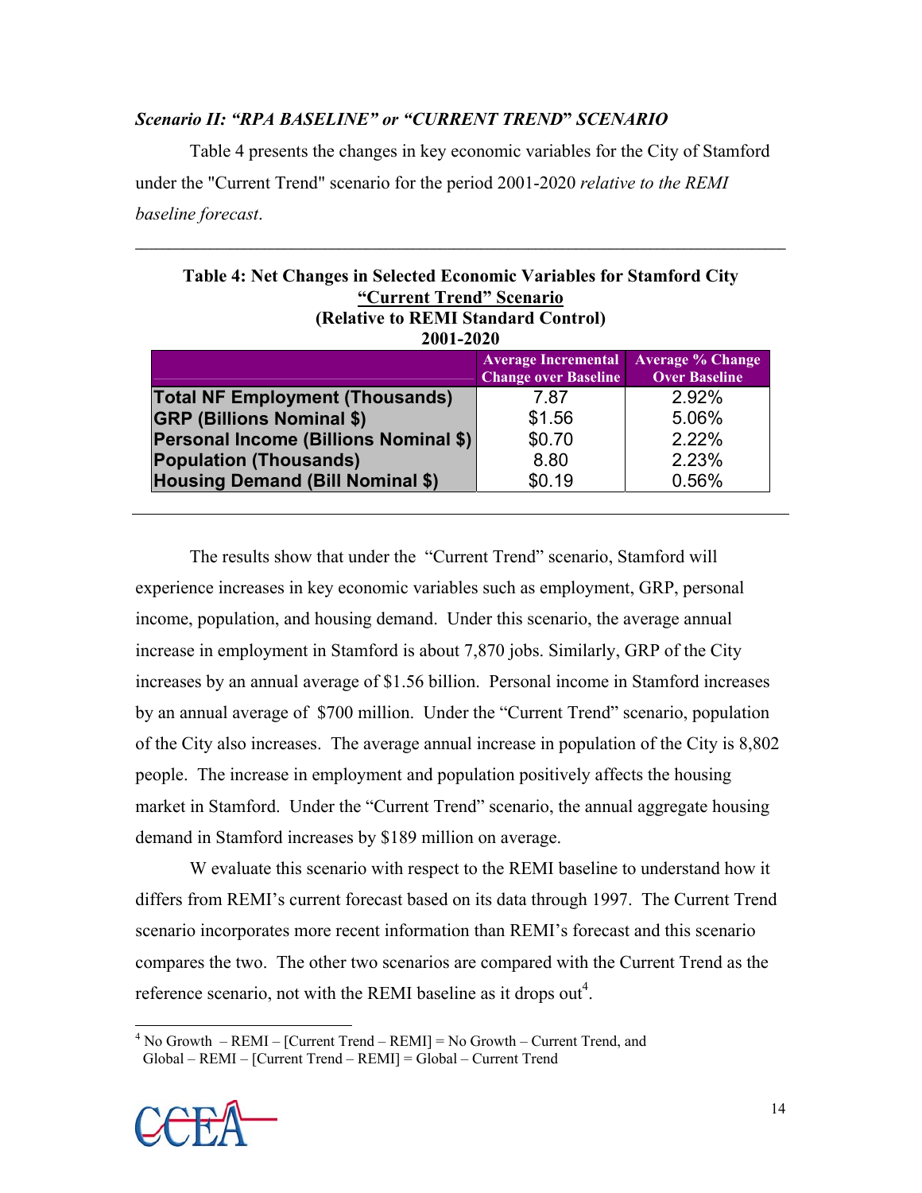***Scenario II: "RPA BASELINE" or "CURRENT TREND" SCENARIO***

Table 4 presents the changes in key economic variables for the City of Stamford under the "Current Trend" scenario for the period 2001-2020 *relative to the REMI baseline forecast*.

**Table 4: Net Changes in Selected Economic Variables for Stamford City**
**"Current Trend" Scenario**
**(Relative to REMI Standard Control)**
**2001-2020**

| | Average Incremental Change over Baseline | Average % Change Over Baseline |
|---|---|---|
| **Total NF Employment (Thousands)** | 7.87 | 2.92% |
| **GRP (Billions Nominal $)** | $1.56 | 5.06% |
| **Personal Income (Billions Nominal $)** | $0.70 | 2.22% |
| **Population (Thousands)** | 8.80 | 2.23% |
| **Housing Demand (Bill Nominal $)** | $0.19 | 0.56% |

The results show that under the "Current Trend" scenario, Stamford will experience increases in key economic variables such as employment, GRP, personal income, population, and housing demand. Under this scenario, the average annual increase in employment in Stamford is about 7,870 jobs. Similarly, GRP of the City increases by an annual average of $1.56 billion. Personal income in Stamford increases by an annual average of $700 million. Under the "Current Trend" scenario, population of the City also increases. The average annual increase in population of the City is 8,802 people. The increase in employment and population positively affects the housing market in Stamford. Under the "Current Trend" scenario, the annual aggregate housing demand in Stamford increases by $189 million on average.

W evaluate this scenario with respect to the REMI baseline to understand how it differs from REMI's current forecast based on its data through 1997. The Current Trend scenario incorporates more recent information than REMI's forecast and this scenario compares the two. The other two scenarios are compared with the Current Trend as the reference scenario, not with the REMI baseline as it drops out[4].

[4] No Growth – REMI – [Current Trend – REMI] = No Growth – Current Trend, and Global – REMI – [Current Trend – REMI] = Global – Current Trend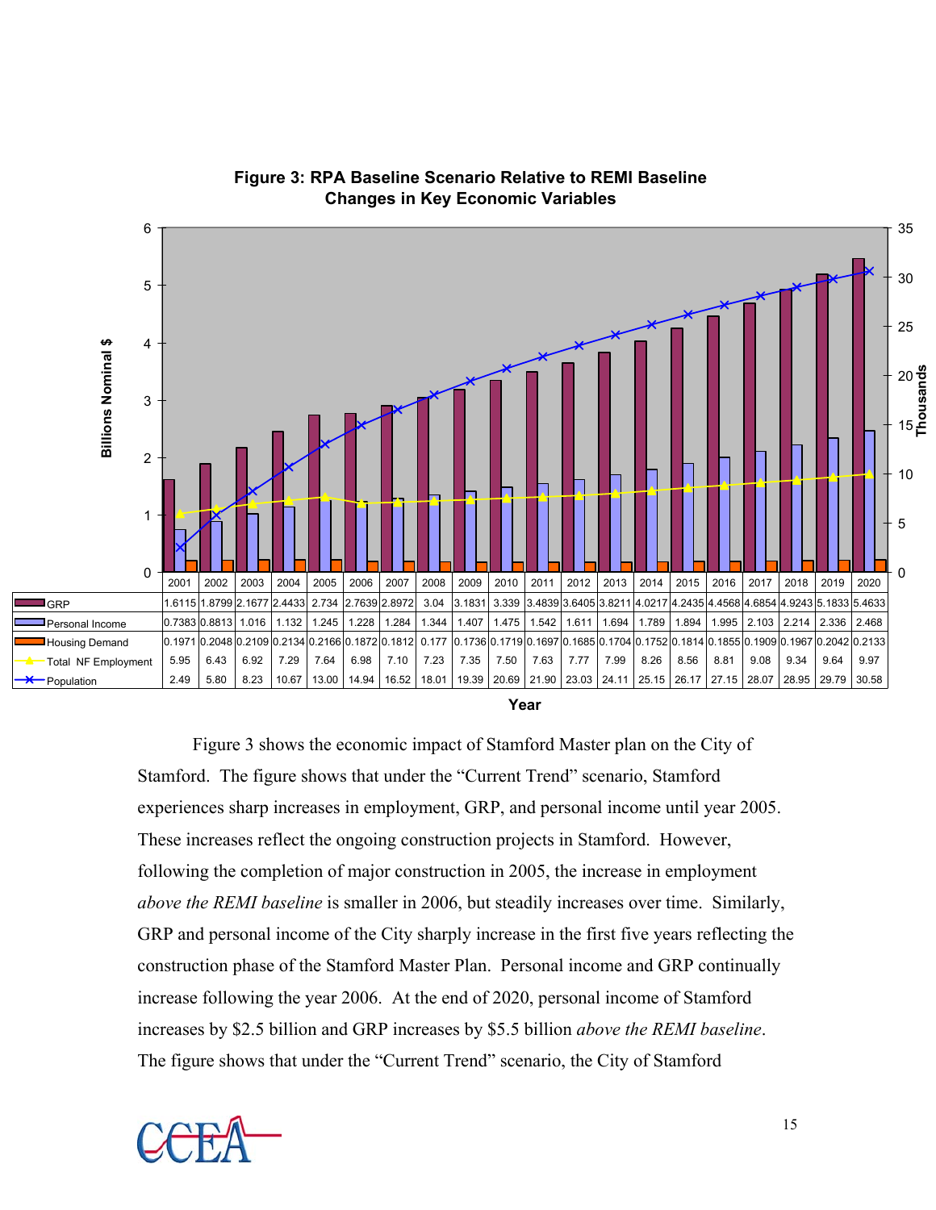**Figure 3: RPA Baseline Scenario Relative to REMI Baseline Changes in Key Economic Variables**

| | 2001 | 2002 | 2003 | 2004 | 2005 | 2006 | 2007 | 2008 | 2009 | 2010 | 2011 | 2012 | 2013 | 2014 | 2015 | 2016 | 2017 | 2018 | 2019 | 2020 |
|---|---|---|---|---|---|---|---|---|---|---|---|---|---|---|---|---|---|---|---|---|
| GRP | 1.6115 | 1.8799 | 2.1677 | 2.4433 | 2.734 | 2.7639 | 2.8972 | 3.04 | 3.1831 | 3.339 | 3.4839 | 3.6405 | 3.8211 | 4.0217 | 4.2435 | 4.4568 | 4.6854 | 4.9243 | 5.1833 | 5.4633 |
| Personal Income | 0.7383 | 0.8813 | 1.016 | 1.132 | 1.245 | 1.228 | 1.284 | 1.344 | 1.407 | 1.475 | 1.542 | 1.611 | 1.694 | 1.789 | 1.894 | 1.995 | 2.103 | 2.214 | 2.336 | 2.468 |
| Housing Demand | 0.1971 | 0.2048 | 0.2109 | 0.2134 | 0.2166 | 0.1872 | 0.1812 | 0.177 | 0.1736 | 0.1719 | 0.1697 | 0.1685 | 0.1704 | 0.1752 | 0.1814 | 0.1855 | 0.1909 | 0.1967 | 0.2042 | 0.2133 |
| Total NF Employment | 5.95 | 6.43 | 6.92 | 7.29 | 7.64 | 6.98 | 7.10 | 7.23 | 7.35 | 7.50 | 7.63 | 7.77 | 7.99 | 8.26 | 8.56 | 8.81 | 9.08 | 9.34 | 9.64 | 9.97 |
| Population | 2.49 | 5.80 | 8.23 | 10.67 | 13.00 | 14.94 | 16.52 | 18.01 | 19.39 | 20.69 | 21.90 | 23.03 | 24.11 | 25.15 | 26.17 | 27.15 | 28.07 | 28.95 | 29.79 | 30.58 |

Left axis: Billions Nominal $; Right axis: Thousands; X-axis: Year

Figure 3 shows the economic impact of Stamford Master plan on the City of Stamford. The figure shows that under the "Current Trend" scenario, Stamford experiences sharp increases in employment, GRP, and personal income until year 2005. These increases reflect the ongoing construction projects in Stamford. However, following the completion of major construction in 2005, the increase in employment *above the REMI baseline* is smaller in 2006, but steadily increases over time. Similarly, GRP and personal income of the City sharply increase in the first five years reflecting the construction phase of the Stamford Master Plan. Personal income and GRP continually increase following the year 2006. At the end of 2020, personal income of Stamford increases by $2.5 billion and GRP increases by $5.5 billion *above the REMI baseline*. The figure shows that under the "Current Trend" scenario, the City of Stamford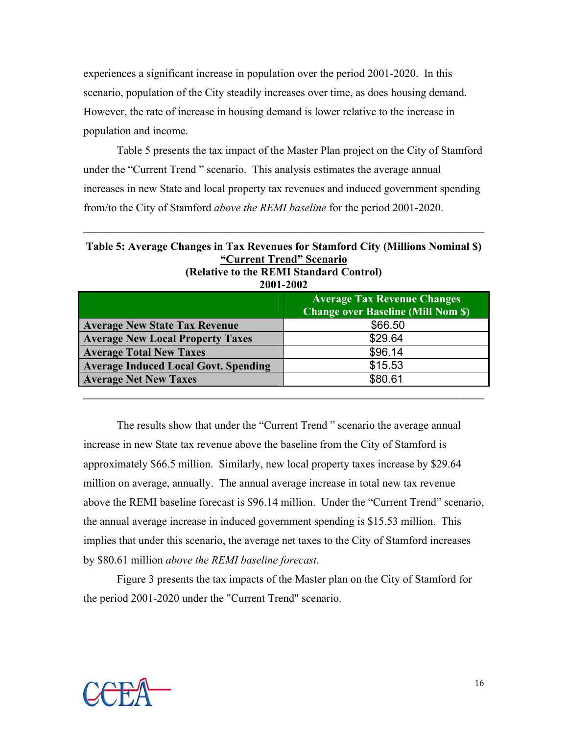experiences a significant increase in population over the period 2001-2020. In this scenario, population of the City steadily increases over time, as does housing demand. However, the rate of increase in housing demand is lower relative to the increase in population and income.

Table 5 presents the tax impact of the Master Plan project on the City of Stamford under the "Current Trend " scenario. This analysis estimates the average annual increases in new State and local property tax revenues and induced government spending from/to the City of Stamford *above the REMI baseline* for the period 2001-2020.

**Table 5: Average Changes in Tax Revenues for Stamford City (Millions Nominal $)**
**"Current Trend" Scenario**
**(Relative to the REMI Standard Control)**
**2001-2002**

| | Average Tax Revenue Changes Change over Baseline (Mill Nom $) |
|---|---|
| **Average New State Tax Revenue** | $66.50 |
| **Average New Local Property Taxes** | $29.64 |
| **Average Total New Taxes** | $96.14 |
| **Average Induced Local Govt. Spending** | $15.53 |
| **Average Net New Taxes** | $80.61 |

The results show that under the "Current Trend " scenario the average annual increase in new State tax revenue above the baseline from the City of Stamford is approximately $66.5 million. Similarly, new local property taxes increase by $29.64 million on average, annually. The annual average increase in total new tax revenue above the REMI baseline forecast is $96.14 million. Under the "Current Trend" scenario, the annual average increase in induced government spending is $15.53 million. This implies that under this scenario, the average net taxes to the City of Stamford increases by $80.61 million *above the REMI baseline forecast*.

Figure 3 presents the tax impacts of the Master plan on the City of Stamford for the period 2001-2020 under the "Current Trend" scenario.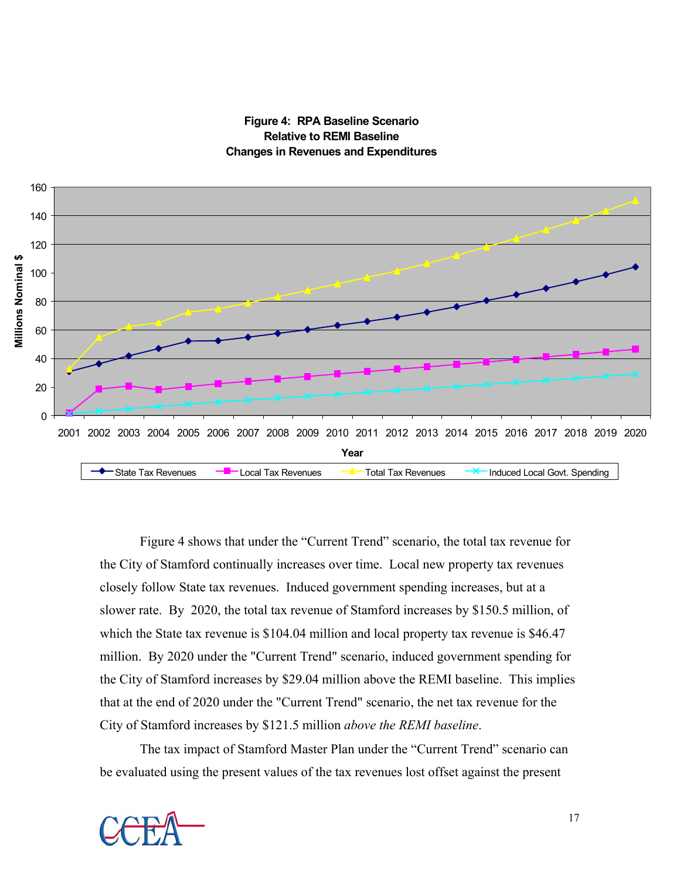**Figure 4: RPA Baseline Scenario Relative to REMI Baseline Changes in Revenues and Expenditures**

Figure 4 shows that under the “Current Trend” scenario, the total tax revenue for the City of Stamford continually increases over time. Local new property tax revenues closely follow State tax revenues. Induced government spending increases, but at a slower rate. By 2020, the total tax revenue of Stamford increases by $150.5 million, of which the State tax revenue is $104.04 million and local property tax revenue is $46.47 million. By 2020 under the "Current Trend" scenario, induced government spending for the City of Stamford increases by $29.04 million above the REMI baseline. This implies that at the end of 2020 under the "Current Trend" scenario, the net tax revenue for the City of Stamford increases by $121.5 million *above the REMI baseline*.

The tax impact of Stamford Master Plan under the “Current Trend” scenario can be evaluated using the present values of the tax revenues lost offset against the present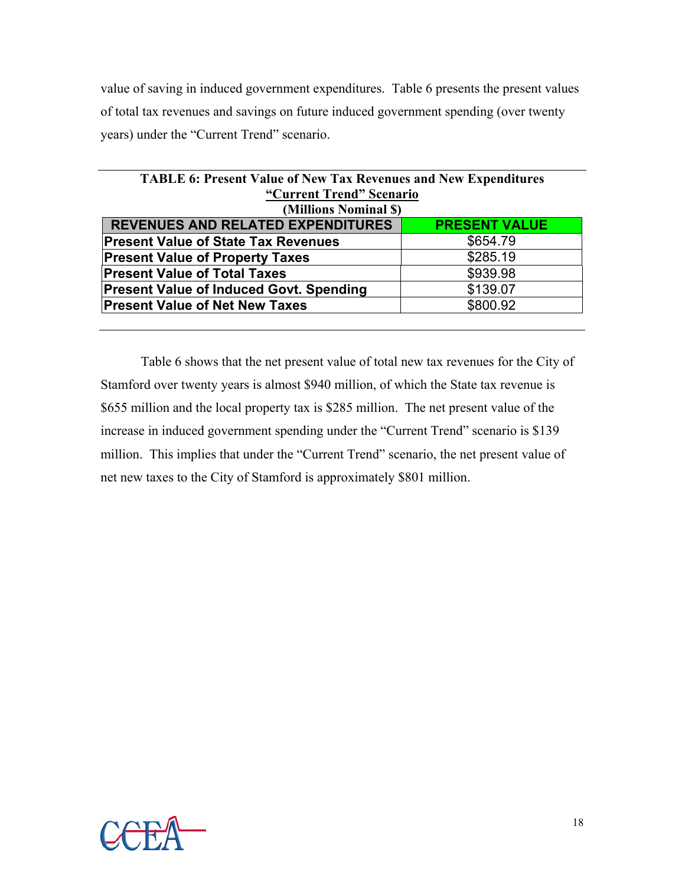value of saving in induced government expenditures. Table 6 presents the present values of total tax revenues and savings on future induced government spending (over twenty years) under the "Current Trend" scenario.

**TABLE 6: Present Value of New Tax Revenues and New Expenditures**
**"Current Trend" Scenario**
**(Millions Nominal $)**

| REVENUES AND RELATED EXPENDITURES | PRESENT VALUE |
|---|---|
| **Present Value of State Tax Revenues** | $654.79 |
| **Present Value of Property Taxes** | $285.19 |
| **Present Value of Total Taxes** | $939.98 |
| **Present Value of Induced Govt. Spending** | $139.07 |
| **Present Value of Net New Taxes** | $800.92 |

Table 6 shows that the net present value of total new tax revenues for the City of Stamford over twenty years is almost $940 million, of which the State tax revenue is $655 million and the local property tax is $285 million. The net present value of the increase in induced government spending under the "Current Trend" scenario is $139 million. This implies that under the "Current Trend" scenario, the net present value of net new taxes to the City of Stamford is approximately $801 million.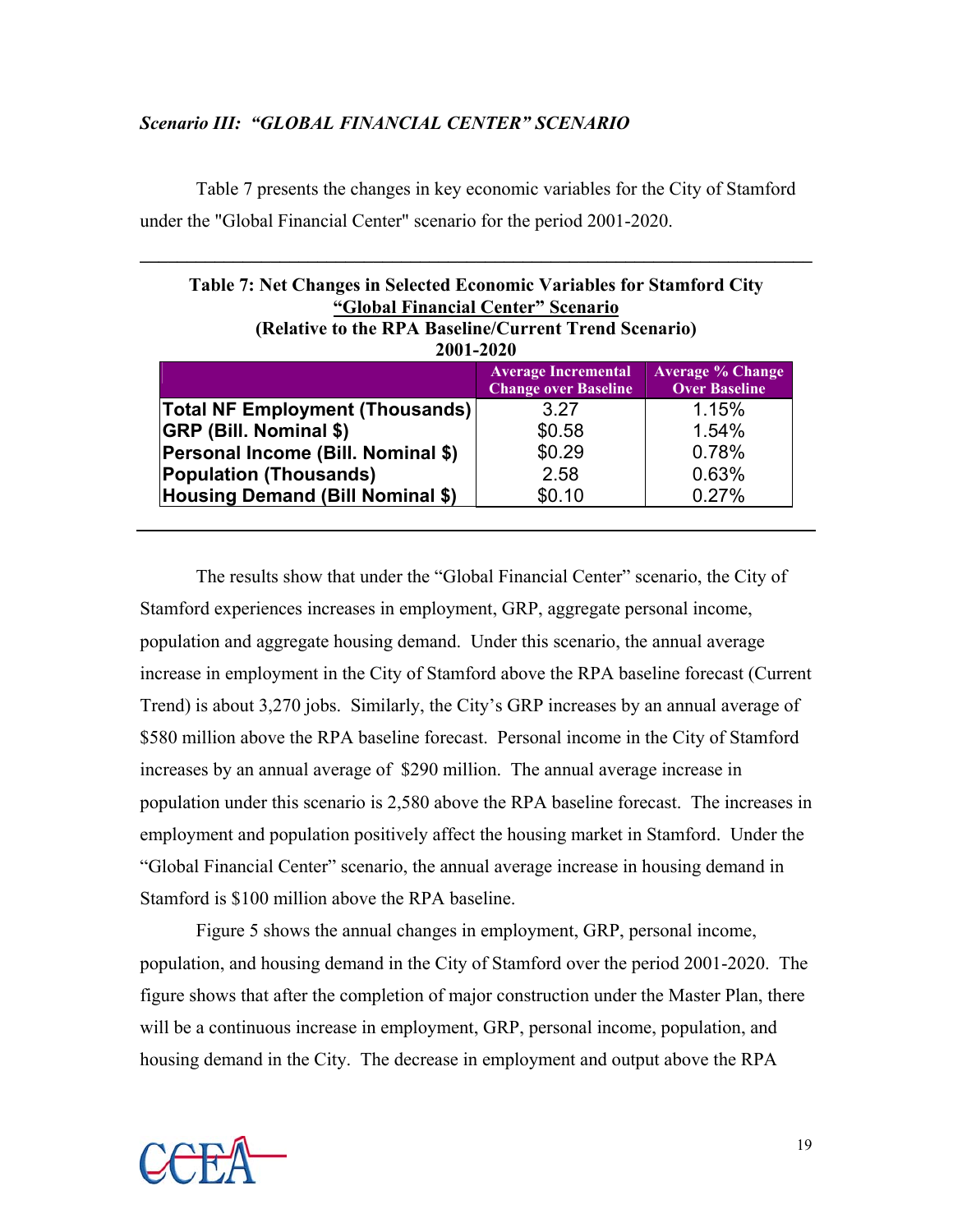*Scenario III: "GLOBAL FINANCIAL CENTER" SCENARIO*

Table 7 presents the changes in key economic variables for the City of Stamford under the "Global Financial Center" scenario for the period 2001-2020.

**Table 7: Net Changes in Selected Economic Variables for Stamford City**
**"Global Financial Center" Scenario**
**(Relative to the RPA Baseline/Current Trend Scenario)**
**2001-2020**

| | Average Incremental Change over Baseline | Average % Change Over Baseline |
|---|---|---|
| **Total NF Employment (Thousands)** | 3.27 | 1.15% |
| **GRP (Bill. Nominal $)** | $0.58 | 1.54% |
| **Personal Income (Bill. Nominal $)** | $0.29 | 0.78% |
| **Population (Thousands)** | 2.58 | 0.63% |
| **Housing Demand (Bill Nominal $)** | $0.10 | 0.27% |

The results show that under the "Global Financial Center" scenario, the City of Stamford experiences increases in employment, GRP, aggregate personal income, population and aggregate housing demand. Under this scenario, the annual average increase in employment in the City of Stamford above the RPA baseline forecast (Current Trend) is about 3,270 jobs. Similarly, the City's GRP increases by an annual average of $580 million above the RPA baseline forecast. Personal income in the City of Stamford increases by an annual average of $290 million. The annual average increase in population under this scenario is 2,580 above the RPA baseline forecast. The increases in employment and population positively affect the housing market in Stamford. Under the "Global Financial Center" scenario, the annual average increase in housing demand in Stamford is $100 million above the RPA baseline.

Figure 5 shows the annual changes in employment, GRP, personal income, population, and housing demand in the City of Stamford over the period 2001-2020. The figure shows that after the completion of major construction under the Master Plan, there will be a continuous increase in employment, GRP, personal income, population, and housing demand in the City. The decrease in employment and output above the RPA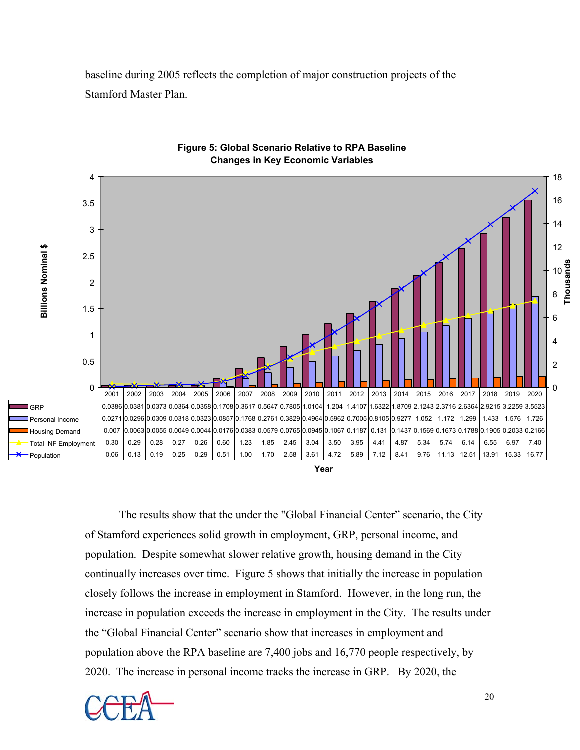baseline during 2005 reflects the completion of major construction projects of the Stamford Master Plan.

**Figure 5: Global Scenario Relative to RPA Baseline**
**Changes in Key Economic Variables**

| | 2001 | 2002 | 2003 | 2004 | 2005 | 2006 | 2007 | 2008 | 2009 | 2010 | 2011 | 2012 | 2013 | 2014 | 2015 | 2016 | 2017 | 2018 | 2019 | 2020 |
|---|---|---|---|---|---|---|---|---|---|---|---|---|---|---|---|---|---|---|---|---|
| GRP | 0.0386 | 0.0381 | 0.0373 | 0.0364 | 0.0358 | 0.1708 | 0.3617 | 0.5647 | 0.7805 | 1.0104 | 1.204 | 1.4107 | 1.6322 | 1.8709 | 2.1243 | 2.3716 | 2.6364 | 2.9215 | 3.2259 | 3.5523 |
| Personal Income | 0.0271 | 0.0296 | 0.0309 | 0.0318 | 0.0323 | 0.0857 | 0.1768 | 0.2761 | 0.3829 | 0.4964 | 0.5962 | 0.7005 | 0.8105 | 0.9277 | 1.052 | 1.172 | 1.299 | 1.433 | 1.576 | 1.726 |
| Housing Demand | 0.007 | 0.0063 | 0.0055 | 0.0049 | 0.0044 | 0.0176 | 0.0383 | 0.0579 | 0.0765 | 0.0945 | 0.1067 | 0.1187 | 0.131 | 0.1437 | 0.1569 | 0.1673 | 0.1788 | 0.1905 | 0.2033 | 0.2166 |
| Total NF Employment | 0.30 | 0.29 | 0.28 | 0.27 | 0.26 | 0.60 | 1.23 | 1.85 | 2.45 | 3.04 | 3.50 | 3.95 | 4.41 | 4.87 | 5.34 | 5.74 | 6.14 | 6.55 | 6.97 | 7.40 |
| Population | 0.06 | 0.13 | 0.19 | 0.25 | 0.29 | 0.51 | 1.00 | 1.70 | 2.58 | 3.61 | 4.72 | 5.89 | 7.12 | 8.41 | 9.76 | 11.13 | 12.51 | 13.91 | 15.33 | 16.77 |

Year (left axis: Billions Nominal $; right axis: Thousands)

The results show that the under the "Global Financial Center" scenario, the City of Stamford experiences solid growth in employment, GRP, personal income, and population. Despite somewhat slower relative growth, housing demand in the City continually increases over time. Figure 5 shows that initially the increase in population closely follows the increase in employment in Stamford. However, in the long run, the increase in population exceeds the increase in employment in the City. The results under the "Global Financial Center" scenario show that increases in employment and population above the RPA baseline are 7,400 jobs and 16,770 people respectively, by 2020. The increase in personal income tracks the increase in GRP. By 2020, the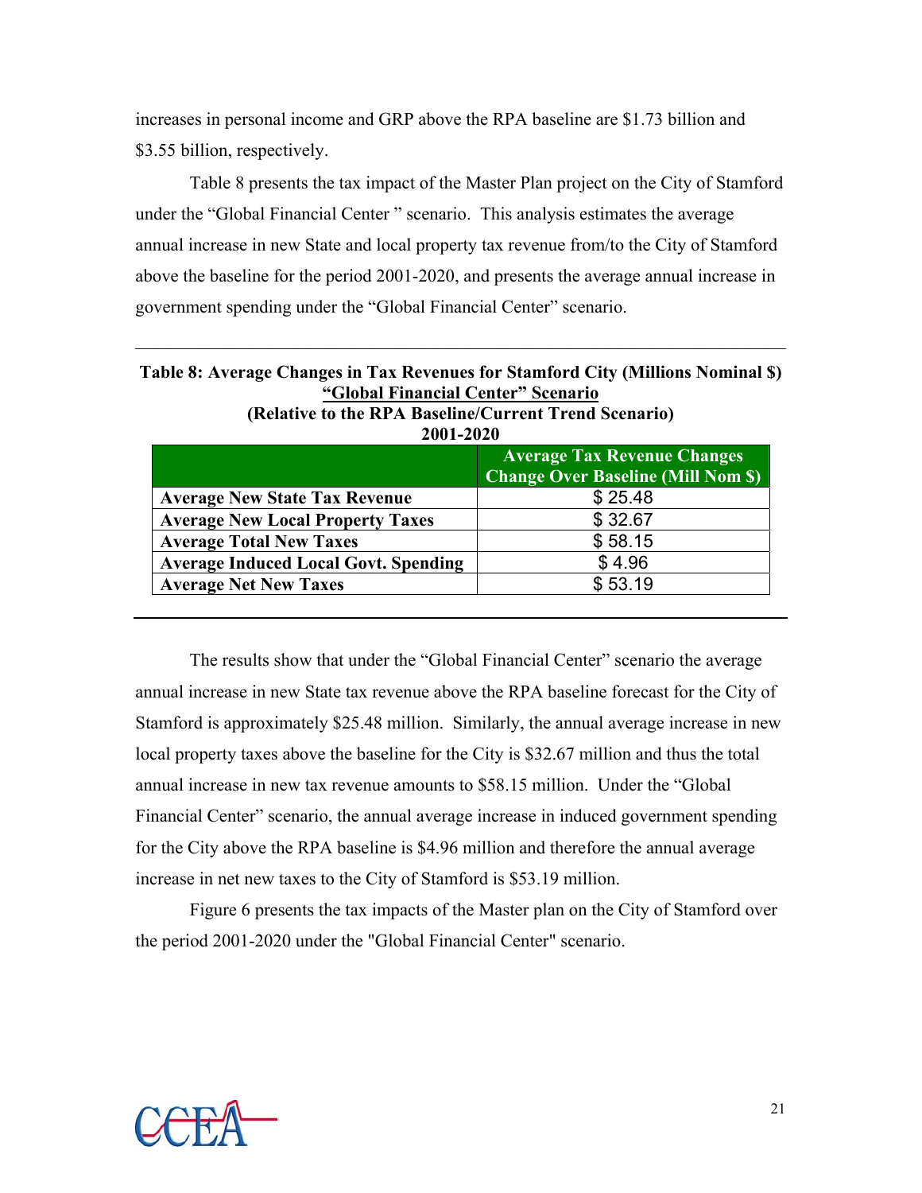increases in personal income and GRP above the RPA baseline are $1.73 billion and $3.55 billion, respectively.

Table 8 presents the tax impact of the Master Plan project on the City of Stamford under the "Global Financial Center " scenario. This analysis estimates the average annual increase in new State and local property tax revenue from/to the City of Stamford above the baseline for the period 2001-2020, and presents the average annual increase in government spending under the "Global Financial Center" scenario.

**Table 8: Average Changes in Tax Revenues for Stamford City (Millions Nominal $)**
**"Global Financial Center" Scenario**
**(Relative to the RPA Baseline/Current Trend Scenario)**
**2001-2020**

| | Average Tax Revenue Changes Change Over Baseline (Mill Nom $) |
|---|---|
| **Average New State Tax Revenue** | $ 25.48 |
| **Average New Local Property Taxes** | $ 32.67 |
| **Average Total New Taxes** | $ 58.15 |
| **Average Induced Local Govt. Spending** | $ 4.96 |
| **Average Net New Taxes** | $ 53.19 |

The results show that under the "Global Financial Center" scenario the average annual increase in new State tax revenue above the RPA baseline forecast for the City of Stamford is approximately $25.48 million. Similarly, the annual average increase in new local property taxes above the baseline for the City is $32.67 million and thus the total annual increase in new tax revenue amounts to $58.15 million. Under the "Global Financial Center" scenario, the annual average increase in induced government spending for the City above the RPA baseline is $4.96 million and therefore the annual average increase in net new taxes to the City of Stamford is $53.19 million.

Figure 6 presents the tax impacts of the Master plan on the City of Stamford over the period 2001-2020 under the "Global Financial Center" scenario.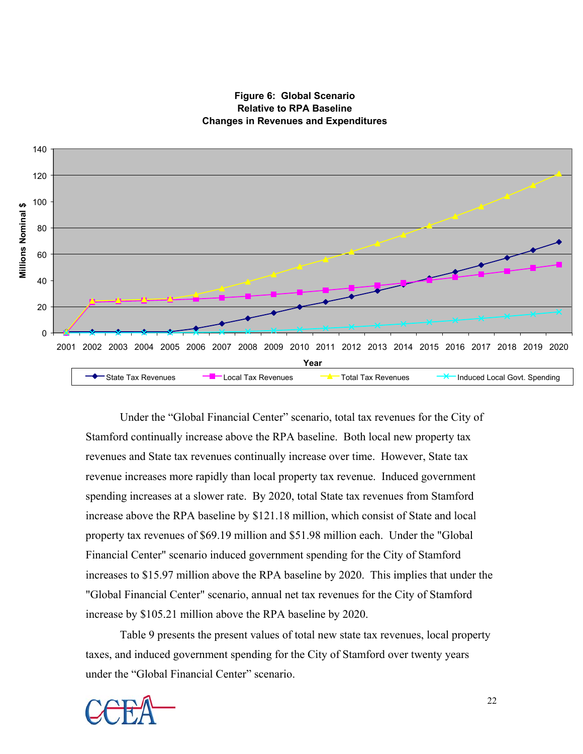**Figure 6: Global Scenario**
**Relative to RPA Baseline**
**Changes in Revenues and Expenditures**

Under the "Global Financial Center" scenario, total tax revenues for the City of Stamford continually increase above the RPA baseline. Both local new property tax revenues and State tax revenues continually increase over time. However, State tax revenue increases more rapidly than local property tax revenue. Induced government spending increases at a slower rate. By 2020, total State tax revenues from Stamford increase above the RPA baseline by $121.18 million, which consist of State and local property tax revenues of $69.19 million and $51.98 million each. Under the "Global Financial Center" scenario induced government spending for the City of Stamford increases to $15.97 million above the RPA baseline by 2020. This implies that under the "Global Financial Center" scenario, annual net tax revenues for the City of Stamford increase by $105.21 million above the RPA baseline by 2020.

Table 9 presents the present values of total new state tax revenues, local property taxes, and induced government spending for the City of Stamford over twenty years under the "Global Financial Center" scenario.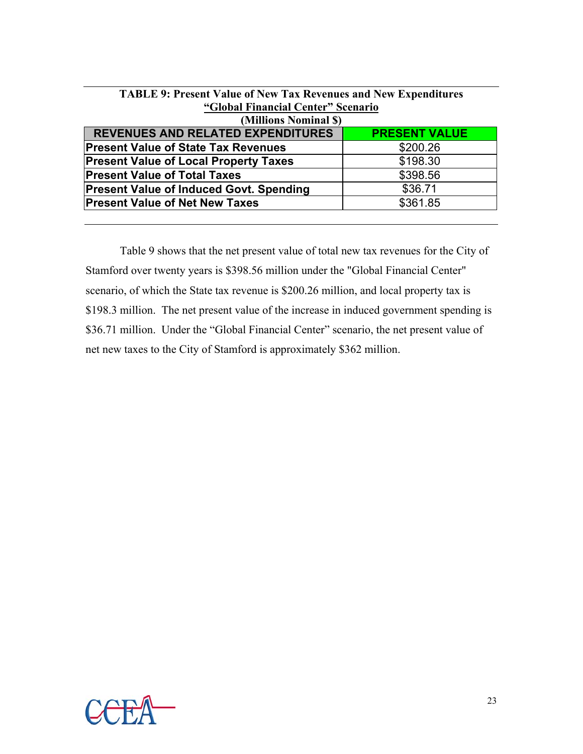**TABLE 9: Present Value of New Tax Revenues and New Expenditures**
**"Global Financial Center" Scenario**
**(Millions Nominal $)**

| REVENUES AND RELATED EXPENDITURES | PRESENT VALUE |
|---|---|
| **Present Value of State Tax Revenues** | $200.26 |
| **Present Value of Local Property Taxes** | $198.30 |
| **Present Value of Total Taxes** | $398.56 |
| **Present Value of Induced Govt. Spending** | $36.71 |
| **Present Value of Net New Taxes** | $361.85 |

Table 9 shows that the net present value of total new tax revenues for the City of Stamford over twenty years is $398.56 million under the "Global Financial Center" scenario, of which the State tax revenue is $200.26 million, and local property tax is $198.3 million. The net present value of the increase in induced government spending is $36.71 million. Under the "Global Financial Center" scenario, the net present value of net new taxes to the City of Stamford is approximately $362 million.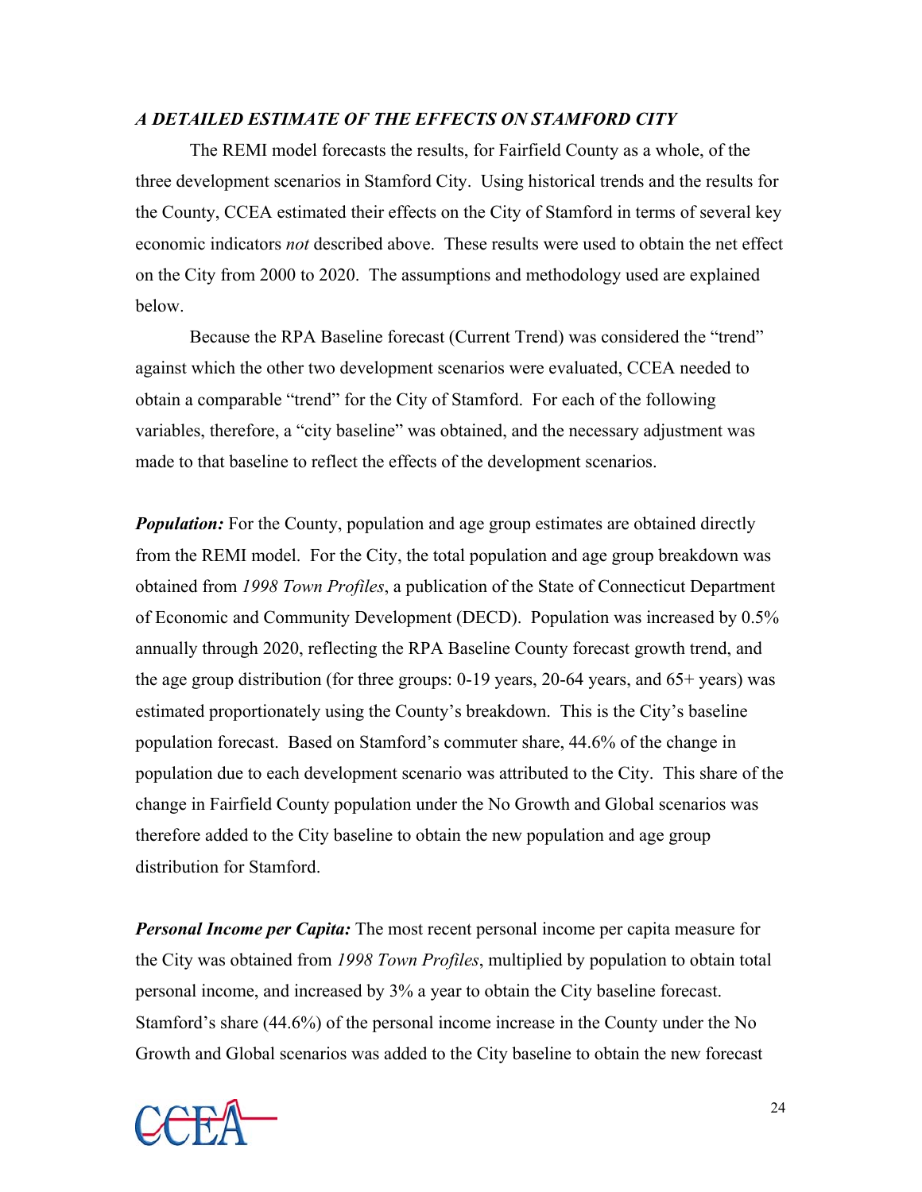***A DETAILED ESTIMATE OF THE EFFECTS ON STAMFORD CITY***

The REMI model forecasts the results, for Fairfield County as a whole, of the three development scenarios in Stamford City. Using historical trends and the results for the County, CCEA estimated their effects on the City of Stamford in terms of several key economic indicators *not* described above. These results were used to obtain the net effect on the City from 2000 to 2020. The assumptions and methodology used are explained below.

Because the RPA Baseline forecast (Current Trend) was considered the "trend" against which the other two development scenarios were evaluated, CCEA needed to obtain a comparable "trend" for the City of Stamford. For each of the following variables, therefore, a "city baseline" was obtained, and the necessary adjustment was made to that baseline to reflect the effects of the development scenarios.

***Population:*** For the County, population and age group estimates are obtained directly from the REMI model. For the City, the total population and age group breakdown was obtained from *1998 Town Profiles*, a publication of the State of Connecticut Department of Economic and Community Development (DECD). Population was increased by 0.5% annually through 2020, reflecting the RPA Baseline County forecast growth trend, and the age group distribution (for three groups: 0-19 years, 20-64 years, and 65+ years) was estimated proportionately using the County's breakdown. This is the City's baseline population forecast. Based on Stamford's commuter share, 44.6% of the change in population due to each development scenario was attributed to the City. This share of the change in Fairfield County population under the No Growth and Global scenarios was therefore added to the City baseline to obtain the new population and age group distribution for Stamford.

***Personal Income per Capita:*** The most recent personal income per capita measure for the City was obtained from *1998 Town Profiles*, multiplied by population to obtain total personal income, and increased by 3% a year to obtain the City baseline forecast. Stamford's share (44.6%) of the personal income increase in the County under the No Growth and Global scenarios was added to the City baseline to obtain the new forecast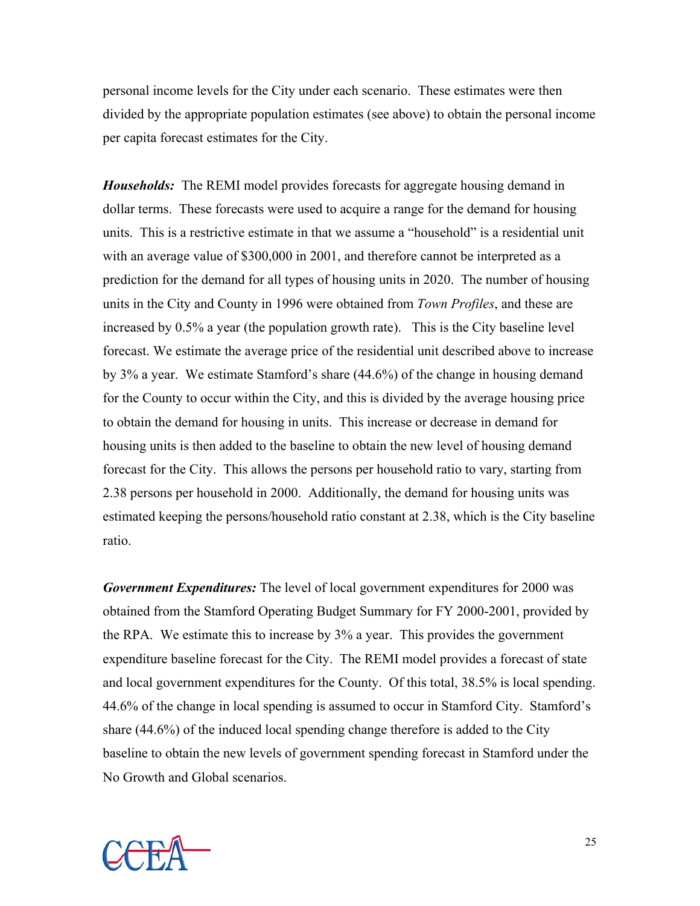personal income levels for the City under each scenario. These estimates were then divided by the appropriate population estimates (see above) to obtain the personal income per capita forecast estimates for the City.

***Households:*** The REMI model provides forecasts for aggregate housing demand in dollar terms. These forecasts were used to acquire a range for the demand for housing units. This is a restrictive estimate in that we assume a "household" is a residential unit with an average value of $300,000 in 2001, and therefore cannot be interpreted as a prediction for the demand for all types of housing units in 2020. The number of housing units in the City and County in 1996 were obtained from *Town Profiles*, and these are increased by 0.5% a year (the population growth rate). This is the City baseline level forecast. We estimate the average price of the residential unit described above to increase by 3% a year. We estimate Stamford's share (44.6%) of the change in housing demand for the County to occur within the City, and this is divided by the average housing price to obtain the demand for housing in units. This increase or decrease in demand for housing units is then added to the baseline to obtain the new level of housing demand forecast for the City. This allows the persons per household ratio to vary, starting from 2.38 persons per household in 2000. Additionally, the demand for housing units was estimated keeping the persons/household ratio constant at 2.38, which is the City baseline ratio.

***Government Expenditures:*** The level of local government expenditures for 2000 was obtained from the Stamford Operating Budget Summary for FY 2000-2001, provided by the RPA. We estimate this to increase by 3% a year. This provides the government expenditure baseline forecast for the City. The REMI model provides a forecast of state and local government expenditures for the County. Of this total, 38.5% is local spending. 44.6% of the change in local spending is assumed to occur in Stamford City. Stamford's share (44.6%) of the induced local spending change therefore is added to the City baseline to obtain the new levels of government spending forecast in Stamford under the No Growth and Global scenarios.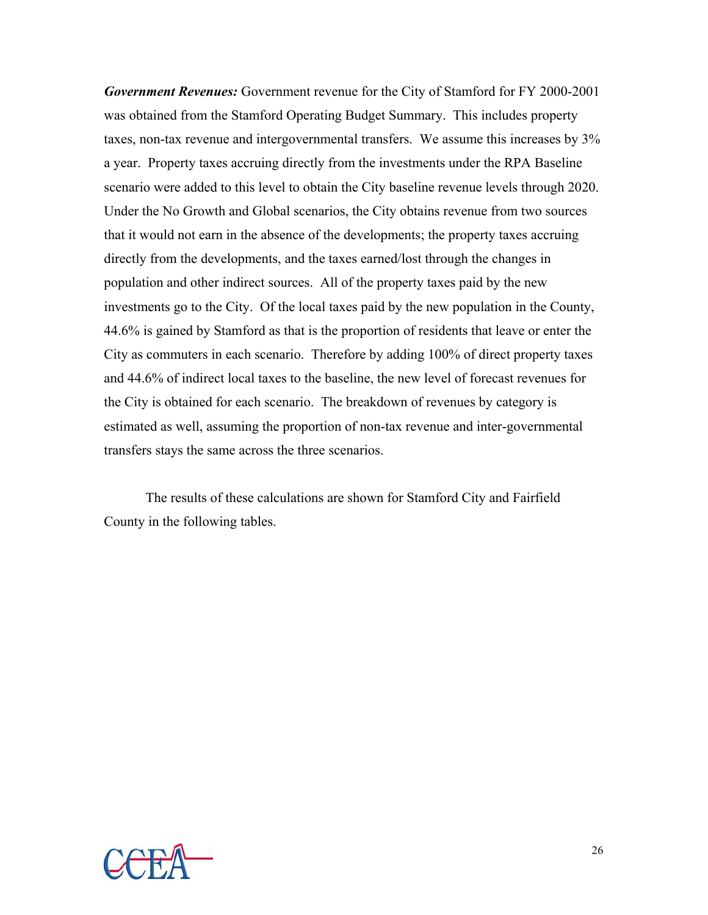***Government Revenues:*** Government revenue for the City of Stamford for FY 2000-2001 was obtained from the Stamford Operating Budget Summary. This includes property taxes, non-tax revenue and intergovernmental transfers. We assume this increases by 3% a year. Property taxes accruing directly from the investments under the RPA Baseline scenario were added to this level to obtain the City baseline revenue levels through 2020. Under the No Growth and Global scenarios, the City obtains revenue from two sources that it would not earn in the absence of the developments; the property taxes accruing directly from the developments, and the taxes earned/lost through the changes in population and other indirect sources. All of the property taxes paid by the new investments go to the City. Of the local taxes paid by the new population in the County, 44.6% is gained by Stamford as that is the proportion of residents that leave or enter the City as commuters in each scenario. Therefore by adding 100% of direct property taxes and 44.6% of indirect local taxes to the baseline, the new level of forecast revenues for the City is obtained for each scenario. The breakdown of revenues by category is estimated as well, assuming the proportion of non-tax revenue and inter-governmental transfers stays the same across the three scenarios.

The results of these calculations are shown for Stamford City and Fairfield County in the following tables.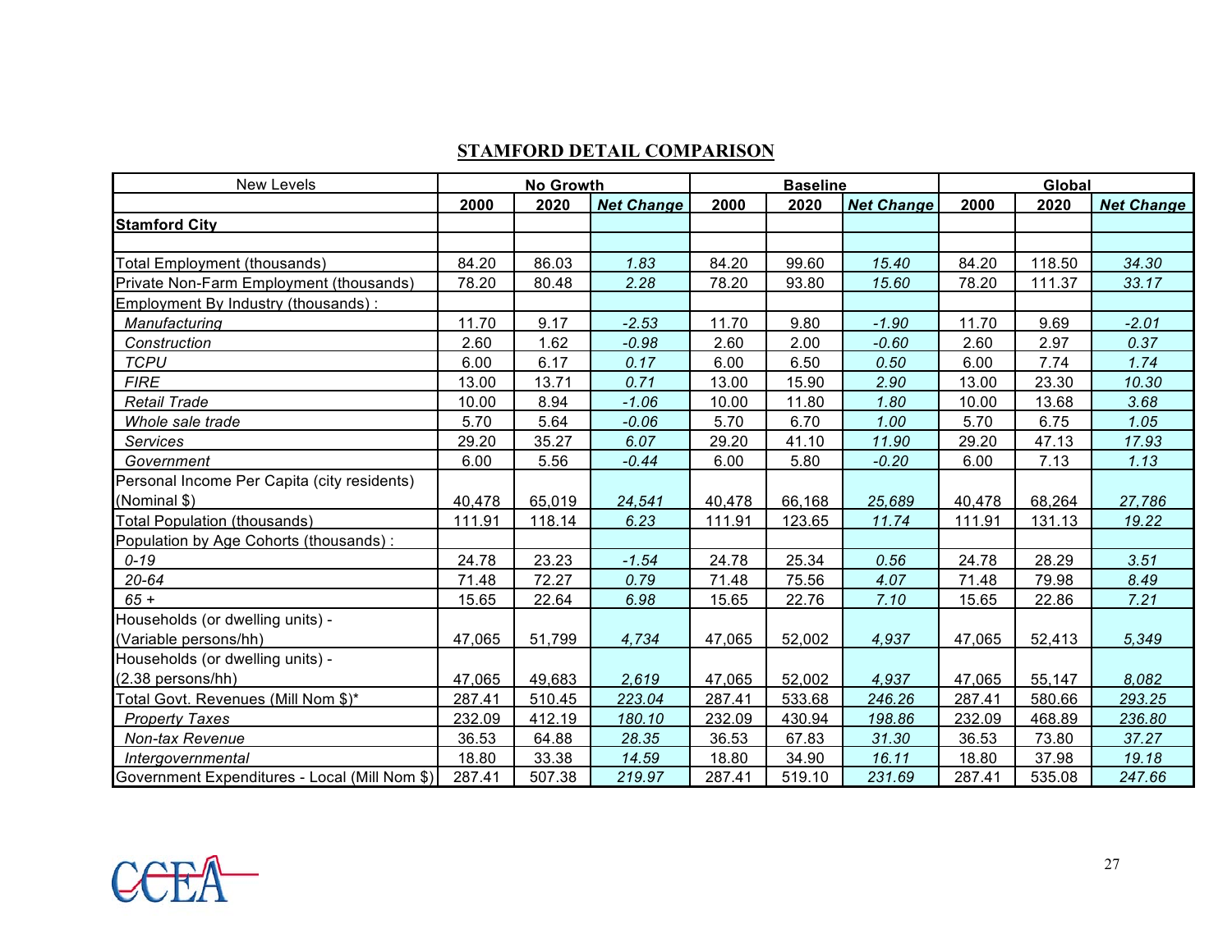## STAMFORD DETAIL COMPARISON

| New Levels | No Growth | | | Baseline | | | Global | | |
|---|---|---|---|---|---|---|---|---|---|
| | 2000 | 2020 | *Net Change* | 2000 | 2020 | *Net Change* | 2000 | 2020 | *Net Change* |
| **Stamford City** | | | | | | | | | |
| | | | | | | | | | |
| Total Employment (thousands) | 84.20 | 86.03 | *1.83* | 84.20 | 99.60 | *15.40* | 84.20 | 118.50 | *34.30* |
| Private Non-Farm Employment (thousands) | 78.20 | 80.48 | *2.28* | 78.20 | 93.80 | *15.60* | 78.20 | 111.37 | *33.17* |
| Employment By Industry (thousands) : | | | | | | | | | |
| *Manufacturing* | 11.70 | 9.17 | *-2.53* | 11.70 | 9.80 | *-1.90* | 11.70 | 9.69 | *-2.01* |
| *Construction* | 2.60 | 1.62 | *-0.98* | 2.60 | 2.00 | *-0.60* | 2.60 | 2.97 | *0.37* |
| *TCPU* | 6.00 | 6.17 | *0.17* | 6.00 | 6.50 | *0.50* | 6.00 | 7.74 | *1.74* |
| *FIRE* | 13.00 | 13.71 | *0.71* | 13.00 | 15.90 | *2.90* | 13.00 | 23.30 | *10.30* |
| *Retail Trade* | 10.00 | 8.94 | *-1.06* | 10.00 | 11.80 | *1.80* | 10.00 | 13.68 | *3.68* |
| *Whole sale trade* | 5.70 | 5.64 | *-0.06* | 5.70 | 6.70 | *1.00* | 5.70 | 6.75 | *1.05* |
| *Services* | 29.20 | 35.27 | *6.07* | 29.20 | 41.10 | *11.90* | 29.20 | 47.13 | *17.93* |
| *Government* | 6.00 | 5.56 | *-0.44* | 6.00 | 5.80 | *-0.20* | 6.00 | 7.13 | *1.13* |
| Personal Income Per Capita (city residents) (Nominal $) | 40,478 | 65,019 | *24,541* | 40,478 | 66,168 | *25,689* | 40,478 | 68,264 | *27,786* |
| Total Population (thousands) | 111.91 | 118.14 | *6.23* | 111.91 | 123.65 | *11.74* | 111.91 | 131.13 | *19.22* |
| Population by Age Cohorts (thousands) : | | | | | | | | | |
| *0-19* | 24.78 | 23.23 | *-1.54* | 24.78 | 25.34 | *0.56* | 24.78 | 28.29 | *3.51* |
| *20-64* | 71.48 | 72.27 | *0.79* | 71.48 | 75.56 | *4.07* | 71.48 | 79.98 | *8.49* |
| *65 +* | 15.65 | 22.64 | *6.98* | 15.65 | 22.76 | *7.10* | 15.65 | 22.86 | *7.21* |
| Households (or dwelling units) - (Variable persons/hh) | 47,065 | 51,799 | *4,734* | 47,065 | 52,002 | *4,937* | 47,065 | 52,413 | *5,349* |
| Households (or dwelling units) - (2.38 persons/hh) | 47,065 | 49,683 | *2,619* | 47,065 | 52,002 | *4,937* | 47,065 | 55,147 | *8,082* |
| Total Govt. Revenues (Mill Nom $)* | 287.41 | 510.45 | *223.04* | 287.41 | 533.68 | *246.26* | 287.41 | 580.66 | *293.25* |
| *Property Taxes* | 232.09 | 412.19 | *180.10* | 232.09 | 430.94 | *198.86* | 232.09 | 468.89 | *236.80* |
| *Non-tax Revenue* | 36.53 | 64.88 | *28.35* | 36.53 | 67.83 | *31.30* | 36.53 | 73.80 | *37.27* |
| *Intergovernmental* | 18.80 | 33.38 | *14.59* | 18.80 | 34.90 | *16.11* | 18.80 | 37.98 | *19.18* |
| Government Expenditures - Local (Mill Nom $) | 287.41 | 507.38 | *219.97* | 287.41 | 519.10 | *231.69* | 287.41 | 535.08 | *247.66* |

CCEA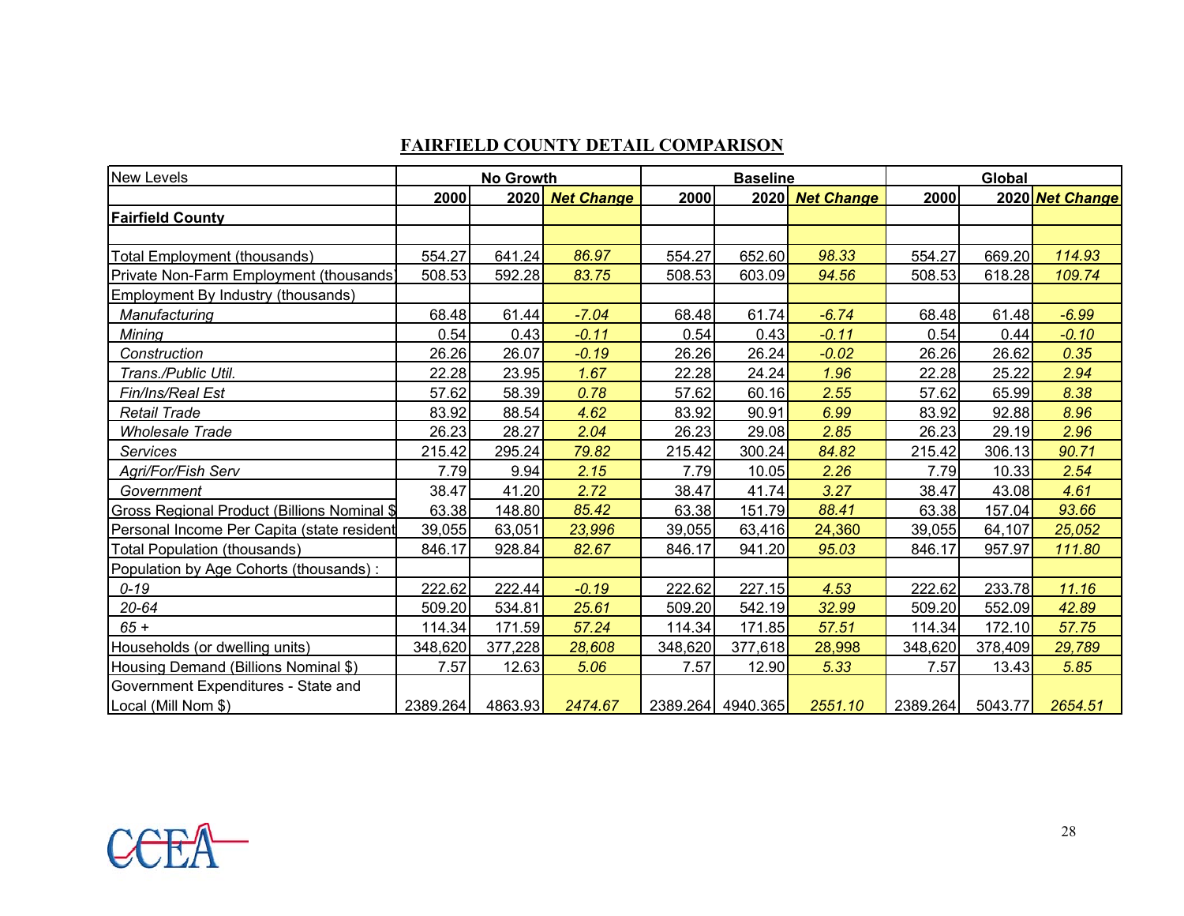## FAIRFIELD COUNTY DETAIL COMPARISON

| New Levels | No Growth | | | Baseline | | | Global | | |
|---|---|---|---|---|---|---|---|---|---|
| | 2000 | 2020 | *Net Change* | 2000 | 2020 | *Net Change* | 2000 | 2020 | *Net Change* |
| **Fairfield County** | | | | | | | | | |
| | | | | | | | | | |
| Total Employment (thousands) | 554.27 | 641.24 | *86.97* | 554.27 | 652.60 | *98.33* | 554.27 | 669.20 | *114.93* |
| Private Non-Farm Employment (thousands) | 508.53 | 592.28 | *83.75* | 508.53 | 603.09 | *94.56* | 508.53 | 618.28 | *109.74* |
| Employment By Industry (thousands) | | | | | | | | | |
| *Manufacturing* | 68.48 | 61.44 | *-7.04* | 68.48 | 61.74 | *-6.74* | 68.48 | 61.48 | *-6.99* |
| *Mining* | 0.54 | 0.43 | *-0.11* | 0.54 | 0.43 | *-0.11* | 0.54 | 0.44 | *-0.10* |
| *Construction* | 26.26 | 26.07 | *-0.19* | 26.26 | 26.24 | *-0.02* | 26.26 | 26.62 | *0.35* |
| *Trans./Public Util.* | 22.28 | 23.95 | *1.67* | 22.28 | 24.24 | *1.96* | 22.28 | 25.22 | *2.94* |
| *Fin/Ins/Real Est* | 57.62 | 58.39 | *0.78* | 57.62 | 60.16 | *2.55* | 57.62 | 65.99 | *8.38* |
| *Retail Trade* | 83.92 | 88.54 | *4.62* | 83.92 | 90.91 | *6.99* | 83.92 | 92.88 | *8.96* |
| *Wholesale Trade* | 26.23 | 28.27 | *2.04* | 26.23 | 29.08 | *2.85* | 26.23 | 29.19 | *2.96* |
| *Services* | 215.42 | 295.24 | *79.82* | 215.42 | 300.24 | *84.82* | 215.42 | 306.13 | *90.71* |
| *Agri/For/Fish Serv* | 7.79 | 9.94 | *2.15* | 7.79 | 10.05 | *2.26* | 7.79 | 10.33 | *2.54* |
| *Government* | 38.47 | 41.20 | *2.72* | 38.47 | 41.74 | *3.27* | 38.47 | 43.08 | *4.61* |
| Gross Regional Product (Billions Nominal $) | 63.38 | 148.80 | *85.42* | 63.38 | 151.79 | *88.41* | 63.38 | 157.04 | *93.66* |
| Personal Income Per Capita (state resident) | 39,055 | 63,051 | *23,996* | 39,055 | 63,416 | 24,360 | 39,055 | 64,107 | *25,052* |
| Total Population (thousands) | 846.17 | 928.84 | *82.67* | 846.17 | 941.20 | *95.03* | 846.17 | 957.97 | *111.80* |
| Population by Age Cohorts (thousands) : | | | | | | | | | |
| *0-19* | 222.62 | 222.44 | *-0.19* | 222.62 | 227.15 | *4.53* | 222.62 | 233.78 | *11.16* |
| *20-64* | 509.20 | 534.81 | *25.61* | 509.20 | 542.19 | *32.99* | 509.20 | 552.09 | *42.89* |
| *65 +* | 114.34 | 171.59 | *57.24* | 114.34 | 171.85 | *57.51* | 114.34 | 172.10 | *57.75* |
| Households (or dwelling units) | 348,620 | 377,228 | *28,608* | 348,620 | 377,618 | 28,998 | 348,620 | 378,409 | *29,789* |
| Housing Demand (Billions Nominal $) | 7.57 | 12.63 | *5.06* | 7.57 | 12.90 | *5.33* | 7.57 | 13.43 | *5.85* |
| Government Expenditures - State and Local (Mill Nom $) | 2389.264 | 4863.93 | *2474.67* | 2389.264 | 4940.365 | *2551.10* | 2389.264 | 5043.77 | *2654.51* |

CCEA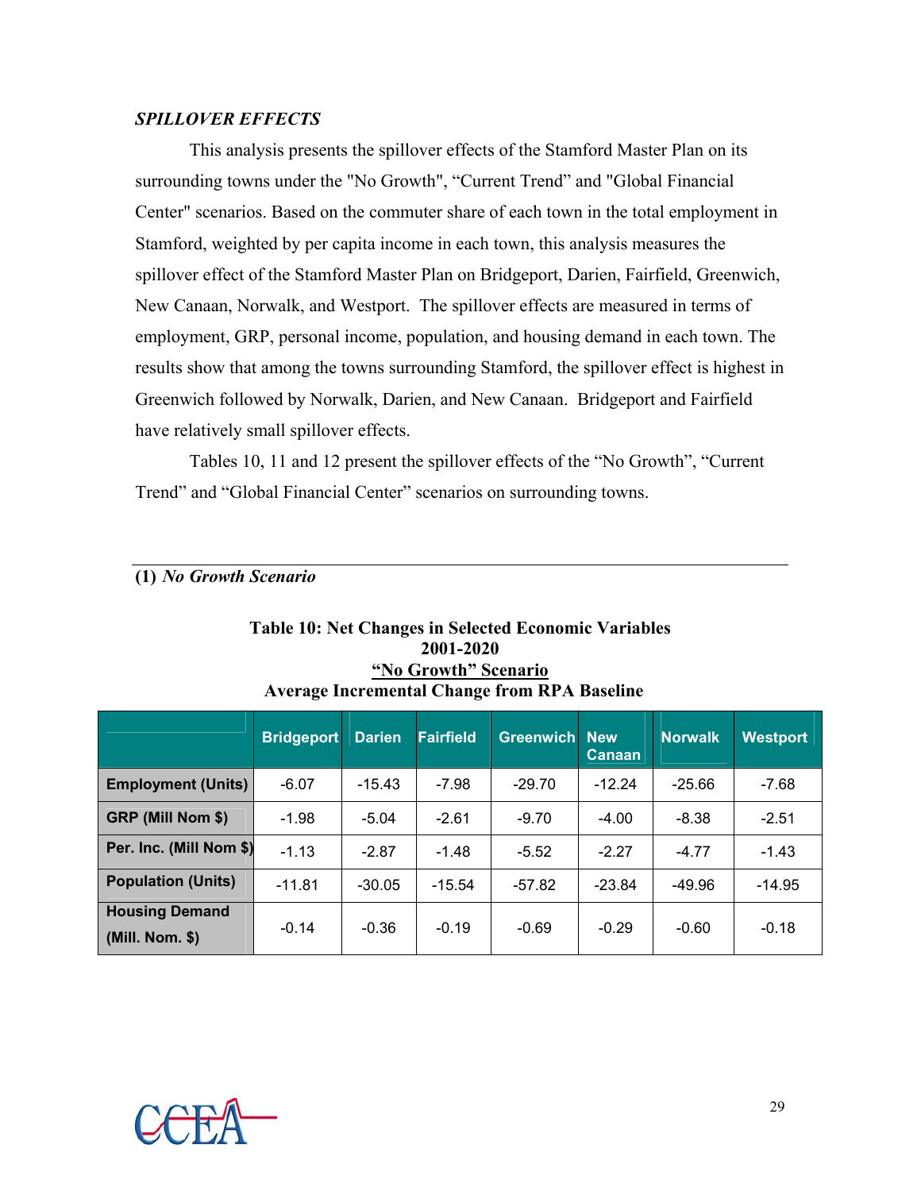### *SPILLOVER EFFECTS*

This analysis presents the spillover effects of the Stamford Master Plan on its surrounding towns under the "No Growth", "Current Trend" and "Global Financial Center" scenarios. Based on the commuter share of each town in the total employment in Stamford, weighted by per capita income in each town, this analysis measures the spillover effect of the Stamford Master Plan on Bridgeport, Darien, Fairfield, Greenwich, New Canaan, Norwalk, and Westport. The spillover effects are measured in terms of employment, GRP, personal income, population, and housing demand in each town. The results show that among the towns surrounding Stamford, the spillover effect is highest in Greenwich followed by Norwalk, Darien, and New Canaan. Bridgeport and Fairfield have relatively small spillover effects.

Tables 10, 11 and 12 present the spillover effects of the "No Growth", "Current Trend" and "Global Financial Center" scenarios on surrounding towns.

**(1)** ***No Growth Scenario***

**Table 10: Net Changes in Selected Economic Variables**
**2001-2020**
**"No Growth" Scenario**
**Average Incremental Change from RPA Baseline**

| | Bridgeport | Darien | Fairfield | Greenwich | New Canaan | Norwalk | Westport |
|---|---|---|---|---|---|---|---|
| **Employment (Units)** | -6.07 | -15.43 | -7.98 | -29.70 | -12.24 | -25.66 | -7.68 |
| **GRP (Mill Nom $)** | -1.98 | -5.04 | -2.61 | -9.70 | -4.00 | -8.38 | -2.51 |
| **Per. Inc. (Mill Nom $)** | -1.13 | -2.87 | -1.48 | -5.52 | -2.27 | -4.77 | -1.43 |
| **Population (Units)** | -11.81 | -30.05 | -15.54 | -57.82 | -23.84 | -49.96 | -14.95 |
| **Housing Demand (Mill. Nom. $)** | -0.14 | -0.36 | -0.19 | -0.69 | -0.29 | -0.60 | -0.18 |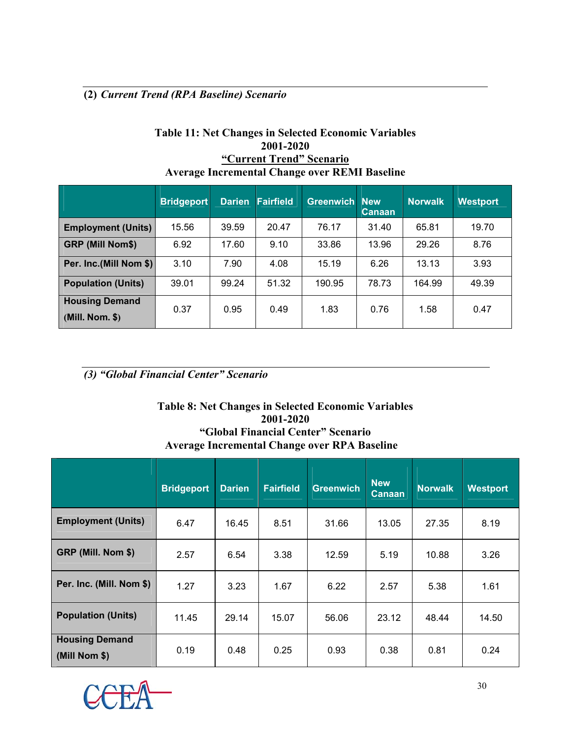**(2)** ***Current Trend (RPA Baseline) Scenario***

**Table 11: Net Changes in Selected Economic Variables**
**2001-2020**
**<u>"Current Trend" Scenario</u>**
**Average Incremental Change over REMI Baseline**

| | Bridgeport | Darien | Fairfield | Greenwich | New Canaan | Norwalk | Westport |
|---|---|---|---|---|---|---|---|
| **Employment (Units)** | 15.56 | 39.59 | 20.47 | 76.17 | 31.40 | 65.81 | 19.70 |
| **GRP (Mill Nom$)** | 6.92 | 17.60 | 9.10 | 33.86 | 13.96 | 29.26 | 8.76 |
| **Per. Inc.(Mill Nom $)** | 3.10 | 7.90 | 4.08 | 15.19 | 6.26 | 13.13 | 3.93 |
| **Population (Units)** | 39.01 | 99.24 | 51.32 | 190.95 | 78.73 | 164.99 | 49.39 |
| **Housing Demand (Mill. Nom. $)** | 0.37 | 0.95 | 0.49 | 1.83 | 0.76 | 1.58 | 0.47 |

***(3) "Global Financial Center" Scenario***

**Table 8: Net Changes in Selected Economic Variables**
**2001-2020**
**"Global Financial Center" Scenario**
**Average Incremental Change over RPA Baseline**

| | Bridgeport | Darien | Fairfield | Greenwich | New Canaan | Norwalk | Westport |
|---|---|---|---|---|---|---|---|
| **Employment (Units)** | 6.47 | 16.45 | 8.51 | 31.66 | 13.05 | 27.35 | 8.19 |
| **GRP (Mill. Nom $)** | 2.57 | 6.54 | 3.38 | 12.59 | 5.19 | 10.88 | 3.26 |
| **Per. Inc. (Mill. Nom $)** | 1.27 | 3.23 | 1.67 | 6.22 | 2.57 | 5.38 | 1.61 |
| **Population (Units)** | 11.45 | 29.14 | 15.07 | 56.06 | 23.12 | 48.44 | 14.50 |
| **Housing Demand (Mill Nom $)** | 0.19 | 0.48 | 0.25 | 0.93 | 0.38 | 0.81 | 0.24 |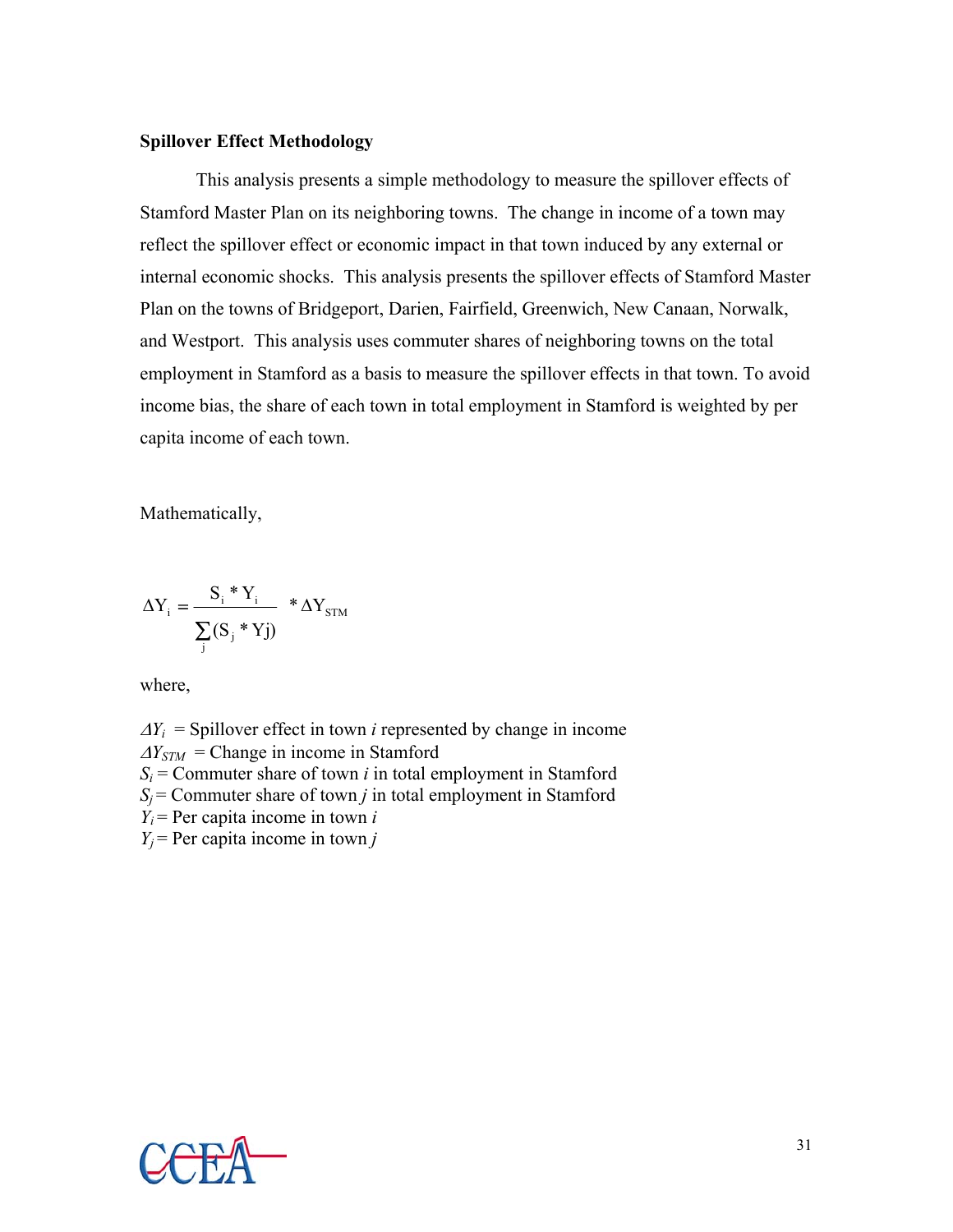**Spillover Effect Methodology**

This analysis presents a simple methodology to measure the spillover effects of Stamford Master Plan on its neighboring towns. The change in income of a town may reflect the spillover effect or economic impact in that town induced by any external or internal economic shocks. This analysis presents the spillover effects of Stamford Master Plan on the towns of Bridgeport, Darien, Fairfield, Greenwich, New Canaan, Norwalk, and Westport. This analysis uses commuter shares of neighboring towns on the total employment in Stamford as a basis to measure the spillover effects in that town. To avoid income bias, the share of each town in total employment in Stamford is weighted by per capita income of each town.

Mathematically,

$$\Delta Y_i = \frac{S_i * Y_i}{\sum_j (S_j * Yj)} * \Delta Y_{STM}$$

where,

$\Delta Y_i$ = Spillover effect in town *i* represented by change in income
$\Delta Y_{STM}$ = Change in income in Stamford
$S_i$ = Commuter share of town *i* in total employment in Stamford
$S_j$ = Commuter share of town *j* in total employment in Stamford
$Y_i$ = Per capita income in town *i*
$Y_j$ = Per capita income in town *j*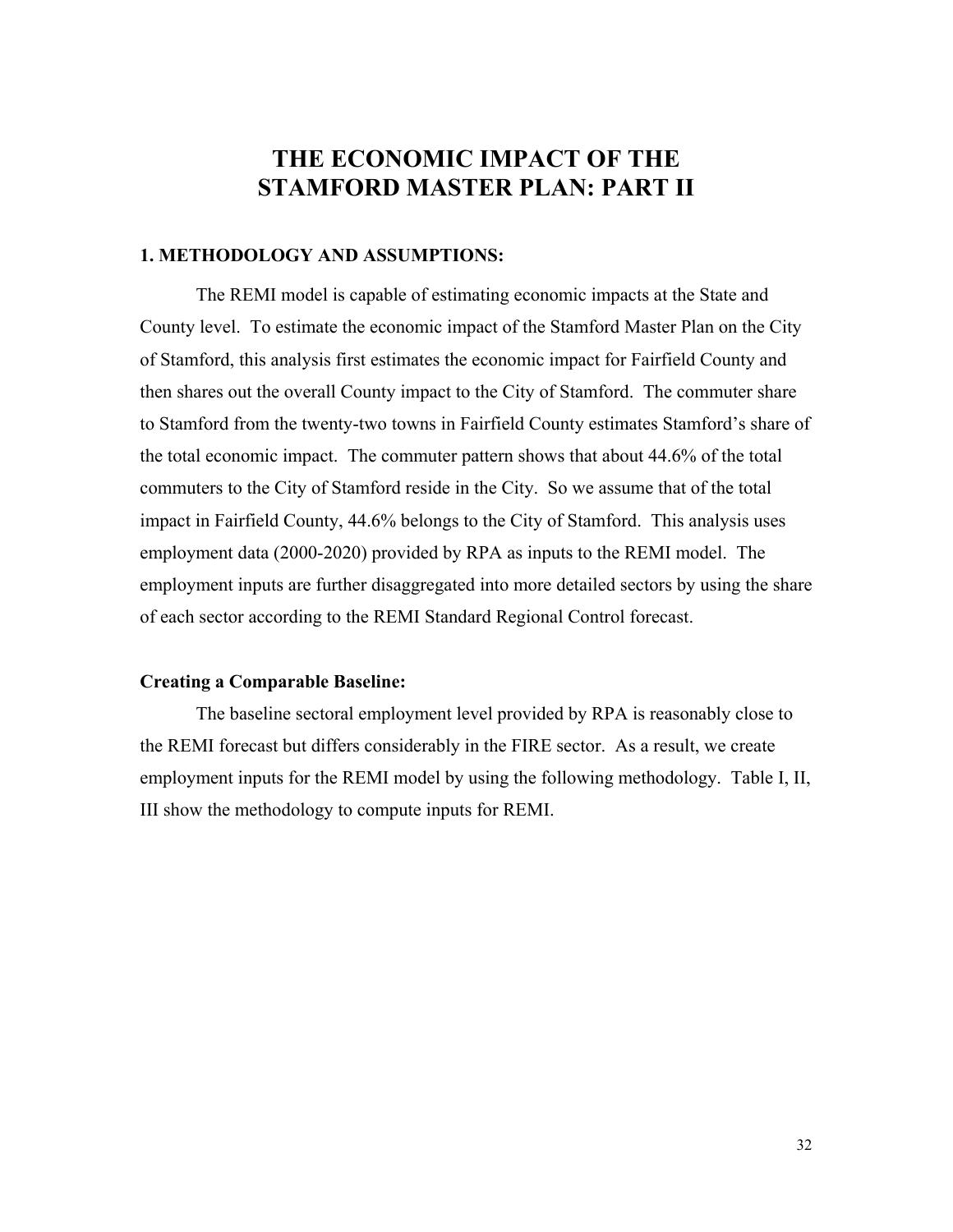# THE ECONOMIC IMPACT OF THE STAMFORD MASTER PLAN: PART II

## 1. METHODOLOGY AND ASSUMPTIONS:

The REMI model is capable of estimating economic impacts at the State and County level. To estimate the economic impact of the Stamford Master Plan on the City of Stamford, this analysis first estimates the economic impact for Fairfield County and then shares out the overall County impact to the City of Stamford. The commuter share to Stamford from the twenty-two towns in Fairfield County estimates Stamford's share of the total economic impact. The commuter pattern shows that about 44.6% of the total commuters to the City of Stamford reside in the City. So we assume that of the total impact in Fairfield County, 44.6% belongs to the City of Stamford. This analysis uses employment data (2000-2020) provided by RPA as inputs to the REMI model. The employment inputs are further disaggregated into more detailed sectors by using the share of each sector according to the REMI Standard Regional Control forecast.

### Creating a Comparable Baseline:

The baseline sectoral employment level provided by RPA is reasonably close to the REMI forecast but differs considerably in the FIRE sector. As a result, we create employment inputs for the REMI model by using the following methodology. Table I, II, III show the methodology to compute inputs for REMI.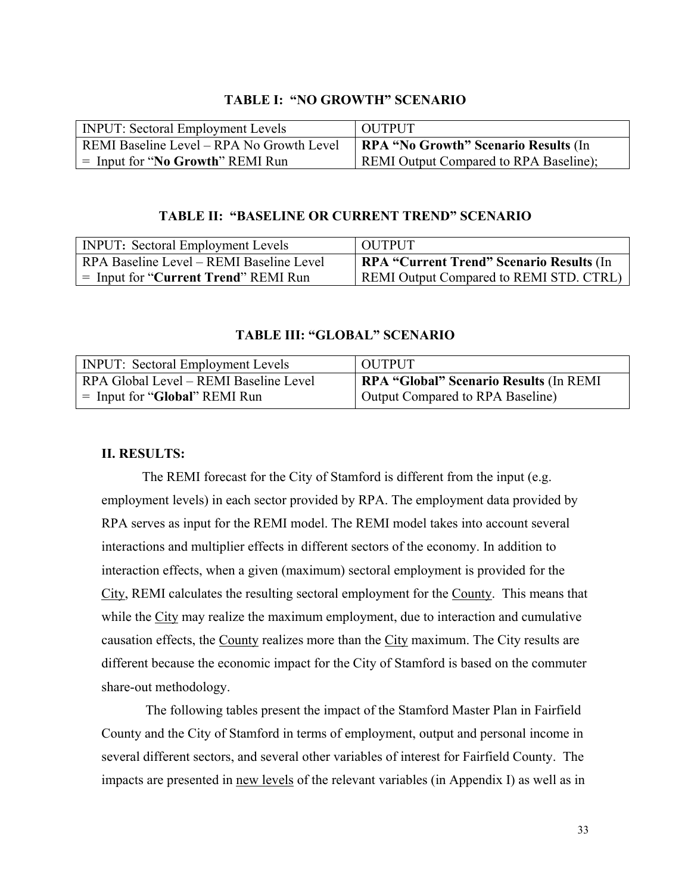**TABLE I: "NO GROWTH" SCENARIO**

| INPUT: Sectoral Employment Levels | OUTPUT |
|---|---|
| REMI Baseline Level – RPA No Growth Level = Input for "**No Growth**" REMI Run | **RPA "No Growth" Scenario Results** (In REMI Output Compared to RPA Baseline); |

**TABLE II: "BASELINE OR CURRENT TREND" SCENARIO**

| INPUT: Sectoral Employment Levels | OUTPUT |
|---|---|
| RPA Baseline Level – REMI Baseline Level = Input for "**Current Trend**" REMI Run | **RPA "Current Trend" Scenario Results** (In REMI Output Compared to REMI STD. CTRL) |

**TABLE III: "GLOBAL" SCENARIO**

| INPUT: Sectoral Employment Levels | OUTPUT |
|---|---|
| RPA Global Level – REMI Baseline Level = Input for "**Global**" REMI Run | **RPA "Global" Scenario Results** (In REMI Output Compared to RPA Baseline) |

## II. RESULTS:

The REMI forecast for the City of Stamford is different from the input (e.g. employment levels) in each sector provided by RPA. The employment data provided by RPA serves as input for the REMI model. The REMI model takes into account several interactions and multiplier effects in different sectors of the economy. In addition to interaction effects, when a given (maximum) sectoral employment is provided for the City, REMI calculates the resulting sectoral employment for the County. This means that while the City may realize the maximum employment, due to interaction and cumulative causation effects, the County realizes more than the City maximum. The City results are different because the economic impact for the City of Stamford is based on the commuter share-out methodology.

The following tables present the impact of the Stamford Master Plan in Fairfield County and the City of Stamford in terms of employment, output and personal income in several different sectors, and several other variables of interest for Fairfield County. The impacts are presented in new levels of the relevant variables (in Appendix I) as well as in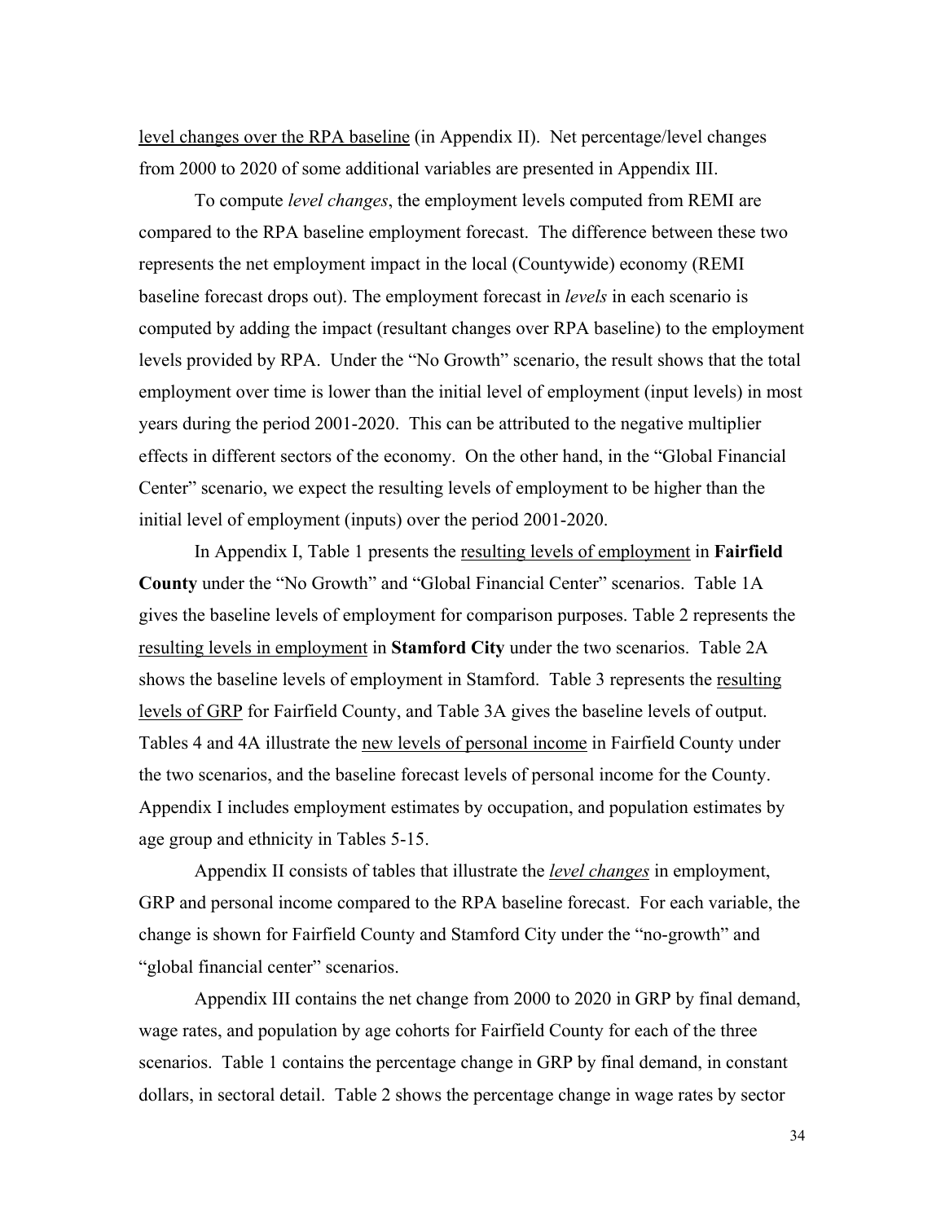level changes over the RPA baseline (in Appendix II). Net percentage/level changes from 2000 to 2020 of some additional variables are presented in Appendix III.

To compute *level changes*, the employment levels computed from REMI are compared to the RPA baseline employment forecast. The difference between these two represents the net employment impact in the local (Countywide) economy (REMI baseline forecast drops out). The employment forecast in *levels* in each scenario is computed by adding the impact (resultant changes over RPA baseline) to the employment levels provided by RPA. Under the "No Growth" scenario, the result shows that the total employment over time is lower than the initial level of employment (input levels) in most years during the period 2001-2020. This can be attributed to the negative multiplier effects in different sectors of the economy. On the other hand, in the "Global Financial Center" scenario, we expect the resulting levels of employment to be higher than the initial level of employment (inputs) over the period 2001-2020.

In Appendix I, Table 1 presents the resulting levels of employment in **Fairfield County** under the "No Growth" and "Global Financial Center" scenarios. Table 1A gives the baseline levels of employment for comparison purposes. Table 2 represents the resulting levels in employment in **Stamford City** under the two scenarios. Table 2A shows the baseline levels of employment in Stamford. Table 3 represents the resulting levels of GRP for Fairfield County, and Table 3A gives the baseline levels of output. Tables 4 and 4A illustrate the new levels of personal income in Fairfield County under the two scenarios, and the baseline forecast levels of personal income for the County. Appendix I includes employment estimates by occupation, and population estimates by age group and ethnicity in Tables 5-15.

Appendix II consists of tables that illustrate the *level changes* in employment, GRP and personal income compared to the RPA baseline forecast. For each variable, the change is shown for Fairfield County and Stamford City under the "no-growth" and "global financial center" scenarios.

Appendix III contains the net change from 2000 to 2020 in GRP by final demand, wage rates, and population by age cohorts for Fairfield County for each of the three scenarios. Table 1 contains the percentage change in GRP by final demand, in constant dollars, in sectoral detail. Table 2 shows the percentage change in wage rates by sector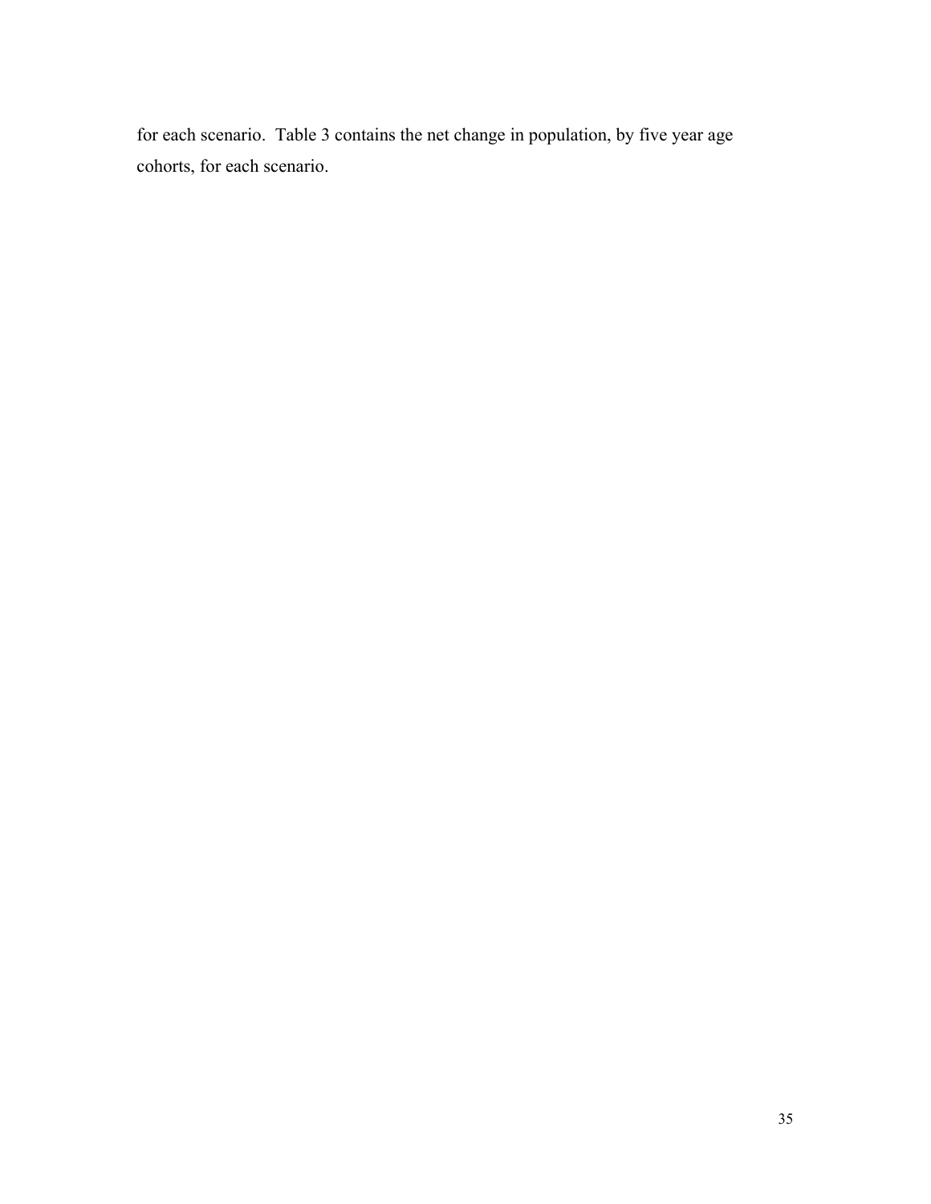for each scenario. Table 3 contains the net change in population, by five year age cohorts, for each scenario.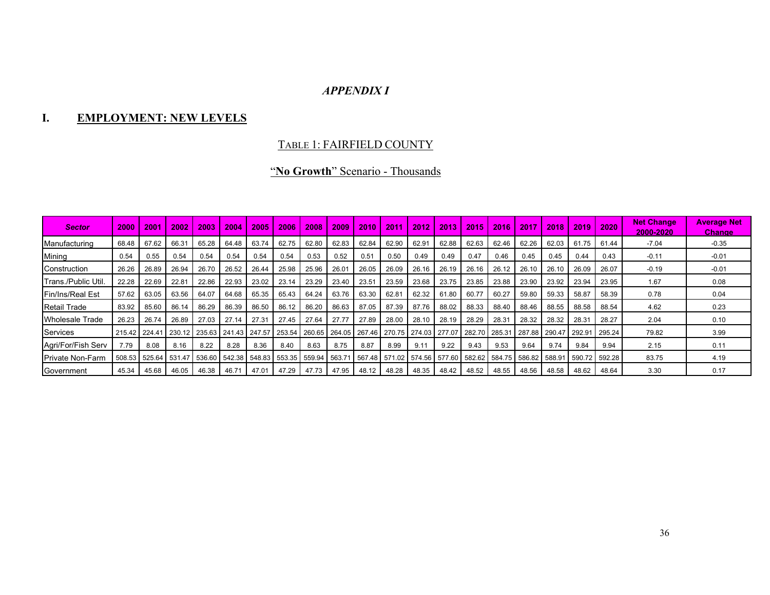*APPENDIX I*

# I. EMPLOYMENT: NEW LEVELS

## TABLE 1: FAIRFIELD COUNTY

### "**No Growth**" Scenario - Thousands

| *Sector* | 2000 | 2001 | 2002 | 2003 | 2004 | 2005 | 2006 | 2008 | 2009 | 2010 | 2011 | 2012 | 2013 | 2015 | 2016 | 2017 | 2018 | 2019 | 2020 | Net Change 2000-2020 | Average Net Change |
|---|---|---|---|---|---|---|---|---|---|---|---|---|---|---|---|---|---|---|---|---|---|
| Manufacturing | 68.48 | 67.62 | 66.31 | 65.28 | 64.48 | 63.74 | 62.75 | 62.80 | 62.83 | 62.84 | 62.90 | 62.91 | 62.88 | 62.63 | 62.46 | 62.26 | 62.03 | 61.75 | 61.44 | -7.04 | -0.35 |
| Mining | 0.54 | 0.55 | 0.54 | 0.54 | 0.54 | 0.54 | 0.54 | 0.53 | 0.52 | 0.51 | 0.50 | 0.49 | 0.49 | 0.47 | 0.46 | 0.45 | 0.45 | 0.44 | 0.43 | -0.11 | -0.01 |
| Construction | 26.26 | 26.89 | 26.94 | 26.70 | 26.52 | 26.44 | 25.98 | 25.96 | 26.01 | 26.05 | 26.09 | 26.16 | 26.19 | 26.16 | 26.12 | 26.10 | 26.10 | 26.09 | 26.07 | -0.19 | -0.01 |
| Trans./Public Util. | 22.28 | 22.69 | 22.81 | 22.86 | 22.93 | 23.02 | 23.14 | 23.29 | 23.40 | 23.51 | 23.59 | 23.68 | 23.75 | 23.85 | 23.88 | 23.90 | 23.92 | 23.94 | 23.95 | 1.67 | 0.08 |
| Fin/Ins/Real Est | 57.62 | 63.05 | 63.56 | 64.07 | 64.68 | 65.35 | 65.43 | 64.24 | 63.76 | 63.30 | 62.81 | 62.32 | 61.80 | 60.77 | 60.27 | 59.80 | 59.33 | 58.87 | 58.39 | 0.78 | 0.04 |
| Retail Trade | 83.92 | 85.60 | 86.14 | 86.29 | 86.39 | 86.50 | 86.12 | 86.20 | 86.63 | 87.05 | 87.39 | 87.76 | 88.02 | 88.33 | 88.40 | 88.46 | 88.55 | 88.58 | 88.54 | 4.62 | 0.23 |
| Wholesale Trade | 26.23 | 26.74 | 26.89 | 27.03 | 27.14 | 27.31 | 27.45 | 27.64 | 27.77 | 27.89 | 28.00 | 28.10 | 28.19 | 28.29 | 28.31 | 28.32 | 28.32 | 28.31 | 28.27 | 2.04 | 0.10 |
| Services | 215.42 | 224.41 | 230.12 | 235.63 | 241.43 | 247.57 | 253.54 | 260.65 | 264.05 | 267.46 | 270.75 | 274.03 | 277.07 | 282.70 | 285.31 | 287.88 | 290.47 | 292.91 | 295.24 | 79.82 | 3.99 |
| Agri/For/Fish Serv | 7.79 | 8.08 | 8.16 | 8.22 | 8.28 | 8.36 | 8.40 | 8.63 | 8.75 | 8.87 | 8.99 | 9.11 | 9.22 | 9.43 | 9.53 | 9.64 | 9.74 | 9.84 | 9.94 | 2.15 | 0.11 |
| Private Non-Farm | 508.53 | 525.64 | 531.47 | 536.60 | 542.38 | 548.83 | 553.35 | 559.94 | 563.71 | 567.48 | 571.02 | 574.56 | 577.60 | 582.62 | 584.75 | 586.82 | 588.91 | 590.72 | 592.28 | 83.75 | 4.19 |
| Government | 45.34 | 45.68 | 46.05 | 46.38 | 46.71 | 47.01 | 47.29 | 47.73 | 47.95 | 48.12 | 48.28 | 48.35 | 48.42 | 48.52 | 48.55 | 48.56 | 48.58 | 48.62 | 48.64 | 3.30 | 0.17 |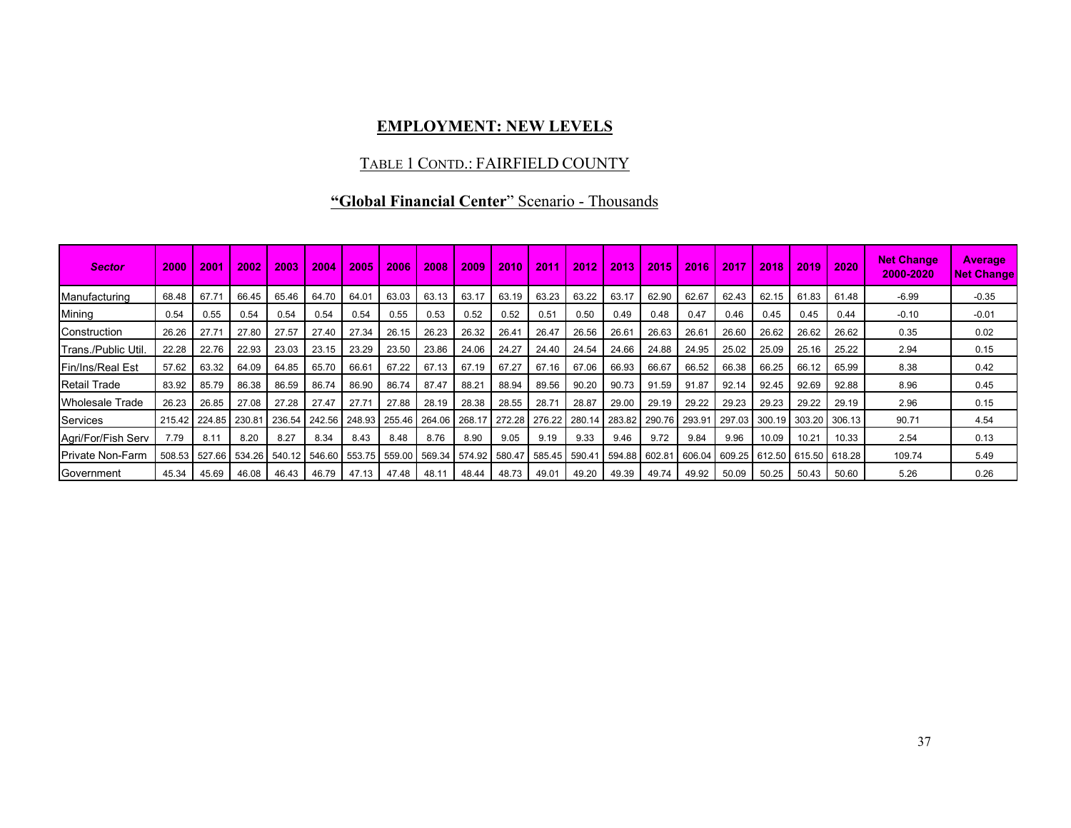## EMPLOYMENT: NEW LEVELS

### TABLE 1 CONTD.: FAIRFIELD COUNTY

### "**Global Financial Center**" Scenario - Thousands

| *Sector* | 2000 | 2001 | 2002 | 2003 | 2004 | 2005 | 2006 | 2008 | 2009 | 2010 | 2011 | 2012 | 2013 | 2015 | 2016 | 2017 | 2018 | 2019 | 2020 | Net Change 2000-2020 | Average Net Change |
|---|---|---|---|---|---|---|---|---|---|---|---|---|---|---|---|---|---|---|---|---|---|
| Manufacturing | 68.48 | 67.71 | 66.45 | 65.46 | 64.70 | 64.01 | 63.03 | 63.13 | 63.17 | 63.19 | 63.23 | 63.22 | 63.17 | 62.90 | 62.67 | 62.43 | 62.15 | 61.83 | 61.48 | -6.99 | -0.35 |
| Mining | 0.54 | 0.55 | 0.54 | 0.54 | 0.54 | 0.54 | 0.55 | 0.53 | 0.52 | 0.52 | 0.51 | 0.50 | 0.49 | 0.48 | 0.47 | 0.46 | 0.45 | 0.45 | 0.44 | -0.10 | -0.01 |
| Construction | 26.26 | 27.71 | 27.80 | 27.57 | 27.40 | 27.34 | 26.15 | 26.23 | 26.32 | 26.41 | 26.47 | 26.56 | 26.61 | 26.63 | 26.61 | 26.60 | 26.62 | 26.62 | 26.62 | 0.35 | 0.02 |
| Trans./Public Util. | 22.28 | 22.76 | 22.93 | 23.03 | 23.15 | 23.29 | 23.50 | 23.86 | 24.06 | 24.27 | 24.40 | 24.54 | 24.66 | 24.88 | 24.95 | 25.02 | 25.09 | 25.16 | 25.22 | 2.94 | 0.15 |
| Fin/Ins/Real Est | 57.62 | 63.32 | 64.09 | 64.85 | 65.70 | 66.61 | 67.22 | 67.13 | 67.19 | 67.27 | 67.16 | 67.06 | 66.93 | 66.67 | 66.52 | 66.38 | 66.25 | 66.12 | 65.99 | 8.38 | 0.42 |
| Retail Trade | 83.92 | 85.79 | 86.38 | 86.59 | 86.74 | 86.90 | 86.74 | 87.47 | 88.21 | 88.94 | 89.56 | 90.20 | 90.73 | 91.59 | 91.87 | 92.14 | 92.45 | 92.69 | 92.88 | 8.96 | 0.45 |
| Wholesale Trade | 26.23 | 26.85 | 27.08 | 27.28 | 27.47 | 27.71 | 27.88 | 28.19 | 28.38 | 28.55 | 28.71 | 28.87 | 29.00 | 29.19 | 29.22 | 29.23 | 29.23 | 29.22 | 29.19 | 2.96 | 0.15 |
| Services | 215.42 | 224.85 | 230.81 | 236.54 | 242.56 | 248.93 | 255.46 | 264.06 | 268.17 | 272.28 | 276.22 | 280.14 | 283.82 | 290.76 | 293.91 | 297.03 | 300.19 | 303.20 | 306.13 | 90.71 | 4.54 |
| Agri/For/Fish Serv | 7.79 | 8.11 | 8.20 | 8.27 | 8.34 | 8.43 | 8.48 | 8.76 | 8.90 | 9.05 | 9.19 | 9.33 | 9.46 | 9.72 | 9.84 | 9.96 | 10.09 | 10.21 | 10.33 | 2.54 | 0.13 |
| Private Non-Farm | 508.53 | 527.66 | 534.26 | 540.12 | 546.60 | 553.75 | 559.00 | 569.34 | 574.92 | 580.47 | 585.45 | 590.41 | 594.88 | 602.81 | 606.04 | 609.25 | 612.50 | 615.50 | 618.28 | 109.74 | 5.49 |
| Government | 45.34 | 45.69 | 46.08 | 46.43 | 46.79 | 47.13 | 47.48 | 48.11 | 48.44 | 48.73 | 49.01 | 49.20 | 49.39 | 49.74 | 49.92 | 50.09 | 50.25 | 50.43 | 50.60 | 5.26 | 0.26 |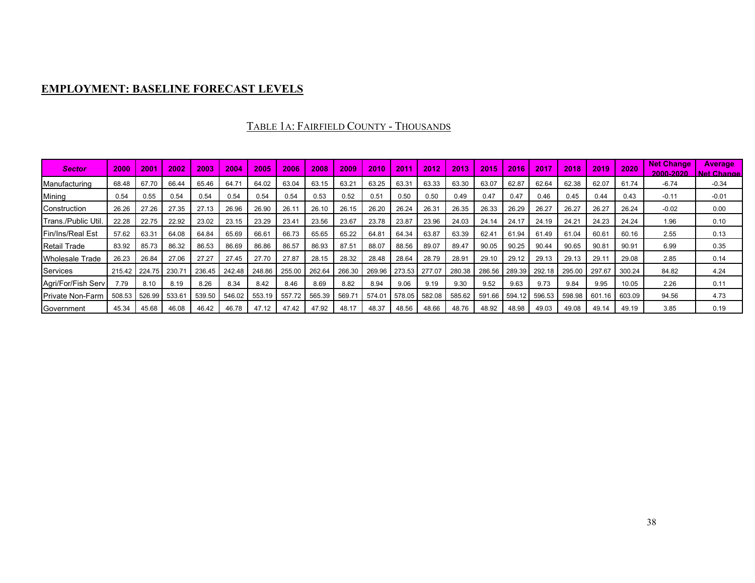## EMPLOYMENT: BASELINE FORECAST LEVELS

TABLE 1A: FAIRFIELD COUNTY - THOUSANDS

| *Sector* | 2000 | 2001 | 2002 | 2003 | 2004 | 2005 | 2006 | 2008 | 2009 | 2010 | 2011 | 2012 | 2013 | 2015 | 2016 | 2017 | 2018 | 2019 | 2020 | Net Change 2000-2020 | Average Net Change |
|---|---|---|---|---|---|---|---|---|---|---|---|---|---|---|---|---|---|---|---|---|---|
| Manufacturing | 68.48 | 67.70 | 66.44 | 65.46 | 64.71 | 64.02 | 63.04 | 63.15 | 63.21 | 63.25 | 63.31 | 63.33 | 63.30 | 63.07 | 62.87 | 62.64 | 62.38 | 62.07 | 61.74 | -6.74 | -0.34 |
| Mining | 0.54 | 0.55 | 0.54 | 0.54 | 0.54 | 0.54 | 0.54 | 0.53 | 0.52 | 0.51 | 0.50 | 0.50 | 0.49 | 0.47 | 0.47 | 0.46 | 0.45 | 0.44 | 0.43 | -0.11 | -0.01 |
| Construction | 26.26 | 27.26 | 27.35 | 27.13 | 26.96 | 26.90 | 26.11 | 26.10 | 26.15 | 26.20 | 26.24 | 26.31 | 26.35 | 26.33 | 26.29 | 26.27 | 26.27 | 26.27 | 26.24 | -0.02 | 0.00 |
| Trans./Public Util. | 22.28 | 22.75 | 22.92 | 23.02 | 23.15 | 23.29 | 23.41 | 23.56 | 23.67 | 23.78 | 23.87 | 23.96 | 24.03 | 24.14 | 24.17 | 24.19 | 24.21 | 24.23 | 24.24 | 1.96 | 0.10 |
| Fin/Ins/Real Est | 57.62 | 63.31 | 64.08 | 64.84 | 65.69 | 66.61 | 66.73 | 65.65 | 65.22 | 64.81 | 64.34 | 63.87 | 63.39 | 62.41 | 61.94 | 61.49 | 61.04 | 60.61 | 60.16 | 2.55 | 0.13 |
| Retail Trade | 83.92 | 85.73 | 86.32 | 86.53 | 86.69 | 86.86 | 86.57 | 86.93 | 87.51 | 88.07 | 88.56 | 89.07 | 89.47 | 90.05 | 90.25 | 90.44 | 90.65 | 90.81 | 90.91 | 6.99 | 0.35 |
| Wholesale Trade | 26.23 | 26.84 | 27.06 | 27.27 | 27.45 | 27.70 | 27.87 | 28.15 | 28.32 | 28.48 | 28.64 | 28.79 | 28.91 | 29.10 | 29.12 | 29.13 | 29.13 | 29.11 | 29.08 | 2.85 | 0.14 |
| Services | 215.42 | 224.75 | 230.71 | 236.45 | 242.48 | 248.86 | 255.00 | 262.64 | 266.30 | 269.96 | 273.53 | 277.07 | 280.38 | 286.56 | 289.39 | 292.18 | 295.00 | 297.67 | 300.24 | 84.82 | 4.24 |
| Agri/For/Fish Serv | 7.79 | 8.10 | 8.19 | 8.26 | 8.34 | 8.42 | 8.46 | 8.69 | 8.82 | 8.94 | 9.06 | 9.19 | 9.30 | 9.52 | 9.63 | 9.73 | 9.84 | 9.95 | 10.05 | 2.26 | 0.11 |
| Private Non-Farm | 508.53 | 526.99 | 533.61 | 539.50 | 546.02 | 553.19 | 557.72 | 565.39 | 569.71 | 574.01 | 578.05 | 582.08 | 585.62 | 591.66 | 594.12 | 596.53 | 598.98 | 601.16 | 603.09 | 94.56 | 4.73 |
| Government | 45.34 | 45.68 | 46.08 | 46.42 | 46.78 | 47.12 | 47.42 | 47.92 | 48.17 | 48.37 | 48.56 | 48.66 | 48.76 | 48.92 | 48.98 | 49.03 | 49.08 | 49.14 | 49.19 | 3.85 | 0.19 |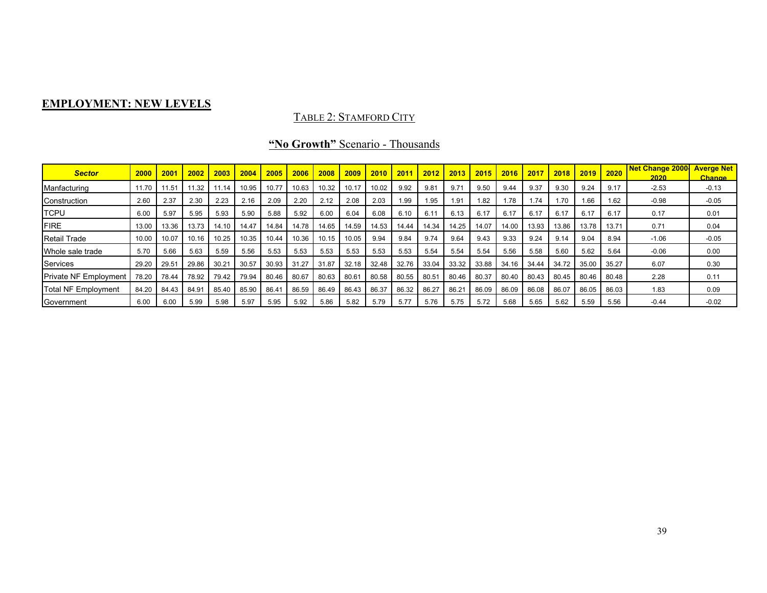## EMPLOYMENT: NEW LEVELS

TABLE 2: STAMFORD CITY

**"No Growth"** Scenario - Thousands

| *Sector* | 2000 | 2001 | 2002 | 2003 | 2004 | 2005 | 2006 | 2008 | 2009 | 2010 | 2011 | 2012 | 2013 | 2015 | 2016 | 2017 | 2018 | 2019 | 2020 | Net Change 2000-2020 | Averge Net Change |
|---|---|---|---|---|---|---|---|---|---|---|---|---|---|---|---|---|---|---|---|---|---|
| Manfacturing | 11.70 | 11.51 | 11.32 | 11.14 | 10.95 | 10.77 | 10.63 | 10.32 | 10.17 | 10.02 | 9.92 | 9.81 | 9.71 | 9.50 | 9.44 | 9.37 | 9.30 | 9.24 | 9.17 | -2.53 | -0.13 |
| Construction | 2.60 | 2.37 | 2.30 | 2.23 | 2.16 | 2.09 | 2.20 | 2.12 | 2.08 | 2.03 | 1.99 | 1.95 | 1.91 | 1.82 | 1.78 | 1.74 | 1.70 | 1.66 | 1.62 | -0.98 | -0.05 |
| TCPU | 6.00 | 5.97 | 5.95 | 5.93 | 5.90 | 5.88 | 5.92 | 6.00 | 6.04 | 6.08 | 6.10 | 6.11 | 6.13 | 6.17 | 6.17 | 6.17 | 6.17 | 6.17 | 6.17 | 0.17 | 0.01 |
| FIRE | 13.00 | 13.36 | 13.73 | 14.10 | 14.47 | 14.84 | 14.78 | 14.65 | 14.59 | 14.53 | 14.44 | 14.34 | 14.25 | 14.07 | 14.00 | 13.93 | 13.86 | 13.78 | 13.71 | 0.71 | 0.04 |
| Retail Trade | 10.00 | 10.07 | 10.16 | 10.25 | 10.35 | 10.44 | 10.36 | 10.15 | 10.05 | 9.94 | 9.84 | 9.74 | 9.64 | 9.43 | 9.33 | 9.24 | 9.14 | 9.04 | 8.94 | -1.06 | -0.05 |
| Whole sale trade | 5.70 | 5.66 | 5.63 | 5.59 | 5.56 | 5.53 | 5.53 | 5.53 | 5.53 | 5.53 | 5.53 | 5.54 | 5.54 | 5.54 | 5.56 | 5.58 | 5.60 | 5.62 | 5.64 | -0.06 | 0.00 |
| Services | 29.20 | 29.51 | 29.86 | 30.21 | 30.57 | 30.93 | 31.27 | 31.87 | 32.18 | 32.48 | 32.76 | 33.04 | 33.32 | 33.88 | 34.16 | 34.44 | 34.72 | 35.00 | 35.27 | 6.07 | 0.30 |
| Private NF Employment | 78.20 | 78.44 | 78.92 | 79.42 | 79.94 | 80.46 | 80.67 | 80.63 | 80.61 | 80.58 | 80.55 | 80.51 | 80.46 | 80.37 | 80.40 | 80.43 | 80.45 | 80.46 | 80.48 | 2.28 | 0.11 |
| Total NF Employment | 84.20 | 84.43 | 84.91 | 85.40 | 85.90 | 86.41 | 86.59 | 86.49 | 86.43 | 86.37 | 86.32 | 86.27 | 86.21 | 86.09 | 86.09 | 86.08 | 86.07 | 86.05 | 86.03 | 1.83 | 0.09 |
| Government | 6.00 | 6.00 | 5.99 | 5.98 | 5.97 | 5.95 | 5.92 | 5.86 | 5.82 | 5.79 | 5.77 | 5.76 | 5.75 | 5.72 | 5.68 | 5.65 | 5.62 | 5.59 | 5.56 | -0.44 | -0.02 |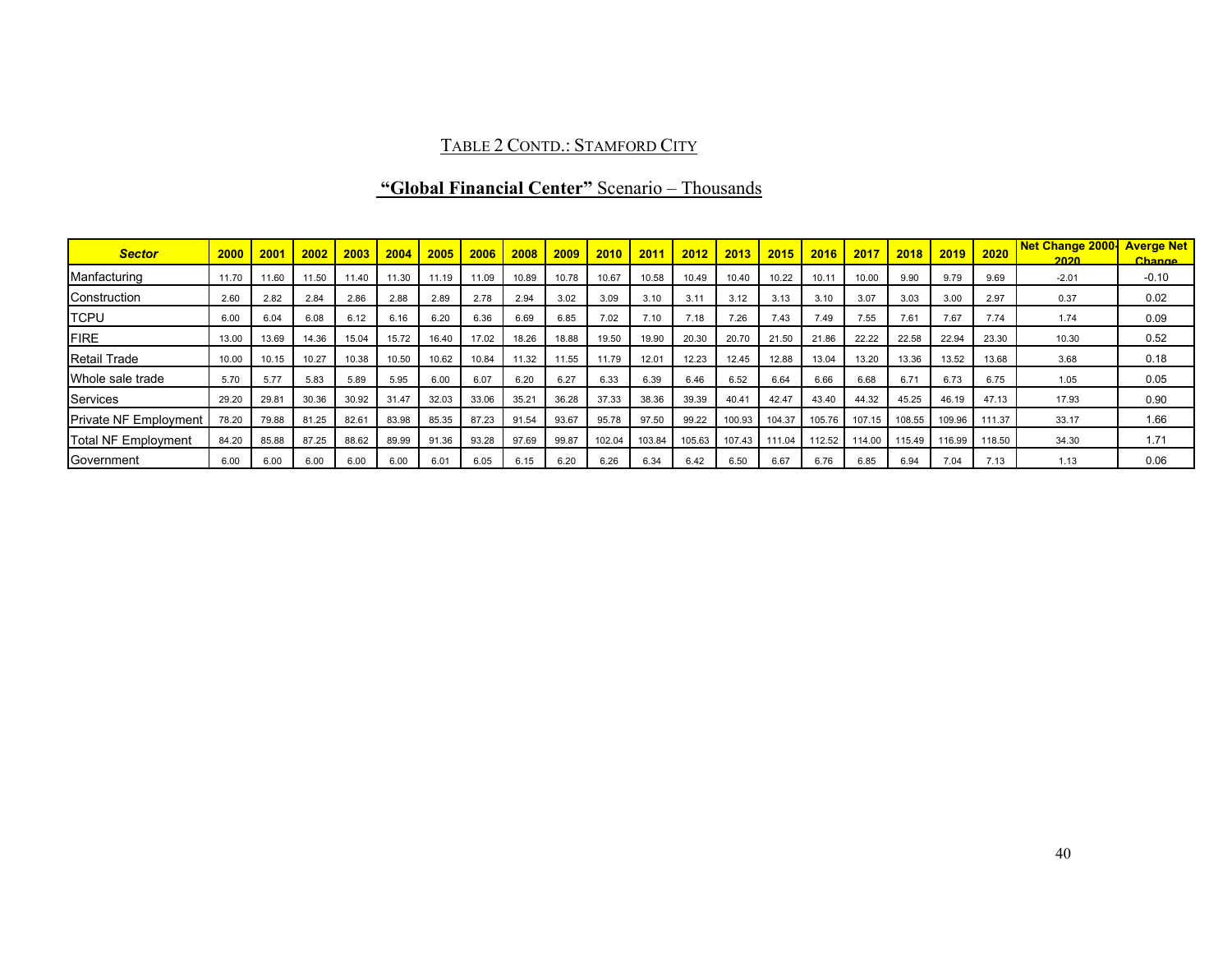TABLE 2 CONTD.: STAMFORD CITY

**"Global Financial Center"** Scenario – Thousands

| ***Sector*** | **2000** | **2001** | **2002** | **2003** | **2004** | **2005** | **2006** | **2008** | **2009** | **2010** | **2011** | **2012** | **2013** | **2015** | **2016** | **2017** | **2018** | **2019** | **2020** | **Net Change 2000-2020** | **Averge Net Change** |
|---|---|---|---|---|---|---|---|---|---|---|---|---|---|---|---|---|---|---|---|---|---|
| Manfacturing | 11.70 | 11.60 | 11.50 | 11.40 | 11.30 | 11.19 | 11.09 | 10.89 | 10.78 | 10.67 | 10.58 | 10.49 | 10.40 | 10.22 | 10.11 | 10.00 | 9.90 | 9.79 | 9.69 | -2.01 | -0.10 |
| Construction | 2.60 | 2.82 | 2.84 | 2.86 | 2.88 | 2.89 | 2.78 | 2.94 | 3.02 | 3.09 | 3.10 | 3.11 | 3.12 | 3.13 | 3.10 | 3.07 | 3.03 | 3.00 | 2.97 | 0.37 | 0.02 |
| TCPU | 6.00 | 6.04 | 6.08 | 6.12 | 6.16 | 6.20 | 6.36 | 6.69 | 6.85 | 7.02 | 7.10 | 7.18 | 7.26 | 7.43 | 7.49 | 7.55 | 7.61 | 7.67 | 7.74 | 1.74 | 0.09 |
| FIRE | 13.00 | 13.69 | 14.36 | 15.04 | 15.72 | 16.40 | 17.02 | 18.26 | 18.88 | 19.50 | 19.90 | 20.30 | 20.70 | 21.50 | 21.86 | 22.22 | 22.58 | 22.94 | 23.30 | 10.30 | 0.52 |
| Retail Trade | 10.00 | 10.15 | 10.27 | 10.38 | 10.50 | 10.62 | 10.84 | 11.32 | 11.55 | 11.79 | 12.01 | 12.23 | 12.45 | 12.88 | 13.04 | 13.20 | 13.36 | 13.52 | 13.68 | 3.68 | 0.18 |
| Whole sale trade | 5.70 | 5.77 | 5.83 | 5.89 | 5.95 | 6.00 | 6.07 | 6.20 | 6.27 | 6.33 | 6.39 | 6.46 | 6.52 | 6.64 | 6.66 | 6.68 | 6.71 | 6.73 | 6.75 | 1.05 | 0.05 |
| Services | 29.20 | 29.81 | 30.36 | 30.92 | 31.47 | 32.03 | 33.06 | 35.21 | 36.28 | 37.33 | 38.36 | 39.39 | 40.41 | 42.47 | 43.40 | 44.32 | 45.25 | 46.19 | 47.13 | 17.93 | 0.90 |
| Private NF Employment | 78.20 | 79.88 | 81.25 | 82.61 | 83.98 | 85.35 | 87.23 | 91.54 | 93.67 | 95.78 | 97.50 | 99.22 | 100.93 | 104.37 | 105.76 | 107.15 | 108.55 | 109.96 | 111.37 | 33.17 | 1.66 |
| Total NF Employment | 84.20 | 85.88 | 87.25 | 88.62 | 89.99 | 91.36 | 93.28 | 97.69 | 99.87 | 102.04 | 103.84 | 105.63 | 107.43 | 111.04 | 112.52 | 114.00 | 115.49 | 116.99 | 118.50 | 34.30 | 1.71 |
| Government | 6.00 | 6.00 | 6.00 | 6.00 | 6.00 | 6.01 | 6.05 | 6.15 | 6.20 | 6.26 | 6.34 | 6.42 | 6.50 | 6.67 | 6.76 | 6.85 | 6.94 | 7.04 | 7.13 | 1.13 | 0.06 |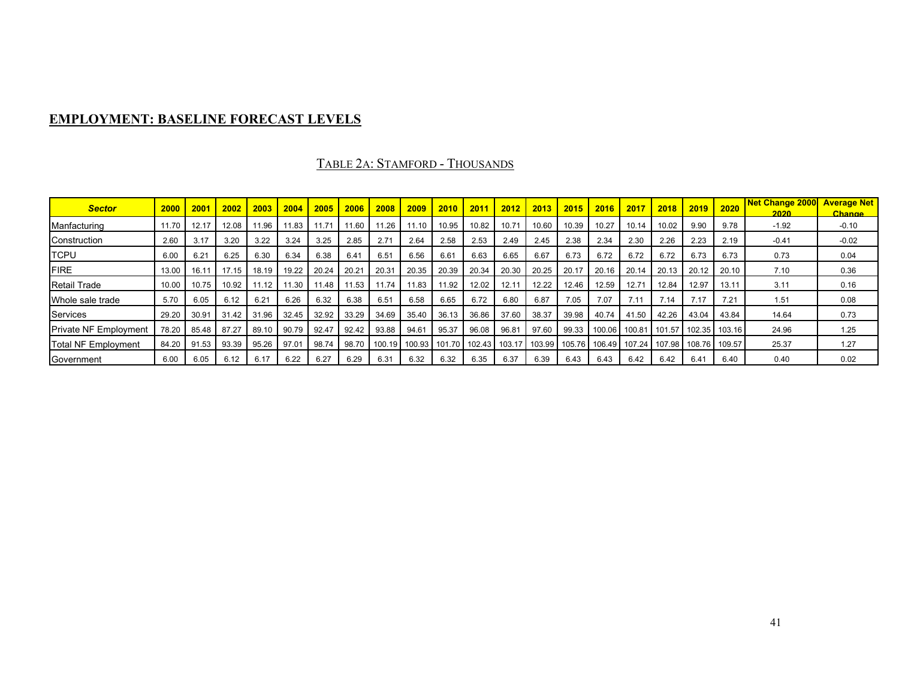## EMPLOYMENT: BASELINE FORECAST LEVELS

TABLE 2A: STAMFORD - THOUSANDS

| Sector | 2000 | 2001 | 2002 | 2003 | 2004 | 2005 | 2006 | 2008 | 2009 | 2010 | 2011 | 2012 | 2013 | 2015 | 2016 | 2017 | 2018 | 2019 | 2020 | Net Change 2000 2020 | Average Net Change |
|---|---|---|---|---|---|---|---|---|---|---|---|---|---|---|---|---|---|---|---|---|---|
| Manfacturing | 11.70 | 12.17 | 12.08 | 11.96 | 11.83 | 11.71 | 11.60 | 11.26 | 11.10 | 10.95 | 10.82 | 10.71 | 10.60 | 10.39 | 10.27 | 10.14 | 10.02 | 9.90 | 9.78 | -1.92 | -0.10 |
| Construction | 2.60 | 3.17 | 3.20 | 3.22 | 3.24 | 3.25 | 2.85 | 2.71 | 2.64 | 2.58 | 2.53 | 2.49 | 2.45 | 2.38 | 2.34 | 2.30 | 2.26 | 2.23 | 2.19 | -0.41 | -0.02 |
| TCPU | 6.00 | 6.21 | 6.25 | 6.30 | 6.34 | 6.38 | 6.41 | 6.51 | 6.56 | 6.61 | 6.63 | 6.65 | 6.67 | 6.73 | 6.72 | 6.72 | 6.72 | 6.73 | 6.73 | 0.73 | 0.04 |
| FIRE | 13.00 | 16.11 | 17.15 | 18.19 | 19.22 | 20.24 | 20.21 | 20.31 | 20.35 | 20.39 | 20.34 | 20.30 | 20.25 | 20.17 | 20.16 | 20.14 | 20.13 | 20.12 | 20.10 | 7.10 | 0.36 |
| Retail Trade | 10.00 | 10.75 | 10.92 | 11.12 | 11.30 | 11.48 | 11.53 | 11.74 | 11.83 | 11.92 | 12.02 | 12.11 | 12.22 | 12.46 | 12.59 | 12.71 | 12.84 | 12.97 | 13.11 | 3.11 | 0.16 |
| Whole sale trade | 5.70 | 6.05 | 6.12 | 6.21 | 6.26 | 6.32 | 6.38 | 6.51 | 6.58 | 6.65 | 6.72 | 6.80 | 6.87 | 7.05 | 7.07 | 7.11 | 7.14 | 7.17 | 7.21 | 1.51 | 0.08 |
| Services | 29.20 | 30.91 | 31.42 | 31.96 | 32.45 | 32.92 | 33.29 | 34.69 | 35.40 | 36.13 | 36.86 | 37.60 | 38.37 | 39.98 | 40.74 | 41.50 | 42.26 | 43.04 | 43.84 | 14.64 | 0.73 |
| Private NF Employment | 78.20 | 85.48 | 87.27 | 89.10 | 90.79 | 92.47 | 92.42 | 93.88 | 94.61 | 95.37 | 96.08 | 96.81 | 97.60 | 99.33 | 100.06 | 100.81 | 101.57 | 102.35 | 103.16 | 24.96 | 1.25 |
| Total NF Employment | 84.20 | 91.53 | 93.39 | 95.26 | 97.01 | 98.74 | 98.70 | 100.19 | 100.93 | 101.70 | 102.43 | 103.17 | 103.99 | 105.76 | 106.49 | 107.24 | 107.98 | 108.76 | 109.57 | 25.37 | 1.27 |
| Government | 6.00 | 6.05 | 6.12 | 6.17 | 6.22 | 6.27 | 6.29 | 6.31 | 6.32 | 6.32 | 6.35 | 6.37 | 6.39 | 6.43 | 6.43 | 6.42 | 6.42 | 6.41 | 6.40 | 0.40 | 0.02 |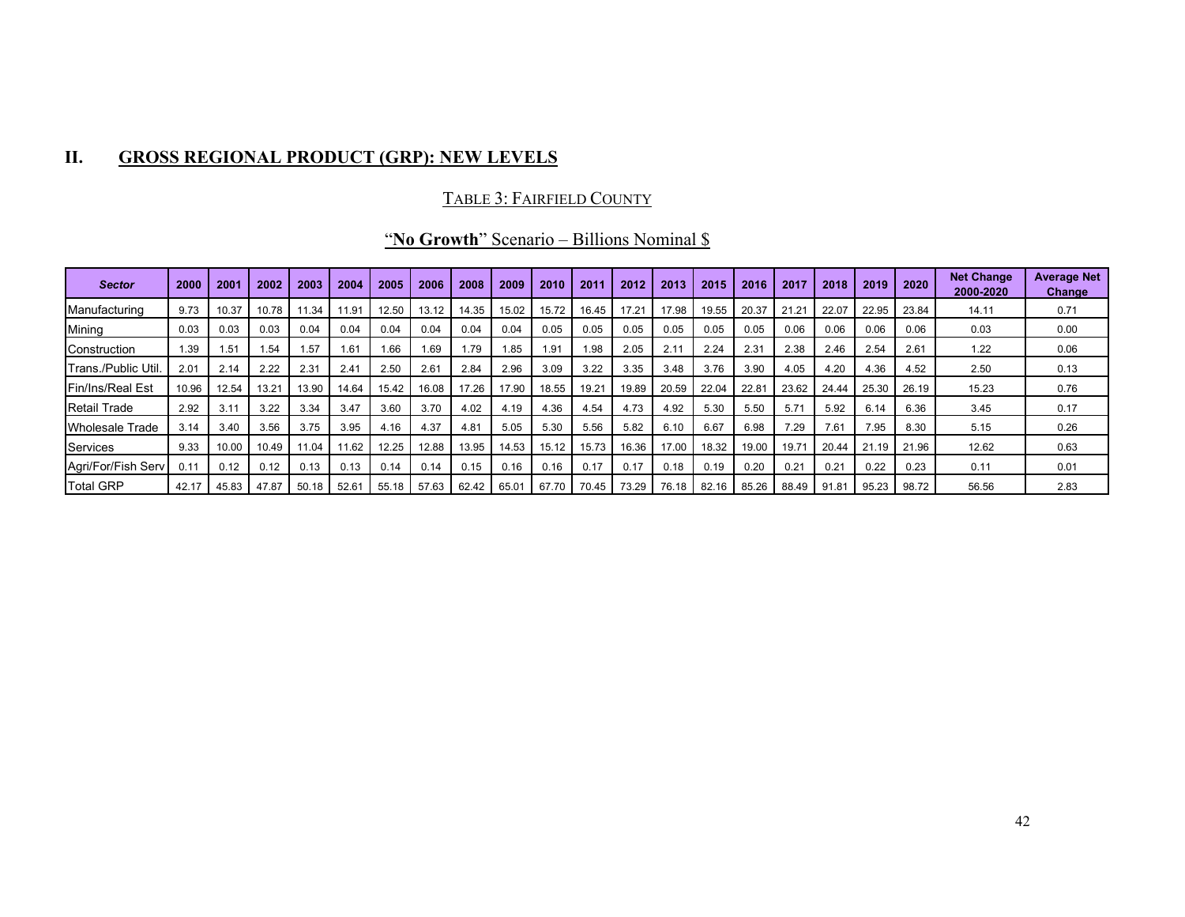## II. GROSS REGIONAL PRODUCT (GRP): NEW LEVELS

### TABLE 3: FAIRFIELD COUNTY

### "**No Growth**" Scenario – Billions Nominal $

| *Sector* | 2000 | 2001 | 2002 | 2003 | 2004 | 2005 | 2006 | 2008 | 2009 | 2010 | 2011 | 2012 | 2013 | 2015 | 2016 | 2017 | 2018 | 2019 | 2020 | Net Change 2000-2020 | Average Net Change |
|---|---|---|---|---|---|---|---|---|---|---|---|---|---|---|---|---|---|---|---|---|---|
| Manufacturing | 9.73 | 10.37 | 10.78 | 11.34 | 11.91 | 12.50 | 13.12 | 14.35 | 15.02 | 15.72 | 16.45 | 17.21 | 17.98 | 19.55 | 20.37 | 21.21 | 22.07 | 22.95 | 23.84 | 14.11 | 0.71 |
| Mining | 0.03 | 0.03 | 0.03 | 0.04 | 0.04 | 0.04 | 0.04 | 0.04 | 0.04 | 0.05 | 0.05 | 0.05 | 0.05 | 0.05 | 0.05 | 0.06 | 0.06 | 0.06 | 0.06 | 0.03 | 0.00 |
| Construction | 1.39 | 1.51 | 1.54 | 1.57 | 1.61 | 1.66 | 1.69 | 1.79 | 1.85 | 1.91 | 1.98 | 2.05 | 2.11 | 2.24 | 2.31 | 2.38 | 2.46 | 2.54 | 2.61 | 1.22 | 0.06 |
| Trans./Public Util. | 2.01 | 2.14 | 2.22 | 2.31 | 2.41 | 2.50 | 2.61 | 2.84 | 2.96 | 3.09 | 3.22 | 3.35 | 3.48 | 3.76 | 3.90 | 4.05 | 4.20 | 4.36 | 4.52 | 2.50 | 0.13 |
| Fin/Ins/Real Est | 10.96 | 12.54 | 13.21 | 13.90 | 14.64 | 15.42 | 16.08 | 17.26 | 17.90 | 18.55 | 19.21 | 19.89 | 20.59 | 22.04 | 22.81 | 23.62 | 24.44 | 25.30 | 26.19 | 15.23 | 0.76 |
| Retail Trade | 2.92 | 3.11 | 3.22 | 3.34 | 3.47 | 3.60 | 3.70 | 4.02 | 4.19 | 4.36 | 4.54 | 4.73 | 4.92 | 5.30 | 5.50 | 5.71 | 5.92 | 6.14 | 6.36 | 3.45 | 0.17 |
| Wholesale Trade | 3.14 | 3.40 | 3.56 | 3.75 | 3.95 | 4.16 | 4.37 | 4.81 | 5.05 | 5.30 | 5.56 | 5.82 | 6.10 | 6.67 | 6.98 | 7.29 | 7.61 | 7.95 | 8.30 | 5.15 | 0.26 |
| Services | 9.33 | 10.00 | 10.49 | 11.04 | 11.62 | 12.25 | 12.88 | 13.95 | 14.53 | 15.12 | 15.73 | 16.36 | 17.00 | 18.32 | 19.00 | 19.71 | 20.44 | 21.19 | 21.96 | 12.62 | 0.63 |
| Agri/For/Fish Serv | 0.11 | 0.12 | 0.12 | 0.13 | 0.13 | 0.14 | 0.14 | 0.15 | 0.16 | 0.16 | 0.17 | 0.17 | 0.18 | 0.19 | 0.20 | 0.21 | 0.21 | 0.22 | 0.23 | 0.11 | 0.01 |
| Total GRP | 42.17 | 45.83 | 47.87 | 50.18 | 52.61 | 55.18 | 57.63 | 62.42 | 65.01 | 67.70 | 70.45 | 73.29 | 76.18 | 82.16 | 85.26 | 88.49 | 91.81 | 95.23 | 98.72 | 56.56 | 2.83 |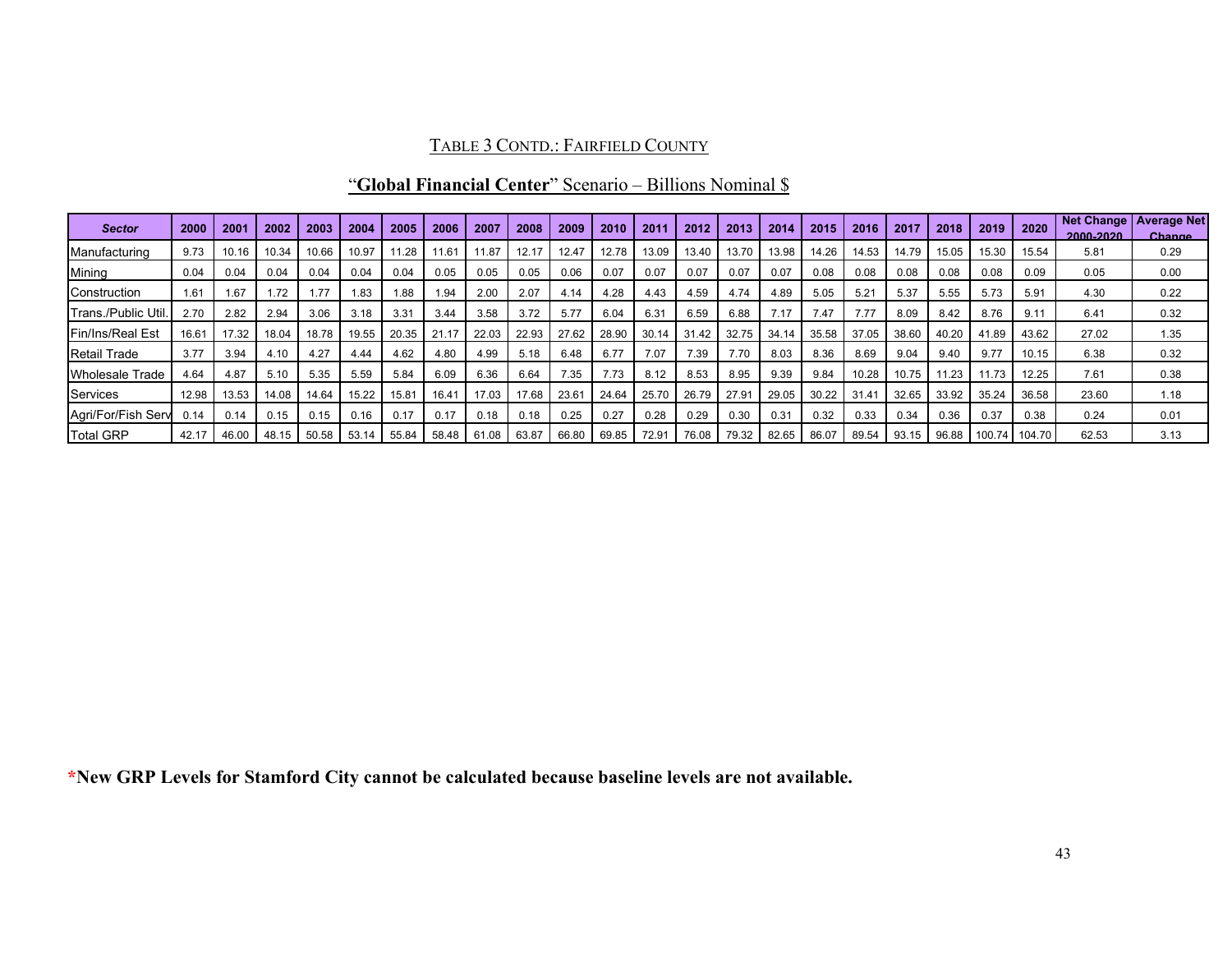TABLE 3 CONTD.: FAIRFIELD COUNTY

"**Global Financial Center**" Scenario – Billions Nominal $

| Sector | 2000 | 2001 | 2002 | 2003 | 2004 | 2005 | 2006 | 2007 | 2008 | 2009 | 2010 | 2011 | 2012 | 2013 | 2014 | 2015 | 2016 | 2017 | 2018 | 2019 | 2020 | Net Change 2000-2020 | Average Net Change |
|---|---|---|---|---|---|---|---|---|---|---|---|---|---|---|---|---|---|---|---|---|---|---|---|
| Manufacturing | 9.73 | 10.16 | 10.34 | 10.66 | 10.97 | 11.28 | 11.61 | 11.87 | 12.17 | 12.47 | 12.78 | 13.09 | 13.40 | 13.70 | 13.98 | 14.26 | 14.53 | 14.79 | 15.05 | 15.30 | 15.54 | 5.81 | 0.29 |
| Mining | 0.04 | 0.04 | 0.04 | 0.04 | 0.04 | 0.04 | 0.05 | 0.05 | 0.05 | 0.06 | 0.07 | 0.07 | 0.07 | 0.07 | 0.07 | 0.08 | 0.08 | 0.08 | 0.08 | 0.08 | 0.09 | 0.05 | 0.00 |
| Construction | 1.61 | 1.67 | 1.72 | 1.77 | 1.83 | 1.88 | 1.94 | 2.00 | 2.07 | 4.14 | 4.28 | 4.43 | 4.59 | 4.74 | 4.89 | 5.05 | 5.21 | 5.37 | 5.55 | 5.73 | 5.91 | 4.30 | 0.22 |
| Trans./Public Util. | 2.70 | 2.82 | 2.94 | 3.06 | 3.18 | 3.31 | 3.44 | 3.58 | 3.72 | 5.77 | 6.04 | 6.31 | 6.59 | 6.88 | 7.17 | 7.47 | 7.77 | 8.09 | 8.42 | 8.76 | 9.11 | 6.41 | 0.32 |
| Fin/Ins/Real Est | 16.61 | 17.32 | 18.04 | 18.78 | 19.55 | 20.35 | 21.17 | 22.03 | 22.93 | 27.62 | 28.90 | 30.14 | 31.42 | 32.75 | 34.14 | 35.58 | 37.05 | 38.60 | 40.20 | 41.89 | 43.62 | 27.02 | 1.35 |
| Retail Trade | 3.77 | 3.94 | 4.10 | 4.27 | 4.44 | 4.62 | 4.80 | 4.99 | 5.18 | 6.48 | 6.77 | 7.07 | 7.39 | 7.70 | 8.03 | 8.36 | 8.69 | 9.04 | 9.40 | 9.77 | 10.15 | 6.38 | 0.32 |
| Wholesale Trade | 4.64 | 4.87 | 5.10 | 5.35 | 5.59 | 5.84 | 6.09 | 6.36 | 6.64 | 7.35 | 7.73 | 8.12 | 8.53 | 8.95 | 9.39 | 9.84 | 10.28 | 10.75 | 11.23 | 11.73 | 12.25 | 7.61 | 0.38 |
| Services | 12.98 | 13.53 | 14.08 | 14.64 | 15.22 | 15.81 | 16.41 | 17.03 | 17.68 | 23.61 | 24.64 | 25.70 | 26.79 | 27.91 | 29.05 | 30.22 | 31.41 | 32.65 | 33.92 | 35.24 | 36.58 | 23.60 | 1.18 |
| Agri/For/Fish Serv | 0.14 | 0.14 | 0.15 | 0.15 | 0.16 | 0.17 | 0.17 | 0.18 | 0.18 | 0.25 | 0.27 | 0.28 | 0.29 | 0.30 | 0.31 | 0.32 | 0.33 | 0.34 | 0.36 | 0.37 | 0.38 | 0.24 | 0.01 |
| Total GRP | 42.17 | 46.00 | 48.15 | 50.58 | 53.14 | 55.84 | 58.48 | 61.08 | 63.87 | 66.80 | 69.85 | 72.91 | 76.08 | 79.32 | 82.65 | 86.07 | 89.54 | 93.15 | 96.88 | 100.74 | 104.70 | 62.53 | 3.13 |

***New GRP Levels for Stamford City cannot be calculated because baseline levels are not available.**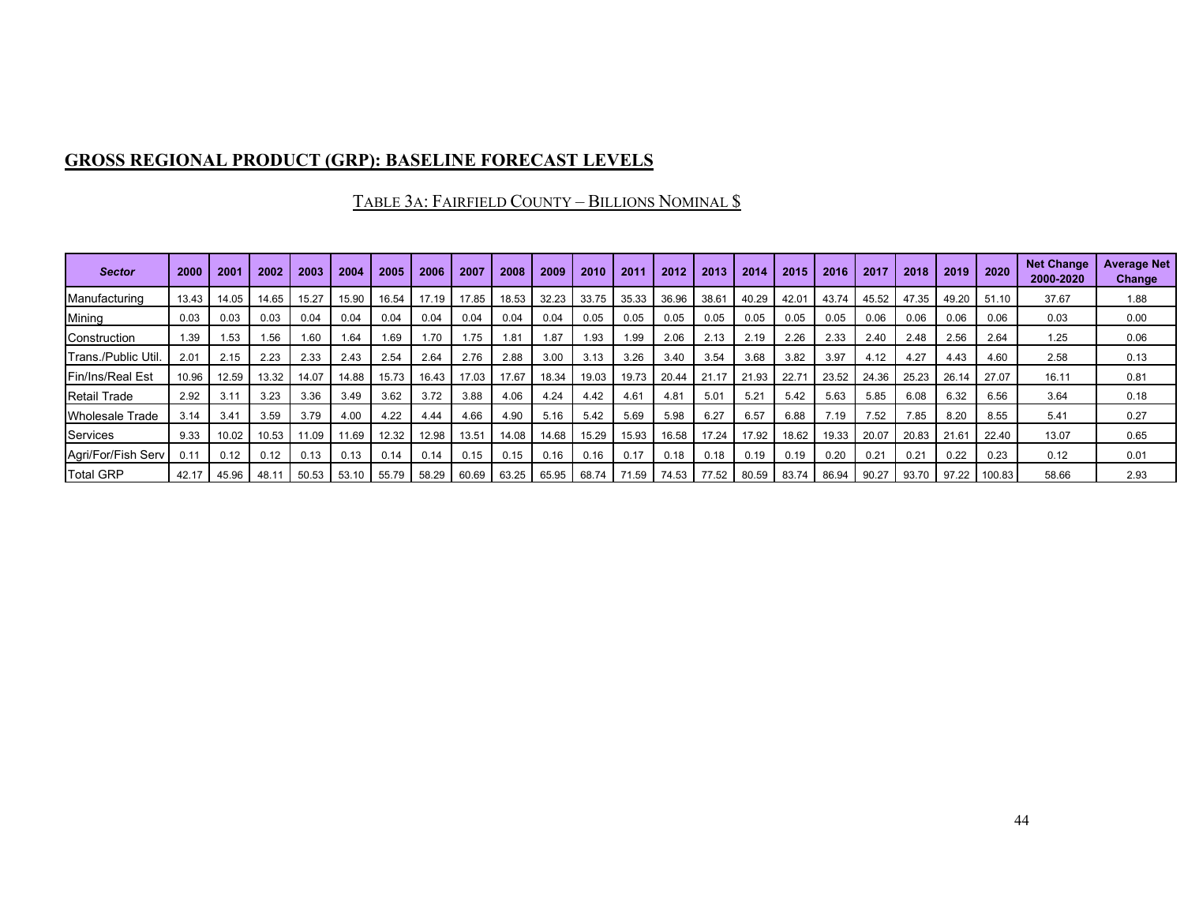## GROSS REGIONAL PRODUCT (GRP): BASELINE FORECAST LEVELS

TABLE 3A: FAIRFIELD COUNTY – BILLIONS NOMINAL $

| *Sector* | 2000 | 2001 | 2002 | 2003 | 2004 | 2005 | 2006 | 2007 | 2008 | 2009 | 2010 | 2011 | 2012 | 2013 | 2014 | 2015 | 2016 | 2017 | 2018 | 2019 | 2020 | Net Change 2000-2020 | Average Net Change |
|---|---|---|---|---|---|---|---|---|---|---|---|---|---|---|---|---|---|---|---|---|---|---|---|
| Manufacturing | 13.43 | 14.05 | 14.65 | 15.27 | 15.90 | 16.54 | 17.19 | 17.85 | 18.53 | 32.23 | 33.75 | 35.33 | 36.96 | 38.61 | 40.29 | 42.01 | 43.74 | 45.52 | 47.35 | 49.20 | 51.10 | 37.67 | 1.88 |
| Mining | 0.03 | 0.03 | 0.03 | 0.04 | 0.04 | 0.04 | 0.04 | 0.04 | 0.04 | 0.04 | 0.05 | 0.05 | 0.05 | 0.05 | 0.05 | 0.05 | 0.05 | 0.06 | 0.06 | 0.06 | 0.06 | 0.03 | 0.00 |
| Construction | 1.39 | 1.53 | 1.56 | 1.60 | 1.64 | 1.69 | 1.70 | 1.75 | 1.81 | 1.87 | 1.93 | 1.99 | 2.06 | 2.13 | 2.19 | 2.26 | 2.33 | 2.40 | 2.48 | 2.56 | 2.64 | 1.25 | 0.06 |
| Trans./Public Util. | 2.01 | 2.15 | 2.23 | 2.33 | 2.43 | 2.54 | 2.64 | 2.76 | 2.88 | 3.00 | 3.13 | 3.26 | 3.40 | 3.54 | 3.68 | 3.82 | 3.97 | 4.12 | 4.27 | 4.43 | 4.60 | 2.58 | 0.13 |
| Fin/Ins/Real Est | 10.96 | 12.59 | 13.32 | 14.07 | 14.88 | 15.73 | 16.43 | 17.03 | 17.67 | 18.34 | 19.03 | 19.73 | 20.44 | 21.17 | 21.93 | 22.71 | 23.52 | 24.36 | 25.23 | 26.14 | 27.07 | 16.11 | 0.81 |
| Retail Trade | 2.92 | 3.11 | 3.23 | 3.36 | 3.49 | 3.62 | 3.72 | 3.88 | 4.06 | 4.24 | 4.42 | 4.61 | 4.81 | 5.01 | 5.21 | 5.42 | 5.63 | 5.85 | 6.08 | 6.32 | 6.56 | 3.64 | 0.18 |
| Wholesale Trade | 3.14 | 3.41 | 3.59 | 3.79 | 4.00 | 4.22 | 4.44 | 4.66 | 4.90 | 5.16 | 5.42 | 5.69 | 5.98 | 6.27 | 6.57 | 6.88 | 7.19 | 7.52 | 7.85 | 8.20 | 8.55 | 5.41 | 0.27 |
| Services | 9.33 | 10.02 | 10.53 | 11.09 | 11.69 | 12.32 | 12.98 | 13.51 | 14.08 | 14.68 | 15.29 | 15.93 | 16.58 | 17.24 | 17.92 | 18.62 | 19.33 | 20.07 | 20.83 | 21.61 | 22.40 | 13.07 | 0.65 |
| Agri/For/Fish Serv | 0.11 | 0.12 | 0.12 | 0.13 | 0.13 | 0.14 | 0.14 | 0.15 | 0.15 | 0.16 | 0.16 | 0.17 | 0.18 | 0.18 | 0.19 | 0.19 | 0.20 | 0.21 | 0.21 | 0.22 | 0.23 | 0.12 | 0.01 |
| Total GRP | 42.17 | 45.96 | 48.11 | 50.53 | 53.10 | 55.79 | 58.29 | 60.69 | 63.25 | 65.95 | 68.74 | 71.59 | 74.53 | 77.52 | 80.59 | 83.74 | 86.94 | 90.27 | 93.70 | 97.22 | 100.83 | 58.66 | 2.93 |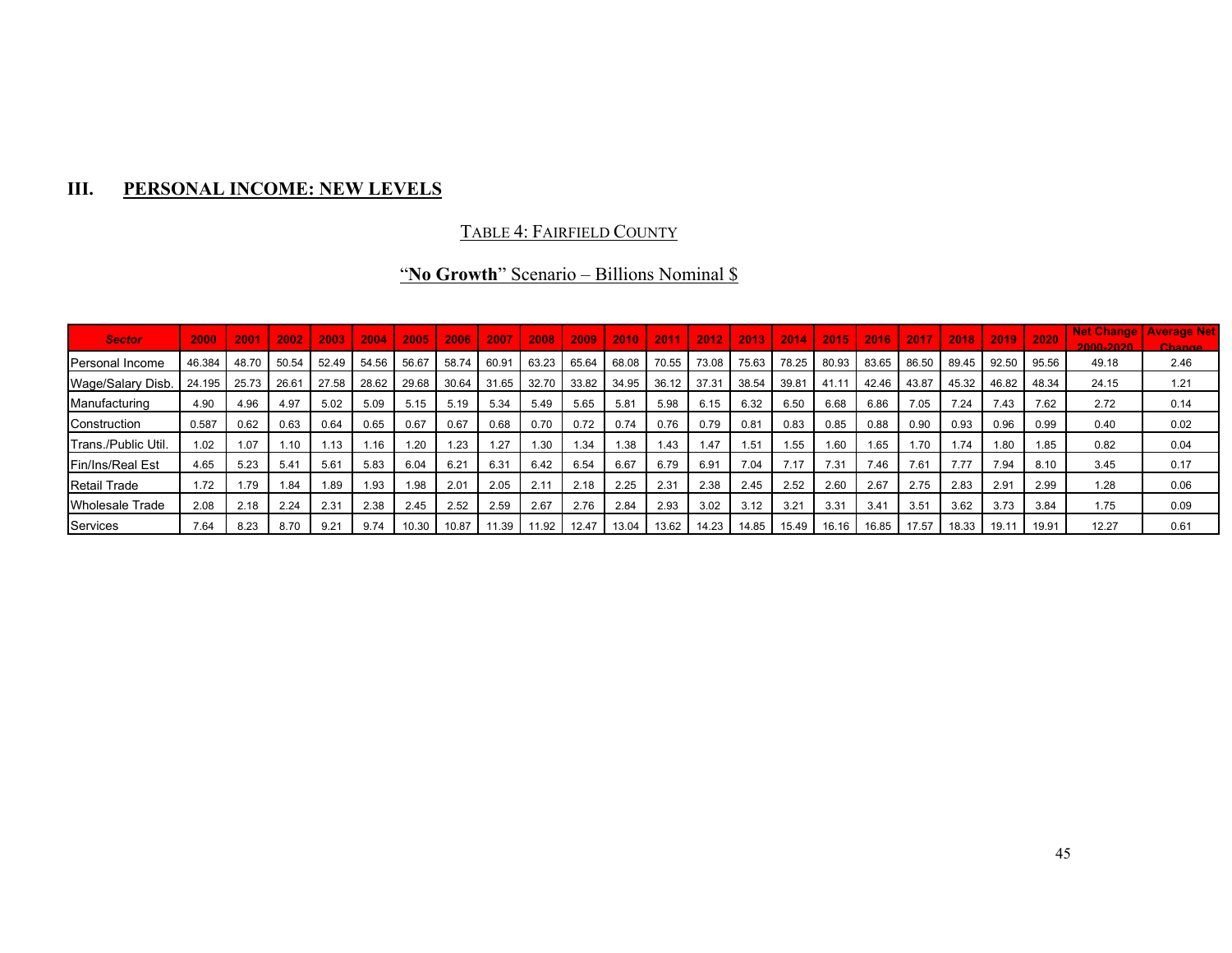## III. PERSONAL INCOME: NEW LEVELS

TABLE 4: FAIRFIELD COUNTY

"**No Growth**" Scenario – Billions Nominal $

| Sector | 2000 | 2001 | 2002 | 2003 | 2004 | 2005 | 2006 | 2007 | 2008 | 2009 | 2010 | 2011 | 2012 | 2013 | 2014 | 2015 | 2016 | 2017 | 2018 | 2019 | 2020 | Net Change 2000-2020 | Average Net Change |
|---|---|---|---|---|---|---|---|---|---|---|---|---|---|---|---|---|---|---|---|---|---|---|---|
| Personal Income | 46.384 | 48.70 | 50.54 | 52.49 | 54.56 | 56.67 | 58.74 | 60.91 | 63.23 | 65.64 | 68.08 | 70.55 | 73.08 | 75.63 | 78.25 | 80.93 | 83.65 | 86.50 | 89.45 | 92.50 | 95.56 | 49.18 | 2.46 |
| Wage/Salary Disb. | 24.195 | 25.73 | 26.61 | 27.58 | 28.62 | 29.68 | 30.64 | 31.65 | 32.70 | 33.82 | 34.95 | 36.12 | 37.31 | 38.54 | 39.81 | 41.11 | 42.46 | 43.87 | 45.32 | 46.82 | 48.34 | 24.15 | 1.21 |
| Manufacturing | 4.90 | 4.96 | 4.97 | 5.02 | 5.09 | 5.15 | 5.19 | 5.34 | 5.49 | 5.65 | 5.81 | 5.98 | 6.15 | 6.32 | 6.50 | 6.68 | 6.86 | 7.05 | 7.24 | 7.43 | 7.62 | 2.72 | 0.14 |
| Construction | 0.587 | 0.62 | 0.63 | 0.64 | 0.65 | 0.67 | 0.67 | 0.68 | 0.70 | 0.72 | 0.74 | 0.76 | 0.79 | 0.81 | 0.83 | 0.85 | 0.88 | 0.90 | 0.93 | 0.96 | 0.99 | 0.40 | 0.02 |
| Trans./Public Util. | 1.02 | 1.07 | 1.10 | 1.13 | 1.16 | 1.20 | 1.23 | 1.27 | 1.30 | 1.34 | 1.38 | 1.43 | 1.47 | 1.51 | 1.55 | 1.60 | 1.65 | 1.70 | 1.74 | 1.80 | 1.85 | 0.82 | 0.04 |
| Fin/Ins/Real Est | 4.65 | 5.23 | 5.41 | 5.61 | 5.83 | 6.04 | 6.21 | 6.31 | 6.42 | 6.54 | 6.67 | 6.79 | 6.91 | 7.04 | 7.17 | 7.31 | 7.46 | 7.61 | 7.77 | 7.94 | 8.10 | 3.45 | 0.17 |
| Retail Trade | 1.72 | 1.79 | 1.84 | 1.89 | 1.93 | 1.98 | 2.01 | 2.05 | 2.11 | 2.18 | 2.25 | 2.31 | 2.38 | 2.45 | 2.52 | 2.60 | 2.67 | 2.75 | 2.83 | 2.91 | 2.99 | 1.28 | 0.06 |
| Wholesale Trade | 2.08 | 2.18 | 2.24 | 2.31 | 2.38 | 2.45 | 2.52 | 2.59 | 2.67 | 2.76 | 2.84 | 2.93 | 3.02 | 3.12 | 3.21 | 3.31 | 3.41 | 3.51 | 3.62 | 3.73 | 3.84 | 1.75 | 0.09 |
| Services | 7.64 | 8.23 | 8.70 | 9.21 | 9.74 | 10.30 | 10.87 | 11.39 | 11.92 | 12.47 | 13.04 | 13.62 | 14.23 | 14.85 | 15.49 | 16.16 | 16.85 | 17.57 | 18.33 | 19.11 | 19.91 | 12.27 | 0.61 |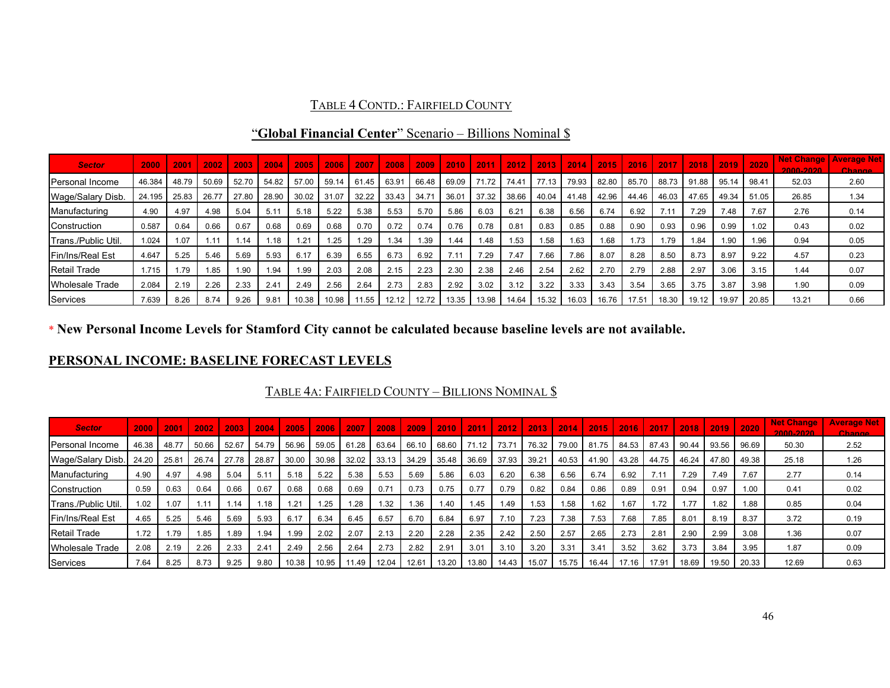TABLE 4 CONTD.: FAIRFIELD COUNTY

"**Global Financial Center**" Scenario – Billions Nominal $

| Sector | 2000 | 2001 | 2002 | 2003 | 2004 | 2005 | 2006 | 2007 | 2008 | 2009 | 2010 | 2011 | 2012 | 2013 | 2014 | 2015 | 2016 | 2017 | 2018 | 2019 | 2020 | Net Change 2000-2020 | Average Net Change |
|---|---|---|---|---|---|---|---|---|---|---|---|---|---|---|---|---|---|---|---|---|---|---|---|
| Personal Income | 46.384 | 48.79 | 50.69 | 52.70 | 54.82 | 57.00 | 59.14 | 61.45 | 63.91 | 66.48 | 69.09 | 71.72 | 74.41 | 77.13 | 79.93 | 82.80 | 85.70 | 88.73 | 91.88 | 95.14 | 98.41 | 52.03 | 2.60 |
| Wage/Salary Disb. | 24.195 | 25.83 | 26.77 | 27.80 | 28.90 | 30.02 | 31.07 | 32.22 | 33.43 | 34.71 | 36.01 | 37.32 | 38.66 | 40.04 | 41.48 | 42.96 | 44.46 | 46.03 | 47.65 | 49.34 | 51.05 | 26.85 | 1.34 |
| Manufacturing | 4.90 | 4.97 | 4.98 | 5.04 | 5.11 | 5.18 | 5.22 | 5.38 | 5.53 | 5.70 | 5.86 | 6.03 | 6.21 | 6.38 | 6.56 | 6.74 | 6.92 | 7.11 | 7.29 | 7.48 | 7.67 | 2.76 | 0.14 |
| Construction | 0.587 | 0.64 | 0.66 | 0.67 | 0.68 | 0.69 | 0.68 | 0.70 | 0.72 | 0.74 | 0.76 | 0.78 | 0.81 | 0.83 | 0.85 | 0.88 | 0.90 | 0.93 | 0.96 | 0.99 | 1.02 | 0.43 | 0.02 |
| Trans./Public Util. | 1.024 | 1.07 | 1.11 | 1.14 | 1.18 | 1.21 | 1.25 | 1.29 | 1.34 | 1.39 | 1.44 | 1.48 | 1.53 | 1.58 | 1.63 | 1.68 | 1.73 | 1.79 | 1.84 | 1.90 | 1.96 | 0.94 | 0.05 |
| Fin/Ins/Real Est | 4.647 | 5.25 | 5.46 | 5.69 | 5.93 | 6.17 | 6.39 | 6.55 | 6.73 | 6.92 | 7.11 | 7.29 | 7.47 | 7.66 | 7.86 | 8.07 | 8.28 | 8.50 | 8.73 | 8.97 | 9.22 | 4.57 | 0.23 |
| Retail Trade | 1.715 | 1.79 | 1.85 | 1.90 | 1.94 | 1.99 | 2.03 | 2.08 | 2.15 | 2.23 | 2.30 | 2.38 | 2.46 | 2.54 | 2.62 | 2.70 | 2.79 | 2.88 | 2.97 | 3.06 | 3.15 | 1.44 | 0.07 |
| Wholesale Trade | 2.084 | 2.19 | 2.26 | 2.33 | 2.41 | 2.49 | 2.56 | 2.64 | 2.73 | 2.83 | 2.92 | 3.02 | 3.12 | 3.22 | 3.33 | 3.43 | 3.54 | 3.65 | 3.75 | 3.87 | 3.98 | 1.90 | 0.09 |
| Services | 7.639 | 8.26 | 8.74 | 9.26 | 9.81 | 10.38 | 10.98 | 11.55 | 12.12 | 12.72 | 13.35 | 13.98 | 14.64 | 15.32 | 16.03 | 16.76 | 17.51 | 18.30 | 19.12 | 19.97 | 20.85 | 13.21 | 0.66 |

* **New Personal Income Levels for Stamford City cannot be calculated because baseline levels are not available.**

## PERSONAL INCOME: BASELINE FORECAST LEVELS

TABLE 4A: FAIRFIELD COUNTY – BILLIONS NOMINAL $

| Sector | 2000 | 2001 | 2002 | 2003 | 2004 | 2005 | 2006 | 2007 | 2008 | 2009 | 2010 | 2011 | 2012 | 2013 | 2014 | 2015 | 2016 | 2017 | 2018 | 2019 | 2020 | Net Change 2000-2020 | Average Net Change |
|---|---|---|---|---|---|---|---|---|---|---|---|---|---|---|---|---|---|---|---|---|---|---|---|
| Personal Income | 46.38 | 48.77 | 50.66 | 52.67 | 54.79 | 56.96 | 59.05 | 61.28 | 63.64 | 66.10 | 68.60 | 71.12 | 73.71 | 76.32 | 79.00 | 81.75 | 84.53 | 87.43 | 90.44 | 93.56 | 96.69 | 50.30 | 2.52 |
| Wage/Salary Disb. | 24.20 | 25.81 | 26.74 | 27.78 | 28.87 | 30.00 | 30.98 | 32.02 | 33.13 | 34.29 | 35.48 | 36.69 | 37.93 | 39.21 | 40.53 | 41.90 | 43.28 | 44.75 | 46.24 | 47.80 | 49.38 | 25.18 | 1.26 |
| Manufacturing | 4.90 | 4.97 | 4.98 | 5.04 | 5.11 | 5.18 | 5.22 | 5.38 | 5.53 | 5.69 | 5.86 | 6.03 | 6.20 | 6.38 | 6.56 | 6.74 | 6.92 | 7.11 | 7.29 | 7.49 | 7.67 | 2.77 | 0.14 |
| Construction | 0.59 | 0.63 | 0.64 | 0.66 | 0.67 | 0.68 | 0.68 | 0.69 | 0.71 | 0.73 | 0.75 | 0.77 | 0.79 | 0.82 | 0.84 | 0.86 | 0.89 | 0.91 | 0.94 | 0.97 | 1.00 | 0.41 | 0.02 |
| Trans./Public Util. | 1.02 | 1.07 | 1.11 | 1.14 | 1.18 | 1.21 | 1.25 | 1.28 | 1.32 | 1.36 | 1.40 | 1.45 | 1.49 | 1.53 | 1.58 | 1.62 | 1.67 | 1.72 | 1.77 | 1.82 | 1.88 | 0.85 | 0.04 |
| Fin/Ins/Real Est | 4.65 | 5.25 | 5.46 | 5.69 | 5.93 | 6.17 | 6.34 | 6.45 | 6.57 | 6.70 | 6.84 | 6.97 | 7.10 | 7.23 | 7.38 | 7.53 | 7.68 | 7.85 | 8.01 | 8.19 | 8.37 | 3.72 | 0.19 |
| Retail Trade | 1.72 | 1.79 | 1.85 | 1.89 | 1.94 | 1.99 | 2.02 | 2.07 | 2.13 | 2.20 | 2.28 | 2.35 | 2.42 | 2.50 | 2.57 | 2.65 | 2.73 | 2.81 | 2.90 | 2.99 | 3.08 | 1.36 | 0.07 |
| Wholesale Trade | 2.08 | 2.19 | 2.26 | 2.33 | 2.41 | 2.49 | 2.56 | 2.64 | 2.73 | 2.82 | 2.91 | 3.01 | 3.10 | 3.20 | 3.31 | 3.41 | 3.52 | 3.62 | 3.73 | 3.84 | 3.95 | 1.87 | 0.09 |
| Services | 7.64 | 8.25 | 8.73 | 9.25 | 9.80 | 10.38 | 10.95 | 11.49 | 12.04 | 12.61 | 13.20 | 13.80 | 14.43 | 15.07 | 15.75 | 16.44 | 17.16 | 17.91 | 18.69 | 19.50 | 20.33 | 12.69 | 0.63 |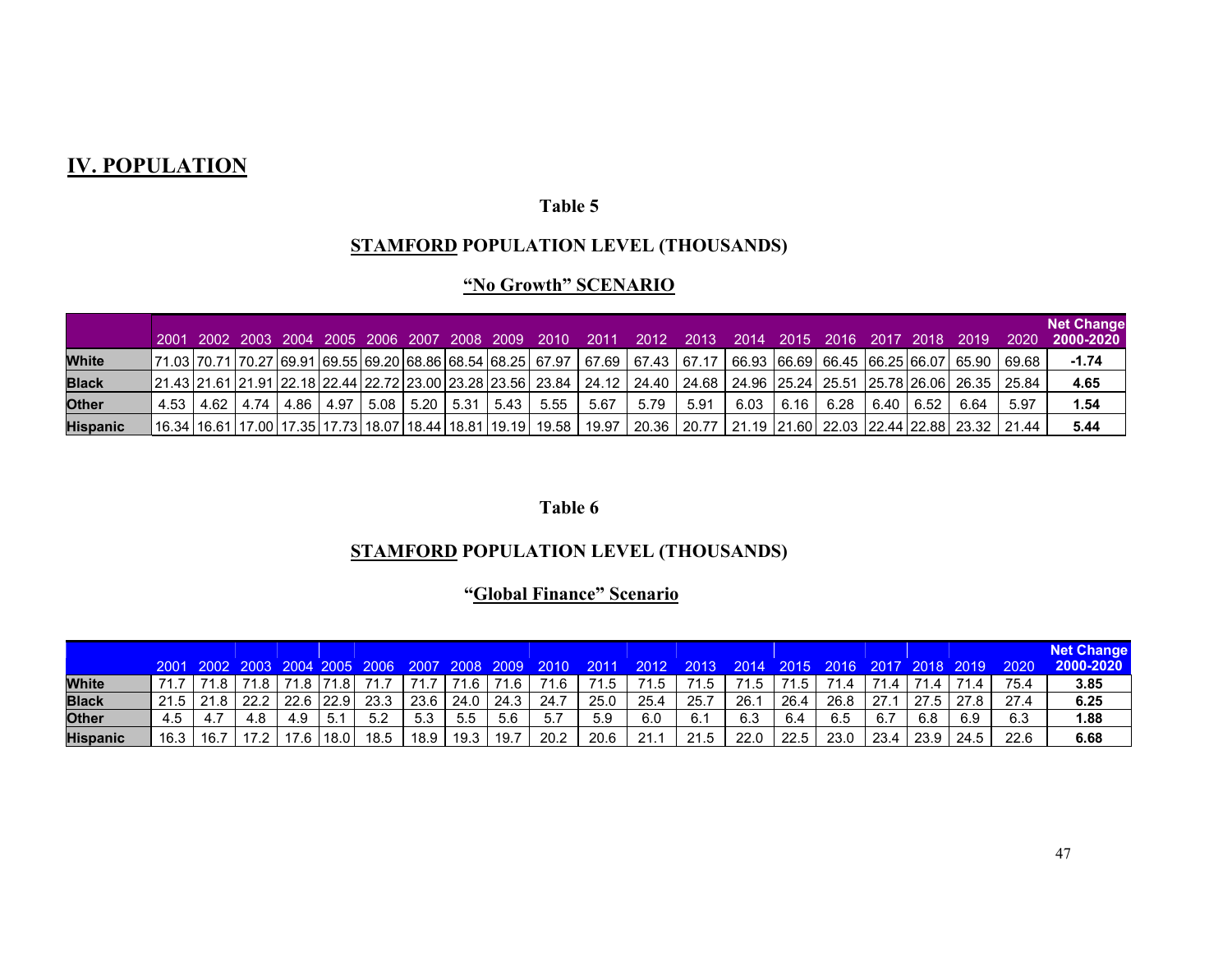## IV. POPULATION

### Table 5

### STAMFORD POPULATION LEVEL (THOUSANDS)

### "No Growth" SCENARIO

| | 2001 | 2002 | 2003 | 2004 | 2005 | 2006 | 2007 | 2008 | 2009 | 2010 | 2011 | 2012 | 2013 | 2014 | 2015 | 2016 | 2017 | 2018 | 2019 | 2020 | Net Change 2000-2020 |
|---|---|---|---|---|---|---|---|---|---|---|---|---|---|---|---|---|---|---|---|---|---|
| **White** | 71.03 | 70.71 | 70.27 | 69.91 | 69.55 | 69.20 | 68.86 | 68.54 | 68.25 | 67.97 | 67.69 | 67.43 | 67.17 | 66.93 | 66.69 | 66.45 | 66.25 | 66.07 | 65.90 | 69.68 | **-1.74** |
| **Black** | 21.43 | 21.61 | 21.91 | 22.18 | 22.44 | 22.72 | 23.00 | 23.28 | 23.56 | 23.84 | 24.12 | 24.40 | 24.68 | 24.96 | 25.24 | 25.51 | 25.78 | 26.06 | 26.35 | 25.84 | **4.65** |
| **Other** | 4.53 | 4.62 | 4.74 | 4.86 | 4.97 | 5.08 | 5.20 | 5.31 | 5.43 | 5.55 | 5.67 | 5.79 | 5.91 | 6.03 | 6.16 | 6.28 | 6.40 | 6.52 | 6.64 | 5.97 | **1.54** |
| **Hispanic** | 16.34 | 16.61 | 17.00 | 17.35 | 17.73 | 18.07 | 18.44 | 18.81 | 19.19 | 19.58 | 19.97 | 20.36 | 20.77 | 21.19 | 21.60 | 22.03 | 22.44 | 22.88 | 23.32 | 21.44 | **5.44** |

### Table 6

### STAMFORD POPULATION LEVEL (THOUSANDS)

### "Global Finance" Scenario

| | 2001 | 2002 | 2003 | 2004 | 2005 | 2006 | 2007 | 2008 | 2009 | 2010 | 2011 | 2012 | 2013 | 2014 | 2015 | 2016 | 2017 | 2018 | 2019 | 2020 | Net Change 2000-2020 |
|---|---|---|---|---|---|---|---|---|---|---|---|---|---|---|---|---|---|---|---|---|---|
| **White** | 71.7 | 71.8 | 71.8 | 71.8 | 71.8 | 71.7 | 71.7 | 71.6 | 71.6 | 71.6 | 71.5 | 71.5 | 71.5 | 71.5 | 71.5 | 71.4 | 71.4 | 71.4 | 71.4 | 75.4 | **3.85** |
| **Black** | 21.5 | 21.8 | 22.2 | 22.6 | 22.9 | 23.3 | 23.6 | 24.0 | 24.3 | 24.7 | 25.0 | 25.4 | 25.7 | 26.1 | 26.4 | 26.8 | 27.1 | 27.5 | 27.8 | 27.4 | **6.25** |
| **Other** | 4.5 | 4.7 | 4.8 | 4.9 | 5.1 | 5.2 | 5.3 | 5.5 | 5.6 | 5.7 | 5.9 | 6.0 | 6.1 | 6.3 | 6.4 | 6.5 | 6.7 | 6.8 | 6.9 | 6.3 | **1.88** |
| **Hispanic** | 16.3 | 16.7 | 17.2 | 17.6 | 18.0 | 18.5 | 18.9 | 19.3 | 19.7 | 20.2 | 20.6 | 21.1 | 21.5 | 22.0 | 22.5 | 23.0 | 23.4 | 23.9 | 24.5 | 22.6 | **6.68** |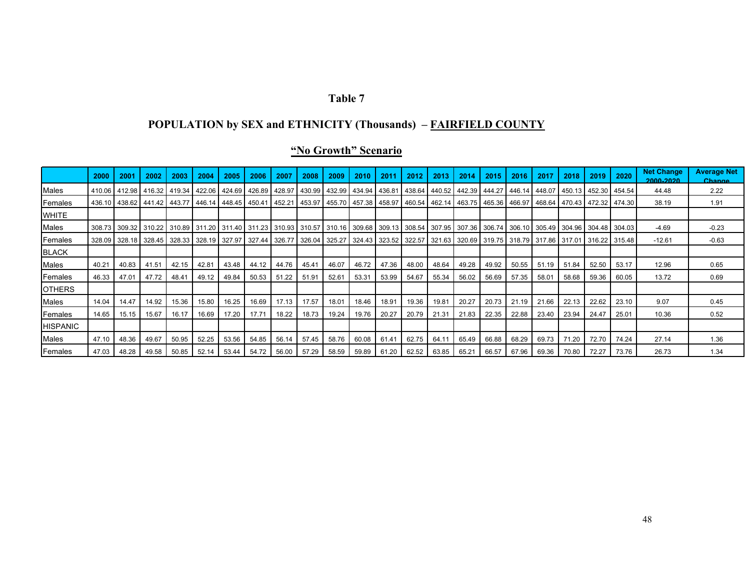# Table 7

## POPULATION by SEX and ETHNICITY (Thousands) – FAIRFIELD COUNTY

### "No Growth" Scenario

| | 2000 | 2001 | 2002 | 2003 | 2004 | 2005 | 2006 | 2007 | 2008 | 2009 | 2010 | 2011 | 2012 | 2013 | 2014 | 2015 | 2016 | 2017 | 2018 | 2019 | 2020 | Net Change 2000-2020 | Average Net Change |
|---|---|---|---|---|---|---|---|---|---|---|---|---|---|---|---|---|---|---|---|---|---|---|---|
| Males | 410.06 | 412.98 | 416.32 | 419.34 | 422.06 | 424.69 | 426.89 | 428.97 | 430.99 | 432.99 | 434.94 | 436.81 | 438.64 | 440.52 | 442.39 | 444.27 | 446.14 | 448.07 | 450.13 | 452.30 | 454.54 | 44.48 | 2.22 |
| Females | 436.10 | 438.62 | 441.42 | 443.77 | 446.14 | 448.45 | 450.41 | 452.21 | 453.97 | 455.70 | 457.38 | 458.97 | 460.54 | 462.14 | 463.75 | 465.36 | 466.97 | 468.64 | 470.43 | 472.32 | 474.30 | 38.19 | 1.91 |
| WHITE | | | | | | | | | | | | | | | | | | | | | | | |
| Males | 308.73 | 309.32 | 310.22 | 310.89 | 311.20 | 311.40 | 311.23 | 310.93 | 310.57 | 310.16 | 309.68 | 309.13 | 308.54 | 307.95 | 307.36 | 306.74 | 306.10 | 305.49 | 304.96 | 304.48 | 304.03 | -4.69 | -0.23 |
| Females | 328.09 | 328.18 | 328.45 | 328.33 | 328.19 | 327.97 | 327.44 | 326.77 | 326.04 | 325.27 | 324.43 | 323.52 | 322.57 | 321.63 | 320.69 | 319.75 | 318.79 | 317.86 | 317.01 | 316.22 | 315.48 | -12.61 | -0.63 |
| BLACK | | | | | | | | | | | | | | | | | | | | | | | |
| Males | 40.21 | 40.83 | 41.51 | 42.15 | 42.81 | 43.48 | 44.12 | 44.76 | 45.41 | 46.07 | 46.72 | 47.36 | 48.00 | 48.64 | 49.28 | 49.92 | 50.55 | 51.19 | 51.84 | 52.50 | 53.17 | 12.96 | 0.65 |
| Females | 46.33 | 47.01 | 47.72 | 48.41 | 49.12 | 49.84 | 50.53 | 51.22 | 51.91 | 52.61 | 53.31 | 53.99 | 54.67 | 55.34 | 56.02 | 56.69 | 57.35 | 58.01 | 58.68 | 59.36 | 60.05 | 13.72 | 0.69 |
| OTHERS | | | | | | | | | | | | | | | | | | | | | | | |
| Males | 14.04 | 14.47 | 14.92 | 15.36 | 15.80 | 16.25 | 16.69 | 17.13 | 17.57 | 18.01 | 18.46 | 18.91 | 19.36 | 19.81 | 20.27 | 20.73 | 21.19 | 21.66 | 22.13 | 22.62 | 23.10 | 9.07 | 0.45 |
| Females | 14.65 | 15.15 | 15.67 | 16.17 | 16.69 | 17.20 | 17.71 | 18.22 | 18.73 | 19.24 | 19.76 | 20.27 | 20.79 | 21.31 | 21.83 | 22.35 | 22.88 | 23.40 | 23.94 | 24.47 | 25.01 | 10.36 | 0.52 |
| HISPANIC | | | | | | | | | | | | | | | | | | | | | | | |
| Males | 47.10 | 48.36 | 49.67 | 50.95 | 52.25 | 53.56 | 54.85 | 56.14 | 57.45 | 58.76 | 60.08 | 61.41 | 62.75 | 64.11 | 65.49 | 66.88 | 68.29 | 69.73 | 71.20 | 72.70 | 74.24 | 27.14 | 1.36 |
| Females | 47.03 | 48.28 | 49.58 | 50.85 | 52.14 | 53.44 | 54.72 | 56.00 | 57.29 | 58.59 | 59.89 | 61.20 | 62.52 | 63.85 | 65.21 | 66.57 | 67.96 | 69.36 | 70.80 | 72.27 | 73.76 | 26.73 | 1.34 |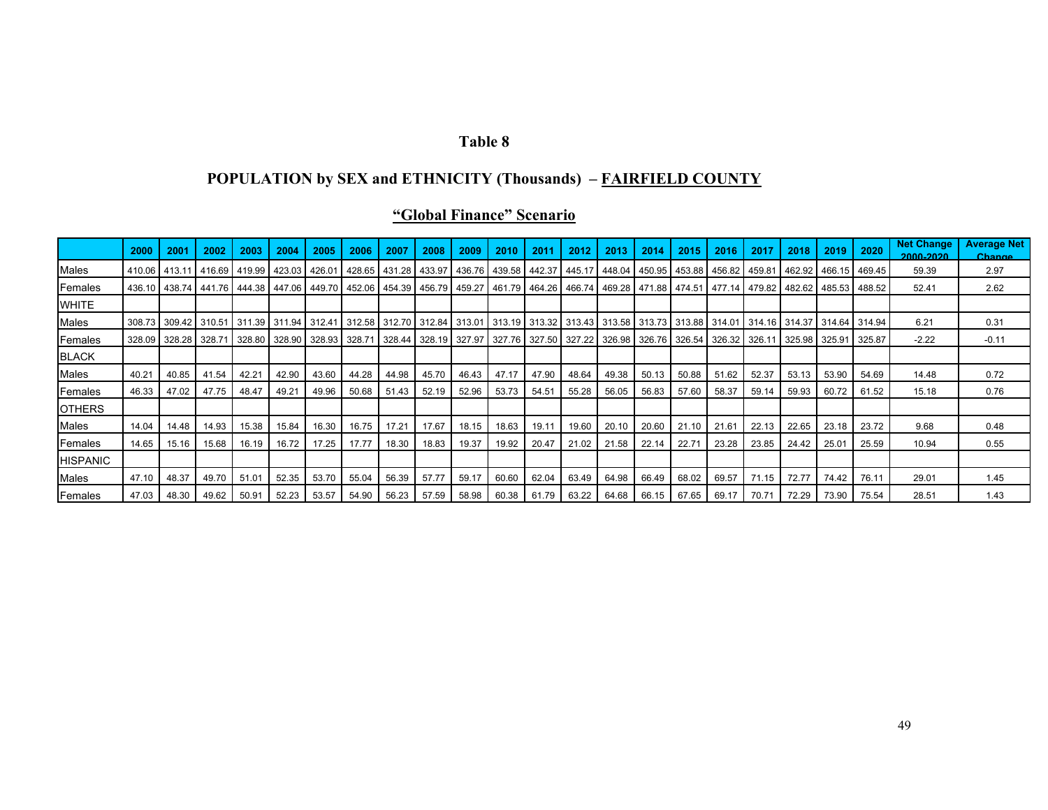# Table 8

## POPULATION by SEX and ETHNICITY (Thousands) – FAIRFIELD COUNTY

### "Global Finance" Scenario

| | 2000 | 2001 | 2002 | 2003 | 2004 | 2005 | 2006 | 2007 | 2008 | 2009 | 2010 | 2011 | 2012 | 2013 | 2014 | 2015 | 2016 | 2017 | 2018 | 2019 | 2020 | Net Change 2000-2020 | Average Net Change |
|---|---|---|---|---|---|---|---|---|---|---|---|---|---|---|---|---|---|---|---|---|---|---|---|
| Males | 410.06 | 413.11 | 416.69 | 419.99 | 423.03 | 426.01 | 428.65 | 431.28 | 433.97 | 436.76 | 439.58 | 442.37 | 445.17 | 448.04 | 450.95 | 453.88 | 456.82 | 459.81 | 462.92 | 466.15 | 469.45 | 59.39 | 2.97 |
| Females | 436.10 | 438.74 | 441.76 | 444.38 | 447.06 | 449.70 | 452.06 | 454.39 | 456.79 | 459.27 | 461.79 | 464.26 | 466.74 | 469.28 | 471.88 | 474.51 | 477.14 | 479.82 | 482.62 | 485.53 | 488.52 | 52.41 | 2.62 |
| WHITE | | | | | | | | | | | | | | | | | | | | | | | |
| Males | 308.73 | 309.42 | 310.51 | 311.39 | 311.94 | 312.41 | 312.58 | 312.70 | 312.84 | 313.01 | 313.19 | 313.32 | 313.43 | 313.58 | 313.73 | 313.88 | 314.01 | 314.16 | 314.37 | 314.64 | 314.94 | 6.21 | 0.31 |
| Females | 328.09 | 328.28 | 328.71 | 328.80 | 328.90 | 328.93 | 328.71 | 328.44 | 328.19 | 327.97 | 327.76 | 327.50 | 327.22 | 326.98 | 326.76 | 326.54 | 326.32 | 326.11 | 325.98 | 325.91 | 325.87 | -2.22 | -0.11 |
| BLACK | | | | | | | | | | | | | | | | | | | | | | | |
| Males | 40.21 | 40.85 | 41.54 | 42.21 | 42.90 | 43.60 | 44.28 | 44.98 | 45.70 | 46.43 | 47.17 | 47.90 | 48.64 | 49.38 | 50.13 | 50.88 | 51.62 | 52.37 | 53.13 | 53.90 | 54.69 | 14.48 | 0.72 |
| Females | 46.33 | 47.02 | 47.75 | 48.47 | 49.21 | 49.96 | 50.68 | 51.43 | 52.19 | 52.96 | 53.73 | 54.51 | 55.28 | 56.05 | 56.83 | 57.60 | 58.37 | 59.14 | 59.93 | 60.72 | 61.52 | 15.18 | 0.76 |
| OTHERS | | | | | | | | | | | | | | | | | | | | | | | |
| Males | 14.04 | 14.48 | 14.93 | 15.38 | 15.84 | 16.30 | 16.75 | 17.21 | 17.67 | 18.15 | 18.63 | 19.11 | 19.60 | 20.10 | 20.60 | 21.10 | 21.61 | 22.13 | 22.65 | 23.18 | 23.72 | 9.68 | 0.48 |
| Females | 14.65 | 15.16 | 15.68 | 16.19 | 16.72 | 17.25 | 17.77 | 18.30 | 18.83 | 19.37 | 19.92 | 20.47 | 21.02 | 21.58 | 22.14 | 22.71 | 23.28 | 23.85 | 24.42 | 25.01 | 25.59 | 10.94 | 0.55 |
| HISPANIC | | | | | | | | | | | | | | | | | | | | | | | |
| Males | 47.10 | 48.37 | 49.70 | 51.01 | 52.35 | 53.70 | 55.04 | 56.39 | 57.77 | 59.17 | 60.60 | 62.04 | 63.49 | 64.98 | 66.49 | 68.02 | 69.57 | 71.15 | 72.77 | 74.42 | 76.11 | 29.01 | 1.45 |
| Females | 47.03 | 48.30 | 49.62 | 50.91 | 52.23 | 53.57 | 54.90 | 56.23 | 57.59 | 58.98 | 60.38 | 61.79 | 63.22 | 64.68 | 66.15 | 67.65 | 69.17 | 70.71 | 72.29 | 73.90 | 75.54 | 28.51 | 1.43 |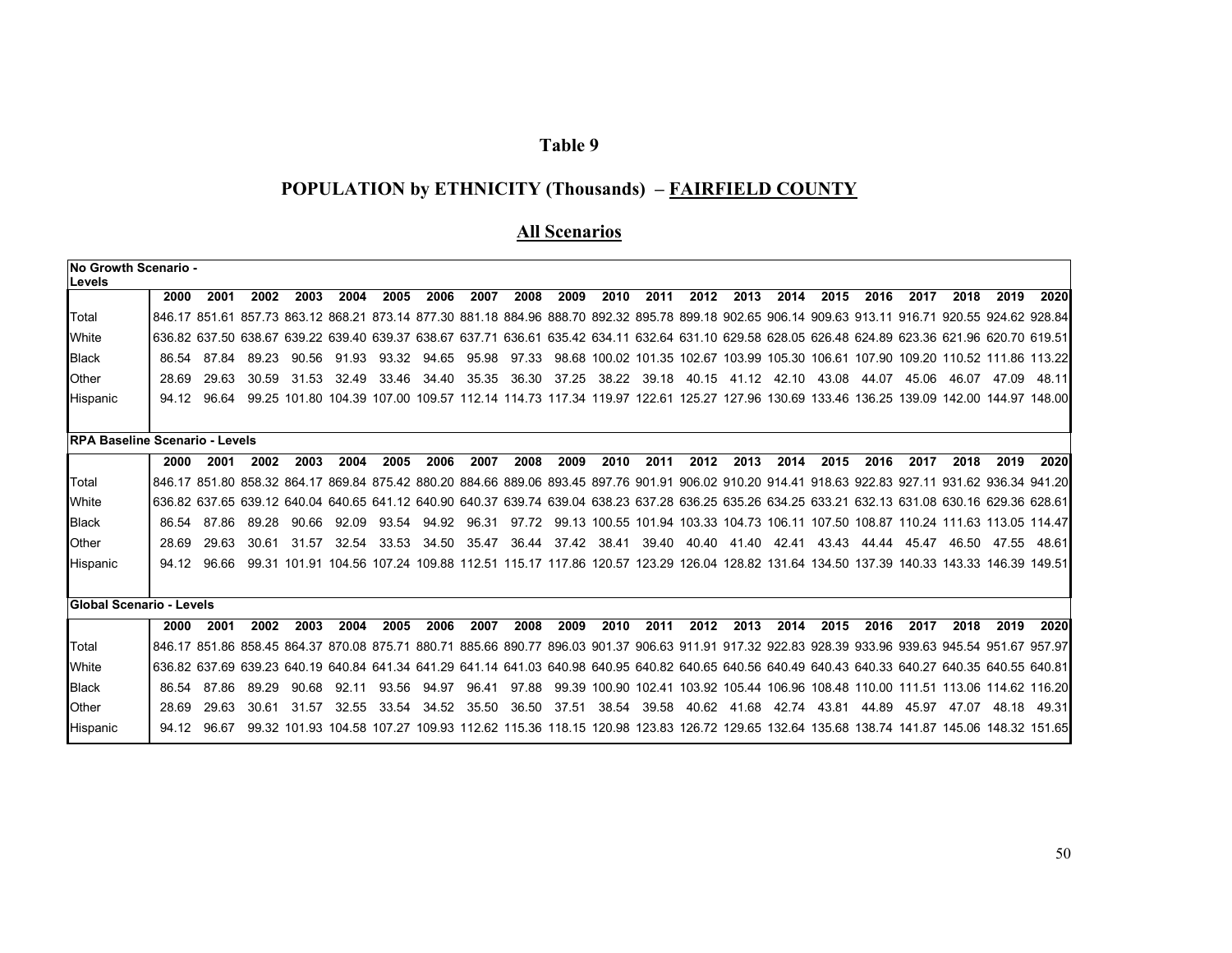# Table 9

## POPULATION by ETHNICITY (Thousands) – FAIRFIELD COUNTY

### All Scenarios

| No Growth Scenario - Levels | | | | | | | | | | | | | | | | | | | | | |
|---|---|---|---|---|---|---|---|---|---|---|---|---|---|---|---|---|---|---|---|---|---|
| | 2000 | 2001 | 2002 | 2003 | 2004 | 2005 | 2006 | 2007 | 2008 | 2009 | 2010 | 2011 | 2012 | 2013 | 2014 | 2015 | 2016 | 2017 | 2018 | 2019 | 2020 |
| Total | 846.17 | 851.61 | 857.73 | 863.12 | 868.21 | 873.14 | 877.30 | 881.18 | 884.96 | 888.70 | 892.32 | 895.78 | 899.18 | 902.65 | 906.14 | 909.63 | 913.11 | 916.71 | 920.55 | 924.62 | 928.84 |
| White | 636.82 | 637.50 | 638.67 | 639.22 | 639.40 | 639.37 | 638.67 | 637.71 | 636.61 | 635.42 | 634.11 | 632.64 | 631.10 | 629.58 | 628.05 | 626.48 | 624.89 | 623.36 | 621.96 | 620.70 | 619.51 |
| Black | 86.54 | 87.84 | 89.23 | 90.56 | 91.93 | 93.32 | 94.65 | 95.98 | 97.33 | 98.68 | 100.02 | 101.35 | 102.67 | 103.99 | 105.30 | 106.61 | 107.90 | 109.20 | 110.52 | 111.86 | 113.22 |
| Other | 28.69 | 29.63 | 30.59 | 31.53 | 32.49 | 33.46 | 34.40 | 35.35 | 36.30 | 37.25 | 38.22 | 39.18 | 40.15 | 41.12 | 42.10 | 43.08 | 44.07 | 45.06 | 46.07 | 47.09 | 48.11 |
| Hispanic | 94.12 | 96.64 | 99.25 | 101.80 | 104.39 | 107.00 | 109.57 | 112.14 | 114.73 | 117.34 | 119.97 | 122.61 | 125.27 | 127.96 | 130.69 | 133.46 | 136.25 | 139.09 | 142.00 | 144.97 | 148.00 |
| **RPA Baseline Scenario - Levels** | | | | | | | | | | | | | | | | | | | | | |
| | 2000 | 2001 | 2002 | 2003 | 2004 | 2005 | 2006 | 2007 | 2008 | 2009 | 2010 | 2011 | 2012 | 2013 | 2014 | 2015 | 2016 | 2017 | 2018 | 2019 | 2020 |
| Total | 846.17 | 851.80 | 858.32 | 864.17 | 869.84 | 875.42 | 880.20 | 884.66 | 889.06 | 893.45 | 897.76 | 901.91 | 906.02 | 910.20 | 914.41 | 918.63 | 922.83 | 927.11 | 931.62 | 936.34 | 941.20 |
| White | 636.82 | 637.65 | 639.12 | 640.04 | 640.65 | 641.12 | 640.90 | 640.37 | 639.74 | 639.04 | 638.23 | 637.28 | 636.25 | 635.26 | 634.25 | 633.21 | 632.13 | 631.08 | 630.16 | 629.36 | 628.61 |
| Black | 86.54 | 87.86 | 89.28 | 90.66 | 92.09 | 93.54 | 94.92 | 96.31 | 97.72 | 99.13 | 100.55 | 101.94 | 103.33 | 104.73 | 106.11 | 107.50 | 108.87 | 110.24 | 111.63 | 113.05 | 114.47 |
| Other | 28.69 | 29.63 | 30.61 | 31.57 | 32.54 | 33.53 | 34.50 | 35.47 | 36.44 | 37.42 | 38.41 | 39.40 | 40.40 | 41.40 | 42.41 | 43.43 | 44.44 | 45.47 | 46.50 | 47.55 | 48.61 |
| Hispanic | 94.12 | 96.66 | 99.31 | 101.91 | 104.56 | 107.24 | 109.88 | 112.51 | 115.17 | 117.86 | 120.57 | 123.29 | 126.04 | 128.82 | 131.64 | 134.50 | 137.39 | 140.33 | 143.33 | 146.39 | 149.51 |
| **Global Scenario - Levels** | | | | | | | | | | | | | | | | | | | | | |
| | 2000 | 2001 | 2002 | 2003 | 2004 | 2005 | 2006 | 2007 | 2008 | 2009 | 2010 | 2011 | 2012 | 2013 | 2014 | 2015 | 2016 | 2017 | 2018 | 2019 | 2020 |
| Total | 846.17 | 851.86 | 858.45 | 864.37 | 870.08 | 875.71 | 880.71 | 885.66 | 890.77 | 896.03 | 901.37 | 906.63 | 911.91 | 917.32 | 922.83 | 928.39 | 933.96 | 939.63 | 945.54 | 951.67 | 957.97 |
| White | 636.82 | 637.69 | 639.23 | 640.19 | 640.84 | 641.34 | 641.29 | 641.14 | 641.03 | 640.98 | 640.95 | 640.82 | 640.65 | 640.56 | 640.49 | 640.43 | 640.33 | 640.27 | 640.35 | 640.55 | 640.81 |
| Black | 86.54 | 87.86 | 89.29 | 90.68 | 92.11 | 93.56 | 94.97 | 96.41 | 97.88 | 99.39 | 100.90 | 102.41 | 103.92 | 105.44 | 106.96 | 108.48 | 110.00 | 111.51 | 113.06 | 114.62 | 116.20 |
| Other | 28.69 | 29.63 | 30.61 | 31.57 | 32.55 | 33.54 | 34.52 | 35.50 | 36.50 | 37.51 | 38.54 | 39.58 | 40.62 | 41.68 | 42.74 | 43.81 | 44.89 | 45.97 | 47.07 | 48.18 | 49.31 |
| Hispanic | 94.12 | 96.67 | 99.32 | 101.93 | 104.58 | 107.27 | 109.93 | 112.62 | 115.36 | 118.15 | 120.98 | 123.83 | 126.72 | 129.65 | 132.64 | 135.68 | 138.74 | 141.87 | 145.06 | 148.32 | 151.65 |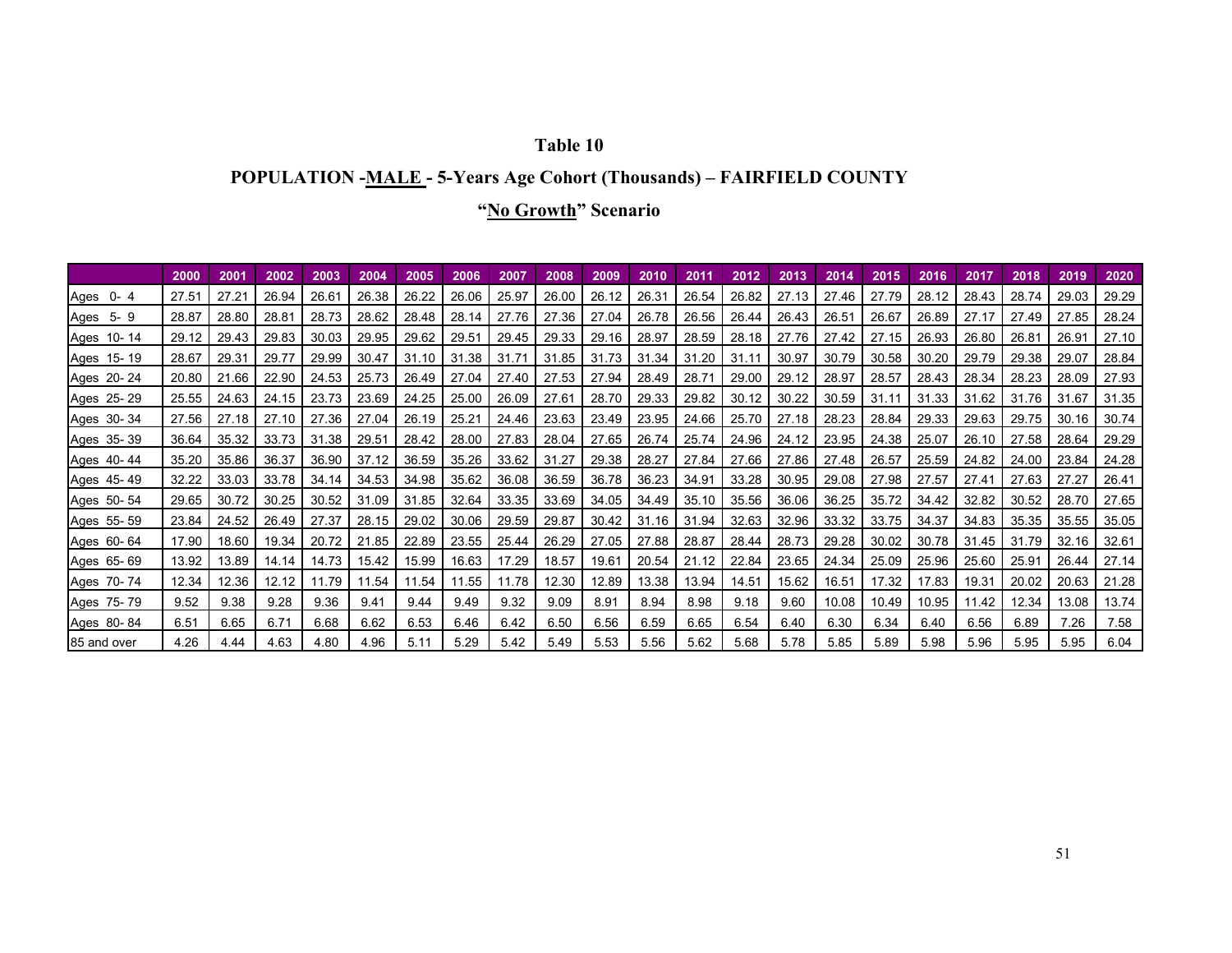# Table 10

## POPULATION -MALE - 5-Years Age Cohort (Thousands) – FAIRFIELD COUNTY

### "No Growth" Scenario

| | 2000 | 2001 | 2002 | 2003 | 2004 | 2005 | 2006 | 2007 | 2008 | 2009 | 2010 | 2011 | 2012 | 2013 | 2014 | 2015 | 2016 | 2017 | 2018 | 2019 | 2020 |
|---|---|---|---|---|---|---|---|---|---|---|---|---|---|---|---|---|---|---|---|---|---|
| Ages 0- 4 | 27.51 | 27.21 | 26.94 | 26.61 | 26.38 | 26.22 | 26.06 | 25.97 | 26.00 | 26.12 | 26.31 | 26.54 | 26.82 | 27.13 | 27.46 | 27.79 | 28.12 | 28.43 | 28.74 | 29.03 | 29.29 |
| Ages 5- 9 | 28.87 | 28.80 | 28.81 | 28.73 | 28.62 | 28.48 | 28.14 | 27.76 | 27.36 | 27.04 | 26.78 | 26.56 | 26.44 | 26.43 | 26.51 | 26.67 | 26.89 | 27.17 | 27.49 | 27.85 | 28.24 |
| Ages 10- 14 | 29.12 | 29.43 | 29.83 | 30.03 | 29.95 | 29.62 | 29.51 | 29.45 | 29.33 | 29.16 | 28.97 | 28.59 | 28.18 | 27.76 | 27.42 | 27.15 | 26.93 | 26.80 | 26.81 | 26.91 | 27.10 |
| Ages 15- 19 | 28.67 | 29.31 | 29.77 | 29.99 | 30.47 | 31.10 | 31.38 | 31.71 | 31.85 | 31.73 | 31.34 | 31.20 | 31.11 | 30.97 | 30.79 | 30.58 | 30.20 | 29.79 | 29.38 | 29.07 | 28.84 |
| Ages 20- 24 | 20.80 | 21.66 | 22.90 | 24.53 | 25.73 | 26.49 | 27.04 | 27.40 | 27.53 | 27.94 | 28.49 | 28.71 | 29.00 | 29.12 | 28.97 | 28.57 | 28.43 | 28.34 | 28.23 | 28.09 | 27.93 |
| Ages 25- 29 | 25.55 | 24.63 | 24.15 | 23.73 | 23.69 | 24.25 | 25.00 | 26.09 | 27.61 | 28.70 | 29.33 | 29.82 | 30.12 | 30.22 | 30.59 | 31.11 | 31.33 | 31.62 | 31.76 | 31.67 | 31.35 |
| Ages 30- 34 | 27.56 | 27.18 | 27.10 | 27.36 | 27.04 | 26.19 | 25.21 | 24.46 | 23.63 | 23.49 | 23.95 | 24.66 | 25.70 | 27.18 | 28.23 | 28.84 | 29.33 | 29.63 | 29.75 | 30.16 | 30.74 |
| Ages 35- 39 | 36.64 | 35.32 | 33.73 | 31.38 | 29.51 | 28.42 | 28.00 | 27.83 | 28.04 | 27.65 | 26.74 | 25.74 | 24.96 | 24.12 | 23.95 | 24.38 | 25.07 | 26.10 | 27.58 | 28.64 | 29.29 |
| Ages 40- 44 | 35.20 | 35.86 | 36.37 | 36.90 | 37.12 | 36.59 | 35.26 | 33.62 | 31.27 | 29.38 | 28.27 | 27.84 | 27.66 | 27.86 | 27.48 | 26.57 | 25.59 | 24.82 | 24.00 | 23.84 | 24.28 |
| Ages 45- 49 | 32.22 | 33.03 | 33.78 | 34.14 | 34.53 | 34.98 | 35.62 | 36.08 | 36.59 | 36.78 | 36.23 | 34.91 | 33.28 | 30.95 | 29.08 | 27.98 | 27.57 | 27.41 | 27.63 | 27.27 | 26.41 |
| Ages 50- 54 | 29.65 | 30.72 | 30.25 | 30.52 | 31.09 | 31.85 | 32.64 | 33.35 | 33.69 | 34.05 | 34.49 | 35.10 | 35.56 | 36.06 | 36.25 | 35.72 | 34.42 | 32.82 | 30.52 | 28.70 | 27.65 |
| Ages 55- 59 | 23.84 | 24.52 | 26.49 | 27.37 | 28.15 | 29.02 | 30.06 | 29.59 | 29.87 | 30.42 | 31.16 | 31.94 | 32.63 | 32.96 | 33.32 | 33.75 | 34.37 | 34.83 | 35.35 | 35.55 | 35.05 |
| Ages 60- 64 | 17.90 | 18.60 | 19.34 | 20.72 | 21.85 | 22.89 | 23.55 | 25.44 | 26.29 | 27.05 | 27.88 | 28.87 | 28.44 | 28.73 | 29.28 | 30.02 | 30.78 | 31.45 | 31.79 | 32.16 | 32.61 |
| Ages 65- 69 | 13.92 | 13.89 | 14.14 | 14.73 | 15.42 | 15.99 | 16.63 | 17.29 | 18.57 | 19.61 | 20.54 | 21.12 | 22.84 | 23.65 | 24.34 | 25.09 | 25.96 | 25.60 | 25.91 | 26.44 | 27.14 |
| Ages 70- 74 | 12.34 | 12.36 | 12.12 | 11.79 | 11.54 | 11.54 | 11.55 | 11.78 | 12.30 | 12.89 | 13.38 | 13.94 | 14.51 | 15.62 | 16.51 | 17.32 | 17.83 | 19.31 | 20.02 | 20.63 | 21.28 |
| Ages 75- 79 | 9.52 | 9.38 | 9.28 | 9.36 | 9.41 | 9.44 | 9.49 | 9.32 | 9.09 | 8.91 | 8.94 | 8.98 | 9.18 | 9.60 | 10.08 | 10.49 | 10.95 | 11.42 | 12.34 | 13.08 | 13.74 |
| Ages 80- 84 | 6.51 | 6.65 | 6.71 | 6.68 | 6.62 | 6.53 | 6.46 | 6.42 | 6.50 | 6.56 | 6.59 | 6.65 | 6.54 | 6.40 | 6.30 | 6.34 | 6.40 | 6.56 | 6.89 | 7.26 | 7.58 |
| 85 and over | 4.26 | 4.44 | 4.63 | 4.80 | 4.96 | 5.11 | 5.29 | 5.42 | 5.49 | 5.53 | 5.56 | 5.62 | 5.68 | 5.78 | 5.85 | 5.89 | 5.98 | 5.96 | 5.95 | 5.95 | 6.04 |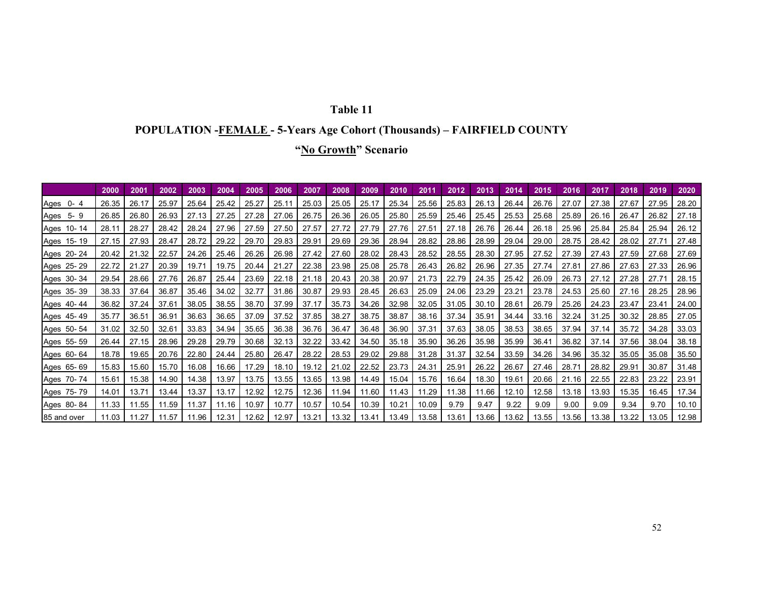**Table 11**

**POPULATION -FEMALE - 5-Years Age Cohort (Thousands) – FAIRFIELD COUNTY**

**"No Growth" Scenario**

| | 2000 | 2001 | 2002 | 2003 | 2004 | 2005 | 2006 | 2007 | 2008 | 2009 | 2010 | 2011 | 2012 | 2013 | 2014 | 2015 | 2016 | 2017 | 2018 | 2019 | 2020 |
|---|---|---|---|---|---|---|---|---|---|---|---|---|---|---|---|---|---|---|---|---|---|
| Ages 0- 4 | 26.35 | 26.17 | 25.97 | 25.64 | 25.42 | 25.27 | 25.11 | 25.03 | 25.05 | 25.17 | 25.34 | 25.56 | 25.83 | 26.13 | 26.44 | 26.76 | 27.07 | 27.38 | 27.67 | 27.95 | 28.20 |
| Ages 5- 9 | 26.85 | 26.80 | 26.93 | 27.13 | 27.25 | 27.28 | 27.06 | 26.75 | 26.36 | 26.05 | 25.80 | 25.59 | 25.46 | 25.45 | 25.53 | 25.68 | 25.89 | 26.16 | 26.47 | 26.82 | 27.18 |
| Ages 10- 14 | 28.11 | 28.27 | 28.42 | 28.24 | 27.96 | 27.59 | 27.50 | 27.57 | 27.72 | 27.79 | 27.76 | 27.51 | 27.18 | 26.76 | 26.44 | 26.18 | 25.96 | 25.84 | 25.84 | 25.94 | 26.12 |
| Ages 15- 19 | 27.15 | 27.93 | 28.47 | 28.72 | 29.22 | 29.70 | 29.83 | 29.91 | 29.69 | 29.36 | 28.94 | 28.82 | 28.86 | 28.99 | 29.04 | 29.00 | 28.75 | 28.42 | 28.02 | 27.71 | 27.48 |
| Ages 20- 24 | 20.42 | 21.32 | 22.57 | 24.26 | 25.46 | 26.26 | 26.98 | 27.42 | 27.60 | 28.02 | 28.43 | 28.52 | 28.55 | 28.30 | 27.95 | 27.52 | 27.39 | 27.43 | 27.59 | 27.68 | 27.69 |
| Ages 25- 29 | 22.72 | 21.27 | 20.39 | 19.71 | 19.75 | 20.44 | 21.27 | 22.38 | 23.98 | 25.08 | 25.78 | 26.43 | 26.82 | 26.96 | 27.35 | 27.74 | 27.81 | 27.86 | 27.63 | 27.33 | 26.96 |
| Ages 30- 34 | 29.54 | 28.66 | 27.76 | 26.87 | 25.44 | 23.69 | 22.18 | 21.18 | 20.43 | 20.38 | 20.97 | 21.73 | 22.79 | 24.35 | 25.42 | 26.09 | 26.73 | 27.12 | 27.28 | 27.71 | 28.15 |
| Ages 35- 39 | 38.33 | 37.64 | 36.87 | 35.46 | 34.02 | 32.77 | 31.86 | 30.87 | 29.93 | 28.45 | 26.63 | 25.09 | 24.06 | 23.29 | 23.21 | 23.78 | 24.53 | 25.60 | 27.16 | 28.25 | 28.96 |
| Ages 40- 44 | 36.82 | 37.24 | 37.61 | 38.05 | 38.55 | 38.70 | 37.99 | 37.17 | 35.73 | 34.26 | 32.98 | 32.05 | 31.05 | 30.10 | 28.61 | 26.79 | 25.26 | 24.23 | 23.47 | 23.41 | 24.00 |
| Ages 45- 49 | 35.77 | 36.51 | 36.91 | 36.63 | 36.65 | 37.09 | 37.52 | 37.85 | 38.27 | 38.75 | 38.87 | 38.16 | 37.34 | 35.91 | 34.44 | 33.16 | 32.24 | 31.25 | 30.32 | 28.85 | 27.05 |
| Ages 50- 54 | 31.02 | 32.50 | 32.61 | 33.83 | 34.94 | 35.65 | 36.38 | 36.76 | 36.47 | 36.48 | 36.90 | 37.31 | 37.63 | 38.05 | 38.53 | 38.65 | 37.94 | 37.14 | 35.72 | 34.28 | 33.03 |
| Ages 55- 59 | 26.44 | 27.15 | 28.96 | 29.28 | 29.79 | 30.68 | 32.13 | 32.22 | 33.42 | 34.50 | 35.18 | 35.90 | 36.26 | 35.98 | 35.99 | 36.41 | 36.82 | 37.14 | 37.56 | 38.04 | 38.18 |
| Ages 60- 64 | 18.78 | 19.65 | 20.76 | 22.80 | 24.44 | 25.80 | 26.47 | 28.22 | 28.53 | 29.02 | 29.88 | 31.28 | 31.37 | 32.54 | 33.59 | 34.26 | 34.96 | 35.32 | 35.05 | 35.08 | 35.50 |
| Ages 65- 69 | 15.83 | 15.60 | 15.70 | 16.08 | 16.66 | 17.29 | 18.10 | 19.12 | 21.02 | 22.52 | 23.73 | 24.31 | 25.91 | 26.22 | 26.67 | 27.46 | 28.71 | 28.82 | 29.91 | 30.87 | 31.48 |
| Ages 70- 74 | 15.61 | 15.38 | 14.90 | 14.38 | 13.97 | 13.75 | 13.55 | 13.65 | 13.98 | 14.49 | 15.04 | 15.76 | 16.64 | 18.30 | 19.61 | 20.66 | 21.16 | 22.55 | 22.83 | 23.22 | 23.91 |
| Ages 75- 79 | 14.01 | 13.71 | 13.44 | 13.37 | 13.17 | 12.92 | 12.75 | 12.36 | 11.94 | 11.60 | 11.43 | 11.29 | 11.38 | 11.66 | 12.10 | 12.58 | 13.18 | 13.93 | 15.35 | 16.45 | 17.34 |
| Ages 80- 84 | 11.33 | 11.55 | 11.59 | 11.37 | 11.16 | 10.97 | 10.77 | 10.57 | 10.54 | 10.39 | 10.21 | 10.09 | 9.79 | 9.47 | 9.22 | 9.09 | 9.00 | 9.09 | 9.34 | 9.70 | 10.10 |
| 85 and over | 11.03 | 11.27 | 11.57 | 11.96 | 12.31 | 12.62 | 12.97 | 13.21 | 13.32 | 13.41 | 13.49 | 13.58 | 13.61 | 13.66 | 13.62 | 13.55 | 13.56 | 13.38 | 13.22 | 13.05 | 12.98 |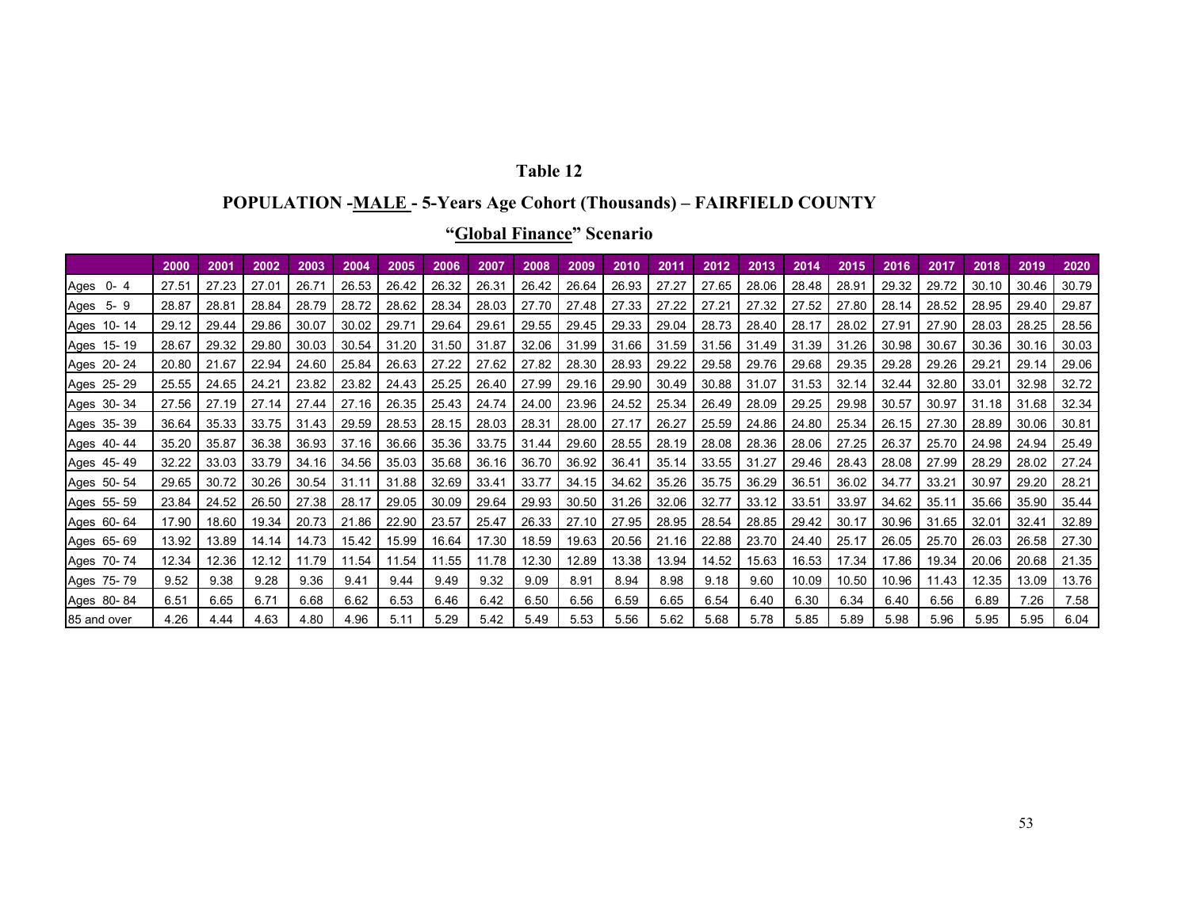## Table 12

## POPULATION -MALE - 5-Years Age Cohort (Thousands) – FAIRFIELD COUNTY

### "Global Finance" Scenario

| | 2000 | 2001 | 2002 | 2003 | 2004 | 2005 | 2006 | 2007 | 2008 | 2009 | 2010 | 2011 | 2012 | 2013 | 2014 | 2015 | 2016 | 2017 | 2018 | 2019 | 2020 |
|---|---|---|---|---|---|---|---|---|---|---|---|---|---|---|---|---|---|---|---|---|---|
| Ages 0- 4 | 27.51 | 27.23 | 27.01 | 26.71 | 26.53 | 26.42 | 26.32 | 26.31 | 26.42 | 26.64 | 26.93 | 27.27 | 27.65 | 28.06 | 28.48 | 28.91 | 29.32 | 29.72 | 30.10 | 30.46 | 30.79 |
| Ages 5- 9 | 28.87 | 28.81 | 28.84 | 28.79 | 28.72 | 28.62 | 28.34 | 28.03 | 27.70 | 27.48 | 27.33 | 27.22 | 27.21 | 27.32 | 27.52 | 27.80 | 28.14 | 28.52 | 28.95 | 29.40 | 29.87 |
| Ages 10- 14 | 29.12 | 29.44 | 29.86 | 30.07 | 30.02 | 29.71 | 29.64 | 29.61 | 29.55 | 29.45 | 29.33 | 29.04 | 28.73 | 28.40 | 28.17 | 28.02 | 27.91 | 27.90 | 28.03 | 28.25 | 28.56 |
| Ages 15- 19 | 28.67 | 29.32 | 29.80 | 30.03 | 30.54 | 31.20 | 31.50 | 31.87 | 32.06 | 31.99 | 31.66 | 31.59 | 31.56 | 31.49 | 31.39 | 31.26 | 30.98 | 30.67 | 30.36 | 30.16 | 30.03 |
| Ages 20- 24 | 20.80 | 21.67 | 22.94 | 24.60 | 25.84 | 26.63 | 27.22 | 27.62 | 27.82 | 28.30 | 28.93 | 29.22 | 29.58 | 29.76 | 29.68 | 29.35 | 29.28 | 29.26 | 29.21 | 29.14 | 29.06 |
| Ages 25- 29 | 25.55 | 24.65 | 24.21 | 23.82 | 23.82 | 24.43 | 25.25 | 26.40 | 27.99 | 29.16 | 29.90 | 30.49 | 30.88 | 31.07 | 31.53 | 32.14 | 32.44 | 32.80 | 33.01 | 32.98 | 32.72 |
| Ages 30- 34 | 27.56 | 27.19 | 27.14 | 27.44 | 27.16 | 26.35 | 25.43 | 24.74 | 24.00 | 23.96 | 24.52 | 25.34 | 26.49 | 28.09 | 29.25 | 29.98 | 30.57 | 30.97 | 31.18 | 31.68 | 32.34 |
| Ages 35- 39 | 36.64 | 35.33 | 33.75 | 31.43 | 29.59 | 28.53 | 28.15 | 28.03 | 28.31 | 28.00 | 27.17 | 26.27 | 25.59 | 24.86 | 24.80 | 25.34 | 26.15 | 27.30 | 28.89 | 30.06 | 30.81 |
| Ages 40- 44 | 35.20 | 35.87 | 36.38 | 36.93 | 37.16 | 36.66 | 35.36 | 33.75 | 31.44 | 29.60 | 28.55 | 28.19 | 28.08 | 28.36 | 28.06 | 27.25 | 26.37 | 25.70 | 24.98 | 24.94 | 25.49 |
| Ages 45- 49 | 32.22 | 33.03 | 33.79 | 34.16 | 34.56 | 35.03 | 35.68 | 36.16 | 36.70 | 36.92 | 36.41 | 35.14 | 33.55 | 31.27 | 29.46 | 28.43 | 28.08 | 27.99 | 28.29 | 28.02 | 27.24 |
| Ages 50- 54 | 29.65 | 30.72 | 30.26 | 30.54 | 31.11 | 31.88 | 32.69 | 33.41 | 33.77 | 34.15 | 34.62 | 35.26 | 35.75 | 36.29 | 36.51 | 36.02 | 34.77 | 33.21 | 30.97 | 29.20 | 28.21 |
| Ages 55- 59 | 23.84 | 24.52 | 26.50 | 27.38 | 28.17 | 29.05 | 30.09 | 29.64 | 29.93 | 30.50 | 31.26 | 32.06 | 32.77 | 33.12 | 33.51 | 33.97 | 34.62 | 35.11 | 35.66 | 35.90 | 35.44 |
| Ages 60- 64 | 17.90 | 18.60 | 19.34 | 20.73 | 21.86 | 22.90 | 23.57 | 25.47 | 26.33 | 27.10 | 27.95 | 28.95 | 28.54 | 28.85 | 29.42 | 30.17 | 30.96 | 31.65 | 32.01 | 32.41 | 32.89 |
| Ages 65- 69 | 13.92 | 13.89 | 14.14 | 14.73 | 15.42 | 15.99 | 16.64 | 17.30 | 18.59 | 19.63 | 20.56 | 21.16 | 22.88 | 23.70 | 24.40 | 25.17 | 26.05 | 25.70 | 26.03 | 26.58 | 27.30 |
| Ages 70- 74 | 12.34 | 12.36 | 12.12 | 11.79 | 11.54 | 11.54 | 11.55 | 11.78 | 12.30 | 12.89 | 13.38 | 13.94 | 14.52 | 15.63 | 16.53 | 17.34 | 17.86 | 19.34 | 20.06 | 20.68 | 21.35 |
| Ages 75- 79 | 9.52 | 9.38 | 9.28 | 9.36 | 9.41 | 9.44 | 9.49 | 9.32 | 9.09 | 8.91 | 8.94 | 8.98 | 9.18 | 9.60 | 10.09 | 10.50 | 10.96 | 11.43 | 12.35 | 13.09 | 13.76 |
| Ages 80- 84 | 6.51 | 6.65 | 6.71 | 6.68 | 6.62 | 6.53 | 6.46 | 6.42 | 6.50 | 6.56 | 6.59 | 6.65 | 6.54 | 6.40 | 6.30 | 6.34 | 6.40 | 6.56 | 6.89 | 7.26 | 7.58 |
| 85 and over | 4.26 | 4.44 | 4.63 | 4.80 | 4.96 | 5.11 | 5.29 | 5.42 | 5.49 | 5.53 | 5.56 | 5.62 | 5.68 | 5.78 | 5.85 | 5.89 | 5.98 | 5.96 | 5.95 | 5.95 | 6.04 |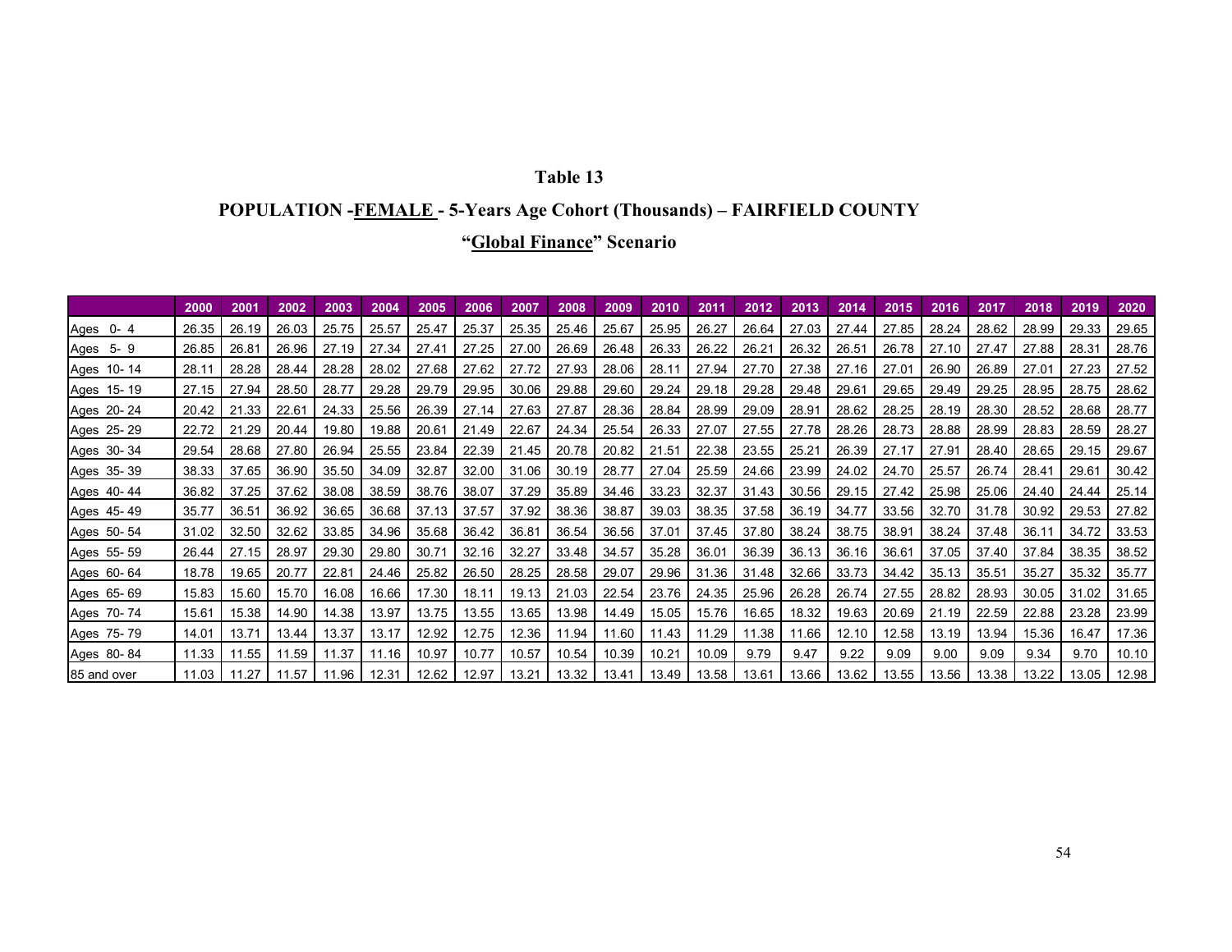**Table 13**

**POPULATION -FEMALE - 5-Years Age Cohort (Thousands) – FAIRFIELD COUNTY**

**"Global Finance" Scenario**

| | 2000 | 2001 | 2002 | 2003 | 2004 | 2005 | 2006 | 2007 | 2008 | 2009 | 2010 | 2011 | 2012 | 2013 | 2014 | 2015 | 2016 | 2017 | 2018 | 2019 | 2020 |
|---|---|---|---|---|---|---|---|---|---|---|---|---|---|---|---|---|---|---|---|---|---|
| Ages 0- 4 | 26.35 | 26.19 | 26.03 | 25.75 | 25.57 | 25.47 | 25.37 | 25.35 | 25.46 | 25.67 | 25.95 | 26.27 | 26.64 | 27.03 | 27.44 | 27.85 | 28.24 | 28.62 | 28.99 | 29.33 | 29.65 |
| Ages 5- 9 | 26.85 | 26.81 | 26.96 | 27.19 | 27.34 | 27.41 | 27.25 | 27.00 | 26.69 | 26.48 | 26.33 | 26.22 | 26.21 | 26.32 | 26.51 | 26.78 | 27.10 | 27.47 | 27.88 | 28.31 | 28.76 |
| Ages 10- 14 | 28.11 | 28.28 | 28.44 | 28.28 | 28.02 | 27.68 | 27.62 | 27.72 | 27.93 | 28.06 | 28.11 | 27.94 | 27.70 | 27.38 | 27.16 | 27.01 | 26.90 | 26.89 | 27.01 | 27.23 | 27.52 |
| Ages 15- 19 | 27.15 | 27.94 | 28.50 | 28.77 | 29.28 | 29.79 | 29.95 | 30.06 | 29.88 | 29.60 | 29.24 | 29.18 | 29.28 | 29.48 | 29.61 | 29.65 | 29.49 | 29.25 | 28.95 | 28.75 | 28.62 |
| Ages 20- 24 | 20.42 | 21.33 | 22.61 | 24.33 | 25.56 | 26.39 | 27.14 | 27.63 | 27.87 | 28.36 | 28.84 | 28.99 | 29.09 | 28.91 | 28.62 | 28.25 | 28.19 | 28.30 | 28.52 | 28.68 | 28.77 |
| Ages 25- 29 | 22.72 | 21.29 | 20.44 | 19.80 | 19.88 | 20.61 | 21.49 | 22.67 | 24.34 | 25.54 | 26.33 | 27.07 | 27.55 | 27.78 | 28.26 | 28.73 | 28.88 | 28.99 | 28.83 | 28.59 | 28.27 |
| Ages 30- 34 | 29.54 | 28.68 | 27.80 | 26.94 | 25.55 | 23.84 | 22.39 | 21.45 | 20.78 | 20.82 | 21.51 | 22.38 | 23.55 | 25.21 | 26.39 | 27.17 | 27.91 | 28.40 | 28.65 | 29.15 | 29.67 |
| Ages 35- 39 | 38.33 | 37.65 | 36.90 | 35.50 | 34.09 | 32.87 | 32.00 | 31.06 | 30.19 | 28.77 | 27.04 | 25.59 | 24.66 | 23.99 | 24.02 | 24.70 | 25.57 | 26.74 | 28.41 | 29.61 | 30.42 |
| Ages 40- 44 | 36.82 | 37.25 | 37.62 | 38.08 | 38.59 | 38.76 | 38.07 | 37.29 | 35.89 | 34.46 | 33.23 | 32.37 | 31.43 | 30.56 | 29.15 | 27.42 | 25.98 | 25.06 | 24.40 | 24.44 | 25.14 |
| Ages 45- 49 | 35.77 | 36.51 | 36.92 | 36.65 | 36.68 | 37.13 | 37.57 | 37.92 | 38.36 | 38.87 | 39.03 | 38.35 | 37.58 | 36.19 | 34.77 | 33.56 | 32.70 | 31.78 | 30.92 | 29.53 | 27.82 |
| Ages 50- 54 | 31.02 | 32.50 | 32.62 | 33.85 | 34.96 | 35.68 | 36.42 | 36.81 | 36.54 | 36.56 | 37.01 | 37.45 | 37.80 | 38.24 | 38.75 | 38.91 | 38.24 | 37.48 | 36.11 | 34.72 | 33.53 |
| Ages 55- 59 | 26.44 | 27.15 | 28.97 | 29.30 | 29.80 | 30.71 | 32.16 | 32.27 | 33.48 | 34.57 | 35.28 | 36.01 | 36.39 | 36.13 | 36.16 | 36.61 | 37.05 | 37.40 | 37.84 | 38.35 | 38.52 |
| Ages 60- 64 | 18.78 | 19.65 | 20.77 | 22.81 | 24.46 | 25.82 | 26.50 | 28.25 | 28.58 | 29.07 | 29.96 | 31.36 | 31.48 | 32.66 | 33.73 | 34.42 | 35.13 | 35.51 | 35.27 | 35.32 | 35.77 |
| Ages 65- 69 | 15.83 | 15.60 | 15.70 | 16.08 | 16.66 | 17.30 | 18.11 | 19.13 | 21.03 | 22.54 | 23.76 | 24.35 | 25.96 | 26.28 | 26.74 | 27.55 | 28.82 | 28.93 | 30.05 | 31.02 | 31.65 |
| Ages 70- 74 | 15.61 | 15.38 | 14.90 | 14.38 | 13.97 | 13.75 | 13.55 | 13.65 | 13.98 | 14.49 | 15.05 | 15.76 | 16.65 | 18.32 | 19.63 | 20.69 | 21.19 | 22.59 | 22.88 | 23.28 | 23.99 |
| Ages 75- 79 | 14.01 | 13.71 | 13.44 | 13.37 | 13.17 | 12.92 | 12.75 | 12.36 | 11.94 | 11.60 | 11.43 | 11.29 | 11.38 | 11.66 | 12.10 | 12.58 | 13.19 | 13.94 | 15.36 | 16.47 | 17.36 |
| Ages 80- 84 | 11.33 | 11.55 | 11.59 | 11.37 | 11.16 | 10.97 | 10.77 | 10.57 | 10.54 | 10.39 | 10.21 | 10.09 | 9.79 | 9.47 | 9.22 | 9.09 | 9.00 | 9.09 | 9.34 | 9.70 | 10.10 |
| 85 and over | 11.03 | 11.27 | 11.57 | 11.96 | 12.31 | 12.62 | 12.97 | 13.21 | 13.32 | 13.41 | 13.49 | 13.58 | 13.61 | 13.66 | 13.62 | 13.55 | 13.56 | 13.38 | 13.22 | 13.05 | 12.98 |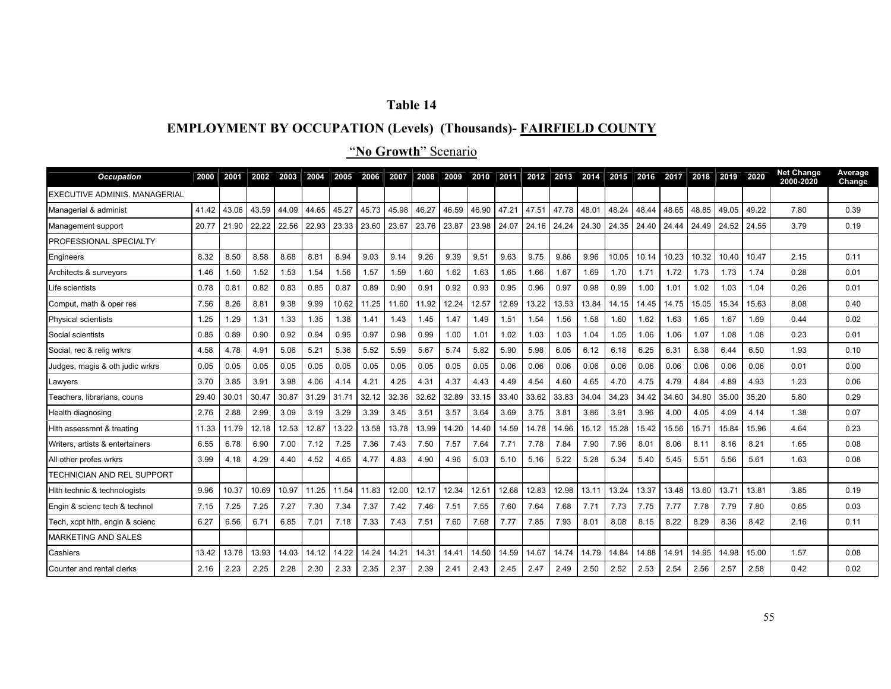# Table 14

## EMPLOYMENT BY OCCUPATION (Levels) (Thousands)- FAIRFIELD COUNTY

### "**No Growth**" Scenario

| Occupation | 2000 | 2001 | 2002 | 2003 | 2004 | 2005 | 2006 | 2007 | 2008 | 2009 | 2010 | 2011 | 2012 | 2013 | 2014 | 2015 | 2016 | 2017 | 2018 | 2019 | 2020 | Net Change 2000-2020 | Average Change |
|---|---|---|---|---|---|---|---|---|---|---|---|---|---|---|---|---|---|---|---|---|---|---|---|
| EXECUTIVE ADMINIS. MANAGERIAL | | | | | | | | | | | | | | | | | | | | | | | |
| Managerial & administ | 41.42 | 43.06 | 43.59 | 44.09 | 44.65 | 45.27 | 45.73 | 45.98 | 46.27 | 46.59 | 46.90 | 47.21 | 47.51 | 47.78 | 48.01 | 48.24 | 48.44 | 48.65 | 48.85 | 49.05 | 49.22 | 7.80 | 0.39 |
| Management support | 20.77 | 21.90 | 22.22 | 22.56 | 22.93 | 23.33 | 23.60 | 23.67 | 23.76 | 23.87 | 23.98 | 24.07 | 24.16 | 24.24 | 24.30 | 24.35 | 24.40 | 24.44 | 24.49 | 24.52 | 24.55 | 3.79 | 0.19 |
| PROFESSIONAL SPECIALTY | | | | | | | | | | | | | | | | | | | | | | | |
| Engineers | 8.32 | 8.50 | 8.58 | 8.68 | 8.81 | 8.94 | 9.03 | 9.14 | 9.26 | 9.39 | 9.51 | 9.63 | 9.75 | 9.86 | 9.96 | 10.05 | 10.14 | 10.23 | 10.32 | 10.40 | 10.47 | 2.15 | 0.11 |
| Architects & surveyors | 1.46 | 1.50 | 1.52 | 1.53 | 1.54 | 1.56 | 1.57 | 1.59 | 1.60 | 1.62 | 1.63 | 1.65 | 1.66 | 1.67 | 1.69 | 1.70 | 1.71 | 1.72 | 1.73 | 1.73 | 1.74 | 0.28 | 0.01 |
| Life scientists | 0.78 | 0.81 | 0.82 | 0.83 | 0.85 | 0.87 | 0.89 | 0.90 | 0.91 | 0.92 | 0.93 | 0.95 | 0.96 | 0.97 | 0.98 | 0.99 | 1.00 | 1.01 | 1.02 | 1.03 | 1.04 | 0.26 | 0.01 |
| Comput, math & oper res | 7.56 | 8.26 | 8.81 | 9.38 | 9.99 | 10.62 | 11.25 | 11.60 | 11.92 | 12.24 | 12.57 | 12.89 | 13.22 | 13.53 | 13.84 | 14.15 | 14.45 | 14.75 | 15.05 | 15.34 | 15.63 | 8.08 | 0.40 |
| Physical scientists | 1.25 | 1.29 | 1.31 | 1.33 | 1.35 | 1.38 | 1.41 | 1.43 | 1.45 | 1.47 | 1.49 | 1.51 | 1.54 | 1.56 | 1.58 | 1.60 | 1.62 | 1.63 | 1.65 | 1.67 | 1.69 | 0.44 | 0.02 |
| Social scientists | 0.85 | 0.89 | 0.90 | 0.92 | 0.94 | 0.95 | 0.97 | 0.98 | 0.99 | 1.00 | 1.01 | 1.02 | 1.03 | 1.03 | 1.04 | 1.05 | 1.06 | 1.06 | 1.07 | 1.08 | 1.08 | 0.23 | 0.01 |
| Social, rec & relig wrkrs | 4.58 | 4.78 | 4.91 | 5.06 | 5.21 | 5.36 | 5.52 | 5.59 | 5.67 | 5.74 | 5.82 | 5.90 | 5.98 | 6.05 | 6.12 | 6.18 | 6.25 | 6.31 | 6.38 | 6.44 | 6.50 | 1.93 | 0.10 |
| Judges, magis & oth judic wrkrs | 0.05 | 0.05 | 0.05 | 0.05 | 0.05 | 0.05 | 0.05 | 0.05 | 0.05 | 0.05 | 0.05 | 0.06 | 0.06 | 0.06 | 0.06 | 0.06 | 0.06 | 0.06 | 0.06 | 0.06 | 0.06 | 0.01 | 0.00 |
| Lawyers | 3.70 | 3.85 | 3.91 | 3.98 | 4.06 | 4.14 | 4.21 | 4.25 | 4.31 | 4.37 | 4.43 | 4.49 | 4.54 | 4.60 | 4.65 | 4.70 | 4.75 | 4.79 | 4.84 | 4.89 | 4.93 | 1.23 | 0.06 |
| Teachers, librarians, couns | 29.40 | 30.01 | 30.47 | 30.87 | 31.29 | 31.71 | 32.12 | 32.36 | 32.62 | 32.89 | 33.15 | 33.40 | 33.62 | 33.83 | 34.04 | 34.23 | 34.42 | 34.60 | 34.80 | 35.00 | 35.20 | 5.80 | 0.29 |
| Health diagnosing | 2.76 | 2.88 | 2.99 | 3.09 | 3.19 | 3.29 | 3.39 | 3.45 | 3.51 | 3.57 | 3.64 | 3.69 | 3.75 | 3.81 | 3.86 | 3.91 | 3.96 | 4.00 | 4.05 | 4.09 | 4.14 | 1.38 | 0.07 |
| Hlth assessmnt & treating | 11.33 | 11.79 | 12.18 | 12.53 | 12.87 | 13.22 | 13.58 | 13.78 | 13.99 | 14.20 | 14.40 | 14.59 | 14.78 | 14.96 | 15.12 | 15.28 | 15.42 | 15.56 | 15.71 | 15.84 | 15.96 | 4.64 | 0.23 |
| Writers, artists & entertainers | 6.55 | 6.78 | 6.90 | 7.00 | 7.12 | 7.25 | 7.36 | 7.43 | 7.50 | 7.57 | 7.64 | 7.71 | 7.78 | 7.84 | 7.90 | 7.96 | 8.01 | 8.06 | 8.11 | 8.16 | 8.21 | 1.65 | 0.08 |
| All other profes wrkrs | 3.99 | 4.18 | 4.29 | 4.40 | 4.52 | 4.65 | 4.77 | 4.83 | 4.90 | 4.96 | 5.03 | 5.10 | 5.16 | 5.22 | 5.28 | 5.34 | 5.40 | 5.45 | 5.51 | 5.56 | 5.61 | 1.63 | 0.08 |
| TECHNICIAN AND REL SUPPORT | | | | | | | | | | | | | | | | | | | | | | | |
| Hlth technic & technologists | 9.96 | 10.37 | 10.69 | 10.97 | 11.25 | 11.54 | 11.83 | 12.00 | 12.17 | 12.34 | 12.51 | 12.68 | 12.83 | 12.98 | 13.11 | 13.24 | 13.37 | 13.48 | 13.60 | 13.71 | 13.81 | 3.85 | 0.19 |
| Engin & scienc tech & technol | 7.15 | 7.25 | 7.25 | 7.27 | 7.30 | 7.34 | 7.37 | 7.42 | 7.46 | 7.51 | 7.55 | 7.60 | 7.64 | 7.68 | 7.71 | 7.73 | 7.75 | 7.77 | 7.78 | 7.79 | 7.80 | 0.65 | 0.03 |
| Tech, xcpt hlth, engin & scienc | 6.27 | 6.56 | 6.71 | 6.85 | 7.01 | 7.18 | 7.33 | 7.43 | 7.51 | 7.60 | 7.68 | 7.77 | 7.85 | 7.93 | 8.01 | 8.08 | 8.15 | 8.22 | 8.29 | 8.36 | 8.42 | 2.16 | 0.11 |
| MARKETING AND SALES | | | | | | | | | | | | | | | | | | | | | | | |
| Cashiers | 13.42 | 13.78 | 13.93 | 14.03 | 14.12 | 14.22 | 14.24 | 14.21 | 14.31 | 14.41 | 14.50 | 14.59 | 14.67 | 14.74 | 14.79 | 14.84 | 14.88 | 14.91 | 14.95 | 14.98 | 15.00 | 1.57 | 0.08 |
| Counter and rental clerks | 2.16 | 2.23 | 2.25 | 2.28 | 2.30 | 2.33 | 2.35 | 2.37 | 2.39 | 2.41 | 2.43 | 2.45 | 2.47 | 2.49 | 2.50 | 2.52 | 2.53 | 2.54 | 2.56 | 2.57 | 2.58 | 0.42 | 0.02 |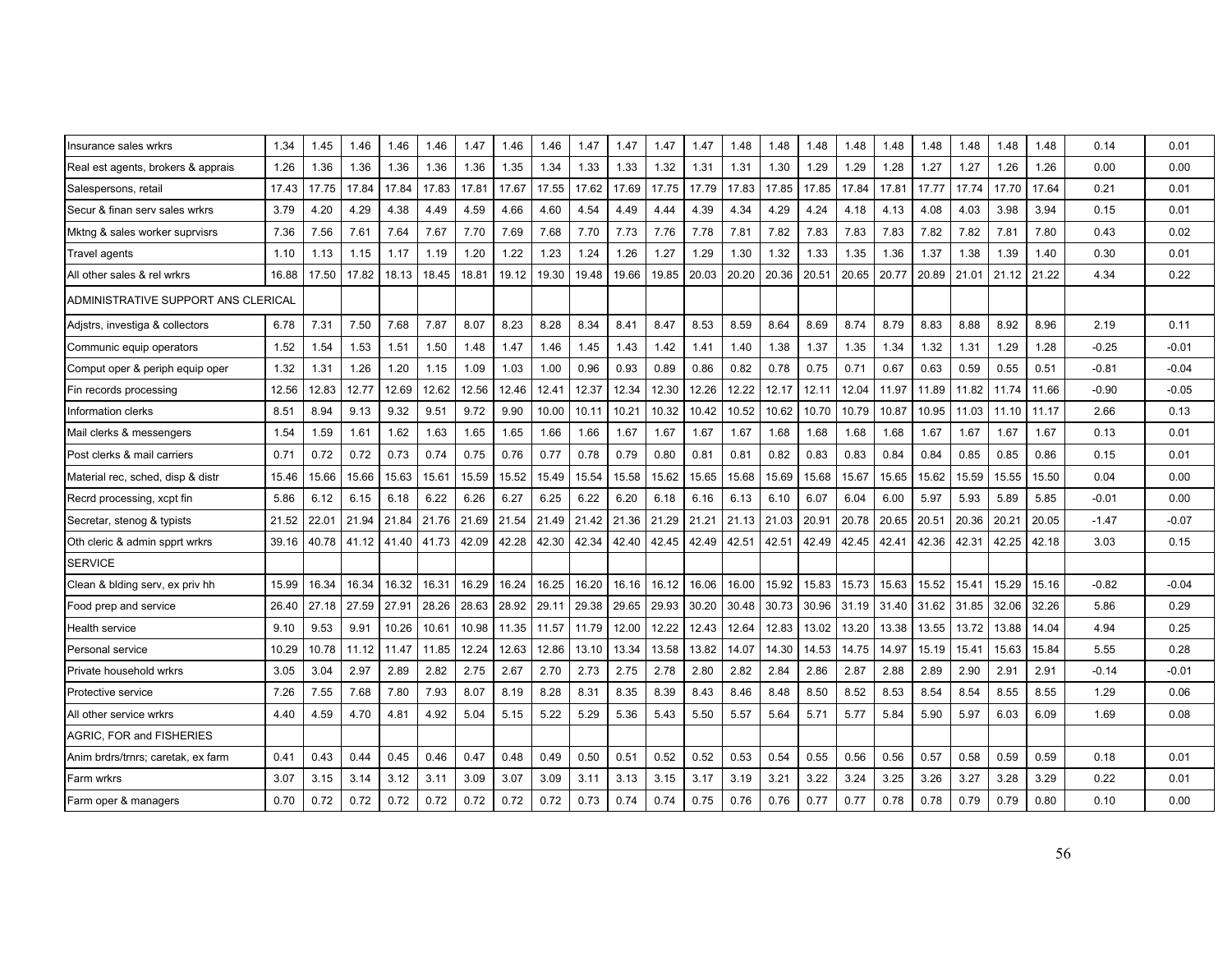| | | | | | | | | | | | | | | | | | | | | | | | |
|---|---|---|---|---|---|---|---|---|---|---|---|---|---|---|---|---|---|---|---|---|---|---|---|
| Insurance sales wrkrs | 1.34 | 1.45 | 1.46 | 1.46 | 1.46 | 1.47 | 1.46 | 1.46 | 1.47 | 1.47 | 1.47 | 1.47 | 1.48 | 1.48 | 1.48 | 1.48 | 1.48 | 1.48 | 1.48 | 1.48 | 1.48 | 0.14 | 0.01 |
| Real est agents, brokers & apprais | 1.26 | 1.36 | 1.36 | 1.36 | 1.36 | 1.36 | 1.35 | 1.34 | 1.33 | 1.33 | 1.32 | 1.31 | 1.31 | 1.30 | 1.29 | 1.29 | 1.28 | 1.27 | 1.27 | 1.26 | 1.26 | 0.00 | 0.00 |
| Salespersons, retail | 17.43 | 17.75 | 17.84 | 17.84 | 17.83 | 17.81 | 17.67 | 17.55 | 17.62 | 17.69 | 17.75 | 17.79 | 17.83 | 17.85 | 17.85 | 17.84 | 17.81 | 17.77 | 17.74 | 17.70 | 17.64 | 0.21 | 0.01 |
| Secur & finan serv sales wrkrs | 3.79 | 4.20 | 4.29 | 4.38 | 4.49 | 4.59 | 4.66 | 4.60 | 4.54 | 4.49 | 4.44 | 4.39 | 4.34 | 4.29 | 4.24 | 4.18 | 4.13 | 4.08 | 4.03 | 3.98 | 3.94 | 0.15 | 0.01 |
| Mktng & sales worker suprvisrs | 7.36 | 7.56 | 7.61 | 7.64 | 7.67 | 7.70 | 7.69 | 7.68 | 7.70 | 7.73 | 7.76 | 7.78 | 7.81 | 7.82 | 7.83 | 7.83 | 7.83 | 7.82 | 7.82 | 7.81 | 7.80 | 0.43 | 0.02 |
| Travel agents | 1.10 | 1.13 | 1.15 | 1.17 | 1.19 | 1.20 | 1.22 | 1.23 | 1.24 | 1.26 | 1.27 | 1.29 | 1.30 | 1.32 | 1.33 | 1.35 | 1.36 | 1.37 | 1.38 | 1.39 | 1.40 | 0.30 | 0.01 |
| All other sales & rel wrkrs | 16.88 | 17.50 | 17.82 | 18.13 | 18.45 | 18.81 | 19.12 | 19.30 | 19.48 | 19.66 | 19.85 | 20.03 | 20.20 | 20.36 | 20.51 | 20.65 | 20.77 | 20.89 | 21.01 | 21.12 | 21.22 | 4.34 | 0.22 |
| ADMINISTRATIVE SUPPORT ANS CLERICAL | | | | | | | | | | | | | | | | | | | | | | | |
| Adjstrs, investiga & collectors | 6.78 | 7.31 | 7.50 | 7.68 | 7.87 | 8.07 | 8.23 | 8.28 | 8.34 | 8.41 | 8.47 | 8.53 | 8.59 | 8.64 | 8.69 | 8.74 | 8.79 | 8.83 | 8.88 | 8.92 | 8.96 | 2.19 | 0.11 |
| Communic equip operators | 1.52 | 1.54 | 1.53 | 1.51 | 1.50 | 1.48 | 1.47 | 1.46 | 1.45 | 1.43 | 1.42 | 1.41 | 1.40 | 1.38 | 1.37 | 1.35 | 1.34 | 1.32 | 1.31 | 1.29 | 1.28 | -0.25 | -0.01 |
| Comput oper & periph equip oper | 1.32 | 1.31 | 1.26 | 1.20 | 1.15 | 1.09 | 1.03 | 1.00 | 0.96 | 0.93 | 0.89 | 0.86 | 0.82 | 0.78 | 0.75 | 0.71 | 0.67 | 0.63 | 0.59 | 0.55 | 0.51 | -0.81 | -0.04 |
| Fin records processing | 12.56 | 12.83 | 12.77 | 12.69 | 12.62 | 12.56 | 12.46 | 12.41 | 12.37 | 12.34 | 12.30 | 12.26 | 12.22 | 12.17 | 12.11 | 12.04 | 11.97 | 11.89 | 11.82 | 11.74 | 11.66 | -0.90 | -0.05 |
| Information clerks | 8.51 | 8.94 | 9.13 | 9.32 | 9.51 | 9.72 | 9.90 | 10.00 | 10.11 | 10.21 | 10.32 | 10.42 | 10.52 | 10.62 | 10.70 | 10.79 | 10.87 | 10.95 | 11.03 | 11.10 | 11.17 | 2.66 | 0.13 |
| Mail clerks & messengers | 1.54 | 1.59 | 1.61 | 1.62 | 1.63 | 1.65 | 1.65 | 1.66 | 1.66 | 1.67 | 1.67 | 1.67 | 1.67 | 1.68 | 1.68 | 1.68 | 1.68 | 1.67 | 1.67 | 1.67 | 1.67 | 0.13 | 0.01 |
| Post clerks & mail carriers | 0.71 | 0.72 | 0.72 | 0.73 | 0.74 | 0.75 | 0.76 | 0.77 | 0.78 | 0.79 | 0.80 | 0.81 | 0.81 | 0.82 | 0.83 | 0.83 | 0.84 | 0.84 | 0.85 | 0.85 | 0.86 | 0.15 | 0.01 |
| Material rec, sched, disp & distr | 15.46 | 15.66 | 15.66 | 15.63 | 15.61 | 15.59 | 15.52 | 15.49 | 15.54 | 15.58 | 15.62 | 15.65 | 15.68 | 15.69 | 15.68 | 15.67 | 15.65 | 15.62 | 15.59 | 15.55 | 15.50 | 0.04 | 0.00 |
| Recrd processing, xcpt fin | 5.86 | 6.12 | 6.15 | 6.18 | 6.22 | 6.26 | 6.27 | 6.25 | 6.22 | 6.20 | 6.18 | 6.16 | 6.13 | 6.10 | 6.07 | 6.04 | 6.00 | 5.97 | 5.93 | 5.89 | 5.85 | -0.01 | 0.00 |
| Secretar, stenog & typists | 21.52 | 22.01 | 21.94 | 21.84 | 21.76 | 21.69 | 21.54 | 21.49 | 21.42 | 21.36 | 21.29 | 21.21 | 21.13 | 21.03 | 20.91 | 20.78 | 20.65 | 20.51 | 20.36 | 20.21 | 20.05 | -1.47 | -0.07 |
| Oth cleric & admin spprt wrkrs | 39.16 | 40.78 | 41.12 | 41.40 | 41.73 | 42.09 | 42.28 | 42.30 | 42.34 | 42.40 | 42.45 | 42.49 | 42.51 | 42.51 | 42.49 | 42.45 | 42.41 | 42.36 | 42.31 | 42.25 | 42.18 | 3.03 | 0.15 |
| SERVICE | | | | | | | | | | | | | | | | | | | | | | | |
| Clean & blding serv, ex priv hh | 15.99 | 16.34 | 16.34 | 16.32 | 16.31 | 16.29 | 16.24 | 16.25 | 16.20 | 16.16 | 16.12 | 16.06 | 16.00 | 15.92 | 15.83 | 15.73 | 15.63 | 15.52 | 15.41 | 15.29 | 15.16 | -0.82 | -0.04 |
| Food prep and service | 26.40 | 27.18 | 27.59 | 27.91 | 28.26 | 28.63 | 28.92 | 29.11 | 29.38 | 29.65 | 29.93 | 30.20 | 30.48 | 30.73 | 30.96 | 31.19 | 31.40 | 31.62 | 31.85 | 32.06 | 32.26 | 5.86 | 0.29 |
| Health service | 9.10 | 9.53 | 9.91 | 10.26 | 10.61 | 10.98 | 11.35 | 11.57 | 11.79 | 12.00 | 12.22 | 12.43 | 12.64 | 12.83 | 13.02 | 13.20 | 13.38 | 13.55 | 13.72 | 13.88 | 14.04 | 4.94 | 0.25 |
| Personal service | 10.29 | 10.78 | 11.12 | 11.47 | 11.85 | 12.24 | 12.63 | 12.86 | 13.10 | 13.34 | 13.58 | 13.82 | 14.07 | 14.30 | 14.53 | 14.75 | 14.97 | 15.19 | 15.41 | 15.63 | 15.84 | 5.55 | 0.28 |
| Private household wrkrs | 3.05 | 3.04 | 2.97 | 2.89 | 2.82 | 2.75 | 2.67 | 2.70 | 2.73 | 2.75 | 2.78 | 2.80 | 2.82 | 2.84 | 2.86 | 2.87 | 2.88 | 2.89 | 2.90 | 2.91 | 2.91 | -0.14 | -0.01 |
| Protective service | 7.26 | 7.55 | 7.68 | 7.80 | 7.93 | 8.07 | 8.19 | 8.28 | 8.31 | 8.35 | 8.39 | 8.43 | 8.46 | 8.48 | 8.50 | 8.52 | 8.53 | 8.54 | 8.54 | 8.55 | 8.55 | 1.29 | 0.06 |
| All other service wrkrs | 4.40 | 4.59 | 4.70 | 4.81 | 4.92 | 5.04 | 5.15 | 5.22 | 5.29 | 5.36 | 5.43 | 5.50 | 5.57 | 5.64 | 5.71 | 5.77 | 5.84 | 5.90 | 5.97 | 6.03 | 6.09 | 1.69 | 0.08 |
| AGRIC, FOR and FISHERIES | | | | | | | | | | | | | | | | | | | | | | | |
| Anim brdrs/trnrs; caretak, ex farm | 0.41 | 0.43 | 0.44 | 0.45 | 0.46 | 0.47 | 0.48 | 0.49 | 0.50 | 0.51 | 0.52 | 0.52 | 0.53 | 0.54 | 0.55 | 0.56 | 0.56 | 0.57 | 0.58 | 0.59 | 0.59 | 0.18 | 0.01 |
| Farm wrkrs | 3.07 | 3.15 | 3.14 | 3.12 | 3.11 | 3.09 | 3.07 | 3.09 | 3.11 | 3.13 | 3.15 | 3.17 | 3.19 | 3.21 | 3.22 | 3.24 | 3.25 | 3.26 | 3.27 | 3.28 | 3.29 | 0.22 | 0.01 |
| Farm oper & managers | 0.70 | 0.72 | 0.72 | 0.72 | 0.72 | 0.72 | 0.72 | 0.72 | 0.73 | 0.74 | 0.74 | 0.75 | 0.76 | 0.76 | 0.77 | 0.77 | 0.78 | 0.78 | 0.79 | 0.79 | 0.80 | 0.10 | 0.00 |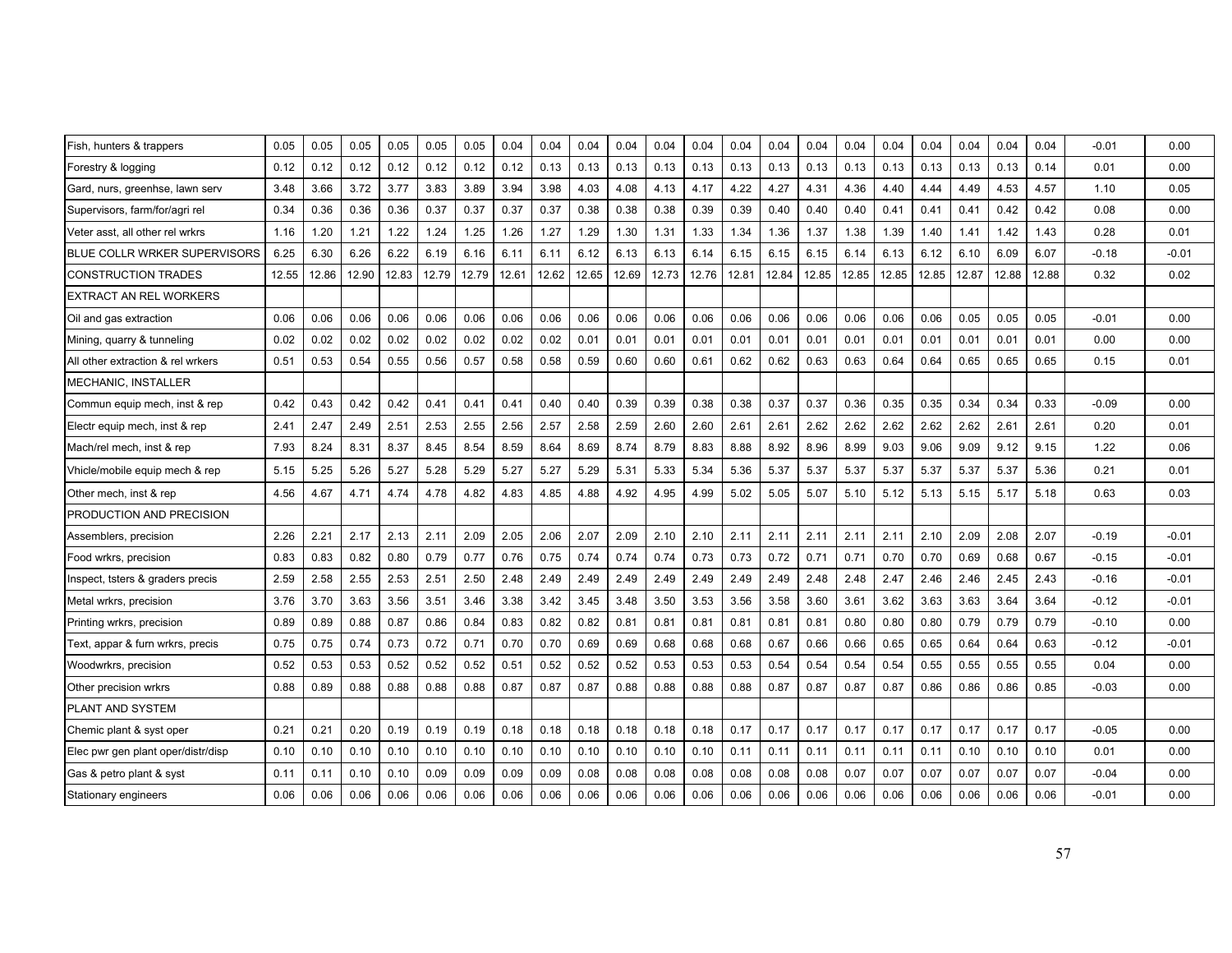| | | | | | | | | | | | | | | | | | | | | | | | | |
|---|---|---|---|---|---|---|---|---|---|---|---|---|---|---|---|---|---|---|---|---|---|---|---|---|
| Fish, hunters & trappers | 0.05 | 0.05 | 0.05 | 0.05 | 0.05 | 0.05 | 0.04 | 0.04 | 0.04 | 0.04 | 0.04 | 0.04 | 0.04 | 0.04 | 0.04 | 0.04 | 0.04 | 0.04 | 0.04 | 0.04 | 0.04 | 0.04 | -0.01 | 0.00 |
| Forestry & logging | 0.12 | 0.12 | 0.12 | 0.12 | 0.12 | 0.12 | 0.12 | 0.13 | 0.13 | 0.13 | 0.13 | 0.13 | 0.13 | 0.13 | 0.13 | 0.13 | 0.13 | 0.13 | 0.13 | 0.13 | 0.13 | 0.14 | 0.01 | 0.00 |
| Gard, nurs, greenhse, lawn serv | 3.48 | 3.66 | 3.72 | 3.77 | 3.83 | 3.89 | 3.94 | 3.98 | 4.03 | 4.08 | 4.13 | 4.17 | 4.22 | 4.27 | 4.31 | 4.36 | 4.40 | 4.44 | 4.49 | 4.53 | 4.57 | | 1.10 | 0.05 |
| Supervisors, farm/for/agri rel | 0.34 | 0.36 | 0.36 | 0.36 | 0.37 | 0.37 | 0.37 | 0.37 | 0.38 | 0.38 | 0.38 | 0.39 | 0.39 | 0.40 | 0.40 | 0.40 | 0.41 | 0.41 | 0.41 | 0.42 | 0.42 | | 0.08 | 0.00 |
| Veter asst, all other rel wrkrs | 1.16 | 1.20 | 1.21 | 1.22 | 1.24 | 1.25 | 1.26 | 1.27 | 1.29 | 1.30 | 1.31 | 1.33 | 1.34 | 1.36 | 1.37 | 1.38 | 1.39 | 1.40 | 1.41 | 1.42 | 1.43 | | 0.28 | 0.01 |
| BLUE COLLR WRKER SUPERVISORS | 6.25 | 6.30 | 6.26 | 6.22 | 6.19 | 6.16 | 6.11 | 6.11 | 6.12 | 6.13 | 6.13 | 6.14 | 6.15 | 6.15 | 6.15 | 6.14 | 6.13 | 6.12 | 6.10 | 6.09 | 6.07 | | -0.18 | -0.01 |
| CONSTRUCTION TRADES | 12.55 | 12.86 | 12.90 | 12.83 | 12.79 | 12.79 | 12.61 | 12.62 | 12.65 | 12.69 | 12.73 | 12.76 | 12.81 | 12.84 | 12.85 | 12.85 | 12.85 | 12.85 | 12.87 | 12.88 | 12.88 | | 0.32 | 0.02 |
| EXTRACT AN REL WORKERS | | | | | | | | | | | | | | | | | | | | | | | | |
| Oil and gas extraction | 0.06 | 0.06 | 0.06 | 0.06 | 0.06 | 0.06 | 0.06 | 0.06 | 0.06 | 0.06 | 0.06 | 0.06 | 0.06 | 0.06 | 0.06 | 0.06 | 0.06 | 0.06 | 0.05 | 0.05 | 0.05 | | -0.01 | 0.00 |
| Mining, quarry & tunneling | 0.02 | 0.02 | 0.02 | 0.02 | 0.02 | 0.02 | 0.02 | 0.02 | 0.01 | 0.01 | 0.01 | 0.01 | 0.01 | 0.01 | 0.01 | 0.01 | 0.01 | 0.01 | 0.01 | 0.01 | 0.01 | | 0.00 | 0.00 |
| All other extraction & rel wrkers | 0.51 | 0.53 | 0.54 | 0.55 | 0.56 | 0.57 | 0.58 | 0.58 | 0.59 | 0.60 | 0.60 | 0.61 | 0.62 | 0.62 | 0.63 | 0.63 | 0.64 | 0.64 | 0.65 | 0.65 | 0.65 | | 0.15 | 0.01 |
| MECHANIC, INSTALLER | | | | | | | | | | | | | | | | | | | | | | | | |
| Commun equip mech, inst & rep | 0.42 | 0.43 | 0.42 | 0.42 | 0.41 | 0.41 | 0.41 | 0.40 | 0.40 | 0.39 | 0.39 | 0.38 | 0.38 | 0.37 | 0.37 | 0.36 | 0.35 | 0.35 | 0.34 | 0.34 | 0.33 | | -0.09 | 0.00 |
| Electr equip mech, inst & rep | 2.41 | 2.47 | 2.49 | 2.51 | 2.53 | 2.55 | 2.56 | 2.57 | 2.58 | 2.59 | 2.60 | 2.60 | 2.61 | 2.61 | 2.62 | 2.62 | 2.62 | 2.62 | 2.62 | 2.61 | 2.61 | | 0.20 | 0.01 |
| Mach/rel mech, inst & rep | 7.93 | 8.24 | 8.31 | 8.37 | 8.45 | 8.54 | 8.59 | 8.64 | 8.69 | 8.74 | 8.79 | 8.83 | 8.88 | 8.92 | 8.96 | 8.99 | 9.03 | 9.06 | 9.09 | 9.12 | 9.15 | | 1.22 | 0.06 |
| Vhicle/mobile equip mech & rep | 5.15 | 5.25 | 5.26 | 5.27 | 5.28 | 5.29 | 5.27 | 5.27 | 5.29 | 5.31 | 5.33 | 5.34 | 5.36 | 5.37 | 5.37 | 5.37 | 5.37 | 5.37 | 5.37 | 5.37 | 5.36 | | 0.21 | 0.01 |
| Other mech, inst & rep | 4.56 | 4.67 | 4.71 | 4.74 | 4.78 | 4.82 | 4.83 | 4.85 | 4.88 | 4.92 | 4.95 | 4.99 | 5.02 | 5.05 | 5.07 | 5.10 | 5.12 | 5.13 | 5.15 | 5.17 | 5.18 | | 0.63 | 0.03 |
| PRODUCTION AND PRECISION | | | | | | | | | | | | | | | | | | | | | | | | |
| Assemblers, precision | 2.26 | 2.21 | 2.17 | 2.13 | 2.11 | 2.09 | 2.05 | 2.06 | 2.07 | 2.09 | 2.10 | 2.10 | 2.11 | 2.11 | 2.11 | 2.11 | 2.11 | 2.10 | 2.09 | 2.08 | 2.07 | | -0.19 | -0.01 |
| Food wrkrs, precision | 0.83 | 0.83 | 0.82 | 0.80 | 0.79 | 0.77 | 0.76 | 0.75 | 0.74 | 0.74 | 0.74 | 0.73 | 0.73 | 0.72 | 0.71 | 0.71 | 0.70 | 0.70 | 0.69 | 0.68 | 0.67 | | -0.15 | -0.01 |
| Inspect, tsters & graders precis | 2.59 | 2.58 | 2.55 | 2.53 | 2.51 | 2.50 | 2.48 | 2.49 | 2.49 | 2.49 | 2.49 | 2.49 | 2.49 | 2.49 | 2.48 | 2.48 | 2.47 | 2.46 | 2.46 | 2.45 | 2.43 | | -0.16 | -0.01 |
| Metal wrkrs, precision | 3.76 | 3.70 | 3.63 | 3.56 | 3.51 | 3.46 | 3.38 | 3.42 | 3.45 | 3.48 | 3.50 | 3.53 | 3.56 | 3.58 | 3.60 | 3.61 | 3.62 | 3.63 | 3.63 | 3.64 | 3.64 | | -0.12 | -0.01 |
| Printing wrkrs, precision | 0.89 | 0.89 | 0.88 | 0.87 | 0.86 | 0.84 | 0.83 | 0.82 | 0.82 | 0.81 | 0.81 | 0.81 | 0.81 | 0.81 | 0.81 | 0.80 | 0.80 | 0.80 | 0.79 | 0.79 | 0.79 | | -0.10 | 0.00 |
| Text, appar & furn wrkrs, precis | 0.75 | 0.75 | 0.74 | 0.73 | 0.72 | 0.71 | 0.70 | 0.70 | 0.69 | 0.69 | 0.68 | 0.68 | 0.68 | 0.67 | 0.66 | 0.66 | 0.65 | 0.65 | 0.64 | 0.64 | 0.63 | | -0.12 | -0.01 |
| Woodwrkrs, precision | 0.52 | 0.53 | 0.53 | 0.52 | 0.52 | 0.52 | 0.51 | 0.52 | 0.52 | 0.52 | 0.53 | 0.53 | 0.53 | 0.54 | 0.54 | 0.54 | 0.54 | 0.55 | 0.55 | 0.55 | 0.55 | | 0.04 | 0.00 |
| Other precision wrkrs | 0.88 | 0.89 | 0.88 | 0.88 | 0.88 | 0.88 | 0.87 | 0.87 | 0.87 | 0.88 | 0.88 | 0.88 | 0.88 | 0.87 | 0.87 | 0.87 | 0.87 | 0.86 | 0.86 | 0.86 | 0.85 | | -0.03 | 0.00 |
| PLANT AND SYSTEM | | | | | | | | | | | | | | | | | | | | | | | | |
| Chemic plant & syst oper | 0.21 | 0.21 | 0.20 | 0.19 | 0.19 | 0.19 | 0.18 | 0.18 | 0.18 | 0.18 | 0.18 | 0.18 | 0.17 | 0.17 | 0.17 | 0.17 | 0.17 | 0.17 | 0.17 | 0.17 | 0.17 | | -0.05 | 0.00 |
| Elec pwr gen plant oper/distr/disp | 0.10 | 0.10 | 0.10 | 0.10 | 0.10 | 0.10 | 0.10 | 0.10 | 0.10 | 0.10 | 0.10 | 0.10 | 0.11 | 0.11 | 0.11 | 0.11 | 0.11 | 0.11 | 0.10 | 0.10 | 0.10 | | 0.01 | 0.00 |
| Gas & petro plant & syst | 0.11 | 0.11 | 0.10 | 0.10 | 0.09 | 0.09 | 0.09 | 0.09 | 0.08 | 0.08 | 0.08 | 0.08 | 0.08 | 0.08 | 0.08 | 0.07 | 0.07 | 0.07 | 0.07 | 0.07 | 0.07 | | -0.04 | 0.00 |
| Stationary engineers | 0.06 | 0.06 | 0.06 | 0.06 | 0.06 | 0.06 | 0.06 | 0.06 | 0.06 | 0.06 | 0.06 | 0.06 | 0.06 | 0.06 | 0.06 | 0.06 | 0.06 | 0.06 | 0.06 | 0.06 | 0.06 | | -0.01 | 0.00 |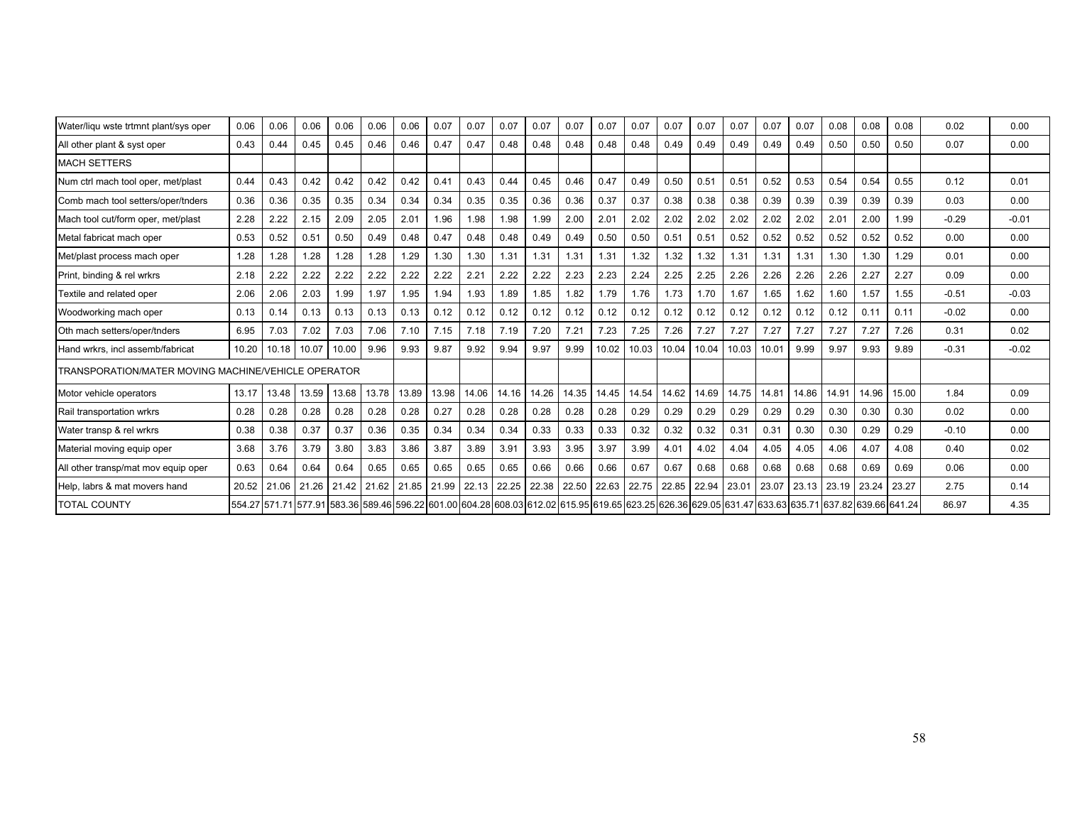| Water/liqu wste trtmnt plant/sys oper | 0.06 | 0.06 | 0.06 | 0.06 | 0.06 | 0.06 | 0.07 | 0.07 | 0.07 | 0.07 | 0.07 | 0.07 | 0.07 | 0.07 | 0.07 | 0.07 | 0.07 | 0.07 | 0.08 | 0.08 | 0.08 | 0.02 | 0.00 |
|---|---|---|---|---|---|---|---|---|---|---|---|---|---|---|---|---|---|---|---|---|---|---|---|
| All other plant & syst oper | 0.43 | 0.44 | 0.45 | 0.45 | 0.46 | 0.46 | 0.47 | 0.47 | 0.48 | 0.48 | 0.48 | 0.48 | 0.48 | 0.49 | 0.49 | 0.49 | 0.49 | 0.49 | 0.50 | 0.50 | 0.50 | 0.07 | 0.00 |
| MACH SETTERS | | | | | | | | | | | | | | | | | | | | | | | |
| Num ctrl mach tool oper, met/plast | 0.44 | 0.43 | 0.42 | 0.42 | 0.42 | 0.42 | 0.41 | 0.43 | 0.44 | 0.45 | 0.46 | 0.47 | 0.49 | 0.50 | 0.51 | 0.51 | 0.52 | 0.53 | 0.54 | 0.54 | 0.55 | 0.12 | 0.01 |
| Comb mach tool setters/oper/tnders | 0.36 | 0.36 | 0.35 | 0.35 | 0.34 | 0.34 | 0.34 | 0.35 | 0.35 | 0.36 | 0.36 | 0.37 | 0.37 | 0.38 | 0.38 | 0.38 | 0.39 | 0.39 | 0.39 | 0.39 | 0.39 | 0.03 | 0.00 |
| Mach tool cut/form oper, met/plast | 2.28 | 2.22 | 2.15 | 2.09 | 2.05 | 2.01 | 1.96 | 1.98 | 1.98 | 1.99 | 2.00 | 2.01 | 2.02 | 2.02 | 2.02 | 2.02 | 2.02 | 2.02 | 2.01 | 2.00 | 1.99 | -0.29 | -0.01 |
| Metal fabricat mach oper | 0.53 | 0.52 | 0.51 | 0.50 | 0.49 | 0.48 | 0.47 | 0.48 | 0.48 | 0.49 | 0.49 | 0.50 | 0.50 | 0.51 | 0.51 | 0.52 | 0.52 | 0.52 | 0.52 | 0.52 | 0.52 | 0.00 | 0.00 |
| Met/plast process mach oper | 1.28 | 1.28 | 1.28 | 1.28 | 1.28 | 1.29 | 1.30 | 1.30 | 1.31 | 1.31 | 1.31 | 1.31 | 1.32 | 1.32 | 1.32 | 1.31 | 1.31 | 1.31 | 1.30 | 1.30 | 1.29 | 0.01 | 0.00 |
| Print, binding & rel wrkrs | 2.18 | 2.22 | 2.22 | 2.22 | 2.22 | 2.22 | 2.22 | 2.21 | 2.22 | 2.22 | 2.23 | 2.23 | 2.24 | 2.25 | 2.25 | 2.26 | 2.26 | 2.26 | 2.26 | 2.27 | 2.27 | 0.09 | 0.00 |
| Textile and related oper | 2.06 | 2.06 | 2.03 | 1.99 | 1.97 | 1.95 | 1.94 | 1.93 | 1.89 | 1.85 | 1.82 | 1.79 | 1.76 | 1.73 | 1.70 | 1.67 | 1.65 | 1.62 | 1.60 | 1.57 | 1.55 | -0.51 | -0.03 |
| Woodworking mach oper | 0.13 | 0.14 | 0.13 | 0.13 | 0.13 | 0.13 | 0.12 | 0.12 | 0.12 | 0.12 | 0.12 | 0.12 | 0.12 | 0.12 | 0.12 | 0.12 | 0.12 | 0.12 | 0.12 | 0.11 | 0.11 | -0.02 | 0.00 |
| Oth mach setters/oper/tnders | 6.95 | 7.03 | 7.02 | 7.03 | 7.06 | 7.10 | 7.15 | 7.18 | 7.19 | 7.20 | 7.21 | 7.23 | 7.25 | 7.26 | 7.27 | 7.27 | 7.27 | 7.27 | 7.27 | 7.27 | 7.26 | 0.31 | 0.02 |
| Hand wrkrs, incl assemb/fabricat | 10.20 | 10.18 | 10.07 | 10.00 | 9.96 | 9.93 | 9.87 | 9.92 | 9.94 | 9.97 | 9.99 | 10.02 | 10.03 | 10.04 | 10.04 | 10.03 | 10.01 | 9.99 | 9.97 | 9.93 | 9.89 | -0.31 | -0.02 |
| TRANSPORATION/MATER MOVING MACHINE/VEHICLE OPERATOR | | | | | | | | | | | | | | | | | | | | | | | |
| Motor vehicle operators | 13.17 | 13.48 | 13.59 | 13.68 | 13.78 | 13.89 | 13.98 | 14.06 | 14.16 | 14.26 | 14.35 | 14.45 | 14.54 | 14.62 | 14.69 | 14.75 | 14.81 | 14.86 | 14.91 | 14.96 | 15.00 | 1.84 | 0.09 |
| Rail transportation wrkrs | 0.28 | 0.28 | 0.28 | 0.28 | 0.28 | 0.28 | 0.27 | 0.28 | 0.28 | 0.28 | 0.28 | 0.28 | 0.29 | 0.29 | 0.29 | 0.29 | 0.29 | 0.29 | 0.30 | 0.30 | 0.30 | 0.02 | 0.00 |
| Water transp & rel wrkrs | 0.38 | 0.38 | 0.37 | 0.37 | 0.36 | 0.35 | 0.34 | 0.34 | 0.34 | 0.33 | 0.33 | 0.33 | 0.32 | 0.32 | 0.32 | 0.31 | 0.31 | 0.30 | 0.30 | 0.29 | 0.29 | -0.10 | 0.00 |
| Material moving equip oper | 3.68 | 3.76 | 3.79 | 3.80 | 3.83 | 3.86 | 3.87 | 3.89 | 3.91 | 3.93 | 3.95 | 3.97 | 3.99 | 4.01 | 4.02 | 4.04 | 4.05 | 4.05 | 4.06 | 4.07 | 4.08 | 0.40 | 0.02 |
| All other transp/mat mov equip oper | 0.63 | 0.64 | 0.64 | 0.64 | 0.65 | 0.65 | 0.65 | 0.65 | 0.65 | 0.66 | 0.66 | 0.66 | 0.67 | 0.67 | 0.68 | 0.68 | 0.68 | 0.68 | 0.68 | 0.69 | 0.69 | 0.06 | 0.00 |
| Help, labrs & mat movers hand | 20.52 | 21.06 | 21.26 | 21.42 | 21.62 | 21.85 | 21.99 | 22.13 | 22.25 | 22.38 | 22.50 | 22.63 | 22.75 | 22.85 | 22.94 | 23.01 | 23.07 | 23.13 | 23.19 | 23.24 | 23.27 | 2.75 | 0.14 |
| TOTAL COUNTY | 554.27 | 571.71 | 577.91 | 583.36 | 589.46 | 596.22 | 601.00 | 604.28 | 608.03 | 612.02 | 615.95 | 619.65 | 623.25 | 626.36 | 629.05 | 631.47 | 633.63 | 635.71 | 637.82 | 639.66 | 641.24 | 86.97 | 4.35 |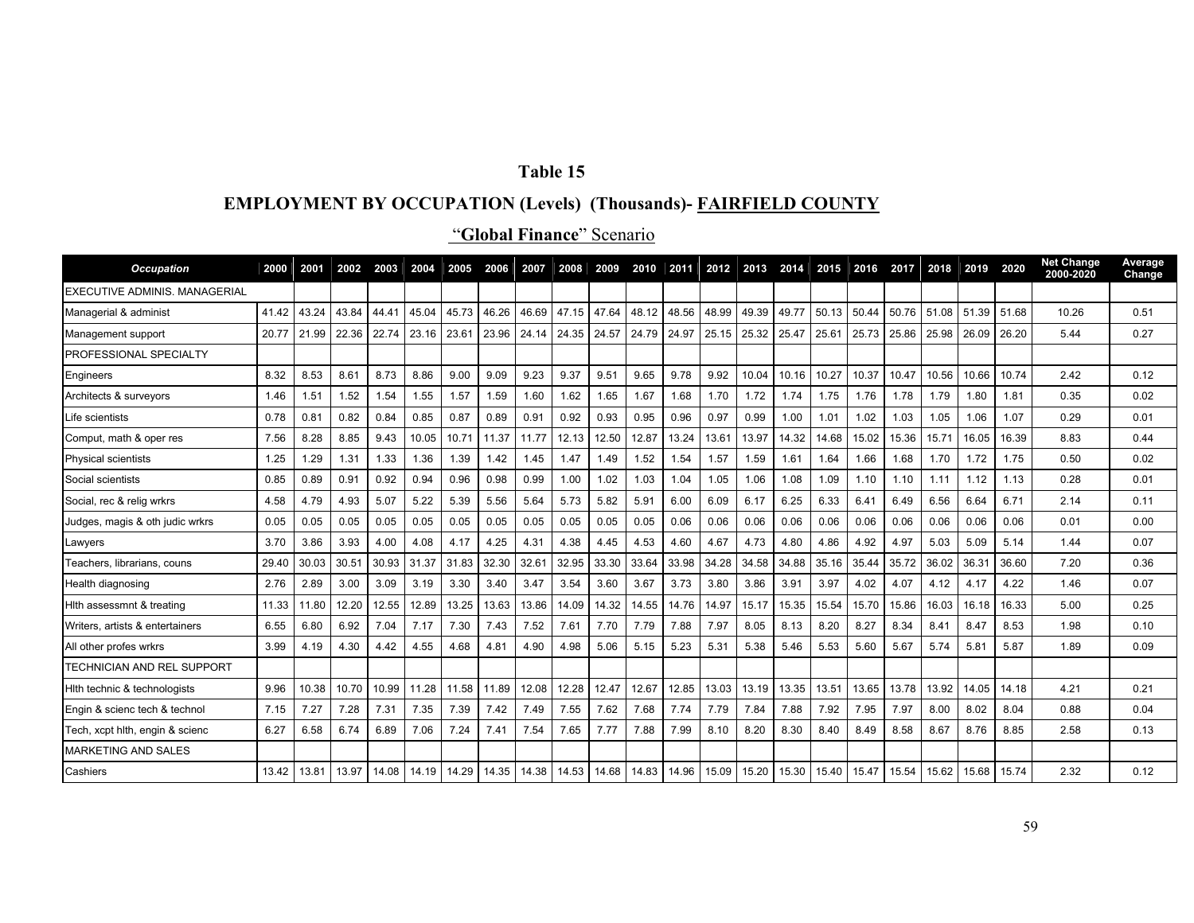## Table 15

## EMPLOYMENT BY OCCUPATION (Levels) (Thousands)- FAIRFIELD COUNTY

### "**Global Finance**" Scenario

| Occupation | 2000 | 2001 | 2002 | 2003 | 2004 | 2005 | 2006 | 2007 | 2008 | 2009 | 2010 | 2011 | 2012 | 2013 | 2014 | 2015 | 2016 | 2017 | 2018 | 2019 | 2020 | Net Change 2000-2020 | Average Change |
|---|---|---|---|---|---|---|---|---|---|---|---|---|---|---|---|---|---|---|---|---|---|---|---|
| EXECUTIVE ADMINIS. MANAGERIAL | | | | | | | | | | | | | | | | | | | | | | | |
| Managerial & administ | 41.42 | 43.24 | 43.84 | 44.41 | 45.04 | 45.73 | 46.26 | 46.69 | 47.15 | 47.64 | 48.12 | 48.56 | 48.99 | 49.39 | 49.77 | 50.13 | 50.44 | 50.76 | 51.08 | 51.39 | 51.68 | 10.26 | 0.51 |
| Management support | 20.77 | 21.99 | 22.36 | 22.74 | 23.16 | 23.61 | 23.96 | 24.14 | 24.35 | 24.57 | 24.79 | 24.97 | 25.15 | 25.32 | 25.47 | 25.61 | 25.73 | 25.86 | 25.98 | 26.09 | 26.20 | 5.44 | 0.27 |
| PROFESSIONAL SPECIALTY | | | | | | | | | | | | | | | | | | | | | | | |
| Engineers | 8.32 | 8.53 | 8.61 | 8.73 | 8.86 | 9.00 | 9.09 | 9.23 | 9.37 | 9.51 | 9.65 | 9.78 | 9.92 | 10.04 | 10.16 | 10.27 | 10.37 | 10.47 | 10.56 | 10.66 | 10.74 | 2.42 | 0.12 |
| Architects & surveyors | 1.46 | 1.51 | 1.52 | 1.54 | 1.55 | 1.57 | 1.59 | 1.60 | 1.62 | 1.65 | 1.67 | 1.68 | 1.70 | 1.72 | 1.74 | 1.75 | 1.76 | 1.78 | 1.79 | 1.80 | 1.81 | 0.35 | 0.02 |
| Life scientists | 0.78 | 0.81 | 0.82 | 0.84 | 0.85 | 0.87 | 0.89 | 0.91 | 0.92 | 0.93 | 0.95 | 0.96 | 0.97 | 0.99 | 1.00 | 1.01 | 1.02 | 1.03 | 1.05 | 1.06 | 1.07 | 0.29 | 0.01 |
| Comput, math & oper res | 7.56 | 8.28 | 8.85 | 9.43 | 10.05 | 10.71 | 11.37 | 11.77 | 12.13 | 12.50 | 12.87 | 13.24 | 13.61 | 13.97 | 14.32 | 14.68 | 15.02 | 15.36 | 15.71 | 16.05 | 16.39 | 8.83 | 0.44 |
| Physical scientists | 1.25 | 1.29 | 1.31 | 1.33 | 1.36 | 1.39 | 1.42 | 1.45 | 1.47 | 1.49 | 1.52 | 1.54 | 1.57 | 1.59 | 1.61 | 1.64 | 1.66 | 1.68 | 1.70 | 1.72 | 1.75 | 0.50 | 0.02 |
| Social scientists | 0.85 | 0.89 | 0.91 | 0.92 | 0.94 | 0.96 | 0.98 | 0.99 | 1.00 | 1.02 | 1.03 | 1.04 | 1.05 | 1.06 | 1.08 | 1.09 | 1.10 | 1.10 | 1.11 | 1.12 | 1.13 | 0.28 | 0.01 |
| Social, rec & relig wrkrs | 4.58 | 4.79 | 4.93 | 5.07 | 5.22 | 5.39 | 5.56 | 5.64 | 5.73 | 5.82 | 5.91 | 6.00 | 6.09 | 6.17 | 6.25 | 6.33 | 6.41 | 6.49 | 6.56 | 6.64 | 6.71 | 2.14 | 0.11 |
| Judges, magis & oth judic wrkrs | 0.05 | 0.05 | 0.05 | 0.05 | 0.05 | 0.05 | 0.05 | 0.05 | 0.05 | 0.05 | 0.05 | 0.06 | 0.06 | 0.06 | 0.06 | 0.06 | 0.06 | 0.06 | 0.06 | 0.06 | 0.06 | 0.01 | 0.00 |
| Lawyers | 3.70 | 3.86 | 3.93 | 4.00 | 4.08 | 4.17 | 4.25 | 4.31 | 4.38 | 4.45 | 4.53 | 4.60 | 4.67 | 4.73 | 4.80 | 4.86 | 4.92 | 4.97 | 5.03 | 5.09 | 5.14 | 1.44 | 0.07 |
| Teachers, librarians, couns | 29.40 | 30.03 | 30.51 | 30.93 | 31.37 | 31.83 | 32.30 | 32.61 | 32.95 | 33.30 | 33.64 | 33.98 | 34.28 | 34.58 | 34.88 | 35.16 | 35.44 | 35.72 | 36.02 | 36.31 | 36.60 | 7.20 | 0.36 |
| Health diagnosing | 2.76 | 2.89 | 3.00 | 3.09 | 3.19 | 3.30 | 3.40 | 3.47 | 3.54 | 3.60 | 3.67 | 3.73 | 3.80 | 3.86 | 3.91 | 3.97 | 4.02 | 4.07 | 4.12 | 4.17 | 4.22 | 1.46 | 0.07 |
| Hlth assessmnt & treating | 11.33 | 11.80 | 12.20 | 12.55 | 12.89 | 13.25 | 13.63 | 13.86 | 14.09 | 14.32 | 14.55 | 14.76 | 14.97 | 15.17 | 15.35 | 15.54 | 15.70 | 15.86 | 16.03 | 16.18 | 16.33 | 5.00 | 0.25 |
| Writers, artists & entertainers | 6.55 | 6.80 | 6.92 | 7.04 | 7.17 | 7.30 | 7.43 | 7.52 | 7.61 | 7.70 | 7.79 | 7.88 | 7.97 | 8.05 | 8.13 | 8.20 | 8.27 | 8.34 | 8.41 | 8.47 | 8.53 | 1.98 | 0.10 |
| All other profes wrkrs | 3.99 | 4.19 | 4.30 | 4.42 | 4.55 | 4.68 | 4.81 | 4.90 | 4.98 | 5.06 | 5.15 | 5.23 | 5.31 | 5.38 | 5.46 | 5.53 | 5.60 | 5.67 | 5.74 | 5.81 | 5.87 | 1.89 | 0.09 |
| TECHNICIAN AND REL SUPPORT | | | | | | | | | | | | | | | | | | | | | | | |
| Hlth technic & technologists | 9.96 | 10.38 | 10.70 | 10.99 | 11.28 | 11.58 | 11.89 | 12.08 | 12.28 | 12.47 | 12.67 | 12.85 | 13.03 | 13.19 | 13.35 | 13.51 | 13.65 | 13.78 | 13.92 | 14.05 | 14.18 | 4.21 | 0.21 |
| Engin & scienc tech & technol | 7.15 | 7.27 | 7.28 | 7.31 | 7.35 | 7.39 | 7.42 | 7.49 | 7.55 | 7.62 | 7.68 | 7.74 | 7.79 | 7.84 | 7.88 | 7.92 | 7.95 | 7.97 | 8.00 | 8.02 | 8.04 | 0.88 | 0.04 |
| Tech, xcpt hlth, engin & scienc | 6.27 | 6.58 | 6.74 | 6.89 | 7.06 | 7.24 | 7.41 | 7.54 | 7.65 | 7.77 | 7.88 | 7.99 | 8.10 | 8.20 | 8.30 | 8.40 | 8.49 | 8.58 | 8.67 | 8.76 | 8.85 | 2.58 | 0.13 |
| MARKETING AND SALES | | | | | | | | | | | | | | | | | | | | | | | |
| Cashiers | 13.42 | 13.81 | 13.97 | 14.08 | 14.19 | 14.29 | 14.35 | 14.38 | 14.53 | 14.68 | 14.83 | 14.96 | 15.09 | 15.20 | 15.30 | 15.40 | 15.47 | 15.54 | 15.62 | 15.68 | 15.74 | 2.32 | 0.12 |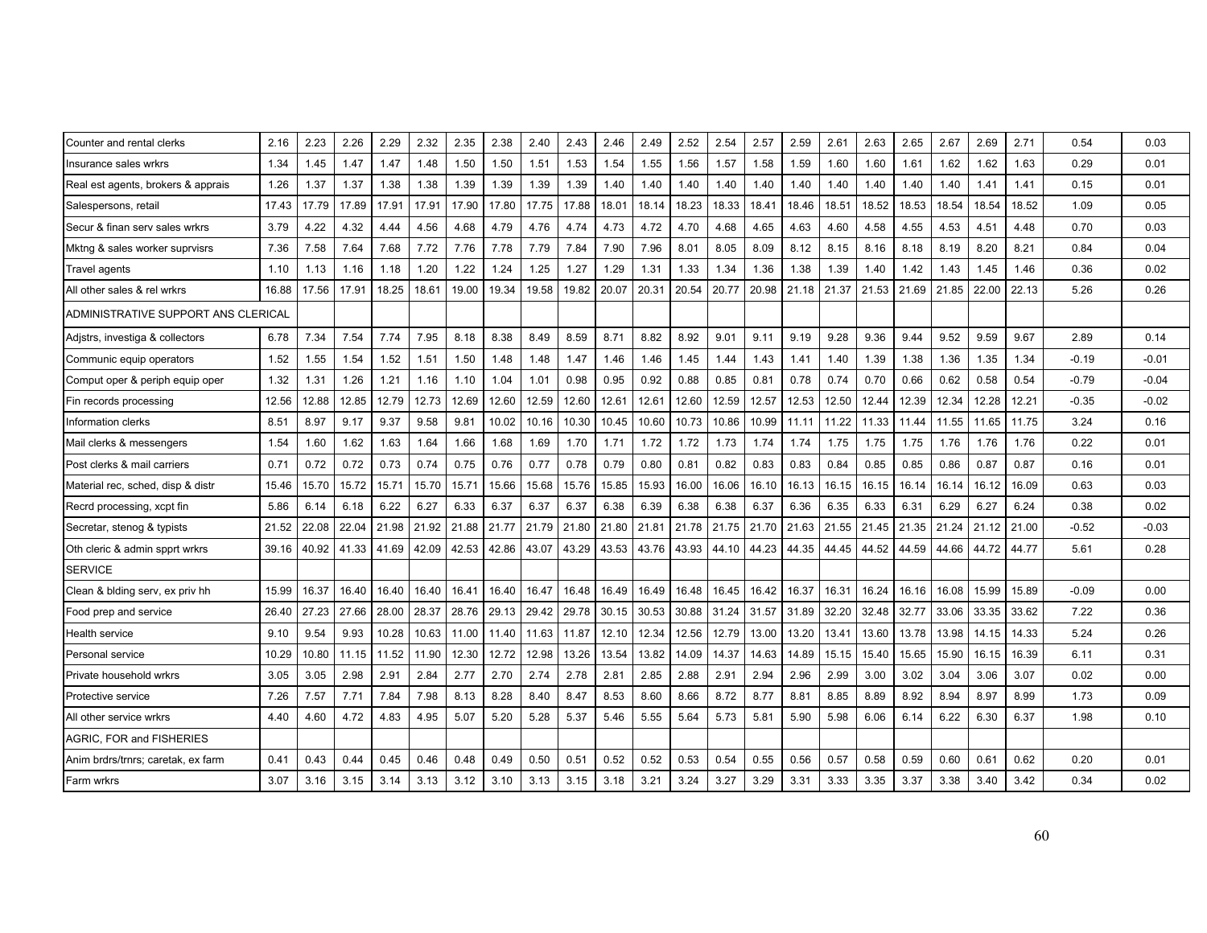| Counter and rental clerks | 2.16 | 2.23 | 2.26 | 2.29 | 2.32 | 2.35 | 2.38 | 2.40 | 2.43 | 2.46 | 2.49 | 2.52 | 2.54 | 2.57 | 2.59 | 2.61 | 2.63 | 2.65 | 2.67 | 2.69 | 2.71 | 0.54 | 0.03 |
|---|---|---|---|---|---|---|---|---|---|---|---|---|---|---|---|---|---|---|---|---|---|---|---|
| Insurance sales wrkrs | 1.34 | 1.45 | 1.47 | 1.47 | 1.48 | 1.50 | 1.50 | 1.51 | 1.53 | 1.54 | 1.55 | 1.56 | 1.57 | 1.58 | 1.59 | 1.60 | 1.60 | 1.61 | 1.62 | 1.62 | 1.63 | 0.29 | 0.01 |
| Real est agents, brokers & apprais | 1.26 | 1.37 | 1.37 | 1.38 | 1.38 | 1.39 | 1.39 | 1.39 | 1.39 | 1.40 | 1.40 | 1.40 | 1.40 | 1.40 | 1.40 | 1.40 | 1.40 | 1.40 | 1.40 | 1.41 | 1.41 | 0.15 | 0.01 |
| Salespersons, retail | 17.43 | 17.79 | 17.89 | 17.91 | 17.91 | 17.90 | 17.80 | 17.75 | 17.88 | 18.01 | 18.14 | 18.23 | 18.33 | 18.41 | 18.46 | 18.51 | 18.52 | 18.53 | 18.54 | 18.54 | 18.52 | 1.09 | 0.05 |
| Secur & finan serv sales wrkrs | 3.79 | 4.22 | 4.32 | 4.44 | 4.56 | 4.68 | 4.79 | 4.76 | 4.74 | 4.73 | 4.72 | 4.70 | 4.68 | 4.65 | 4.63 | 4.60 | 4.58 | 4.55 | 4.53 | 4.51 | 4.48 | 0.70 | 0.03 |
| Mktng & sales worker suprvisrs | 7.36 | 7.58 | 7.64 | 7.68 | 7.72 | 7.76 | 7.78 | 7.79 | 7.84 | 7.90 | 7.96 | 8.01 | 8.05 | 8.09 | 8.12 | 8.15 | 8.16 | 8.18 | 8.19 | 8.20 | 8.21 | 0.84 | 0.04 |
| Travel agents | 1.10 | 1.13 | 1.16 | 1.18 | 1.20 | 1.22 | 1.24 | 1.25 | 1.27 | 1.29 | 1.31 | 1.33 | 1.34 | 1.36 | 1.38 | 1.39 | 1.40 | 1.42 | 1.43 | 1.45 | 1.46 | 0.36 | 0.02 |
| All other sales & rel wrkrs | 16.88 | 17.56 | 17.91 | 18.25 | 18.61 | 19.00 | 19.34 | 19.58 | 19.82 | 20.07 | 20.31 | 20.54 | 20.77 | 20.98 | 21.18 | 21.37 | 21.53 | 21.69 | 21.85 | 22.00 | 22.13 | 5.26 | 0.26 |
| ADMINISTRATIVE SUPPORT ANS CLERICAL | | | | | | | | | | | | | | | | | | | | | | | |
| Adjstrs, investiga & collectors | 6.78 | 7.34 | 7.54 | 7.74 | 7.95 | 8.18 | 8.38 | 8.49 | 8.59 | 8.71 | 8.82 | 8.92 | 9.01 | 9.11 | 9.19 | 9.28 | 9.36 | 9.44 | 9.52 | 9.59 | 9.67 | 2.89 | 0.14 |
| Communic equip operators | 1.52 | 1.55 | 1.54 | 1.52 | 1.51 | 1.50 | 1.48 | 1.48 | 1.47 | 1.46 | 1.46 | 1.45 | 1.44 | 1.43 | 1.41 | 1.40 | 1.39 | 1.38 | 1.36 | 1.35 | 1.34 | -0.19 | -0.01 |
| Comput oper & periph equip oper | 1.32 | 1.31 | 1.26 | 1.21 | 1.16 | 1.10 | 1.04 | 1.01 | 0.98 | 0.95 | 0.92 | 0.88 | 0.85 | 0.81 | 0.78 | 0.74 | 0.70 | 0.66 | 0.62 | 0.58 | 0.54 | -0.79 | -0.04 |
| Fin records processing | 12.56 | 12.88 | 12.85 | 12.79 | 12.73 | 12.69 | 12.60 | 12.59 | 12.60 | 12.61 | 12.61 | 12.60 | 12.59 | 12.57 | 12.53 | 12.50 | 12.44 | 12.39 | 12.34 | 12.28 | 12.21 | -0.35 | -0.02 |
| Information clerks | 8.51 | 8.97 | 9.17 | 9.37 | 9.58 | 9.81 | 10.02 | 10.16 | 10.30 | 10.45 | 10.60 | 10.73 | 10.86 | 10.99 | 11.11 | 11.22 | 11.33 | 11.44 | 11.55 | 11.65 | 11.75 | 3.24 | 0.16 |
| Mail clerks & messengers | 1.54 | 1.60 | 1.62 | 1.63 | 1.64 | 1.66 | 1.68 | 1.69 | 1.70 | 1.71 | 1.72 | 1.72 | 1.73 | 1.74 | 1.74 | 1.75 | 1.75 | 1.75 | 1.76 | 1.76 | 1.76 | 0.22 | 0.01 |
| Post clerks & mail carriers | 0.71 | 0.72 | 0.72 | 0.73 | 0.74 | 0.75 | 0.76 | 0.77 | 0.78 | 0.79 | 0.80 | 0.81 | 0.82 | 0.83 | 0.83 | 0.84 | 0.85 | 0.85 | 0.86 | 0.87 | 0.87 | 0.16 | 0.01 |
| Material rec, sched, disp & distr | 15.46 | 15.70 | 15.72 | 15.71 | 15.70 | 15.71 | 15.66 | 15.68 | 15.76 | 15.85 | 15.93 | 16.00 | 16.06 | 16.10 | 16.13 | 16.15 | 16.15 | 16.14 | 16.14 | 16.12 | 16.09 | 0.63 | 0.03 |
| Recrd processing, xcpt fin | 5.86 | 6.14 | 6.18 | 6.22 | 6.27 | 6.33 | 6.37 | 6.37 | 6.37 | 6.38 | 6.39 | 6.38 | 6.38 | 6.37 | 6.36 | 6.35 | 6.33 | 6.31 | 6.29 | 6.27 | 6.24 | 0.38 | 0.02 |
| Secretar, stenog & typists | 21.52 | 22.08 | 22.04 | 21.98 | 21.92 | 21.88 | 21.77 | 21.79 | 21.80 | 21.80 | 21.81 | 21.78 | 21.75 | 21.70 | 21.63 | 21.55 | 21.45 | 21.35 | 21.24 | 21.12 | 21.00 | -0.52 | -0.03 |
| Oth cleric & admin spprt wrkrs | 39.16 | 40.92 | 41.33 | 41.69 | 42.09 | 42.53 | 42.86 | 43.07 | 43.29 | 43.53 | 43.76 | 43.93 | 44.10 | 44.23 | 44.35 | 44.45 | 44.52 | 44.59 | 44.66 | 44.72 | 44.77 | 5.61 | 0.28 |
| SERVICE | | | | | | | | | | | | | | | | | | | | | | | |
| Clean & blding serv, ex priv hh | 15.99 | 16.37 | 16.40 | 16.40 | 16.40 | 16.41 | 16.40 | 16.47 | 16.48 | 16.49 | 16.49 | 16.48 | 16.45 | 16.42 | 16.37 | 16.31 | 16.24 | 16.16 | 16.08 | 15.99 | 15.89 | -0.09 | 0.00 |
| Food prep and service | 26.40 | 27.23 | 27.66 | 28.00 | 28.37 | 28.76 | 29.13 | 29.42 | 29.78 | 30.15 | 30.53 | 30.88 | 31.24 | 31.57 | 31.89 | 32.20 | 32.48 | 32.77 | 33.06 | 33.35 | 33.62 | 7.22 | 0.36 |
| Health service | 9.10 | 9.54 | 9.93 | 10.28 | 10.63 | 11.00 | 11.40 | 11.63 | 11.87 | 12.10 | 12.34 | 12.56 | 12.79 | 13.00 | 13.20 | 13.41 | 13.60 | 13.78 | 13.98 | 14.15 | 14.33 | 5.24 | 0.26 |
| Personal service | 10.29 | 10.80 | 11.15 | 11.52 | 11.90 | 12.30 | 12.72 | 12.98 | 13.26 | 13.54 | 13.82 | 14.09 | 14.37 | 14.63 | 14.89 | 15.15 | 15.40 | 15.65 | 15.90 | 16.15 | 16.39 | 6.11 | 0.31 |
| Private household wrkrs | 3.05 | 3.05 | 2.98 | 2.91 | 2.84 | 2.77 | 2.70 | 2.74 | 2.78 | 2.81 | 2.85 | 2.88 | 2.91 | 2.94 | 2.96 | 2.99 | 3.00 | 3.02 | 3.04 | 3.06 | 3.07 | 0.02 | 0.00 |
| Protective service | 7.26 | 7.57 | 7.71 | 7.84 | 7.98 | 8.13 | 8.28 | 8.40 | 8.47 | 8.53 | 8.60 | 8.66 | 8.72 | 8.77 | 8.81 | 8.85 | 8.89 | 8.92 | 8.94 | 8.97 | 8.99 | 1.73 | 0.09 |
| All other service wrkrs | 4.40 | 4.60 | 4.72 | 4.83 | 4.95 | 5.07 | 5.20 | 5.28 | 5.37 | 5.46 | 5.55 | 5.64 | 5.73 | 5.81 | 5.90 | 5.98 | 6.06 | 6.14 | 6.22 | 6.30 | 6.37 | 1.98 | 0.10 |
| AGRIC, FOR and FISHERIES | | | | | | | | | | | | | | | | | | | | | | | |
| Anim brdrs/trnrs; caretak, ex farm | 0.41 | 0.43 | 0.44 | 0.45 | 0.46 | 0.48 | 0.49 | 0.50 | 0.51 | 0.52 | 0.52 | 0.53 | 0.54 | 0.55 | 0.56 | 0.57 | 0.58 | 0.59 | 0.60 | 0.61 | 0.62 | 0.20 | 0.01 |
| Farm wrkrs | 3.07 | 3.16 | 3.15 | 3.14 | 3.13 | 3.12 | 3.10 | 3.13 | 3.15 | 3.18 | 3.21 | 3.24 | 3.27 | 3.29 | 3.31 | 3.33 | 3.35 | 3.37 | 3.38 | 3.40 | 3.42 | 0.34 | 0.02 |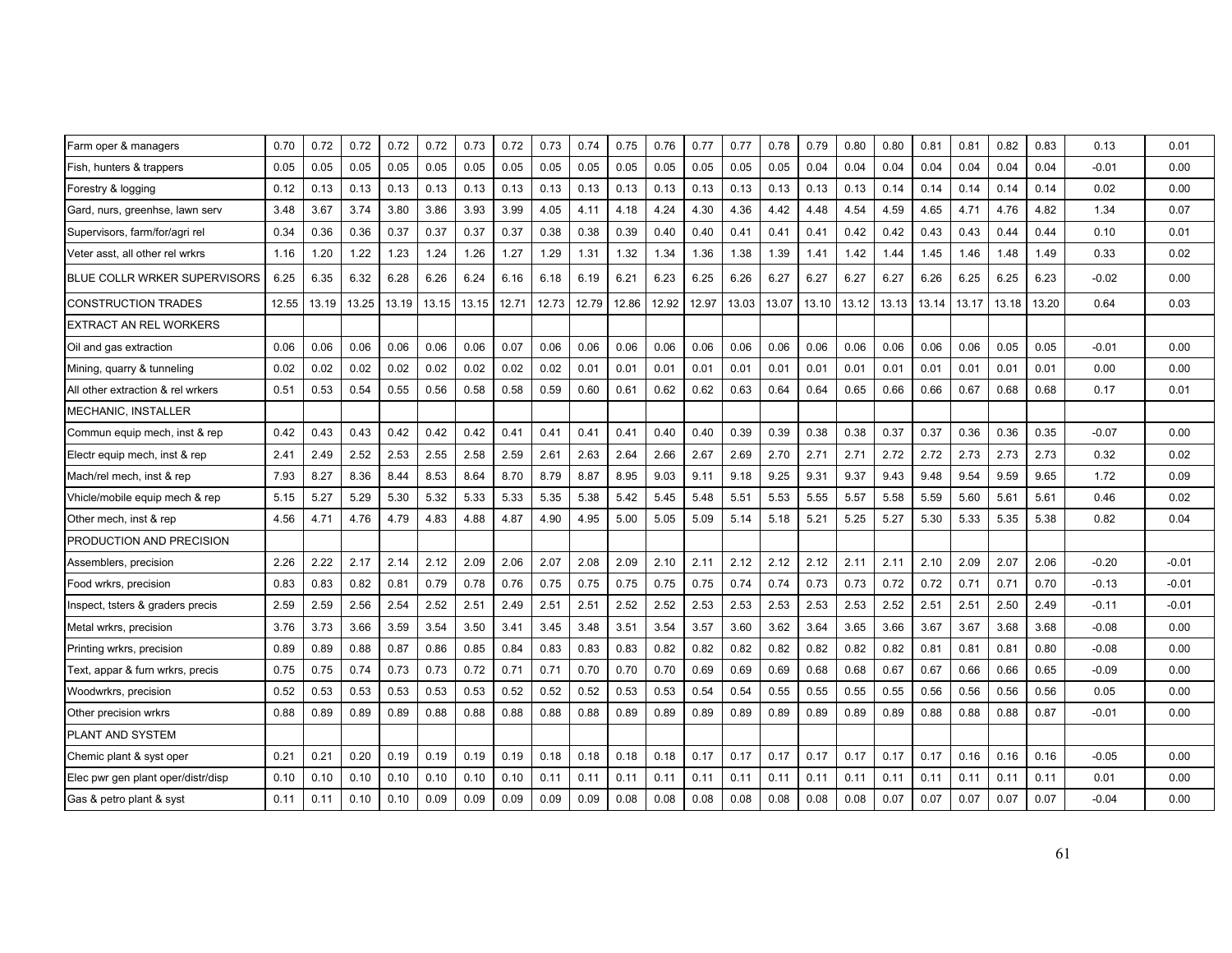| | | | | | | | | | | | | | | | | | | | | | | | |
|---|---|---|---|---|---|---|---|---|---|---|---|---|---|---|---|---|---|---|---|---|---|---|---|
| Farm oper & managers | 0.70 | 0.72 | 0.72 | 0.72 | 0.72 | 0.73 | 0.72 | 0.73 | 0.74 | 0.75 | 0.76 | 0.77 | 0.77 | 0.78 | 0.79 | 0.80 | 0.80 | 0.81 | 0.81 | 0.82 | 0.83 | 0.13 | 0.01 |
| Fish, hunters & trappers | 0.05 | 0.05 | 0.05 | 0.05 | 0.05 | 0.05 | 0.05 | 0.05 | 0.05 | 0.05 | 0.05 | 0.05 | 0.05 | 0.05 | 0.04 | 0.04 | 0.04 | 0.04 | 0.04 | 0.04 | 0.04 | -0.01 | 0.00 |
| Forestry & logging | 0.12 | 0.13 | 0.13 | 0.13 | 0.13 | 0.13 | 0.13 | 0.13 | 0.13 | 0.13 | 0.13 | 0.13 | 0.13 | 0.13 | 0.13 | 0.13 | 0.14 | 0.14 | 0.14 | 0.14 | 0.14 | 0.02 | 0.00 |
| Gard, nurs, greenhse, lawn serv | 3.48 | 3.67 | 3.74 | 3.80 | 3.86 | 3.93 | 3.99 | 4.05 | 4.11 | 4.18 | 4.24 | 4.30 | 4.36 | 4.42 | 4.48 | 4.54 | 4.59 | 4.65 | 4.71 | 4.76 | 4.82 | 1.34 | 0.07 |
| Supervisors, farm/for/agri rel | 0.34 | 0.36 | 0.36 | 0.37 | 0.37 | 0.37 | 0.37 | 0.38 | 0.38 | 0.39 | 0.40 | 0.40 | 0.41 | 0.41 | 0.41 | 0.42 | 0.42 | 0.43 | 0.43 | 0.44 | 0.44 | 0.10 | 0.01 |
| Veter asst, all other rel wrkrs | 1.16 | 1.20 | 1.22 | 1.23 | 1.24 | 1.26 | 1.27 | 1.29 | 1.31 | 1.32 | 1.34 | 1.36 | 1.38 | 1.39 | 1.41 | 1.42 | 1.44 | 1.45 | 1.46 | 1.48 | 1.49 | 0.33 | 0.02 |
| BLUE COLLR WRKER SUPERVISORS | 6.25 | 6.35 | 6.32 | 6.28 | 6.26 | 6.24 | 6.16 | 6.18 | 6.19 | 6.21 | 6.23 | 6.25 | 6.26 | 6.27 | 6.27 | 6.27 | 6.27 | 6.26 | 6.25 | 6.25 | 6.23 | -0.02 | 0.00 |
| CONSTRUCTION TRADES | 12.55 | 13.19 | 13.25 | 13.19 | 13.15 | 13.15 | 12.71 | 12.73 | 12.79 | 12.86 | 12.92 | 12.97 | 13.03 | 13.07 | 13.10 | 13.12 | 13.13 | 13.14 | 13.17 | 13.18 | 13.20 | 0.64 | 0.03 |
| EXTRACT AN REL WORKERS | | | | | | | | | | | | | | | | | | | | | | | |
| Oil and gas extraction | 0.06 | 0.06 | 0.06 | 0.06 | 0.06 | 0.06 | 0.07 | 0.06 | 0.06 | 0.06 | 0.06 | 0.06 | 0.06 | 0.06 | 0.06 | 0.06 | 0.06 | 0.06 | 0.06 | 0.05 | 0.05 | -0.01 | 0.00 |
| Mining, quarry & tunneling | 0.02 | 0.02 | 0.02 | 0.02 | 0.02 | 0.02 | 0.02 | 0.02 | 0.01 | 0.01 | 0.01 | 0.01 | 0.01 | 0.01 | 0.01 | 0.01 | 0.01 | 0.01 | 0.01 | 0.01 | 0.01 | 0.00 | 0.00 |
| All other extraction & rel wrkers | 0.51 | 0.53 | 0.54 | 0.55 | 0.56 | 0.58 | 0.58 | 0.59 | 0.60 | 0.61 | 0.62 | 0.62 | 0.63 | 0.64 | 0.64 | 0.65 | 0.66 | 0.66 | 0.67 | 0.68 | 0.68 | 0.17 | 0.01 |
| MECHANIC, INSTALLER | | | | | | | | | | | | | | | | | | | | | | | |
| Commun equip mech, inst & rep | 0.42 | 0.43 | 0.43 | 0.42 | 0.42 | 0.42 | 0.41 | 0.41 | 0.41 | 0.41 | 0.40 | 0.40 | 0.39 | 0.39 | 0.38 | 0.38 | 0.37 | 0.37 | 0.36 | 0.36 | 0.35 | -0.07 | 0.00 |
| Electr equip mech, inst & rep | 2.41 | 2.49 | 2.52 | 2.53 | 2.55 | 2.58 | 2.59 | 2.61 | 2.63 | 2.64 | 2.66 | 2.67 | 2.69 | 2.70 | 2.71 | 2.71 | 2.72 | 2.72 | 2.73 | 2.73 | 2.73 | 0.32 | 0.02 |
| Mach/rel mech, inst & rep | 7.93 | 8.27 | 8.36 | 8.44 | 8.53 | 8.64 | 8.70 | 8.79 | 8.87 | 8.95 | 9.03 | 9.11 | 9.18 | 9.25 | 9.31 | 9.37 | 9.43 | 9.48 | 9.54 | 9.59 | 9.65 | 1.72 | 0.09 |
| Vhicle/mobile equip mech & rep | 5.15 | 5.27 | 5.29 | 5.30 | 5.32 | 5.33 | 5.33 | 5.35 | 5.38 | 5.42 | 5.45 | 5.48 | 5.51 | 5.53 | 5.55 | 5.57 | 5.58 | 5.59 | 5.60 | 5.61 | 5.61 | 0.46 | 0.02 |
| Other mech, inst & rep | 4.56 | 4.71 | 4.76 | 4.79 | 4.83 | 4.88 | 4.87 | 4.90 | 4.95 | 5.00 | 5.05 | 5.09 | 5.14 | 5.18 | 5.21 | 5.25 | 5.27 | 5.30 | 5.33 | 5.35 | 5.38 | 0.82 | 0.04 |
| PRODUCTION AND PRECISION | | | | | | | | | | | | | | | | | | | | | | | |
| Assemblers, precision | 2.26 | 2.22 | 2.17 | 2.14 | 2.12 | 2.09 | 2.06 | 2.07 | 2.08 | 2.09 | 2.10 | 2.11 | 2.12 | 2.12 | 2.12 | 2.11 | 2.11 | 2.10 | 2.09 | 2.07 | 2.06 | -0.20 | -0.01 |
| Food wrkrs, precision | 0.83 | 0.83 | 0.82 | 0.81 | 0.79 | 0.78 | 0.76 | 0.75 | 0.75 | 0.75 | 0.75 | 0.75 | 0.74 | 0.74 | 0.73 | 0.73 | 0.72 | 0.72 | 0.71 | 0.71 | 0.70 | -0.13 | -0.01 |
| Inspect, tsters & graders precis | 2.59 | 2.59 | 2.56 | 2.54 | 2.52 | 2.51 | 2.49 | 2.51 | 2.51 | 2.52 | 2.52 | 2.53 | 2.53 | 2.53 | 2.53 | 2.53 | 2.52 | 2.51 | 2.51 | 2.50 | 2.49 | -0.11 | -0.01 |
| Metal wrkrs, precision | 3.76 | 3.73 | 3.66 | 3.59 | 3.54 | 3.50 | 3.41 | 3.45 | 3.48 | 3.51 | 3.54 | 3.57 | 3.60 | 3.62 | 3.64 | 3.65 | 3.66 | 3.67 | 3.67 | 3.68 | 3.68 | -0.08 | 0.00 |
| Printing wrkrs, precision | 0.89 | 0.89 | 0.88 | 0.87 | 0.86 | 0.85 | 0.84 | 0.83 | 0.83 | 0.83 | 0.82 | 0.82 | 0.82 | 0.82 | 0.82 | 0.82 | 0.82 | 0.81 | 0.81 | 0.81 | 0.80 | -0.08 | 0.00 |
| Text, appar & furn wrkrs, precis | 0.75 | 0.75 | 0.74 | 0.73 | 0.73 | 0.72 | 0.71 | 0.71 | 0.70 | 0.70 | 0.70 | 0.69 | 0.69 | 0.69 | 0.68 | 0.68 | 0.67 | 0.67 | 0.66 | 0.66 | 0.65 | -0.09 | 0.00 |
| Woodwrkrs, precision | 0.52 | 0.53 | 0.53 | 0.53 | 0.53 | 0.53 | 0.52 | 0.52 | 0.52 | 0.53 | 0.53 | 0.54 | 0.54 | 0.55 | 0.55 | 0.55 | 0.55 | 0.56 | 0.56 | 0.56 | 0.56 | 0.05 | 0.00 |
| Other precision wrkrs | 0.88 | 0.89 | 0.89 | 0.89 | 0.88 | 0.88 | 0.88 | 0.88 | 0.88 | 0.89 | 0.89 | 0.89 | 0.89 | 0.89 | 0.89 | 0.89 | 0.89 | 0.88 | 0.88 | 0.88 | 0.87 | -0.01 | 0.00 |
| PLANT AND SYSTEM | | | | | | | | | | | | | | | | | | | | | | | |
| Chemic plant & syst oper | 0.21 | 0.21 | 0.20 | 0.19 | 0.19 | 0.19 | 0.19 | 0.18 | 0.18 | 0.18 | 0.18 | 0.17 | 0.17 | 0.17 | 0.17 | 0.17 | 0.17 | 0.17 | 0.16 | 0.16 | 0.16 | -0.05 | 0.00 |
| Elec pwr gen plant oper/distr/disp | 0.10 | 0.10 | 0.10 | 0.10 | 0.10 | 0.10 | 0.10 | 0.11 | 0.11 | 0.11 | 0.11 | 0.11 | 0.11 | 0.11 | 0.11 | 0.11 | 0.11 | 0.11 | 0.11 | 0.11 | 0.11 | 0.01 | 0.00 |
| Gas & petro plant & syst | 0.11 | 0.11 | 0.10 | 0.10 | 0.09 | 0.09 | 0.09 | 0.09 | 0.09 | 0.08 | 0.08 | 0.08 | 0.08 | 0.08 | 0.08 | 0.08 | 0.07 | 0.07 | 0.07 | 0.07 | 0.07 | -0.04 | 0.00 |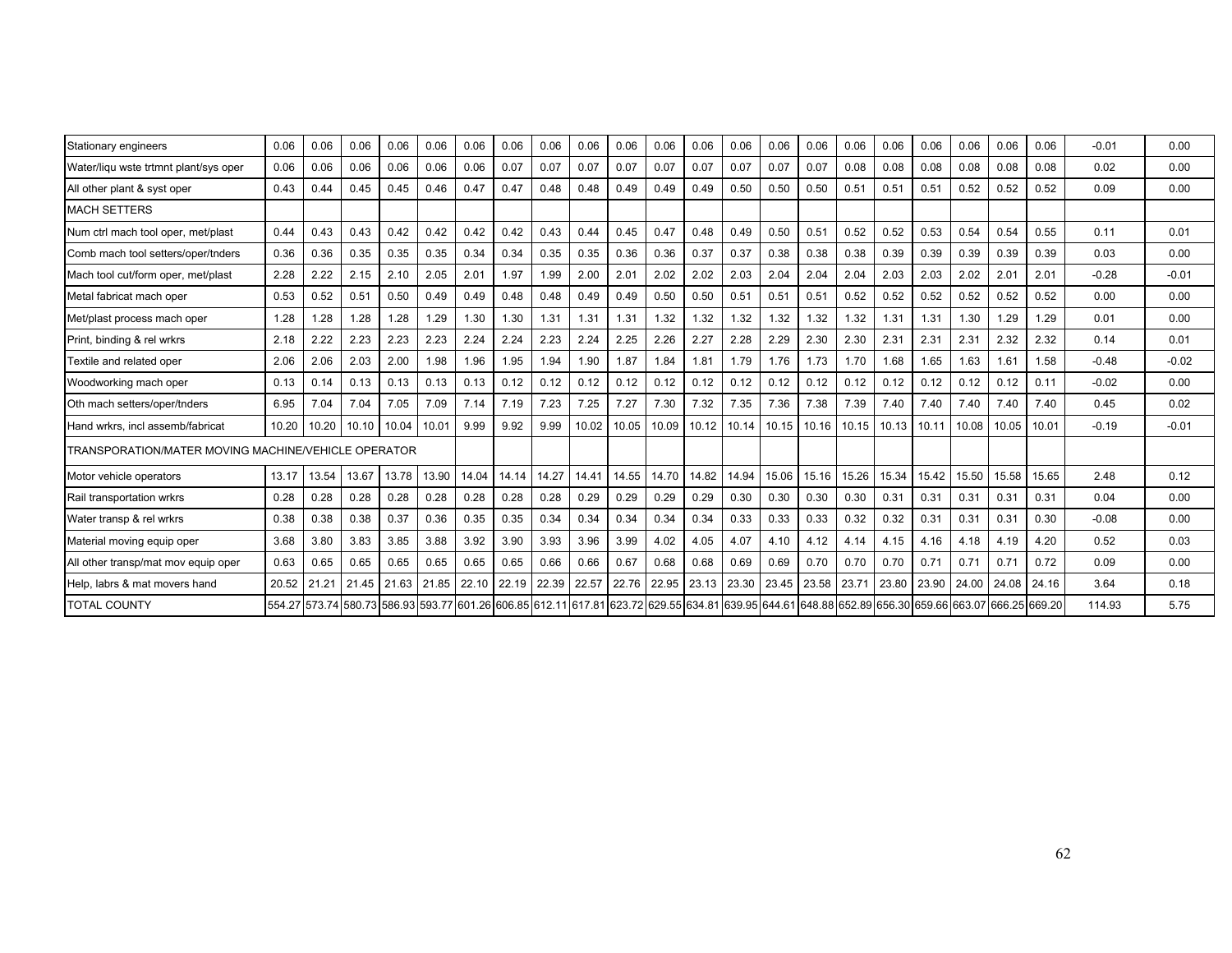| | | | | | | | | | | | | | | | | | | | | | | | |
|---|---|---|---|---|---|---|---|---|---|---|---|---|---|---|---|---|---|---|---|---|---|---|---|
| Stationary engineers | 0.06 | 0.06 | 0.06 | 0.06 | 0.06 | 0.06 | 0.06 | 0.06 | 0.06 | 0.06 | 0.06 | 0.06 | 0.06 | 0.06 | 0.06 | 0.06 | 0.06 | 0.06 | 0.06 | 0.06 | 0.06 | -0.01 | 0.00 |
| Water/liqu wste trtmnt plant/sys oper | 0.06 | 0.06 | 0.06 | 0.06 | 0.06 | 0.06 | 0.07 | 0.07 | 0.07 | 0.07 | 0.07 | 0.07 | 0.07 | 0.07 | 0.07 | 0.08 | 0.08 | 0.08 | 0.08 | 0.08 | 0.08 | 0.02 | 0.00 |
| All other plant & syst oper | 0.43 | 0.44 | 0.45 | 0.45 | 0.46 | 0.47 | 0.47 | 0.48 | 0.48 | 0.49 | 0.49 | 0.49 | 0.50 | 0.50 | 0.50 | 0.51 | 0.51 | 0.51 | 0.52 | 0.52 | 0.52 | 0.09 | 0.00 |
| MACH SETTERS | | | | | | | | | | | | | | | | | | | | | | | |
| Num ctrl mach tool oper, met/plast | 0.44 | 0.43 | 0.43 | 0.42 | 0.42 | 0.42 | 0.42 | 0.43 | 0.44 | 0.45 | 0.47 | 0.48 | 0.49 | 0.50 | 0.51 | 0.52 | 0.52 | 0.53 | 0.54 | 0.54 | 0.55 | 0.11 | 0.01 |
| Comb mach tool setters/oper/tnders | 0.36 | 0.36 | 0.35 | 0.35 | 0.35 | 0.34 | 0.34 | 0.35 | 0.35 | 0.36 | 0.36 | 0.37 | 0.37 | 0.38 | 0.38 | 0.38 | 0.39 | 0.39 | 0.39 | 0.39 | 0.39 | 0.03 | 0.00 |
| Mach tool cut/form oper, met/plast | 2.28 | 2.22 | 2.15 | 2.10 | 2.05 | 2.01 | 1.97 | 1.99 | 2.00 | 2.01 | 2.02 | 2.02 | 2.03 | 2.04 | 2.04 | 2.04 | 2.03 | 2.03 | 2.02 | 2.01 | 2.01 | -0.28 | -0.01 |
| Metal fabricat mach oper | 0.53 | 0.52 | 0.51 | 0.50 | 0.49 | 0.49 | 0.48 | 0.48 | 0.49 | 0.49 | 0.50 | 0.50 | 0.51 | 0.51 | 0.51 | 0.52 | 0.52 | 0.52 | 0.52 | 0.52 | 0.52 | 0.00 | 0.00 |
| Met/plast process mach oper | 1.28 | 1.28 | 1.28 | 1.28 | 1.29 | 1.30 | 1.30 | 1.31 | 1.31 | 1.31 | 1.32 | 1.32 | 1.32 | 1.32 | 1.32 | 1.32 | 1.31 | 1.31 | 1.30 | 1.29 | 1.29 | 0.01 | 0.00 |
| Print, binding & rel wrkrs | 2.18 | 2.22 | 2.23 | 2.23 | 2.23 | 2.24 | 2.24 | 2.23 | 2.24 | 2.25 | 2.26 | 2.27 | 2.28 | 2.29 | 2.30 | 2.30 | 2.31 | 2.31 | 2.31 | 2.32 | 2.32 | 0.14 | 0.01 |
| Textile and related oper | 2.06 | 2.06 | 2.03 | 2.00 | 1.98 | 1.96 | 1.95 | 1.94 | 1.90 | 1.87 | 1.84 | 1.81 | 1.79 | 1.76 | 1.73 | 1.70 | 1.68 | 1.65 | 1.63 | 1.61 | 1.58 | -0.48 | -0.02 |
| Woodworking mach oper | 0.13 | 0.14 | 0.13 | 0.13 | 0.13 | 0.13 | 0.12 | 0.12 | 0.12 | 0.12 | 0.12 | 0.12 | 0.12 | 0.12 | 0.12 | 0.12 | 0.12 | 0.12 | 0.12 | 0.12 | 0.11 | -0.02 | 0.00 |
| Oth mach setters/oper/tnders | 6.95 | 7.04 | 7.04 | 7.05 | 7.09 | 7.14 | 7.19 | 7.23 | 7.25 | 7.27 | 7.30 | 7.32 | 7.35 | 7.36 | 7.38 | 7.39 | 7.40 | 7.40 | 7.40 | 7.40 | 7.40 | 0.45 | 0.02 |
| Hand wrkrs, incl assemb/fabricat | 10.20 | 10.20 | 10.10 | 10.04 | 10.01 | 9.99 | 9.92 | 9.99 | 10.02 | 10.05 | 10.09 | 10.12 | 10.14 | 10.15 | 10.16 | 10.15 | 10.13 | 10.11 | 10.08 | 10.05 | 10.01 | -0.19 | -0.01 |
| TRANSPORATION/MATER MOVING MACHINE/VEHICLE OPERATOR | | | | | | | | | | | | | | | | | | | | | | | |
| Motor vehicle operators | 13.17 | 13.54 | 13.67 | 13.78 | 13.90 | 14.04 | 14.14 | 14.27 | 14.41 | 14.55 | 14.70 | 14.82 | 14.94 | 15.06 | 15.16 | 15.26 | 15.34 | 15.42 | 15.50 | 15.58 | 15.65 | 2.48 | 0.12 |
| Rail transportation wrkrs | 0.28 | 0.28 | 0.28 | 0.28 | 0.28 | 0.28 | 0.28 | 0.28 | 0.29 | 0.29 | 0.29 | 0.29 | 0.30 | 0.30 | 0.30 | 0.30 | 0.31 | 0.31 | 0.31 | 0.31 | 0.31 | 0.04 | 0.00 |
| Water transp & rel wrkrs | 0.38 | 0.38 | 0.38 | 0.37 | 0.36 | 0.35 | 0.35 | 0.34 | 0.34 | 0.34 | 0.34 | 0.34 | 0.33 | 0.33 | 0.33 | 0.32 | 0.32 | 0.31 | 0.31 | 0.31 | 0.30 | -0.08 | 0.00 |
| Material moving equip oper | 3.68 | 3.80 | 3.83 | 3.85 | 3.88 | 3.92 | 3.90 | 3.93 | 3.96 | 3.99 | 4.02 | 4.05 | 4.07 | 4.10 | 4.12 | 4.14 | 4.15 | 4.16 | 4.18 | 4.19 | 4.20 | 0.52 | 0.03 |
| All other transp/mat mov equip oper | 0.63 | 0.65 | 0.65 | 0.65 | 0.65 | 0.65 | 0.65 | 0.66 | 0.66 | 0.67 | 0.68 | 0.68 | 0.69 | 0.69 | 0.70 | 0.70 | 0.70 | 0.71 | 0.71 | 0.71 | 0.72 | 0.09 | 0.00 |
| Help, labrs & mat movers hand | 20.52 | 21.21 | 21.45 | 21.63 | 21.85 | 22.10 | 22.19 | 22.39 | 22.57 | 22.76 | 22.95 | 23.13 | 23.30 | 23.45 | 23.58 | 23.71 | 23.80 | 23.90 | 24.00 | 24.08 | 24.16 | 3.64 | 0.18 |
| TOTAL COUNTY | 554.27 | 573.74 | 580.73 | 586.93 | 593.77 | 601.26 | 606.85 | 612.11 | 617.81 | 623.72 | 629.55 | 634.81 | 639.95 | 644.61 | 648.88 | 652.89 | 656.30 | 659.66 | 663.07 | 666.25 | 669.20 | 114.93 | 5.75 |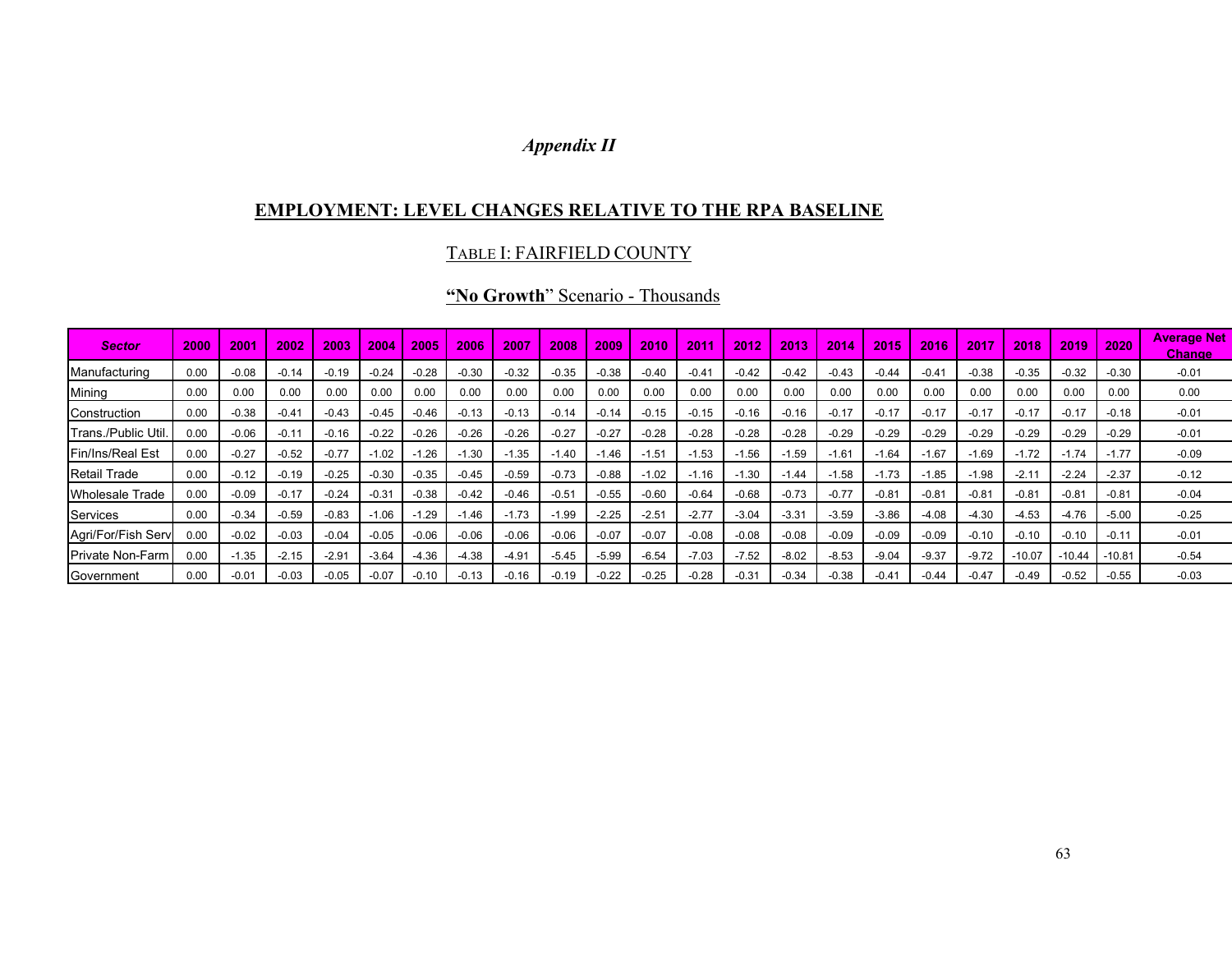*Appendix II*

## EMPLOYMENT: LEVEL CHANGES RELATIVE TO THE RPA BASELINE

### TABLE I: FAIRFIELD COUNTY

### "**No Growth**" Scenario - Thousands

| Sector | 2000 | 2001 | 2002 | 2003 | 2004 | 2005 | 2006 | 2007 | 2008 | 2009 | 2010 | 2011 | 2012 | 2013 | 2014 | 2015 | 2016 | 2017 | 2018 | 2019 | 2020 | Average Net Change |
|---|---|---|---|---|---|---|---|---|---|---|---|---|---|---|---|---|---|---|---|---|---|---|
| Manufacturing | 0.00 | -0.08 | -0.14 | -0.19 | -0.24 | -0.28 | -0.30 | -0.32 | -0.35 | -0.38 | -0.40 | -0.41 | -0.42 | -0.42 | -0.43 | -0.44 | -0.41 | -0.38 | -0.35 | -0.32 | -0.30 | -0.01 |
| Mining | 0.00 | 0.00 | 0.00 | 0.00 | 0.00 | 0.00 | 0.00 | 0.00 | 0.00 | 0.00 | 0.00 | 0.00 | 0.00 | 0.00 | 0.00 | 0.00 | 0.00 | 0.00 | 0.00 | 0.00 | 0.00 | 0.00 |
| Construction | 0.00 | -0.38 | -0.41 | -0.43 | -0.45 | -0.46 | -0.13 | -0.13 | -0.14 | -0.14 | -0.15 | -0.15 | -0.16 | -0.16 | -0.17 | -0.17 | -0.17 | -0.17 | -0.17 | -0.17 | -0.18 | -0.01 |
| Trans./Public Util. | 0.00 | -0.06 | -0.11 | -0.16 | -0.22 | -0.26 | -0.26 | -0.26 | -0.27 | -0.27 | -0.28 | -0.28 | -0.28 | -0.28 | -0.29 | -0.29 | -0.29 | -0.29 | -0.29 | -0.29 | -0.29 | -0.01 |
| Fin/Ins/Real Est | 0.00 | -0.27 | -0.52 | -0.77 | -1.02 | -1.26 | -1.30 | -1.35 | -1.40 | -1.46 | -1.51 | -1.53 | -1.56 | -1.59 | -1.61 | -1.64 | -1.67 | -1.69 | -1.72 | -1.74 | -1.77 | -0.09 |
| Retail Trade | 0.00 | -0.12 | -0.19 | -0.25 | -0.30 | -0.35 | -0.45 | -0.59 | -0.73 | -0.88 | -1.02 | -1.16 | -1.30 | -1.44 | -1.58 | -1.73 | -1.85 | -1.98 | -2.11 | -2.24 | -2.37 | -0.12 |
| Wholesale Trade | 0.00 | -0.09 | -0.17 | -0.24 | -0.31 | -0.38 | -0.42 | -0.46 | -0.51 | -0.55 | -0.60 | -0.64 | -0.68 | -0.73 | -0.77 | -0.81 | -0.81 | -0.81 | -0.81 | -0.81 | -0.81 | -0.04 |
| Services | 0.00 | -0.34 | -0.59 | -0.83 | -1.06 | -1.29 | -1.46 | -1.73 | -1.99 | -2.25 | -2.51 | -2.77 | -3.04 | -3.31 | -3.59 | -3.86 | -4.08 | -4.30 | -4.53 | -4.76 | -5.00 | -0.25 |
| Agri/For/Fish Serv | 0.00 | -0.02 | -0.03 | -0.04 | -0.05 | -0.06 | -0.06 | -0.06 | -0.06 | -0.07 | -0.07 | -0.08 | -0.08 | -0.08 | -0.09 | -0.09 | -0.09 | -0.10 | -0.10 | -0.10 | -0.11 | -0.01 |
| Private Non-Farm | 0.00 | -1.35 | -2.15 | -2.91 | -3.64 | -4.36 | -4.38 | -4.91 | -5.45 | -5.99 | -6.54 | -7.03 | -7.52 | -8.02 | -8.53 | -9.04 | -9.37 | -9.72 | -10.07 | -10.44 | -10.81 | -0.54 |
| Government | 0.00 | -0.01 | -0.03 | -0.05 | -0.07 | -0.10 | -0.13 | -0.16 | -0.19 | -0.22 | -0.25 | -0.28 | -0.31 | -0.34 | -0.38 | -0.41 | -0.44 | -0.47 | -0.49 | -0.52 | -0.55 | -0.03 |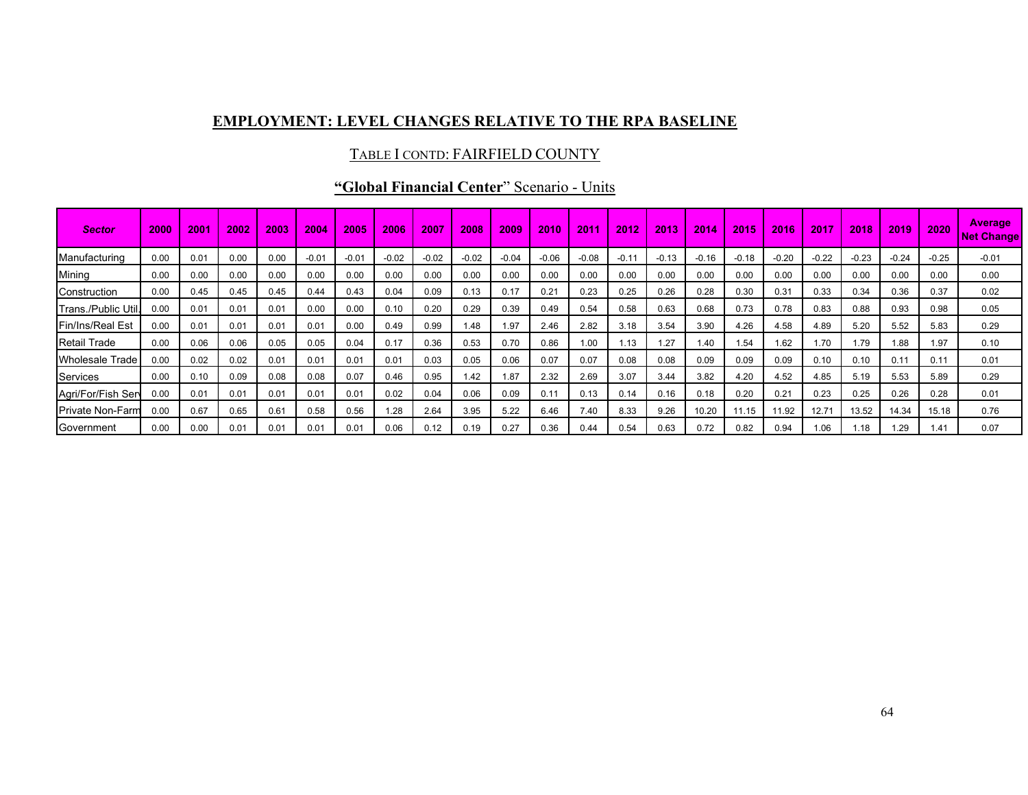## EMPLOYMENT: LEVEL CHANGES RELATIVE TO THE RPA BASELINE

### TABLE I CONTD: FAIRFIELD COUNTY

### "**Global Financial Center**" Scenario - Units

| Sector | 2000 | 2001 | 2002 | 2003 | 2004 | 2005 | 2006 | 2007 | 2008 | 2009 | 2010 | 2011 | 2012 | 2013 | 2014 | 2015 | 2016 | 2017 | 2018 | 2019 | 2020 | Average Net Change |
|---|---|---|---|---|---|---|---|---|---|---|---|---|---|---|---|---|---|---|---|---|---|---|
| Manufacturing | 0.00 | 0.01 | 0.00 | 0.00 | -0.01 | -0.01 | -0.02 | -0.02 | -0.02 | -0.04 | -0.06 | -0.08 | -0.11 | -0.13 | -0.16 | -0.18 | -0.20 | -0.22 | -0.23 | -0.24 | -0.25 | -0.01 |
| Mining | 0.00 | 0.00 | 0.00 | 0.00 | 0.00 | 0.00 | 0.00 | 0.00 | 0.00 | 0.00 | 0.00 | 0.00 | 0.00 | 0.00 | 0.00 | 0.00 | 0.00 | 0.00 | 0.00 | 0.00 | 0.00 | 0.00 |
| Construction | 0.00 | 0.45 | 0.45 | 0.45 | 0.44 | 0.43 | 0.04 | 0.09 | 0.13 | 0.17 | 0.21 | 0.23 | 0.25 | 0.26 | 0.28 | 0.30 | 0.31 | 0.33 | 0.34 | 0.36 | 0.37 | 0.02 |
| Trans./Public Util. | 0.00 | 0.01 | 0.01 | 0.01 | 0.00 | 0.00 | 0.10 | 0.20 | 0.29 | 0.39 | 0.49 | 0.54 | 0.58 | 0.63 | 0.68 | 0.73 | 0.78 | 0.83 | 0.88 | 0.93 | 0.98 | 0.05 |
| Fin/Ins/Real Est | 0.00 | 0.01 | 0.01 | 0.01 | 0.01 | 0.00 | 0.49 | 0.99 | 1.48 | 1.97 | 2.46 | 2.82 | 3.18 | 3.54 | 3.90 | 4.26 | 4.58 | 4.89 | 5.20 | 5.52 | 5.83 | 0.29 |
| Retail Trade | 0.00 | 0.06 | 0.06 | 0.05 | 0.05 | 0.04 | 0.17 | 0.36 | 0.53 | 0.70 | 0.86 | 1.00 | 1.13 | 1.27 | 1.40 | 1.54 | 1.62 | 1.70 | 1.79 | 1.88 | 1.97 | 0.10 |
| Wholesale Trade | 0.00 | 0.02 | 0.02 | 0.01 | 0.01 | 0.01 | 0.01 | 0.03 | 0.05 | 0.06 | 0.07 | 0.07 | 0.08 | 0.08 | 0.09 | 0.09 | 0.09 | 0.10 | 0.10 | 0.11 | 0.11 | 0.01 |
| Services | 0.00 | 0.10 | 0.09 | 0.08 | 0.08 | 0.07 | 0.46 | 0.95 | 1.42 | 1.87 | 2.32 | 2.69 | 3.07 | 3.44 | 3.82 | 4.20 | 4.52 | 4.85 | 5.19 | 5.53 | 5.89 | 0.29 |
| Agri/For/Fish Serv | 0.00 | 0.01 | 0.01 | 0.01 | 0.01 | 0.01 | 0.02 | 0.04 | 0.06 | 0.09 | 0.11 | 0.13 | 0.14 | 0.16 | 0.18 | 0.20 | 0.21 | 0.23 | 0.25 | 0.26 | 0.28 | 0.01 |
| Private Non-Farm | 0.00 | 0.67 | 0.65 | 0.61 | 0.58 | 0.56 | 1.28 | 2.64 | 3.95 | 5.22 | 6.46 | 7.40 | 8.33 | 9.26 | 10.20 | 11.15 | 11.92 | 12.71 | 13.52 | 14.34 | 15.18 | 0.76 |
| Government | 0.00 | 0.00 | 0.01 | 0.01 | 0.01 | 0.01 | 0.06 | 0.12 | 0.19 | 0.27 | 0.36 | 0.44 | 0.54 | 0.63 | 0.72 | 0.82 | 0.94 | 1.06 | 1.18 | 1.29 | 1.41 | 0.07 |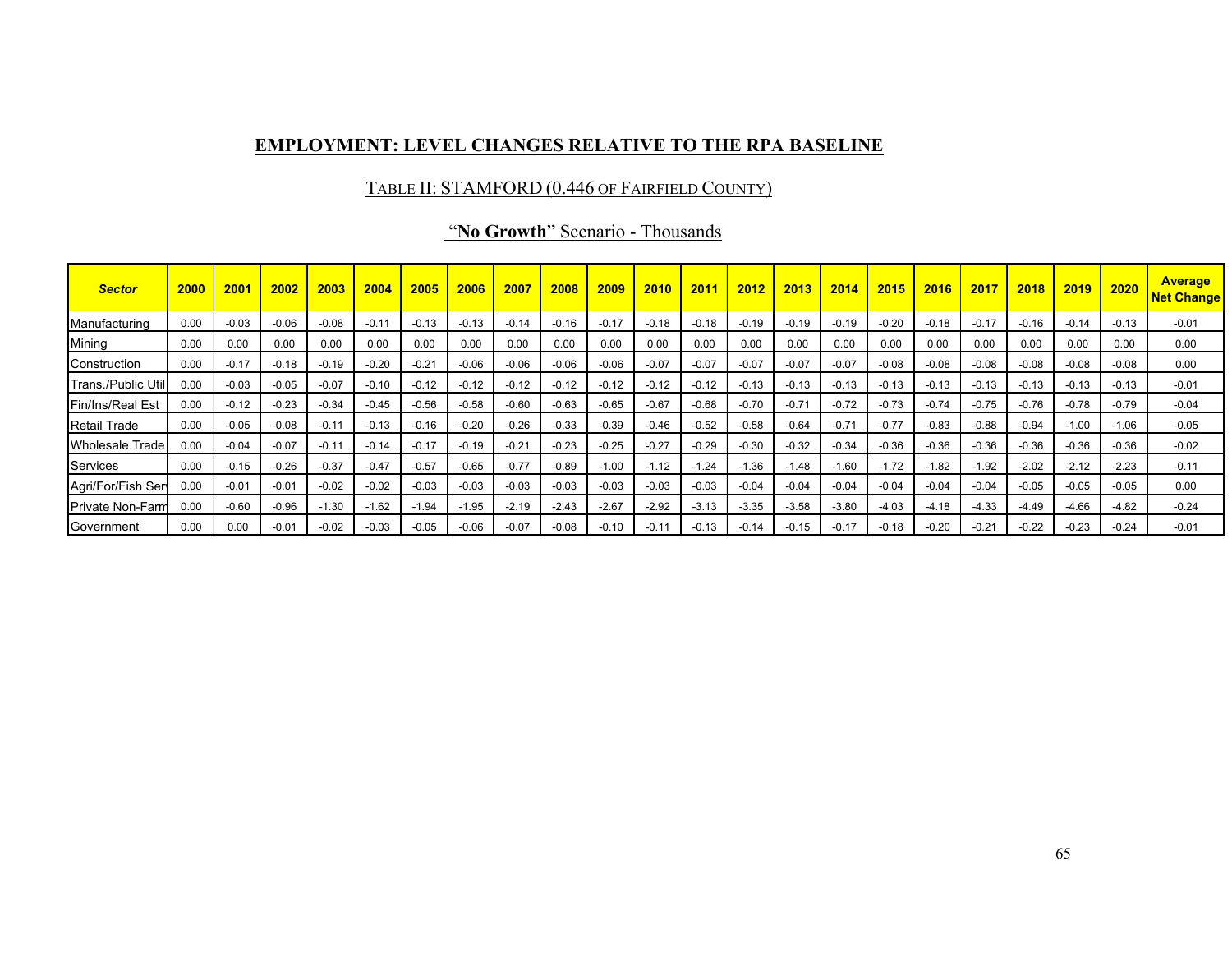## EMPLOYMENT: LEVEL CHANGES RELATIVE TO THE RPA BASELINE

### TABLE II: STAMFORD (0.446 OF FAIRFIELD COUNTY)

### "**No Growth**" Scenario - Thousands

| *Sector* | 2000 | 2001 | 2002 | 2003 | 2004 | 2005 | 2006 | 2007 | 2008 | 2009 | 2010 | 2011 | 2012 | 2013 | 2014 | 2015 | 2016 | 2017 | 2018 | 2019 | 2020 | Average Net Change |
|---|---|---|---|---|---|---|---|---|---|---|---|---|---|---|---|---|---|---|---|---|---|---|
| Manufacturing | 0.00 | -0.03 | -0.06 | -0.08 | -0.11 | -0.13 | -0.13 | -0.14 | -0.16 | -0.17 | -0.18 | -0.18 | -0.19 | -0.19 | -0.19 | -0.20 | -0.18 | -0.17 | -0.16 | -0.14 | -0.13 | -0.01 |
| Mining | 0.00 | 0.00 | 0.00 | 0.00 | 0.00 | 0.00 | 0.00 | 0.00 | 0.00 | 0.00 | 0.00 | 0.00 | 0.00 | 0.00 | 0.00 | 0.00 | 0.00 | 0.00 | 0.00 | 0.00 | 0.00 | 0.00 |
| Construction | 0.00 | -0.17 | -0.18 | -0.19 | -0.20 | -0.21 | -0.06 | -0.06 | -0.06 | -0.06 | -0.07 | -0.07 | -0.07 | -0.07 | -0.07 | -0.08 | -0.08 | -0.08 | -0.08 | -0.08 | -0.08 | 0.00 |
| Trans./Public Util | 0.00 | -0.03 | -0.05 | -0.07 | -0.10 | -0.12 | -0.12 | -0.12 | -0.12 | -0.12 | -0.12 | -0.12 | -0.13 | -0.13 | -0.13 | -0.13 | -0.13 | -0.13 | -0.13 | -0.13 | -0.13 | -0.01 |
| Fin/Ins/Real Est | 0.00 | -0.12 | -0.23 | -0.34 | -0.45 | -0.56 | -0.58 | -0.60 | -0.63 | -0.65 | -0.67 | -0.68 | -0.70 | -0.71 | -0.72 | -0.73 | -0.74 | -0.75 | -0.76 | -0.78 | -0.79 | -0.04 |
| Retail Trade | 0.00 | -0.05 | -0.08 | -0.11 | -0.13 | -0.16 | -0.20 | -0.26 | -0.33 | -0.39 | -0.46 | -0.52 | -0.58 | -0.64 | -0.71 | -0.77 | -0.83 | -0.88 | -0.94 | -1.00 | -1.06 | -0.05 |
| Wholesale Trade | 0.00 | -0.04 | -0.07 | -0.11 | -0.14 | -0.17 | -0.19 | -0.21 | -0.23 | -0.25 | -0.27 | -0.29 | -0.30 | -0.32 | -0.34 | -0.36 | -0.36 | -0.36 | -0.36 | -0.36 | -0.36 | -0.02 |
| Services | 0.00 | -0.15 | -0.26 | -0.37 | -0.47 | -0.57 | -0.65 | -0.77 | -0.89 | -1.00 | -1.12 | -1.24 | -1.36 | -1.48 | -1.60 | -1.72 | -1.82 | -1.92 | -2.02 | -2.12 | -2.23 | -0.11 |
| Agri/For/Fish Ser | 0.00 | -0.01 | -0.01 | -0.02 | -0.02 | -0.03 | -0.03 | -0.03 | -0.03 | -0.03 | -0.03 | -0.03 | -0.04 | -0.04 | -0.04 | -0.04 | -0.04 | -0.04 | -0.05 | -0.05 | -0.05 | 0.00 |
| Private Non-Farm | 0.00 | -0.60 | -0.96 | -1.30 | -1.62 | -1.94 | -1.95 | -2.19 | -2.43 | -2.67 | -2.92 | -3.13 | -3.35 | -3.58 | -3.80 | -4.03 | -4.18 | -4.33 | -4.49 | -4.66 | -4.82 | -0.24 |
| Government | 0.00 | 0.00 | -0.01 | -0.02 | -0.03 | -0.05 | -0.06 | -0.07 | -0.08 | -0.10 | -0.11 | -0.13 | -0.14 | -0.15 | -0.17 | -0.18 | -0.20 | -0.21 | -0.22 | -0.23 | -0.24 | -0.01 |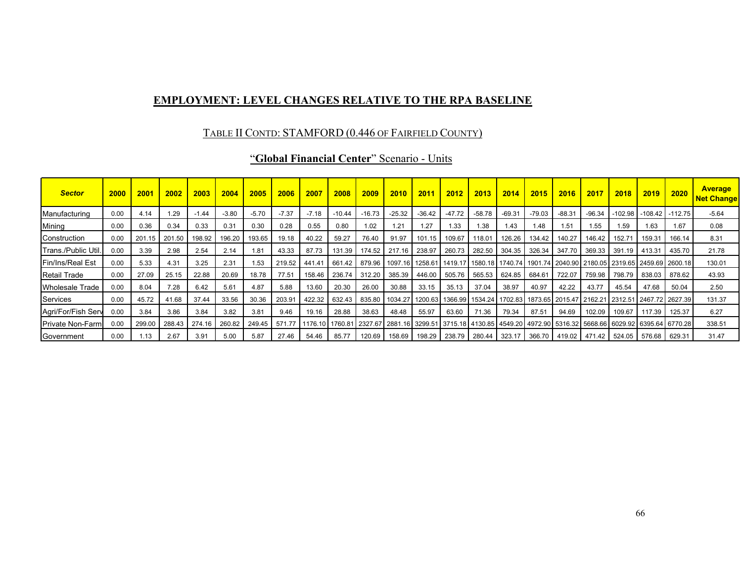## EMPLOYMENT: LEVEL CHANGES RELATIVE TO THE RPA BASELINE

### TABLE II CONTD: STAMFORD (0.446 OF FAIRFIELD COUNTY)

### "**Global Financial Center**" Scenario - Units

| *Sector* | 2000 | 2001 | 2002 | 2003 | 2004 | 2005 | 2006 | 2007 | 2008 | 2009 | 2010 | 2011 | 2012 | 2013 | 2014 | 2015 | 2016 | 2017 | 2018 | 2019 | 2020 | Average Net Change |
|---|---|---|---|---|---|---|---|---|---|---|---|---|---|---|---|---|---|---|---|---|---|---|
| Manufacturing | 0.00 | 4.14 | 1.29 | -1.44 | -3.80 | -5.70 | -7.37 | -7.18 | -10.44 | -16.73 | -25.32 | -36.42 | -47.72 | -58.78 | -69.31 | -79.03 | -88.31 | -96.34 | -102.98 | -108.42 | -112.75 | -5.64 |
| Mining | 0.00 | 0.36 | 0.34 | 0.33 | 0.31 | 0.30 | 0.28 | 0.55 | 0.80 | 1.02 | 1.21 | 1.27 | 1.33 | 1.38 | 1.43 | 1.48 | 1.51 | 1.55 | 1.59 | 1.63 | 1.67 | 0.08 |
| Construction | 0.00 | 201.15 | 201.50 | 198.92 | 196.20 | 193.65 | 19.18 | 40.22 | 59.27 | 76.40 | 91.97 | 101.15 | 109.67 | 118.01 | 126.26 | 134.42 | 140.27 | 146.42 | 152.71 | 159.31 | 166.14 | 8.31 |
| Trans./Public Util. | 0.00 | 3.39 | 2.98 | 2.54 | 2.14 | 1.81 | 43.33 | 87.73 | 131.39 | 174.52 | 217.16 | 238.97 | 260.73 | 282.50 | 304.35 | 326.34 | 347.70 | 369.33 | 391.19 | 413.31 | 435.70 | 21.78 |
| Fin/Ins/Real Est | 0.00 | 5.33 | 4.31 | 3.25 | 2.31 | 1.53 | 219.52 | 441.41 | 661.42 | 879.96 | 1097.16 | 1258.61 | 1419.17 | 1580.18 | 1740.74 | 1901.74 | 2040.90 | 2180.05 | 2319.65 | 2459.69 | 2600.18 | 130.01 |
| Retail Trade | 0.00 | 27.09 | 25.15 | 22.88 | 20.69 | 18.78 | 77.51 | 158.46 | 236.74 | 312.20 | 385.39 | 446.00 | 505.76 | 565.53 | 624.85 | 684.61 | 722.07 | 759.98 | 798.79 | 838.03 | 878.62 | 43.93 |
| Wholesale Trade | 0.00 | 8.04 | 7.28 | 6.42 | 5.61 | 4.87 | 5.88 | 13.60 | 20.30 | 26.00 | 30.88 | 33.15 | 35.13 | 37.04 | 38.97 | 40.97 | 42.22 | 43.77 | 45.54 | 47.68 | 50.04 | 2.50 |
| Services | 0.00 | 45.72 | 41.68 | 37.44 | 33.56 | 30.36 | 203.91 | 422.32 | 632.43 | 835.80 | 1034.27 | 1200.63 | 1366.99 | 1534.24 | 1702.83 | 1873.65 | 2015.47 | 2162.21 | 2312.51 | 2467.72 | 2627.39 | 131.37 |
| Agri/For/Fish Serv | 0.00 | 3.84 | 3.86 | 3.84 | 3.82 | 3.81 | 9.46 | 19.16 | 28.88 | 38.63 | 48.48 | 55.97 | 63.60 | 71.36 | 79.34 | 87.51 | 94.69 | 102.09 | 109.67 | 117.39 | 125.37 | 6.27 |
| Private Non-Farm | 0.00 | 299.00 | 288.43 | 274.16 | 260.82 | 249.45 | 571.77 | 1176.10 | 1760.81 | 2327.67 | 2881.16 | 3299.51 | 3715.18 | 4130.85 | 4549.20 | 4972.90 | 5316.32 | 5668.66 | 6029.92 | 6395.64 | 6770.28 | 338.51 |
| Government | 0.00 | 1.13 | 2.67 | 3.91 | 5.00 | 5.87 | 27.46 | 54.46 | 85.77 | 120.69 | 158.69 | 198.29 | 238.79 | 280.44 | 323.17 | 366.70 | 419.02 | 471.42 | 524.05 | 576.68 | 629.31 | 31.47 |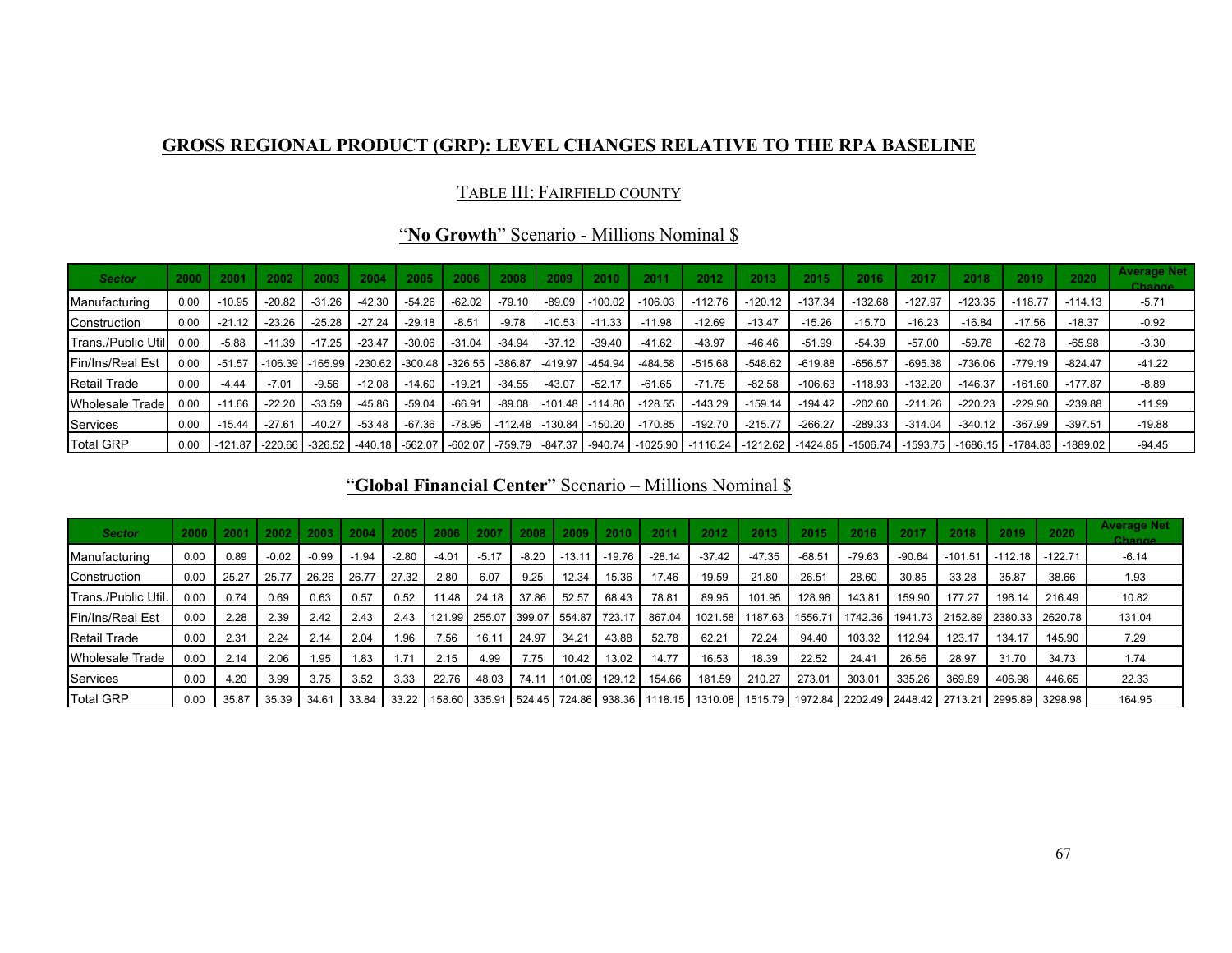## GROSS REGIONAL PRODUCT (GRP): LEVEL CHANGES RELATIVE TO THE RPA BASELINE

### TABLE III: FAIRFIELD COUNTY

### "**No Growth**" Scenario - Millions Nominal $

| Sector | 2000 | 2001 | 2002 | 2003 | 2004 | 2005 | 2006 | 2008 | 2009 | 2010 | 2011 | 2012 | 2013 | 2015 | 2016 | 2017 | 2018 | 2019 | 2020 | Average Net Change |
|---|---|---|---|---|---|---|---|---|---|---|---|---|---|---|---|---|---|---|---|---|
| Manufacturing | 0.00 | -10.95 | -20.82 | -31.26 | -42.30 | -54.26 | -62.02 | -79.10 | -89.09 | -100.02 | -106.03 | -112.76 | -120.12 | -137.34 | -132.68 | -127.97 | -123.35 | -118.77 | -114.13 | -5.71 |
| Construction | 0.00 | -21.12 | -23.26 | -25.28 | -27.24 | -29.18 | -8.51 | -9.78 | -10.53 | -11.33 | -11.98 | -12.69 | -13.47 | -15.26 | -15.70 | -16.23 | -16.84 | -17.56 | -18.37 | -0.92 |
| Trans./Public Util | 0.00 | -5.88 | -11.39 | -17.25 | -23.47 | -30.06 | -31.04 | -34.94 | -37.12 | -39.40 | -41.62 | -43.97 | -46.46 | -51.99 | -54.39 | -57.00 | -59.78 | -62.78 | -65.98 | -3.30 |
| Fin/Ins/Real Est | 0.00 | -51.57 | -106.39 | -165.99 | -230.62 | -300.48 | -326.55 | -386.87 | -419.97 | -454.94 | -484.58 | -515.68 | -548.62 | -619.88 | -656.57 | -695.38 | -736.06 | -779.19 | -824.47 | -41.22 |
| Retail Trade | 0.00 | -4.44 | -7.01 | -9.56 | -12.08 | -14.60 | -19.21 | -34.55 | -43.07 | -52.17 | -61.65 | -71.75 | -82.58 | -106.63 | -118.93 | -132.20 | -146.37 | -161.60 | -177.87 | -8.89 |
| Wholesale Trade | 0.00 | -11.66 | -22.20 | -33.59 | -45.86 | -59.04 | -66.91 | -89.08 | -101.48 | -114.80 | -128.55 | -143.29 | -159.14 | -194.42 | -202.60 | -211.26 | -220.23 | -229.90 | -239.88 | -11.99 |
| Services | 0.00 | -15.44 | -27.61 | -40.27 | -53.48 | -67.36 | -78.95 | -112.48 | -130.84 | -150.20 | -170.85 | -192.70 | -215.77 | -266.27 | -289.33 | -314.04 | -340.12 | -367.99 | -397.51 | -19.88 |
| Total GRP | 0.00 | -121.87 | -220.66 | -326.52 | -440.18 | -562.07 | -602.07 | -759.79 | -847.37 | -940.74 | -1025.90 | -1116.24 | -1212.62 | -1424.85 | -1506.74 | -1593.75 | -1686.15 | -1784.83 | -1889.02 | -94.45 |

### "**Global Financial Center**" Scenario – Millions Nominal $

| Sector | 2000 | 2001 | 2002 | 2003 | 2004 | 2005 | 2006 | 2007 | 2008 | 2009 | 2010 | 2011 | 2012 | 2013 | 2015 | 2016 | 2017 | 2018 | 2019 | 2020 | Average Net Change |
|---|---|---|---|---|---|---|---|---|---|---|---|---|---|---|---|---|---|---|---|---|---|
| Manufacturing | 0.00 | 0.89 | -0.02 | -0.99 | -1.94 | -2.80 | -4.01 | -5.17 | -8.20 | -13.11 | -19.76 | -28.14 | -37.42 | -47.35 | -68.51 | -79.63 | -90.64 | -101.51 | -112.18 | -122.71 | -6.14 |
| Construction | 0.00 | 25.27 | 25.77 | 26.26 | 26.77 | 27.32 | 2.80 | 6.07 | 9.25 | 12.34 | 15.36 | 17.46 | 19.59 | 21.80 | 26.51 | 28.60 | 30.85 | 33.28 | 35.87 | 38.66 | 1.93 |
| Trans./Public Util. | 0.00 | 0.74 | 0.69 | 0.63 | 0.57 | 0.52 | 11.48 | 24.18 | 37.86 | 52.57 | 68.43 | 78.81 | 89.95 | 101.95 | 128.96 | 143.81 | 159.90 | 177.27 | 196.14 | 216.49 | 10.82 |
| Fin/Ins/Real Est | 0.00 | 2.28 | 2.39 | 2.42 | 2.43 | 2.43 | 121.99 | 255.07 | 399.07 | 554.87 | 723.17 | 867.04 | 1021.58 | 1187.63 | 1556.71 | 1742.36 | 1941.73 | 2152.89 | 2380.33 | 2620.78 | 131.04 |
| Retail Trade | 0.00 | 2.31 | 2.24 | 2.14 | 2.04 | 1.96 | 7.56 | 16.11 | 24.97 | 34.21 | 43.88 | 52.78 | 62.21 | 72.24 | 94.40 | 103.32 | 112.94 | 123.17 | 134.17 | 145.90 | 7.29 |
| Wholesale Trade | 0.00 | 2.14 | 2.06 | 1.95 | 1.83 | 1.71 | 2.15 | 4.99 | 7.75 | 10.42 | 13.02 | 14.77 | 16.53 | 18.39 | 22.52 | 24.41 | 26.56 | 28.97 | 31.70 | 34.73 | 1.74 |
| Services | 0.00 | 4.20 | 3.99 | 3.75 | 3.52 | 3.33 | 22.76 | 48.03 | 74.11 | 101.09 | 129.12 | 154.66 | 181.59 | 210.27 | 273.01 | 303.01 | 335.26 | 369.89 | 406.98 | 446.65 | 22.33 |
| Total GRP | 0.00 | 35.87 | 35.39 | 34.61 | 33.84 | 33.22 | 158.60 | 335.91 | 524.45 | 724.86 | 938.36 | 1118.15 | 1310.08 | 1515.79 | 1972.84 | 2202.49 | 2448.42 | 2713.21 | 2995.89 | 3298.98 | 164.95 |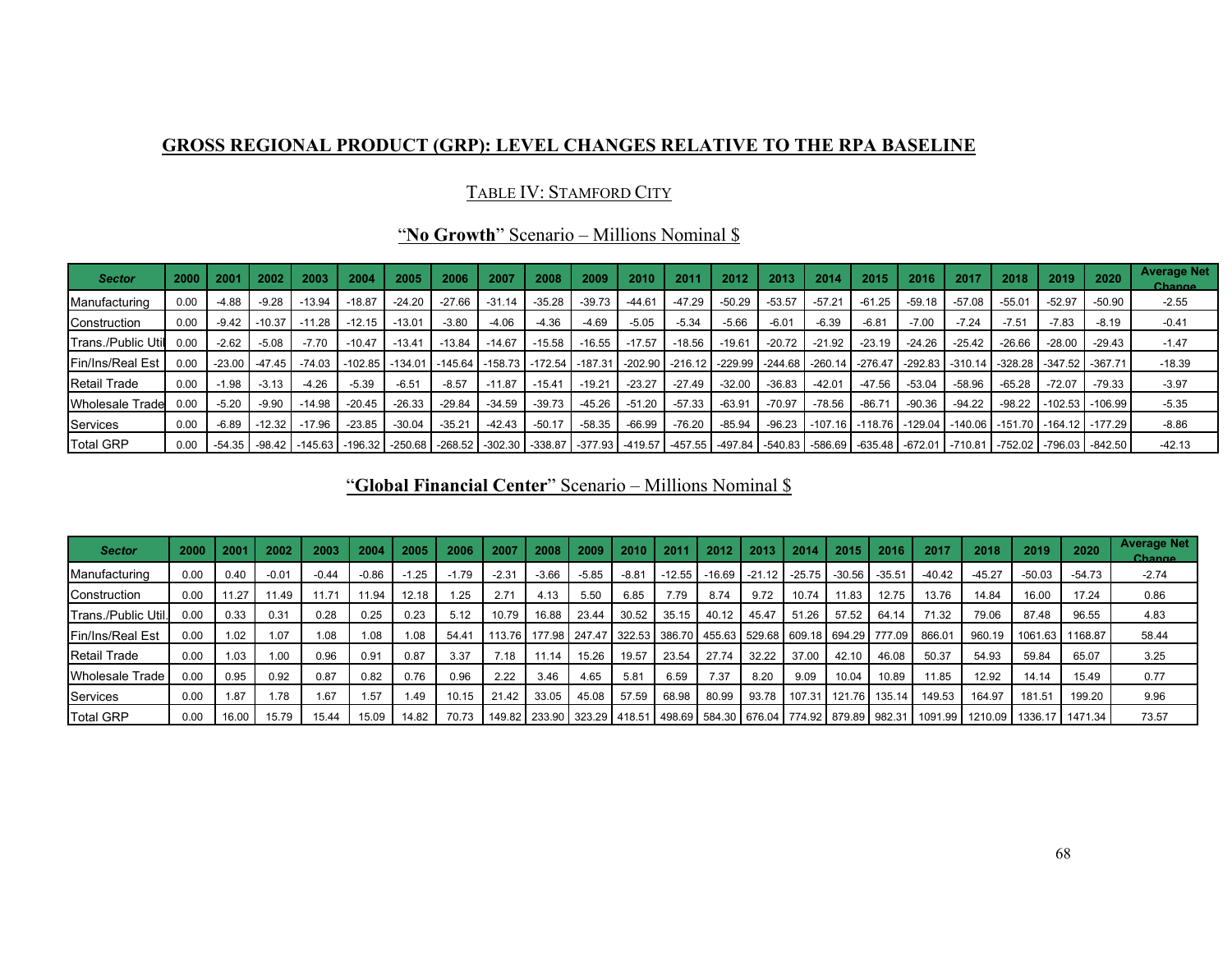## GROSS REGIONAL PRODUCT (GRP): LEVEL CHANGES RELATIVE TO THE RPA BASELINE

### TABLE IV: STAMFORD CITY

#### "**No Growth**" Scenario – Millions Nominal $

| Sector | 2000 | 2001 | 2002 | 2003 | 2004 | 2005 | 2006 | 2007 | 2008 | 2009 | 2010 | 2011 | 2012 | 2013 | 2014 | 2015 | 2016 | 2017 | 2018 | 2019 | 2020 | Average Net Change |
|---|---|---|---|---|---|---|---|---|---|---|---|---|---|---|---|---|---|---|---|---|---|---|
| Manufacturing | 0.00 | -4.88 | -9.28 | -13.94 | -18.87 | -24.20 | -27.66 | -31.14 | -35.28 | -39.73 | -44.61 | -47.29 | -50.29 | -53.57 | -57.21 | -61.25 | -59.18 | -57.08 | -55.01 | -52.97 | -50.90 | -2.55 |
| Construction | 0.00 | -9.42 | -10.37 | -11.28 | -12.15 | -13.01 | -3.80 | -4.06 | -4.36 | -4.69 | -5.05 | -5.34 | -5.66 | -6.01 | -6.39 | -6.81 | -7.00 | -7.24 | -7.51 | -7.83 | -8.19 | -0.41 |
| Trans./Public Util | 0.00 | -2.62 | -5.08 | -7.70 | -10.47 | -13.41 | -13.84 | -14.67 | -15.58 | -16.55 | -17.57 | -18.56 | -19.61 | -20.72 | -21.92 | -23.19 | -24.26 | -25.42 | -26.66 | -28.00 | -29.43 | -1.47 |
| Fin/Ins/Real Est | 0.00 | -23.00 | -47.45 | -74.03 | -102.85 | -134.01 | -145.64 | -158.73 | -172.54 | -187.31 | -202.90 | -216.12 | -229.99 | -244.68 | -260.14 | -276.47 | -292.83 | -310.14 | -328.28 | -347.52 | -367.71 | -18.39 |
| Retail Trade | 0.00 | -1.98 | -3.13 | -4.26 | -5.39 | -6.51 | -8.57 | -11.87 | -15.41 | -19.21 | -23.27 | -27.49 | -32.00 | -36.83 | -42.01 | -47.56 | -53.04 | -58.96 | -65.28 | -72.07 | -79.33 | -3.97 |
| Wholesale Trade | 0.00 | -5.20 | -9.90 | -14.98 | -20.45 | -26.33 | -29.84 | -34.59 | -39.73 | -45.26 | -51.20 | -57.33 | -63.91 | -70.97 | -78.56 | -86.71 | -90.36 | -94.22 | -98.22 | -102.53 | -106.99 | -5.35 |
| Services | 0.00 | -6.89 | -12.32 | -17.96 | -23.85 | -30.04 | -35.21 | -42.43 | -50.17 | -58.35 | -66.99 | -76.20 | -85.94 | -96.23 | -107.16 | -118.76 | -129.04 | -140.06 | -151.70 | -164.12 | -177.29 | -8.86 |
| Total GRP | 0.00 | -54.35 | -98.42 | -145.63 | -196.32 | -250.68 | -268.52 | -302.30 | -338.87 | -377.93 | -419.57 | -457.55 | -497.84 | -540.83 | -586.69 | -635.48 | -672.01 | -710.81 | -752.02 | -796.03 | -842.50 | -42.13 |

#### "**Global Financial Center**" Scenario – Millions Nominal $

| Sector | 2000 | 2001 | 2002 | 2003 | 2004 | 2005 | 2006 | 2007 | 2008 | 2009 | 2010 | 2011 | 2012 | 2013 | 2014 | 2015 | 2016 | 2017 | 2018 | 2019 | 2020 | Average Net Change |
|---|---|---|---|---|---|---|---|---|---|---|---|---|---|---|---|---|---|---|---|---|---|---|
| Manufacturing | 0.00 | 0.40 | -0.01 | -0.44 | -0.86 | -1.25 | -1.79 | -2.31 | -3.66 | -5.85 | -8.81 | -12.55 | -16.69 | -21.12 | -25.75 | -30.56 | -35.51 | -40.42 | -45.27 | -50.03 | -54.73 | -2.74 |
| Construction | 0.00 | 11.27 | 11.49 | 11.71 | 11.94 | 12.18 | 1.25 | 2.71 | 4.13 | 5.50 | 6.85 | 7.79 | 8.74 | 9.72 | 10.74 | 11.83 | 12.75 | 13.76 | 14.84 | 16.00 | 17.24 | 0.86 |
| Trans./Public Util. | 0.00 | 0.33 | 0.31 | 0.28 | 0.25 | 0.23 | 5.12 | 10.79 | 16.88 | 23.44 | 30.52 | 35.15 | 40.12 | 45.47 | 51.26 | 57.52 | 64.14 | 71.32 | 79.06 | 87.48 | 96.55 | 4.83 |
| Fin/Ins/Real Est | 0.00 | 1.02 | 1.07 | 1.08 | 1.08 | 1.08 | 54.41 | 113.76 | 177.98 | 247.47 | 322.53 | 386.70 | 455.63 | 529.68 | 609.18 | 694.29 | 777.09 | 866.01 | 960.19 | 1061.63 | 1168.87 | 58.44 |
| Retail Trade | 0.00 | 1.03 | 1.00 | 0.96 | 0.91 | 0.87 | 3.37 | 7.18 | 11.14 | 15.26 | 19.57 | 23.54 | 27.74 | 32.22 | 37.00 | 42.10 | 46.08 | 50.37 | 54.93 | 59.84 | 65.07 | 3.25 |
| Wholesale Trade | 0.00 | 0.95 | 0.92 | 0.87 | 0.82 | 0.76 | 0.96 | 2.22 | 3.46 | 4.65 | 5.81 | 6.59 | 7.37 | 8.20 | 9.09 | 10.04 | 10.89 | 11.85 | 12.92 | 14.14 | 15.49 | 0.77 |
| Services | 0.00 | 1.87 | 1.78 | 1.67 | 1.57 | 1.49 | 10.15 | 21.42 | 33.05 | 45.08 | 57.59 | 68.98 | 80.99 | 93.78 | 107.31 | 121.76 | 135.14 | 149.53 | 164.97 | 181.51 | 199.20 | 9.96 |
| Total GRP | 0.00 | 16.00 | 15.79 | 15.44 | 15.09 | 14.82 | 70.73 | 149.82 | 233.90 | 323.29 | 418.51 | 498.69 | 584.30 | 676.04 | 774.92 | 879.89 | 982.31 | 1091.99 | 1210.09 | 1336.17 | 1471.34 | 73.57 |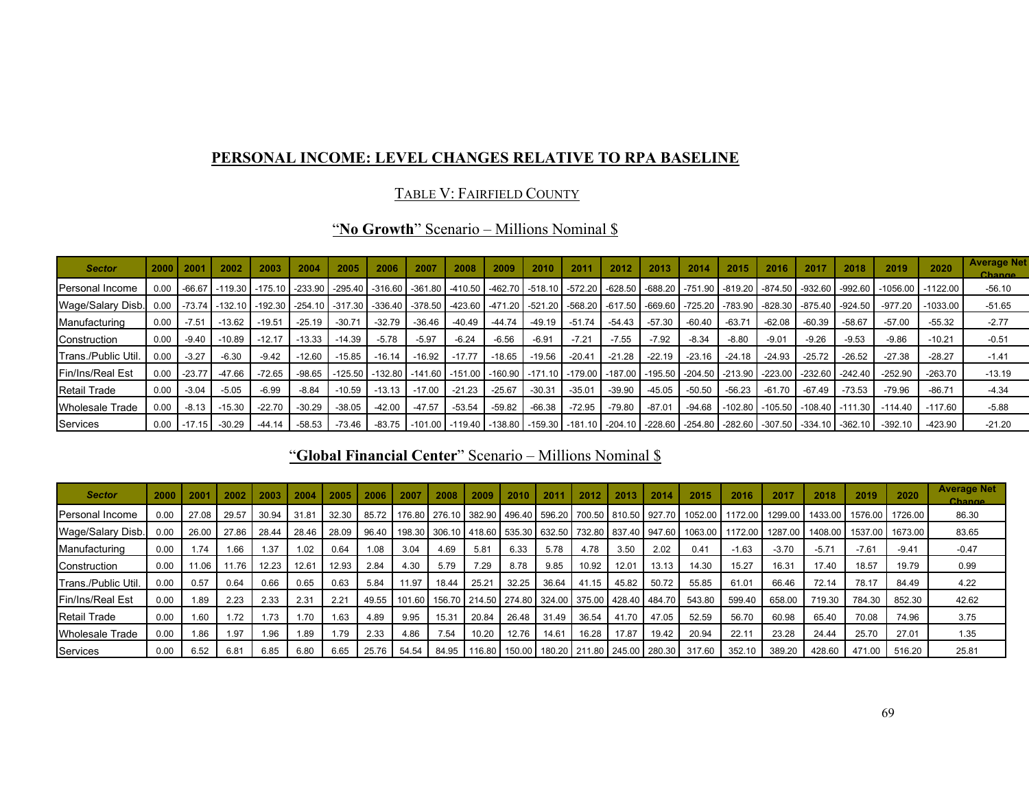## PERSONAL INCOME: LEVEL CHANGES RELATIVE TO RPA BASELINE

### TABLE V: FAIRFIELD COUNTY

### "**No Growth**" Scenario – Millions Nominal $

| Sector | 2000 | 2001 | 2002 | 2003 | 2004 | 2005 | 2006 | 2007 | 2008 | 2009 | 2010 | 2011 | 2012 | 2013 | 2014 | 2015 | 2016 | 2017 | 2018 | 2019 | 2020 | Average Net Change |
|---|---|---|---|---|---|---|---|---|---|---|---|---|---|---|---|---|---|---|---|---|---|---|
| Personal Income | 0.00 | -66.67 | -119.30 | -175.10 | -233.90 | -295.40 | -316.60 | -361.80 | -410.50 | -462.70 | -518.10 | -572.20 | -628.50 | -688.20 | -751.90 | -819.20 | -874.50 | -932.60 | -992.60 | -1056.00 | -1122.00 | -56.10 |
| Wage/Salary Disb. | 0.00 | -73.74 | -132.10 | -192.30 | -254.10 | -317.30 | -336.40 | -378.50 | -423.60 | -471.20 | -521.20 | -568.20 | -617.50 | -669.60 | -725.20 | -783.90 | -828.30 | -875.40 | -924.50 | -977.20 | -1033.00 | -51.65 |
| Manufacturing | 0.00 | -7.51 | -13.62 | -19.51 | -25.19 | -30.71 | -32.79 | -36.46 | -40.49 | -44.74 | -49.19 | -51.74 | -54.43 | -57.30 | -60.40 | -63.71 | -62.08 | -60.39 | -58.67 | -57.00 | -55.32 | -2.77 |
| Construction | 0.00 | -9.40 | -10.89 | -12.17 | -13.33 | -14.39 | -5.78 | -5.97 | -6.24 | -6.56 | -6.91 | -7.21 | -7.55 | -7.92 | -8.34 | -8.80 | -9.01 | -9.26 | -9.53 | -9.86 | -10.21 | -0.51 |
| Trans./Public Util. | 0.00 | -3.27 | -6.30 | -9.42 | -12.60 | -15.85 | -16.14 | -16.92 | -17.77 | -18.65 | -19.56 | -20.41 | -21.28 | -22.19 | -23.16 | -24.18 | -24.93 | -25.72 | -26.52 | -27.38 | -28.27 | -1.41 |
| Fin/Ins/Real Est | 0.00 | -23.77 | -47.66 | -72.65 | -98.65 | -125.50 | -132.80 | -141.60 | -151.00 | -160.90 | -171.10 | -179.00 | -187.00 | -195.50 | -204.50 | -213.90 | -223.00 | -232.60 | -242.40 | -252.90 | -263.70 | -13.19 |
| Retail Trade | 0.00 | -3.04 | -5.05 | -6.99 | -8.84 | -10.59 | -13.13 | -17.00 | -21.23 | -25.67 | -30.31 | -35.01 | -39.90 | -45.05 | -50.50 | -56.23 | -61.70 | -67.49 | -73.53 | -79.96 | -86.71 | -4.34 |
| Wholesale Trade | 0.00 | -8.13 | -15.30 | -22.70 | -30.29 | -38.05 | -42.00 | -47.57 | -53.54 | -59.82 | -66.38 | -72.95 | -79.80 | -87.01 | -94.68 | -102.80 | -105.50 | -108.40 | -111.30 | -114.40 | -117.60 | -5.88 |
| Services | 0.00 | -17.15 | -30.29 | -44.14 | -58.53 | -73.46 | -83.75 | -101.00 | -119.40 | -138.80 | -159.30 | -181.10 | -204.10 | -228.60 | -254.80 | -282.60 | -307.50 | -334.10 | -362.10 | -392.10 | -423.90 | -21.20 |

### "**Global Financial Center**" Scenario – Millions Nominal $

| Sector | 2000 | 2001 | 2002 | 2003 | 2004 | 2005 | 2006 | 2007 | 2008 | 2009 | 2010 | 2011 | 2012 | 2013 | 2014 | 2015 | 2016 | 2017 | 2018 | 2019 | 2020 | Average Net Change |
|---|---|---|---|---|---|---|---|---|---|---|---|---|---|---|---|---|---|---|---|---|---|---|
| Personal Income | 0.00 | 27.08 | 29.57 | 30.94 | 31.81 | 32.30 | 85.72 | 176.80 | 276.10 | 382.90 | 496.40 | 596.20 | 700.50 | 810.50 | 927.70 | 1052.00 | 1172.00 | 1299.00 | 1433.00 | 1576.00 | 1726.00 | 86.30 |
| Wage/Salary Disb. | 0.00 | 26.00 | 27.86 | 28.44 | 28.46 | 28.09 | 96.40 | 198.30 | 306.10 | 418.60 | 535.30 | 632.50 | 732.80 | 837.40 | 947.60 | 1063.00 | 1172.00 | 1287.00 | 1408.00 | 1537.00 | 1673.00 | 83.65 |
| Manufacturing | 0.00 | 1.74 | 1.66 | 1.37 | 1.02 | 0.64 | 1.08 | 3.04 | 4.69 | 5.81 | 6.33 | 5.78 | 4.78 | 3.50 | 2.02 | 0.41 | -1.63 | -3.70 | -5.71 | -7.61 | -9.41 | -0.47 |
| Construction | 0.00 | 11.06 | 11.76 | 12.23 | 12.61 | 12.93 | 2.84 | 4.30 | 5.79 | 7.29 | 8.78 | 9.85 | 10.92 | 12.01 | 13.13 | 14.30 | 15.27 | 16.31 | 17.40 | 18.57 | 19.79 | 0.99 |
| Trans./Public Util. | 0.00 | 0.57 | 0.64 | 0.66 | 0.65 | 0.63 | 5.84 | 11.97 | 18.44 | 25.21 | 32.25 | 36.64 | 41.15 | 45.82 | 50.72 | 55.85 | 61.01 | 66.46 | 72.14 | 78.17 | 84.49 | 4.22 |
| Fin/Ins/Real Est | 0.00 | 1.89 | 2.23 | 2.33 | 2.31 | 2.21 | 49.55 | 101.60 | 156.70 | 214.50 | 274.80 | 324.00 | 375.00 | 428.40 | 484.70 | 543.80 | 599.40 | 658.00 | 719.30 | 784.30 | 852.30 | 42.62 |
| Retail Trade | 0.00 | 1.60 | 1.72 | 1.73 | 1.70 | 1.63 | 4.89 | 9.95 | 15.31 | 20.84 | 26.48 | 31.49 | 36.54 | 41.70 | 47.05 | 52.59 | 56.70 | 60.98 | 65.40 | 70.08 | 74.96 | 3.75 |
| Wholesale Trade | 0.00 | 1.86 | 1.97 | 1.96 | 1.89 | 1.79 | 2.33 | 4.86 | 7.54 | 10.20 | 12.76 | 14.61 | 16.28 | 17.87 | 19.42 | 20.94 | 22.11 | 23.28 | 24.44 | 25.70 | 27.01 | 1.35 |
| Services | 0.00 | 6.52 | 6.81 | 6.85 | 6.80 | 6.65 | 25.76 | 54.54 | 84.95 | 116.80 | 150.00 | 180.20 | 211.80 | 245.00 | 280.30 | 317.60 | 352.10 | 389.20 | 428.60 | 471.00 | 516.20 | 25.81 |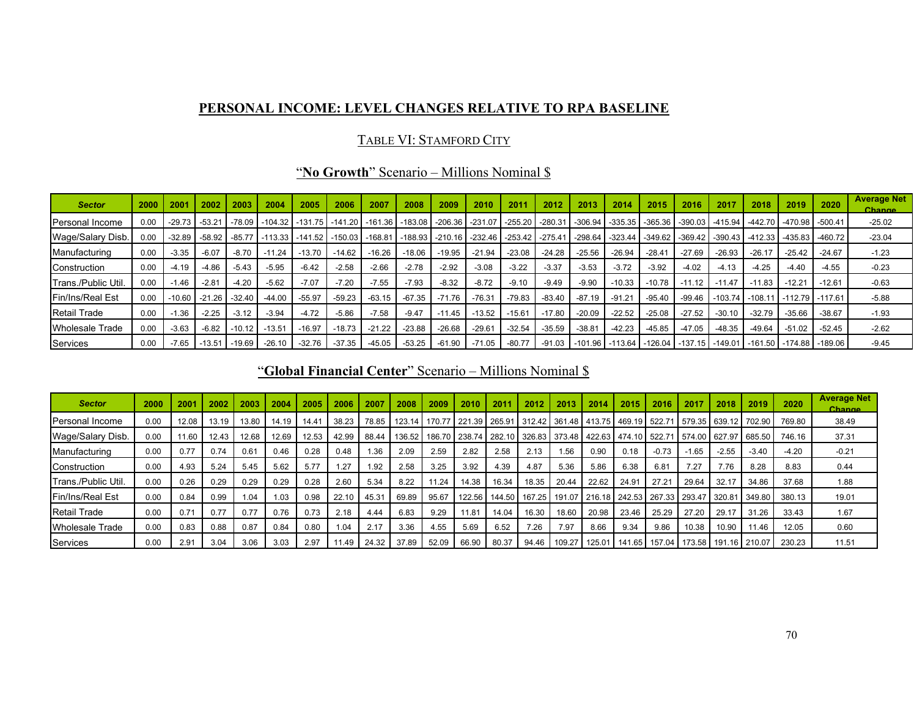## PERSONAL INCOME: LEVEL CHANGES RELATIVE TO RPA BASELINE

### TABLE VI: STAMFORD CITY

### "**No Growth**" Scenario – Millions Nominal $

| Sector | 2000 | 2001 | 2002 | 2003 | 2004 | 2005 | 2006 | 2007 | 2008 | 2009 | 2010 | 2011 | 2012 | 2013 | 2014 | 2015 | 2016 | 2017 | 2018 | 2019 | 2020 | Average Net Change |
|---|---|---|---|---|---|---|---|---|---|---|---|---|---|---|---|---|---|---|---|---|---|---|
| Personal Income | 0.00 | -29.73 | -53.21 | -78.09 | -104.32 | -131.75 | -141.20 | -161.36 | -183.08 | -206.36 | -231.07 | -255.20 | -280.31 | -306.94 | -335.35 | -365.36 | -390.03 | -415.94 | -442.70 | -470.98 | -500.41 | -25.02 |
| Wage/Salary Disb. | 0.00 | -32.89 | -58.92 | -85.77 | -113.33 | -141.52 | -150.03 | -168.81 | -188.93 | -210.16 | -232.46 | -253.42 | -275.41 | -298.64 | -323.44 | -349.62 | -369.42 | -390.43 | -412.33 | -435.83 | -460.72 | -23.04 |
| Manufacturing | 0.00 | -3.35 | -6.07 | -8.70 | -11.24 | -13.70 | -14.62 | -16.26 | -18.06 | -19.95 | -21.94 | -23.08 | -24.28 | -25.56 | -26.94 | -28.41 | -27.69 | -26.93 | -26.17 | -25.42 | -24.67 | -1.23 |
| Construction | 0.00 | -4.19 | -4.86 | -5.43 | -5.95 | -6.42 | -2.58 | -2.66 | -2.78 | -2.92 | -3.08 | -3.22 | -3.37 | -3.53 | -3.72 | -3.92 | -4.02 | -4.13 | -4.25 | -4.40 | -4.55 | -0.23 |
| Trans./Public Util. | 0.00 | -1.46 | -2.81 | -4.20 | -5.62 | -7.07 | -7.20 | -7.55 | -7.93 | -8.32 | -8.72 | -9.10 | -9.49 | -9.90 | -10.33 | -10.78 | -11.12 | -11.47 | -11.83 | -12.21 | -12.61 | -0.63 |
| Fin/Ins/Real Est | 0.00 | -10.60 | -21.26 | -32.40 | -44.00 | -55.97 | -59.23 | -63.15 | -67.35 | -71.76 | -76.31 | -79.83 | -83.40 | -87.19 | -91.21 | -95.40 | -99.46 | -103.74 | -108.11 | -112.79 | -117.61 | -5.88 |
| Retail Trade | 0.00 | -1.36 | -2.25 | -3.12 | -3.94 | -4.72 | -5.86 | -7.58 | -9.47 | -11.45 | -13.52 | -15.61 | -17.80 | -20.09 | -22.52 | -25.08 | -27.52 | -30.10 | -32.79 | -35.66 | -38.67 | -1.93 |
| Wholesale Trade | 0.00 | -3.63 | -6.82 | -10.12 | -13.51 | -16.97 | -18.73 | -21.22 | -23.88 | -26.68 | -29.61 | -32.54 | -35.59 | -38.81 | -42.23 | -45.85 | -47.05 | -48.35 | -49.64 | -51.02 | -52.45 | -2.62 |
| Services | 0.00 | -7.65 | -13.51 | -19.69 | -26.10 | -32.76 | -37.35 | -45.05 | -53.25 | -61.90 | -71.05 | -80.77 | -91.03 | -101.96 | -113.64 | -126.04 | -137.15 | -149.01 | -161.50 | -174.88 | -189.06 | -9.45 |

### "**Global Financial Center**" Scenario – Millions Nominal $

| Sector | 2000 | 2001 | 2002 | 2003 | 2004 | 2005 | 2006 | 2007 | 2008 | 2009 | 2010 | 2011 | 2012 | 2013 | 2014 | 2015 | 2016 | 2017 | 2018 | 2019 | 2020 | Average Net Change |
|---|---|---|---|---|---|---|---|---|---|---|---|---|---|---|---|---|---|---|---|---|---|---|
| Personal Income | 0.00 | 12.08 | 13.19 | 13.80 | 14.19 | 14.41 | 38.23 | 78.85 | 123.14 | 170.77 | 221.39 | 265.91 | 312.42 | 361.48 | 413.75 | 469.19 | 522.71 | 579.35 | 639.12 | 702.90 | 769.80 | 38.49 |
| Wage/Salary Disb. | 0.00 | 11.60 | 12.43 | 12.68 | 12.69 | 12.53 | 42.99 | 88.44 | 136.52 | 186.70 | 238.74 | 282.10 | 326.83 | 373.48 | 422.63 | 474.10 | 522.71 | 574.00 | 627.97 | 685.50 | 746.16 | 37.31 |
| Manufacturing | 0.00 | 0.77 | 0.74 | 0.61 | 0.46 | 0.28 | 0.48 | 1.36 | 2.09 | 2.59 | 2.82 | 2.58 | 2.13 | 1.56 | 0.90 | 0.18 | -0.73 | -1.65 | -2.55 | -3.40 | -4.20 | -0.21 |
| Construction | 0.00 | 4.93 | 5.24 | 5.45 | 5.62 | 5.77 | 1.27 | 1.92 | 2.58 | 3.25 | 3.92 | 4.39 | 4.87 | 5.36 | 5.86 | 6.38 | 6.81 | 7.27 | 7.76 | 8.28 | 8.83 | 0.44 |
| Trans./Public Util. | 0.00 | 0.26 | 0.29 | 0.29 | 0.29 | 0.28 | 2.60 | 5.34 | 8.22 | 11.24 | 14.38 | 16.34 | 18.35 | 20.44 | 22.62 | 24.91 | 27.21 | 29.64 | 32.17 | 34.86 | 37.68 | 1.88 |
| Fin/Ins/Real Est | 0.00 | 0.84 | 0.99 | 1.04 | 1.03 | 0.98 | 22.10 | 45.31 | 69.89 | 95.67 | 122.56 | 144.50 | 167.25 | 191.07 | 216.18 | 242.53 | 267.33 | 293.47 | 320.81 | 349.80 | 380.13 | 19.01 |
| Retail Trade | 0.00 | 0.71 | 0.77 | 0.77 | 0.76 | 0.73 | 2.18 | 4.44 | 6.83 | 9.29 | 11.81 | 14.04 | 16.30 | 18.60 | 20.98 | 23.46 | 25.29 | 27.20 | 29.17 | 31.26 | 33.43 | 1.67 |
| Wholesale Trade | 0.00 | 0.83 | 0.88 | 0.87 | 0.84 | 0.80 | 1.04 | 2.17 | 3.36 | 4.55 | 5.69 | 6.52 | 7.26 | 7.97 | 8.66 | 9.34 | 9.86 | 10.38 | 10.90 | 11.46 | 12.05 | 0.60 |
| Services | 0.00 | 2.91 | 3.04 | 3.06 | 3.03 | 2.97 | 11.49 | 24.32 | 37.89 | 52.09 | 66.90 | 80.37 | 94.46 | 109.27 | 125.01 | 141.65 | 157.04 | 173.58 | 191.16 | 210.07 | 230.23 | 11.51 |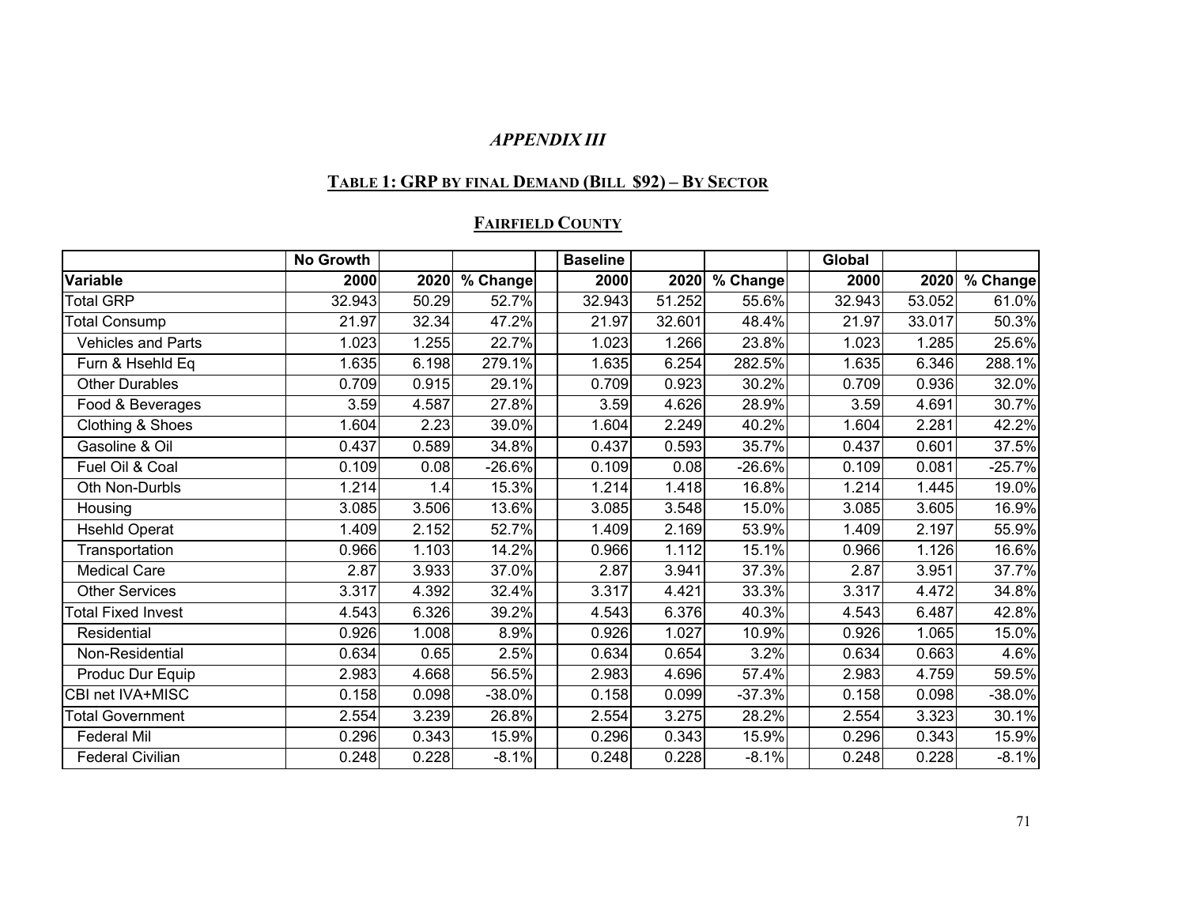*APPENDIX III*

## TABLE 1: GRP BY FINAL DEMAND (BILL $92) – BY SECTOR

### FAIRFIELD COUNTY

| | No Growth | | | | Baseline | | | | Global | | |
|---|---|---|---|---|---|---|---|---|---|---|---|
| Variable | 2000 | 2020 | % Change | | 2000 | 2020 | % Change | | 2000 | 2020 | % Change |
| Total GRP | 32.943 | 50.29 | 52.7% | | 32.943 | 51.252 | 55.6% | | 32.943 | 53.052 | 61.0% |
| Total Consump | 21.97 | 32.34 | 47.2% | | 21.97 | 32.601 | 48.4% | | 21.97 | 33.017 | 50.3% |
| Vehicles and Parts | 1.023 | 1.255 | 22.7% | | 1.023 | 1.266 | 23.8% | | 1.023 | 1.285 | 25.6% |
| Furn & Hsehld Eq | 1.635 | 6.198 | 279.1% | | 1.635 | 6.254 | 282.5% | | 1.635 | 6.346 | 288.1% |
| Other Durables | 0.709 | 0.915 | 29.1% | | 0.709 | 0.923 | 30.2% | | 0.709 | 0.936 | 32.0% |
| Food & Beverages | 3.59 | 4.587 | 27.8% | | 3.59 | 4.626 | 28.9% | | 3.59 | 4.691 | 30.7% |
| Clothing & Shoes | 1.604 | 2.23 | 39.0% | | 1.604 | 2.249 | 40.2% | | 1.604 | 2.281 | 42.2% |
| Gasoline & Oil | 0.437 | 0.589 | 34.8% | | 0.437 | 0.593 | 35.7% | | 0.437 | 0.601 | 37.5% |
| Fuel Oil & Coal | 0.109 | 0.08 | -26.6% | | 0.109 | 0.08 | -26.6% | | 0.109 | 0.081 | -25.7% |
| Oth Non-Durbls | 1.214 | 1.4 | 15.3% | | 1.214 | 1.418 | 16.8% | | 1.214 | 1.445 | 19.0% |
| Housing | 3.085 | 3.506 | 13.6% | | 3.085 | 3.548 | 15.0% | | 3.085 | 3.605 | 16.9% |
| Hsehld Operat | 1.409 | 2.152 | 52.7% | | 1.409 | 2.169 | 53.9% | | 1.409 | 2.197 | 55.9% |
| Transportation | 0.966 | 1.103 | 14.2% | | 0.966 | 1.112 | 15.1% | | 0.966 | 1.126 | 16.6% |
| Medical Care | 2.87 | 3.933 | 37.0% | | 2.87 | 3.941 | 37.3% | | 2.87 | 3.951 | 37.7% |
| Other Services | 3.317 | 4.392 | 32.4% | | 3.317 | 4.421 | 33.3% | | 3.317 | 4.472 | 34.8% |
| Total Fixed Invest | 4.543 | 6.326 | 39.2% | | 4.543 | 6.376 | 40.3% | | 4.543 | 6.487 | 42.8% |
| Residential | 0.926 | 1.008 | 8.9% | | 0.926 | 1.027 | 10.9% | | 0.926 | 1.065 | 15.0% |
| Non-Residential | 0.634 | 0.65 | 2.5% | | 0.634 | 0.654 | 3.2% | | 0.634 | 0.663 | 4.6% |
| Produc Dur Equip | 2.983 | 4.668 | 56.5% | | 2.983 | 4.696 | 57.4% | | 2.983 | 4.759 | 59.5% |
| CBI net IVA+MISC | 0.158 | 0.098 | -38.0% | | 0.158 | 0.099 | -37.3% | | 0.158 | 0.098 | -38.0% |
| Total Government | 2.554 | 3.239 | 26.8% | | 2.554 | 3.275 | 28.2% | | 2.554 | 3.323 | 30.1% |
| Federal Mil | 0.296 | 0.343 | 15.9% | | 0.296 | 0.343 | 15.9% | | 0.296 | 0.343 | 15.9% |
| Federal Civilian | 0.248 | 0.228 | -8.1% | | 0.248 | 0.228 | -8.1% | | 0.248 | 0.228 | -8.1% |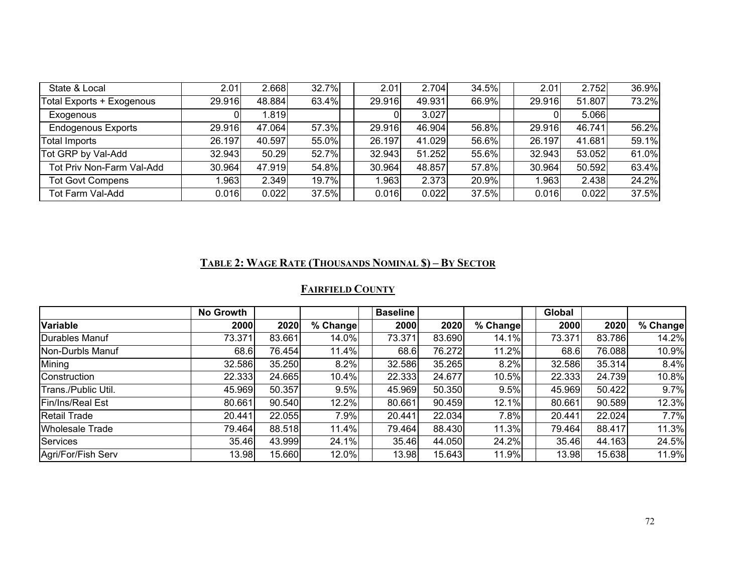| State & Local | 2.01 | 2.668 | 32.7% | | 2.01 | 2.704 | 34.5% | | 2.01 | 2.752 | 36.9% |
|---|---|---|---|---|---|---|---|---|---|---|---|
| Total Exports + Exogenous | 29.916 | 48.884 | 63.4% | | 29.916 | 49.931 | 66.9% | | 29.916 | 51.807 | 73.2% |
| Exogenous | 0 | 1.819 | | | 0 | 3.027 | | | 0 | 5.066 | |
| Endogenous Exports | 29.916 | 47.064 | 57.3% | | 29.916 | 46.904 | 56.8% | | 29.916 | 46.741 | 56.2% |
| Total Imports | 26.197 | 40.597 | 55.0% | | 26.197 | 41.029 | 56.6% | | 26.197 | 41.681 | 59.1% |
| Tot GRP by Val-Add | 32.943 | 50.29 | 52.7% | | 32.943 | 51.252 | 55.6% | | 32.943 | 53.052 | 61.0% |
| Tot Priv Non-Farm Val-Add | 30.964 | 47.919 | 54.8% | | 30.964 | 48.857 | 57.8% | | 30.964 | 50.592 | 63.4% |
| Tot Govt Compens | 1.963 | 2.349 | 19.7% | | 1.963 | 2.373 | 20.9% | | 1.963 | 2.438 | 24.2% |
| Tot Farm Val-Add | 0.016 | 0.022 | 37.5% | | 0.016 | 0.022 | 37.5% | | 0.016 | 0.022 | 37.5% |

## Table 2: Wage Rate (Thousands Nominal $) – By Sector

### Fairfield County

| | No Growth | | | | Baseline | | | | Global | | |
|---|---|---|---|---|---|---|---|---|---|---|---|
| **Variable** | **2000** | **2020** | **% Change** | | **2000** | **2020** | **% Change** | | **2000** | **2020** | **% Change** |
| Durables Manuf | 73.371 | 83.661 | 14.0% | | 73.371 | 83.690 | 14.1% | | 73.371 | 83.786 | 14.2% |
| Non-Durbls Manuf | 68.6 | 76.454 | 11.4% | | 68.6 | 76.272 | 11.2% | | 68.6 | 76.088 | 10.9% |
| Mining | 32.586 | 35.250 | 8.2% | | 32.586 | 35.265 | 8.2% | | 32.586 | 35.314 | 8.4% |
| Construction | 22.333 | 24.665 | 10.4% | | 22.333 | 24.677 | 10.5% | | 22.333 | 24.739 | 10.8% |
| Trans./Public Util. | 45.969 | 50.357 | 9.5% | | 45.969 | 50.350 | 9.5% | | 45.969 | 50.422 | 9.7% |
| Fin/Ins/Real Est | 80.661 | 90.540 | 12.2% | | 80.661 | 90.459 | 12.1% | | 80.661 | 90.589 | 12.3% |
| Retail Trade | 20.441 | 22.055 | 7.9% | | 20.441 | 22.034 | 7.8% | | 20.441 | 22.024 | 7.7% |
| Wholesale Trade | 79.464 | 88.518 | 11.4% | | 79.464 | 88.430 | 11.3% | | 79.464 | 88.417 | 11.3% |
| Services | 35.46 | 43.999 | 24.1% | | 35.46 | 44.050 | 24.2% | | 35.46 | 44.163 | 24.5% |
| Agri/For/Fish Serv | 13.98 | 15.660 | 12.0% | | 13.98 | 15.643 | 11.9% | | 13.98 | 15.638 | 11.9% |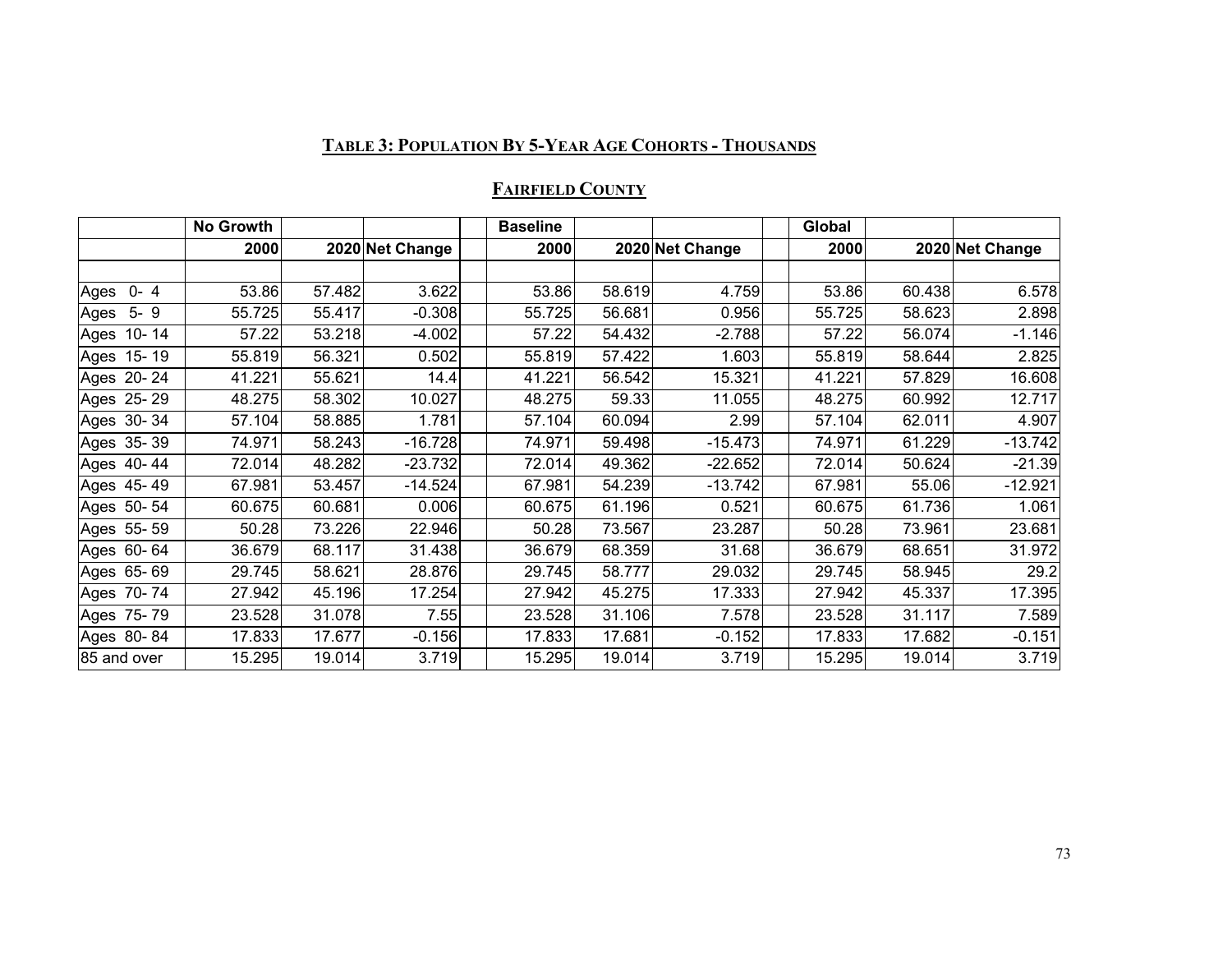## TABLE 3: POPULATION BY 5-YEAR AGE COHORTS - THOUSANDS

### FAIRFIELD COUNTY

| | No Growth | | | | Baseline | | | | Global | | |
|---|---|---|---|---|---|---|---|---|---|---|---|
| | 2000 | 2020 | Net Change | | 2000 | 2020 | Net Change | | 2000 | 2020 | Net Change |
| | | | | | | | | | | | |
| Ages 0- 4 | 53.86 | 57.482 | 3.622 | | 53.86 | 58.619 | 4.759 | | 53.86 | 60.438 | 6.578 |
| Ages 5- 9 | 55.725 | 55.417 | -0.308 | | 55.725 | 56.681 | 0.956 | | 55.725 | 58.623 | 2.898 |
| Ages 10- 14 | 57.22 | 53.218 | -4.002 | | 57.22 | 54.432 | -2.788 | | 57.22 | 56.074 | -1.146 |
| Ages 15- 19 | 55.819 | 56.321 | 0.502 | | 55.819 | 57.422 | 1.603 | | 55.819 | 58.644 | 2.825 |
| Ages 20- 24 | 41.221 | 55.621 | 14.4 | | 41.221 | 56.542 | 15.321 | | 41.221 | 57.829 | 16.608 |
| Ages 25- 29 | 48.275 | 58.302 | 10.027 | | 48.275 | 59.33 | 11.055 | | 48.275 | 60.992 | 12.717 |
| Ages 30- 34 | 57.104 | 58.885 | 1.781 | | 57.104 | 60.094 | 2.99 | | 57.104 | 62.011 | 4.907 |
| Ages 35- 39 | 74.971 | 58.243 | -16.728 | | 74.971 | 59.498 | -15.473 | | 74.971 | 61.229 | -13.742 |
| Ages 40- 44 | 72.014 | 48.282 | -23.732 | | 72.014 | 49.362 | -22.652 | | 72.014 | 50.624 | -21.39 |
| Ages 45- 49 | 67.981 | 53.457 | -14.524 | | 67.981 | 54.239 | -13.742 | | 67.981 | 55.06 | -12.921 |
| Ages 50- 54 | 60.675 | 60.681 | 0.006 | | 60.675 | 61.196 | 0.521 | | 60.675 | 61.736 | 1.061 |
| Ages 55- 59 | 50.28 | 73.226 | 22.946 | | 50.28 | 73.567 | 23.287 | | 50.28 | 73.961 | 23.681 |
| Ages 60- 64 | 36.679 | 68.117 | 31.438 | | 36.679 | 68.359 | 31.68 | | 36.679 | 68.651 | 31.972 |
| Ages 65- 69 | 29.745 | 58.621 | 28.876 | | 29.745 | 58.777 | 29.032 | | 29.745 | 58.945 | 29.2 |
| Ages 70- 74 | 27.942 | 45.196 | 17.254 | | 27.942 | 45.275 | 17.333 | | 27.942 | 45.337 | 17.395 |
| Ages 75- 79 | 23.528 | 31.078 | 7.55 | | 23.528 | 31.106 | 7.578 | | 23.528 | 31.117 | 7.589 |
| Ages 80- 84 | 17.833 | 17.677 | -0.156 | | 17.833 | 17.681 | -0.152 | | 17.833 | 17.682 | -0.151 |
| 85 and over | 15.295 | 19.014 | 3.719 | | 15.295 | 19.014 | 3.719 | | 15.295 | 19.014 | 3.719 |